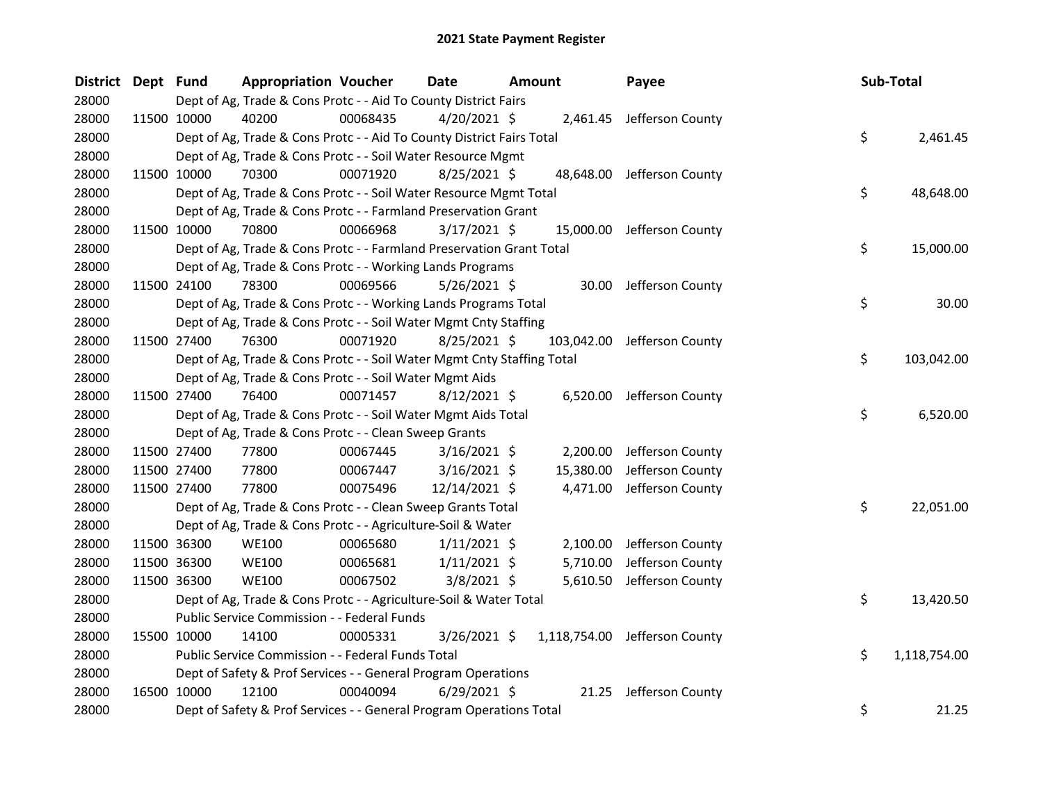# 2021 State Payment Register

| District | Dept | Fund | Appropriation | Voucher | Date | Amount | Payee | Sub-Total |
|---|---|---|---|---|---|---|---|---|
| 28000 | | Dept of Ag, Trade & Cons Protc - - Aid To County District Fairs | | | | | | |
| 28000 | 11500 | 10000 | 40200 | 00068435 | 4/20/2021 | $ 2,461.45 | Jefferson County | |
| 28000 | | Dept of Ag, Trade & Cons Protc - - Aid To County District Fairs Total | | | | | | $ 2,461.45 |
| 28000 | | Dept of Ag, Trade & Cons Protc - - Soil Water Resource Mgmt | | | | | | |
| 28000 | 11500 | 10000 | 70300 | 00071920 | 8/25/2021 | $ 48,648.00 | Jefferson County | |
| 28000 | | Dept of Ag, Trade & Cons Protc - - Soil Water Resource Mgmt Total | | | | | | $ 48,648.00 |
| 28000 | | Dept of Ag, Trade & Cons Protc - - Farmland Preservation Grant | | | | | | |
| 28000 | 11500 | 10000 | 70800 | 00066968 | 3/17/2021 | $ 15,000.00 | Jefferson County | |
| 28000 | | Dept of Ag, Trade & Cons Protc - - Farmland Preservation Grant Total | | | | | | $ 15,000.00 |
| 28000 | | Dept of Ag, Trade & Cons Protc - - Working Lands Programs | | | | | | |
| 28000 | 11500 | 24100 | 78300 | 00069566 | 5/26/2021 | $ 30.00 | Jefferson County | |
| 28000 | | Dept of Ag, Trade & Cons Protc - - Working Lands Programs Total | | | | | | $ 30.00 |
| 28000 | | Dept of Ag, Trade & Cons Protc - - Soil Water Mgmt Cnty Staffing | | | | | | |
| 28000 | 11500 | 27400 | 76300 | 00071920 | 8/25/2021 | $ 103,042.00 | Jefferson County | |
| 28000 | | Dept of Ag, Trade & Cons Protc - - Soil Water Mgmt Cnty Staffing Total | | | | | | $ 103,042.00 |
| 28000 | | Dept of Ag, Trade & Cons Protc - - Soil Water Mgmt Aids | | | | | | |
| 28000 | 11500 | 27400 | 76400 | 00071457 | 8/12/2021 | $ 6,520.00 | Jefferson County | |
| 28000 | | Dept of Ag, Trade & Cons Protc - - Soil Water Mgmt Aids Total | | | | | | $ 6,520.00 |
| 28000 | | Dept of Ag, Trade & Cons Protc - - Clean Sweep Grants | | | | | | |
| 28000 | 11500 | 27400 | 77800 | 00067445 | 3/16/2021 | $ 2,200.00 | Jefferson County | |
| 28000 | 11500 | 27400 | 77800 | 00067447 | 3/16/2021 | $ 15,380.00 | Jefferson County | |
| 28000 | 11500 | 27400 | 77800 | 00075496 | 12/14/2021 | $ 4,471.00 | Jefferson County | |
| 28000 | | Dept of Ag, Trade & Cons Protc - - Clean Sweep Grants Total | | | | | | $ 22,051.00 |
| 28000 | | Dept of Ag, Trade & Cons Protc - - Agriculture-Soil & Water | | | | | | |
| 28000 | 11500 | 36300 | WE100 | 00065680 | 1/11/2021 | $ 2,100.00 | Jefferson County | |
| 28000 | 11500 | 36300 | WE100 | 00065681 | 1/11/2021 | $ 5,710.00 | Jefferson County | |
| 28000 | 11500 | 36300 | WE100 | 00067502 | 3/8/2021 | $ 5,610.50 | Jefferson County | |
| 28000 | | Dept of Ag, Trade & Cons Protc - - Agriculture-Soil & Water Total | | | | | | $ 13,420.50 |
| 28000 | | Public Service Commission - - Federal Funds | | | | | | |
| 28000 | 15500 | 10000 | 14100 | 00005331 | 3/26/2021 | $ 1,118,754.00 | Jefferson County | |
| 28000 | | Public Service Commission - - Federal Funds Total | | | | | | $ 1,118,754.00 |
| 28000 | | Dept of Safety & Prof Services - - General Program Operations | | | | | | |
| 28000 | 16500 | 10000 | 12100 | 00040094 | 6/29/2021 | $ 21.25 | Jefferson County | |
| 28000 | | Dept of Safety & Prof Services - - General Program Operations Total | | | | | | $ 21.25 |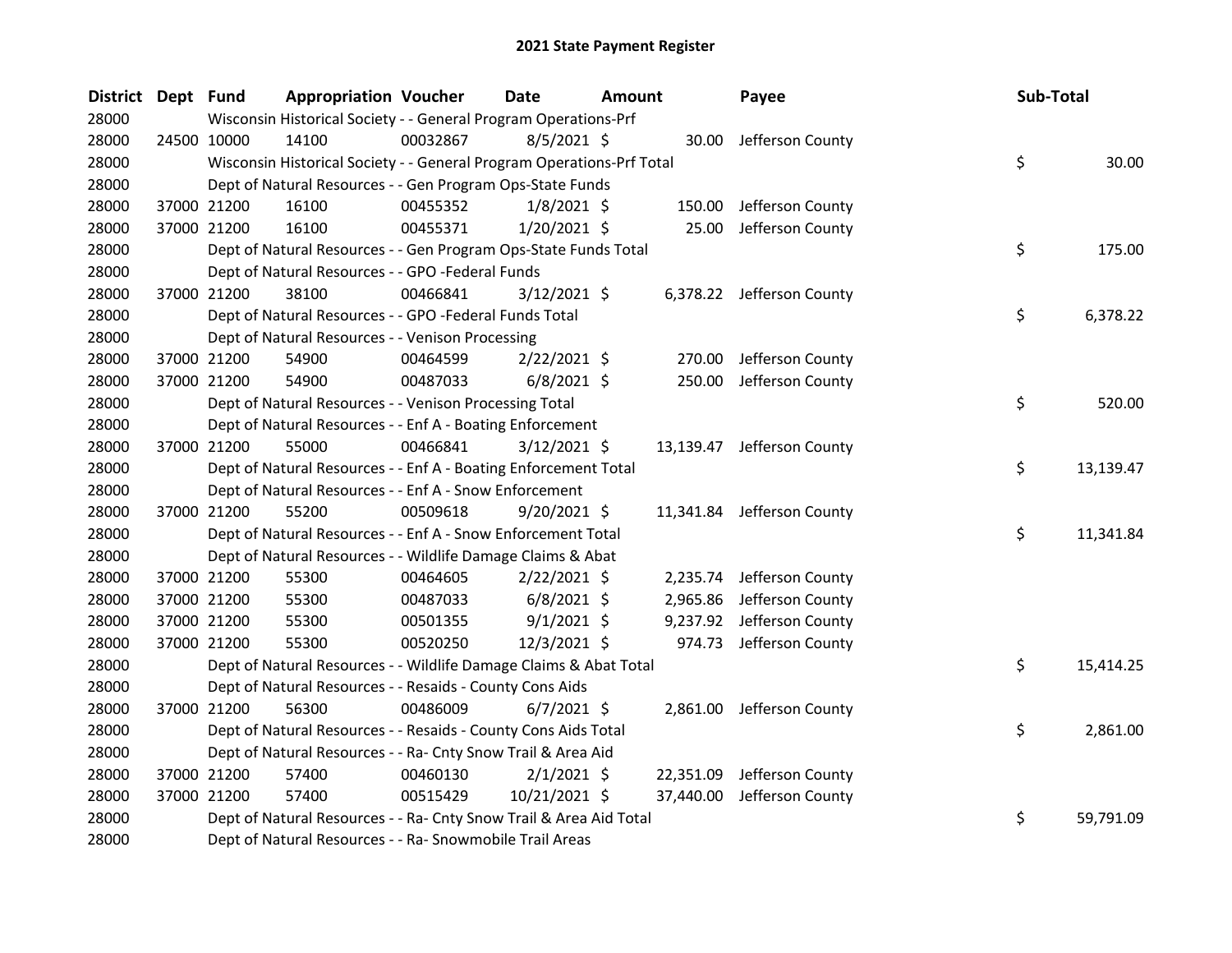# 2021 State Payment Register

| District | Dept | Fund | Appropriation | Voucher | Date | Amount | Payee | Sub-Total |
|---|---|---|---|---|---|---|---|---|
| 28000 | | Wisconsin Historical Society - - General Program Operations-Prf | | | | | | |
| 28000 | 24500 | 10000 | 14100 | 00032867 | 8/5/2021 | $ 30.00 | Jefferson County | |
| 28000 | | Wisconsin Historical Society - - General Program Operations-Prf Total | | | | | | $ 30.00 |
| 28000 | | Dept of Natural Resources - - Gen Program Ops-State Funds | | | | | | |
| 28000 | 37000 | 21200 | 16100 | 00455352 | 1/8/2021 | $ 150.00 | Jefferson County | |
| 28000 | 37000 | 21200 | 16100 | 00455371 | 1/20/2021 | $ 25.00 | Jefferson County | |
| 28000 | | Dept of Natural Resources - - Gen Program Ops-State Funds Total | | | | | | $ 175.00 |
| 28000 | | Dept of Natural Resources - - GPO -Federal Funds | | | | | | |
| 28000 | 37000 | 21200 | 38100 | 00466841 | 3/12/2021 | $ 6,378.22 | Jefferson County | |
| 28000 | | Dept of Natural Resources - - GPO -Federal Funds Total | | | | | | $ 6,378.22 |
| 28000 | | Dept of Natural Resources - - Venison Processing | | | | | | |
| 28000 | 37000 | 21200 | 54900 | 00464599 | 2/22/2021 | $ 270.00 | Jefferson County | |
| 28000 | 37000 | 21200 | 54900 | 00487033 | 6/8/2021 | $ 250.00 | Jefferson County | |
| 28000 | | Dept of Natural Resources - - Venison Processing Total | | | | | | $ 520.00 |
| 28000 | | Dept of Natural Resources - - Enf A - Boating Enforcement | | | | | | |
| 28000 | 37000 | 21200 | 55000 | 00466841 | 3/12/2021 | $ 13,139.47 | Jefferson County | |
| 28000 | | Dept of Natural Resources - - Enf A - Boating Enforcement Total | | | | | | $ 13,139.47 |
| 28000 | | Dept of Natural Resources - - Enf A - Snow Enforcement | | | | | | |
| 28000 | 37000 | 21200 | 55200 | 00509618 | 9/20/2021 | $ 11,341.84 | Jefferson County | |
| 28000 | | Dept of Natural Resources - - Enf A - Snow Enforcement Total | | | | | | $ 11,341.84 |
| 28000 | | Dept of Natural Resources - - Wildlife Damage Claims & Abat | | | | | | |
| 28000 | 37000 | 21200 | 55300 | 00464605 | 2/22/2021 | $ 2,235.74 | Jefferson County | |
| 28000 | 37000 | 21200 | 55300 | 00487033 | 6/8/2021 | $ 2,965.86 | Jefferson County | |
| 28000 | 37000 | 21200 | 55300 | 00501355 | 9/1/2021 | $ 9,237.92 | Jefferson County | |
| 28000 | 37000 | 21200 | 55300 | 00520250 | 12/3/2021 | $ 974.73 | Jefferson County | |
| 28000 | | Dept of Natural Resources - - Wildlife Damage Claims & Abat Total | | | | | | $ 15,414.25 |
| 28000 | | Dept of Natural Resources - - Resaids - County Cons Aids | | | | | | |
| 28000 | 37000 | 21200 | 56300 | 00486009 | 6/7/2021 | $ 2,861.00 | Jefferson County | |
| 28000 | | Dept of Natural Resources - - Resaids - County Cons Aids Total | | | | | | $ 2,861.00 |
| 28000 | | Dept of Natural Resources - - Ra- Cnty Snow Trail & Area Aid | | | | | | |
| 28000 | 37000 | 21200 | 57400 | 00460130 | 2/1/2021 | $ 22,351.09 | Jefferson County | |
| 28000 | 37000 | 21200 | 57400 | 00515429 | 10/21/2021 | $ 37,440.00 | Jefferson County | |
| 28000 | | Dept of Natural Resources - - Ra- Cnty Snow Trail & Area Aid Total | | | | | | $ 59,791.09 |
| 28000 | | Dept of Natural Resources - - Ra- Snowmobile Trail Areas | | | | | | |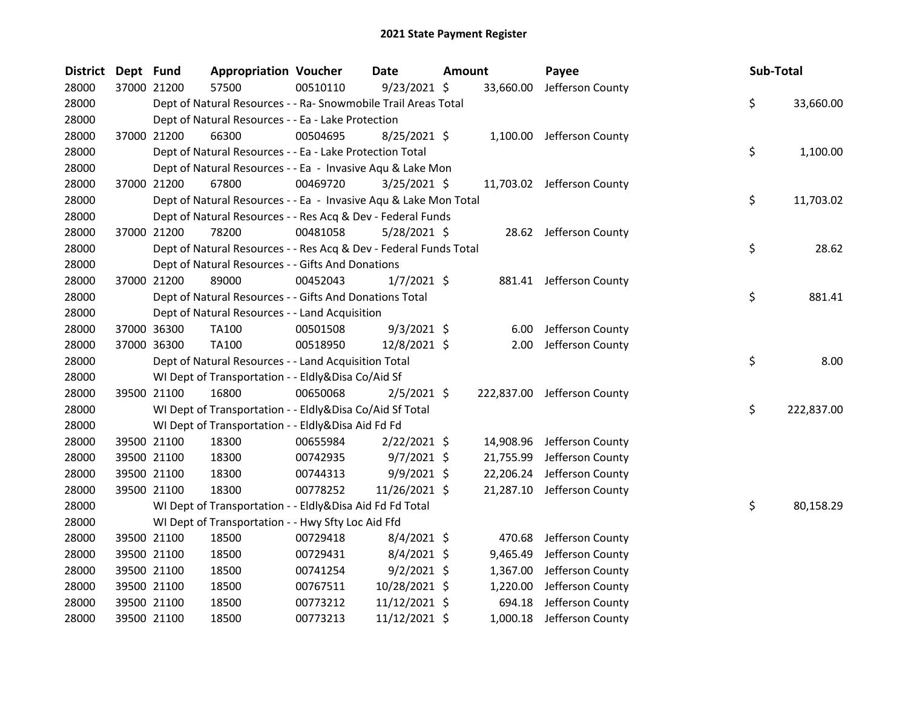# 2021 State Payment Register

| District | Dept | Fund | Appropriation | Voucher | Date | Amount | Payee | Sub-Total |
|---|---|---|---|---|---|---|---|---|
| 28000 | 37000 | 21200 | 57500 | 00510110 | 9/23/2021 | $ 33,660.00 | Jefferson County | |
| 28000 | | | Dept of Natural Resources - - Ra- Snowmobile Trail Areas Total | | | | | $ 33,660.00 |
| 28000 | | | Dept of Natural Resources - - Ea - Lake Protection | | | | | |
| 28000 | 37000 | 21200 | 66300 | 00504695 | 8/25/2021 | $ 1,100.00 | Jefferson County | |
| 28000 | | | Dept of Natural Resources - - Ea - Lake Protection Total | | | | | $ 1,100.00 |
| 28000 | | | Dept of Natural Resources - - Ea - Invasive Aqu & Lake Mon | | | | | |
| 28000 | 37000 | 21200 | 67800 | 00469720 | 3/25/2021 | $ 11,703.02 | Jefferson County | |
| 28000 | | | Dept of Natural Resources - - Ea - Invasive Aqu & Lake Mon Total | | | | | $ 11,703.02 |
| 28000 | | | Dept of Natural Resources - - Res Acq & Dev - Federal Funds | | | | | |
| 28000 | 37000 | 21200 | 78200 | 00481058 | 5/28/2021 | $ 28.62 | Jefferson County | |
| 28000 | | | Dept of Natural Resources - - Res Acq & Dev - Federal Funds Total | | | | | $ 28.62 |
| 28000 | | | Dept of Natural Resources - - Gifts And Donations | | | | | |
| 28000 | 37000 | 21200 | 89000 | 00452043 | 1/7/2021 | $ 881.41 | Jefferson County | |
| 28000 | | | Dept of Natural Resources - - Gifts And Donations Total | | | | | $ 881.41 |
| 28000 | | | Dept of Natural Resources - - Land Acquisition | | | | | |
| 28000 | 37000 | 36300 | TA100 | 00501508 | 9/3/2021 | $ 6.00 | Jefferson County | |
| 28000 | 37000 | 36300 | TA100 | 00518950 | 12/8/2021 | $ 2.00 | Jefferson County | |
| 28000 | | | Dept of Natural Resources - - Land Acquisition Total | | | | | $ 8.00 |
| 28000 | | | WI Dept of Transportation - - Eldly&Disa Co/Aid Sf | | | | | |
| 28000 | 39500 | 21100 | 16800 | 00650068 | 2/5/2021 | $ 222,837.00 | Jefferson County | |
| 28000 | | | WI Dept of Transportation - - Eldly&Disa Co/Aid Sf Total | | | | | $ 222,837.00 |
| 28000 | | | WI Dept of Transportation - - Eldly&Disa Aid Fd Fd | | | | | |
| 28000 | 39500 | 21100 | 18300 | 00655984 | 2/22/2021 | $ 14,908.96 | Jefferson County | |
| 28000 | 39500 | 21100 | 18300 | 00742935 | 9/7/2021 | $ 21,755.99 | Jefferson County | |
| 28000 | 39500 | 21100 | 18300 | 00744313 | 9/9/2021 | $ 22,206.24 | Jefferson County | |
| 28000 | 39500 | 21100 | 18300 | 00778252 | 11/26/2021 | $ 21,287.10 | Jefferson County | |
| 28000 | | | WI Dept of Transportation - - Eldly&Disa Aid Fd Fd Total | | | | | $ 80,158.29 |
| 28000 | | | WI Dept of Transportation - - Hwy Sfty Loc Aid Ffd | | | | | |
| 28000 | 39500 | 21100 | 18500 | 00729418 | 8/4/2021 | $ 470.68 | Jefferson County | |
| 28000 | 39500 | 21100 | 18500 | 00729431 | 8/4/2021 | $ 9,465.49 | Jefferson County | |
| 28000 | 39500 | 21100 | 18500 | 00741254 | 9/2/2021 | $ 1,367.00 | Jefferson County | |
| 28000 | 39500 | 21100 | 18500 | 00767511 | 10/28/2021 | $ 1,220.00 | Jefferson County | |
| 28000 | 39500 | 21100 | 18500 | 00773212 | 11/12/2021 | $ 694.18 | Jefferson County | |
| 28000 | 39500 | 21100 | 18500 | 00773213 | 11/12/2021 | $ 1,000.18 | Jefferson County | |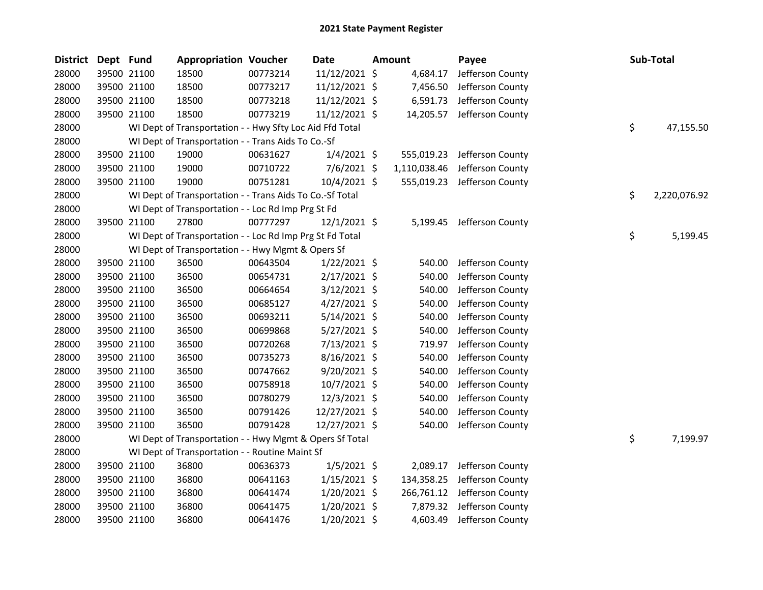# 2021 State Payment Register

| District | Dept | Fund | Appropriation | Voucher | Date | Amount | Payee | Sub-Total |
|---|---|---|---|---|---|---|---|---|
| 28000 | 39500 | 21100 | 18500 | 00773214 | 11/12/2021 | $ 4,684.17 | Jefferson County | |
| 28000 | 39500 | 21100 | 18500 | 00773217 | 11/12/2021 | $ 7,456.50 | Jefferson County | |
| 28000 | 39500 | 21100 | 18500 | 00773218 | 11/12/2021 | $ 6,591.73 | Jefferson County | |
| 28000 | 39500 | 21100 | 18500 | 00773219 | 11/12/2021 | $ 14,205.57 | Jefferson County | |
| 28000 | | WI Dept of Transportation - - Hwy Sfty Loc Aid Ffd Total | | | | | | $ 47,155.50 |
| 28000 | | WI Dept of Transportation - - Trans Aids To Co.-Sf | | | | | | |
| 28000 | 39500 | 21100 | 19000 | 00631627 | 1/4/2021 | $ 555,019.23 | Jefferson County | |
| 28000 | 39500 | 21100 | 19000 | 00710722 | 7/6/2021 | $ 1,110,038.46 | Jefferson County | |
| 28000 | 39500 | 21100 | 19000 | 00751281 | 10/4/2021 | $ 555,019.23 | Jefferson County | |
| 28000 | | WI Dept of Transportation - - Trans Aids To Co.-Sf Total | | | | | | $ 2,220,076.92 |
| 28000 | | WI Dept of Transportation - - Loc Rd Imp Prg St Fd | | | | | | |
| 28000 | 39500 | 21100 | 27800 | 00777297 | 12/1/2021 | $ 5,199.45 | Jefferson County | |
| 28000 | | WI Dept of Transportation - - Loc Rd Imp Prg St Fd Total | | | | | | $ 5,199.45 |
| 28000 | | WI Dept of Transportation - - Hwy Mgmt & Opers Sf | | | | | | |
| 28000 | 39500 | 21100 | 36500 | 00643504 | 1/22/2021 | $ 540.00 | Jefferson County | |
| 28000 | 39500 | 21100 | 36500 | 00654731 | 2/17/2021 | $ 540.00 | Jefferson County | |
| 28000 | 39500 | 21100 | 36500 | 00664654 | 3/12/2021 | $ 540.00 | Jefferson County | |
| 28000 | 39500 | 21100 | 36500 | 00685127 | 4/27/2021 | $ 540.00 | Jefferson County | |
| 28000 | 39500 | 21100 | 36500 | 00693211 | 5/14/2021 | $ 540.00 | Jefferson County | |
| 28000 | 39500 | 21100 | 36500 | 00699868 | 5/27/2021 | $ 540.00 | Jefferson County | |
| 28000 | 39500 | 21100 | 36500 | 00720268 | 7/13/2021 | $ 719.97 | Jefferson County | |
| 28000 | 39500 | 21100 | 36500 | 00735273 | 8/16/2021 | $ 540.00 | Jefferson County | |
| 28000 | 39500 | 21100 | 36500 | 00747662 | 9/20/2021 | $ 540.00 | Jefferson County | |
| 28000 | 39500 | 21100 | 36500 | 00758918 | 10/7/2021 | $ 540.00 | Jefferson County | |
| 28000 | 39500 | 21100 | 36500 | 00780279 | 12/3/2021 | $ 540.00 | Jefferson County | |
| 28000 | 39500 | 21100 | 36500 | 00791426 | 12/27/2021 | $ 540.00 | Jefferson County | |
| 28000 | 39500 | 21100 | 36500 | 00791428 | 12/27/2021 | $ 540.00 | Jefferson County | |
| 28000 | | WI Dept of Transportation - - Hwy Mgmt & Opers Sf Total | | | | | | $ 7,199.97 |
| 28000 | | WI Dept of Transportation - - Routine Maint Sf | | | | | | |
| 28000 | 39500 | 21100 | 36800 | 00636373 | 1/5/2021 | $ 2,089.17 | Jefferson County | |
| 28000 | 39500 | 21100 | 36800 | 00641163 | 1/15/2021 | $ 134,358.25 | Jefferson County | |
| 28000 | 39500 | 21100 | 36800 | 00641474 | 1/20/2021 | $ 266,761.12 | Jefferson County | |
| 28000 | 39500 | 21100 | 36800 | 00641475 | 1/20/2021 | $ 7,879.32 | Jefferson County | |
| 28000 | 39500 | 21100 | 36800 | 00641476 | 1/20/2021 | $ 4,603.49 | Jefferson County | |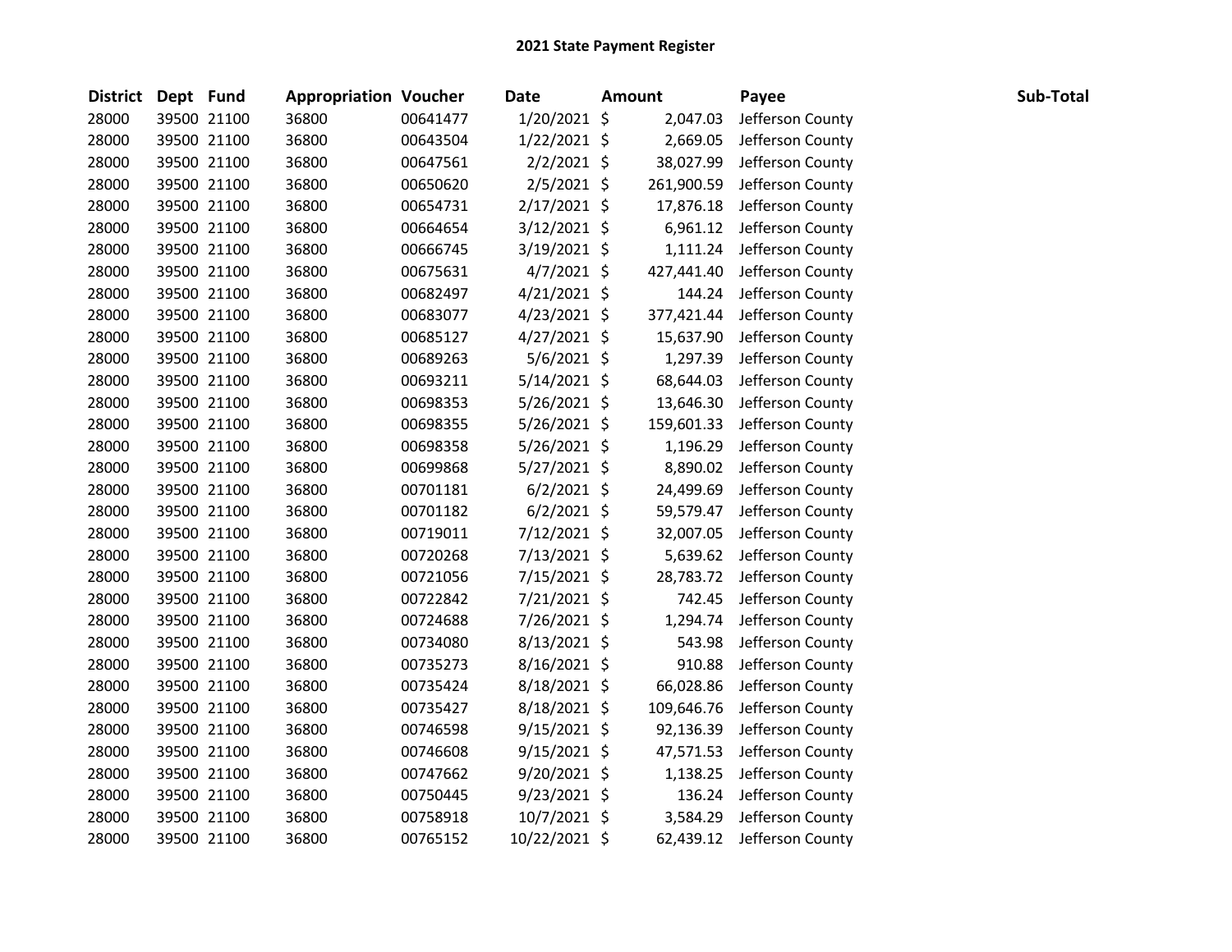# 2021 State Payment Register

| District | Dept | Fund | Appropriation | Voucher | Date | Amount | Payee | Sub-Total |
|---|---|---|---|---|---|---|---|---|
| 28000 | 39500 | 21100 | 36800 | 00641477 | 1/20/2021 | $ 2,047.03 | Jefferson County | |
| 28000 | 39500 | 21100 | 36800 | 00643504 | 1/22/2021 | $ 2,669.05 | Jefferson County | |
| 28000 | 39500 | 21100 | 36800 | 00647561 | 2/2/2021 | $ 38,027.99 | Jefferson County | |
| 28000 | 39500 | 21100 | 36800 | 00650620 | 2/5/2021 | $ 261,900.59 | Jefferson County | |
| 28000 | 39500 | 21100 | 36800 | 00654731 | 2/17/2021 | $ 17,876.18 | Jefferson County | |
| 28000 | 39500 | 21100 | 36800 | 00664654 | 3/12/2021 | $ 6,961.12 | Jefferson County | |
| 28000 | 39500 | 21100 | 36800 | 00666745 | 3/19/2021 | $ 1,111.24 | Jefferson County | |
| 28000 | 39500 | 21100 | 36800 | 00675631 | 4/7/2021 | $ 427,441.40 | Jefferson County | |
| 28000 | 39500 | 21100 | 36800 | 00682497 | 4/21/2021 | $ 144.24 | Jefferson County | |
| 28000 | 39500 | 21100 | 36800 | 00683077 | 4/23/2021 | $ 377,421.44 | Jefferson County | |
| 28000 | 39500 | 21100 | 36800 | 00685127 | 4/27/2021 | $ 15,637.90 | Jefferson County | |
| 28000 | 39500 | 21100 | 36800 | 00689263 | 5/6/2021 | $ 1,297.39 | Jefferson County | |
| 28000 | 39500 | 21100 | 36800 | 00693211 | 5/14/2021 | $ 68,644.03 | Jefferson County | |
| 28000 | 39500 | 21100 | 36800 | 00698353 | 5/26/2021 | $ 13,646.30 | Jefferson County | |
| 28000 | 39500 | 21100 | 36800 | 00698355 | 5/26/2021 | $ 159,601.33 | Jefferson County | |
| 28000 | 39500 | 21100 | 36800 | 00698358 | 5/26/2021 | $ 1,196.29 | Jefferson County | |
| 28000 | 39500 | 21100 | 36800 | 00699868 | 5/27/2021 | $ 8,890.02 | Jefferson County | |
| 28000 | 39500 | 21100 | 36800 | 00701181 | 6/2/2021 | $ 24,499.69 | Jefferson County | |
| 28000 | 39500 | 21100 | 36800 | 00701182 | 6/2/2021 | $ 59,579.47 | Jefferson County | |
| 28000 | 39500 | 21100 | 36800 | 00719011 | 7/12/2021 | $ 32,007.05 | Jefferson County | |
| 28000 | 39500 | 21100 | 36800 | 00720268 | 7/13/2021 | $ 5,639.62 | Jefferson County | |
| 28000 | 39500 | 21100 | 36800 | 00721056 | 7/15/2021 | $ 28,783.72 | Jefferson County | |
| 28000 | 39500 | 21100 | 36800 | 00722842 | 7/21/2021 | $ 742.45 | Jefferson County | |
| 28000 | 39500 | 21100 | 36800 | 00724688 | 7/26/2021 | $ 1,294.74 | Jefferson County | |
| 28000 | 39500 | 21100 | 36800 | 00734080 | 8/13/2021 | $ 543.98 | Jefferson County | |
| 28000 | 39500 | 21100 | 36800 | 00735273 | 8/16/2021 | $ 910.88 | Jefferson County | |
| 28000 | 39500 | 21100 | 36800 | 00735424 | 8/18/2021 | $ 66,028.86 | Jefferson County | |
| 28000 | 39500 | 21100 | 36800 | 00735427 | 8/18/2021 | $ 109,646.76 | Jefferson County | |
| 28000 | 39500 | 21100 | 36800 | 00746598 | 9/15/2021 | $ 92,136.39 | Jefferson County | |
| 28000 | 39500 | 21100 | 36800 | 00746608 | 9/15/2021 | $ 47,571.53 | Jefferson County | |
| 28000 | 39500 | 21100 | 36800 | 00747662 | 9/20/2021 | $ 1,138.25 | Jefferson County | |
| 28000 | 39500 | 21100 | 36800 | 00750445 | 9/23/2021 | $ 136.24 | Jefferson County | |
| 28000 | 39500 | 21100 | 36800 | 00758918 | 10/7/2021 | $ 3,584.29 | Jefferson County | |
| 28000 | 39500 | 21100 | 36800 | 00765152 | 10/22/2021 | $ 62,439.12 | Jefferson County | |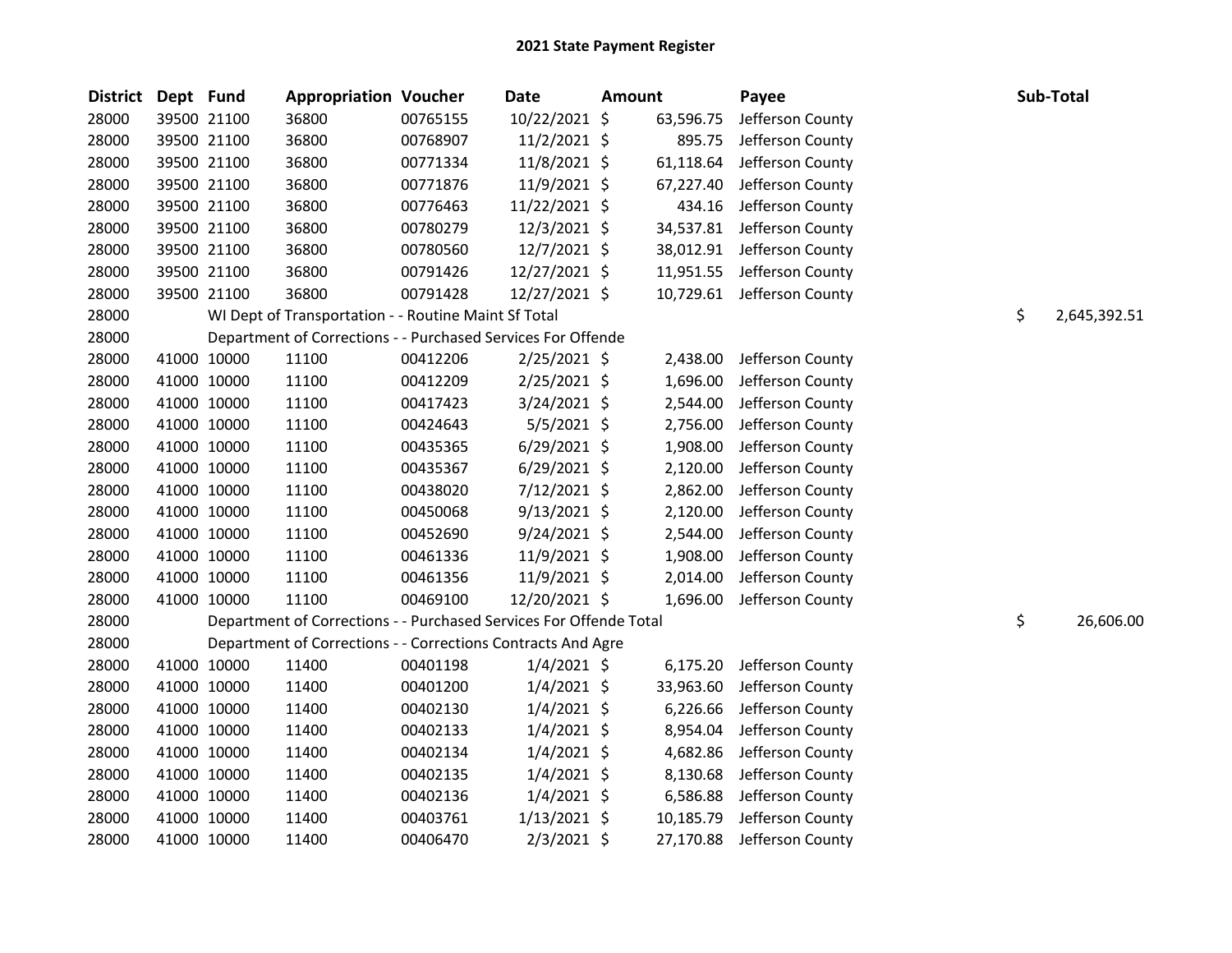# 2021 State Payment Register

| District | Dept | Fund | Appropriation | Voucher | Date | Amount | Payee | Sub-Total |
|---|---|---|---|---|---|---|---|---|
| 28000 | 39500 | 21100 | 36800 | 00765155 | 10/22/2021 | $ 63,596.75 | Jefferson County | |
| 28000 | 39500 | 21100 | 36800 | 00768907 | 11/2/2021 | $ 895.75 | Jefferson County | |
| 28000 | 39500 | 21100 | 36800 | 00771334 | 11/8/2021 | $ 61,118.64 | Jefferson County | |
| 28000 | 39500 | 21100 | 36800 | 00771876 | 11/9/2021 | $ 67,227.40 | Jefferson County | |
| 28000 | 39500 | 21100 | 36800 | 00776463 | 11/22/2021 | $ 434.16 | Jefferson County | |
| 28000 | 39500 | 21100 | 36800 | 00780279 | 12/3/2021 | $ 34,537.81 | Jefferson County | |
| 28000 | 39500 | 21100 | 36800 | 00780560 | 12/7/2021 | $ 38,012.91 | Jefferson County | |
| 28000 | 39500 | 21100 | 36800 | 00791426 | 12/27/2021 | $ 11,951.55 | Jefferson County | |
| 28000 | 39500 | 21100 | 36800 | 00791428 | 12/27/2021 | $ 10,729.61 | Jefferson County | |
| 28000 | | WI Dept of Transportation - - Routine Maint Sf Total | | | | | | $ 2,645,392.51 |
| 28000 | | Department of Corrections - - Purchased Services For Offende | | | | | | |
| 28000 | 41000 | 10000 | 11100 | 00412206 | 2/25/2021 | $ 2,438.00 | Jefferson County | |
| 28000 | 41000 | 10000 | 11100 | 00412209 | 2/25/2021 | $ 1,696.00 | Jefferson County | |
| 28000 | 41000 | 10000 | 11100 | 00417423 | 3/24/2021 | $ 2,544.00 | Jefferson County | |
| 28000 | 41000 | 10000 | 11100 | 00424643 | 5/5/2021 | $ 2,756.00 | Jefferson County | |
| 28000 | 41000 | 10000 | 11100 | 00435365 | 6/29/2021 | $ 1,908.00 | Jefferson County | |
| 28000 | 41000 | 10000 | 11100 | 00435367 | 6/29/2021 | $ 2,120.00 | Jefferson County | |
| 28000 | 41000 | 10000 | 11100 | 00438020 | 7/12/2021 | $ 2,862.00 | Jefferson County | |
| 28000 | 41000 | 10000 | 11100 | 00450068 | 9/13/2021 | $ 2,120.00 | Jefferson County | |
| 28000 | 41000 | 10000 | 11100 | 00452690 | 9/24/2021 | $ 2,544.00 | Jefferson County | |
| 28000 | 41000 | 10000 | 11100 | 00461336 | 11/9/2021 | $ 1,908.00 | Jefferson County | |
| 28000 | 41000 | 10000 | 11100 | 00461356 | 11/9/2021 | $ 2,014.00 | Jefferson County | |
| 28000 | 41000 | 10000 | 11100 | 00469100 | 12/20/2021 | $ 1,696.00 | Jefferson County | |
| 28000 | | Department of Corrections - - Purchased Services For Offende Total | | | | | | $ 26,606.00 |
| 28000 | | Department of Corrections - - Corrections Contracts And Agre | | | | | | |
| 28000 | 41000 | 10000 | 11400 | 00401198 | 1/4/2021 | $ 6,175.20 | Jefferson County | |
| 28000 | 41000 | 10000 | 11400 | 00401200 | 1/4/2021 | $ 33,963.60 | Jefferson County | |
| 28000 | 41000 | 10000 | 11400 | 00402130 | 1/4/2021 | $ 6,226.66 | Jefferson County | |
| 28000 | 41000 | 10000 | 11400 | 00402133 | 1/4/2021 | $ 8,954.04 | Jefferson County | |
| 28000 | 41000 | 10000 | 11400 | 00402134 | 1/4/2021 | $ 4,682.86 | Jefferson County | |
| 28000 | 41000 | 10000 | 11400 | 00402135 | 1/4/2021 | $ 8,130.68 | Jefferson County | |
| 28000 | 41000 | 10000 | 11400 | 00402136 | 1/4/2021 | $ 6,586.88 | Jefferson County | |
| 28000 | 41000 | 10000 | 11400 | 00403761 | 1/13/2021 | $ 10,185.79 | Jefferson County | |
| 28000 | 41000 | 10000 | 11400 | 00406470 | 2/3/2021 | $ 27,170.88 | Jefferson County | |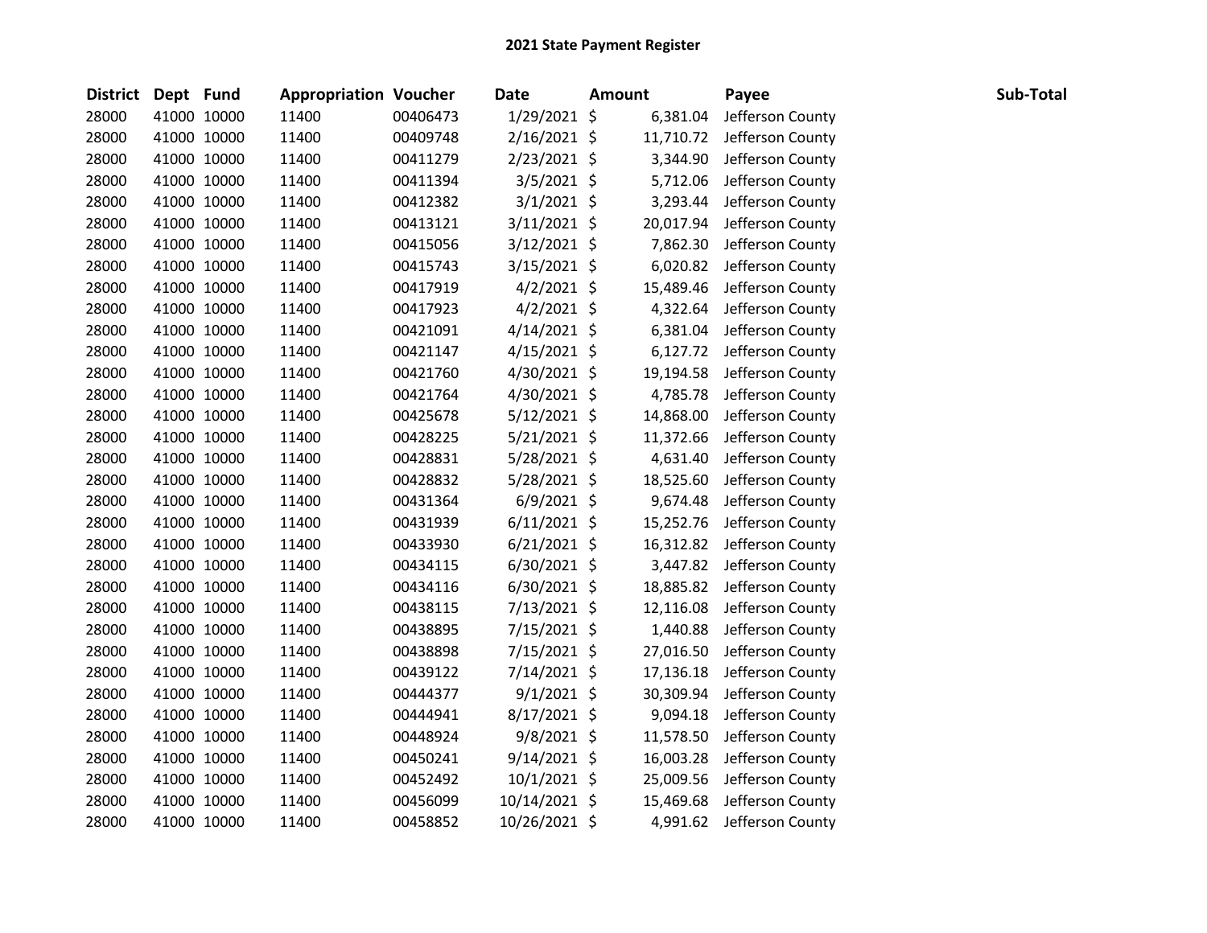# 2021 State Payment Register

| District | Dept | Fund | Appropriation | Voucher | Date | Amount | Payee | Sub-Total |
|---|---|---|---|---|---|---|---|---|
| 28000 | 41000 | 10000 | 11400 | 00406473 | 1/29/2021 | $ 6,381.04 | Jefferson County | |
| 28000 | 41000 | 10000 | 11400 | 00409748 | 2/16/2021 | $ 11,710.72 | Jefferson County | |
| 28000 | 41000 | 10000 | 11400 | 00411279 | 2/23/2021 | $ 3,344.90 | Jefferson County | |
| 28000 | 41000 | 10000 | 11400 | 00411394 | 3/5/2021 | $ 5,712.06 | Jefferson County | |
| 28000 | 41000 | 10000 | 11400 | 00412382 | 3/1/2021 | $ 3,293.44 | Jefferson County | |
| 28000 | 41000 | 10000 | 11400 | 00413121 | 3/11/2021 | $ 20,017.94 | Jefferson County | |
| 28000 | 41000 | 10000 | 11400 | 00415056 | 3/12/2021 | $ 7,862.30 | Jefferson County | |
| 28000 | 41000 | 10000 | 11400 | 00415743 | 3/15/2021 | $ 6,020.82 | Jefferson County | |
| 28000 | 41000 | 10000 | 11400 | 00417919 | 4/2/2021 | $ 15,489.46 | Jefferson County | |
| 28000 | 41000 | 10000 | 11400 | 00417923 | 4/2/2021 | $ 4,322.64 | Jefferson County | |
| 28000 | 41000 | 10000 | 11400 | 00421091 | 4/14/2021 | $ 6,381.04 | Jefferson County | |
| 28000 | 41000 | 10000 | 11400 | 00421147 | 4/15/2021 | $ 6,127.72 | Jefferson County | |
| 28000 | 41000 | 10000 | 11400 | 00421760 | 4/30/2021 | $ 19,194.58 | Jefferson County | |
| 28000 | 41000 | 10000 | 11400 | 00421764 | 4/30/2021 | $ 4,785.78 | Jefferson County | |
| 28000 | 41000 | 10000 | 11400 | 00425678 | 5/12/2021 | $ 14,868.00 | Jefferson County | |
| 28000 | 41000 | 10000 | 11400 | 00428225 | 5/21/2021 | $ 11,372.66 | Jefferson County | |
| 28000 | 41000 | 10000 | 11400 | 00428831 | 5/28/2021 | $ 4,631.40 | Jefferson County | |
| 28000 | 41000 | 10000 | 11400 | 00428832 | 5/28/2021 | $ 18,525.60 | Jefferson County | |
| 28000 | 41000 | 10000 | 11400 | 00431364 | 6/9/2021 | $ 9,674.48 | Jefferson County | |
| 28000 | 41000 | 10000 | 11400 | 00431939 | 6/11/2021 | $ 15,252.76 | Jefferson County | |
| 28000 | 41000 | 10000 | 11400 | 00433930 | 6/21/2021 | $ 16,312.82 | Jefferson County | |
| 28000 | 41000 | 10000 | 11400 | 00434115 | 6/30/2021 | $ 3,447.82 | Jefferson County | |
| 28000 | 41000 | 10000 | 11400 | 00434116 | 6/30/2021 | $ 18,885.82 | Jefferson County | |
| 28000 | 41000 | 10000 | 11400 | 00438115 | 7/13/2021 | $ 12,116.08 | Jefferson County | |
| 28000 | 41000 | 10000 | 11400 | 00438895 | 7/15/2021 | $ 1,440.88 | Jefferson County | |
| 28000 | 41000 | 10000 | 11400 | 00438898 | 7/15/2021 | $ 27,016.50 | Jefferson County | |
| 28000 | 41000 | 10000 | 11400 | 00439122 | 7/14/2021 | $ 17,136.18 | Jefferson County | |
| 28000 | 41000 | 10000 | 11400 | 00444377 | 9/1/2021 | $ 30,309.94 | Jefferson County | |
| 28000 | 41000 | 10000 | 11400 | 00444941 | 8/17/2021 | $ 9,094.18 | Jefferson County | |
| 28000 | 41000 | 10000 | 11400 | 00448924 | 9/8/2021 | $ 11,578.50 | Jefferson County | |
| 28000 | 41000 | 10000 | 11400 | 00450241 | 9/14/2021 | $ 16,003.28 | Jefferson County | |
| 28000 | 41000 | 10000 | 11400 | 00452492 | 10/1/2021 | $ 25,009.56 | Jefferson County | |
| 28000 | 41000 | 10000 | 11400 | 00456099 | 10/14/2021 | $ 15,469.68 | Jefferson County | |
| 28000 | 41000 | 10000 | 11400 | 00458852 | 10/26/2021 | $ 4,991.62 | Jefferson County | |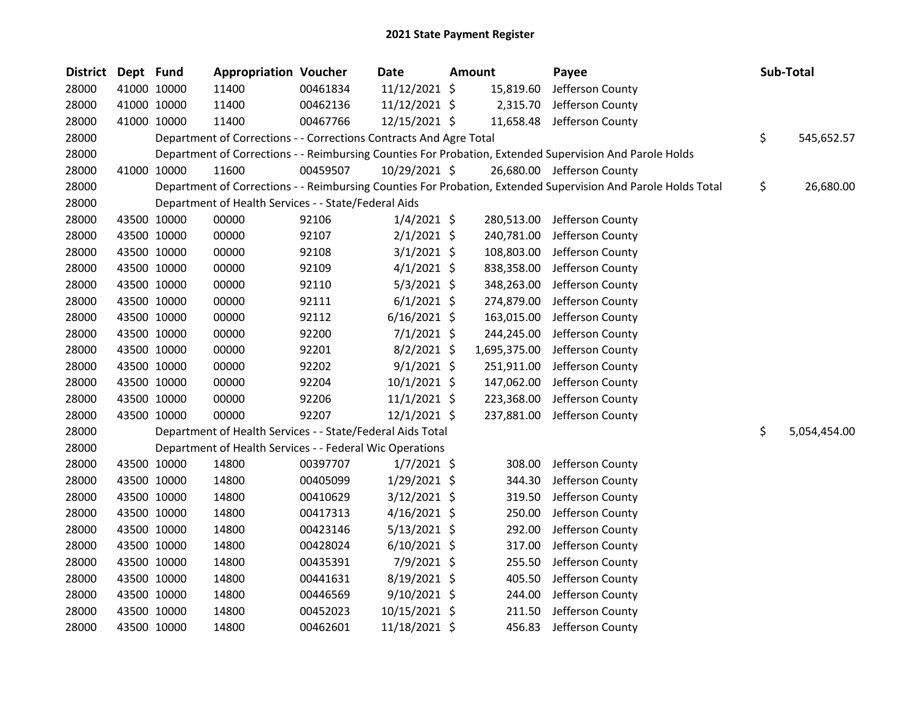# 2021 State Payment Register

| District | Dept | Fund | Appropriation | Voucher | Date | Amount | Payee | Sub-Total |
|---|---|---|---|---|---|---|---|---|
| 28000 | 41000 | 10000 | 11400 | 00461834 | 11/12/2021 | $ 15,819.60 | Jefferson County | |
| 28000 | 41000 | 10000 | 11400 | 00462136 | 11/12/2021 | $ 2,315.70 | Jefferson County | |
| 28000 | 41000 | 10000 | 11400 | 00467766 | 12/15/2021 | $ 11,658.48 | Jefferson County | |
| 28000 | | Department of Corrections - - Corrections Contracts And Agre Total | | | | | | $ 545,652.57 |
| 28000 | | Department of Corrections - - Reimbursing Counties For Probation, Extended Supervision And Parole Holds | | | | | | |
| 28000 | 41000 | 10000 | 11600 | 00459507 | 10/29/2021 | $ 26,680.00 | Jefferson County | |
| 28000 | | Department of Corrections - - Reimbursing Counties For Probation, Extended Supervision And Parole Holds Total | | | | | | $ 26,680.00 |
| 28000 | | Department of Health Services - - State/Federal Aids | | | | | | |
| 28000 | 43500 | 10000 | 00000 | 92106 | 1/4/2021 | $ 280,513.00 | Jefferson County | |
| 28000 | 43500 | 10000 | 00000 | 92107 | 2/1/2021 | $ 240,781.00 | Jefferson County | |
| 28000 | 43500 | 10000 | 00000 | 92108 | 3/1/2021 | $ 108,803.00 | Jefferson County | |
| 28000 | 43500 | 10000 | 00000 | 92109 | 4/1/2021 | $ 838,358.00 | Jefferson County | |
| 28000 | 43500 | 10000 | 00000 | 92110 | 5/3/2021 | $ 348,263.00 | Jefferson County | |
| 28000 | 43500 | 10000 | 00000 | 92111 | 6/1/2021 | $ 274,879.00 | Jefferson County | |
| 28000 | 43500 | 10000 | 00000 | 92112 | 6/16/2021 | $ 163,015.00 | Jefferson County | |
| 28000 | 43500 | 10000 | 00000 | 92200 | 7/1/2021 | $ 244,245.00 | Jefferson County | |
| 28000 | 43500 | 10000 | 00000 | 92201 | 8/2/2021 | $ 1,695,375.00 | Jefferson County | |
| 28000 | 43500 | 10000 | 00000 | 92202 | 9/1/2021 | $ 251,911.00 | Jefferson County | |
| 28000 | 43500 | 10000 | 00000 | 92204 | 10/1/2021 | $ 147,062.00 | Jefferson County | |
| 28000 | 43500 | 10000 | 00000 | 92206 | 11/1/2021 | $ 223,368.00 | Jefferson County | |
| 28000 | 43500 | 10000 | 00000 | 92207 | 12/1/2021 | $ 237,881.00 | Jefferson County | |
| 28000 | | Department of Health Services - - State/Federal Aids Total | | | | | | $ 5,054,454.00 |
| 28000 | | Department of Health Services - - Federal Wic Operations | | | | | | |
| 28000 | 43500 | 10000 | 14800 | 00397707 | 1/7/2021 | $ 308.00 | Jefferson County | |
| 28000 | 43500 | 10000 | 14800 | 00405099 | 1/29/2021 | $ 344.30 | Jefferson County | |
| 28000 | 43500 | 10000 | 14800 | 00410629 | 3/12/2021 | $ 319.50 | Jefferson County | |
| 28000 | 43500 | 10000 | 14800 | 00417313 | 4/16/2021 | $ 250.00 | Jefferson County | |
| 28000 | 43500 | 10000 | 14800 | 00423146 | 5/13/2021 | $ 292.00 | Jefferson County | |
| 28000 | 43500 | 10000 | 14800 | 00428024 | 6/10/2021 | $ 317.00 | Jefferson County | |
| 28000 | 43500 | 10000 | 14800 | 00435391 | 7/9/2021 | $ 255.50 | Jefferson County | |
| 28000 | 43500 | 10000 | 14800 | 00441631 | 8/19/2021 | $ 405.50 | Jefferson County | |
| 28000 | 43500 | 10000 | 14800 | 00446569 | 9/10/2021 | $ 244.00 | Jefferson County | |
| 28000 | 43500 | 10000 | 14800 | 00452023 | 10/15/2021 | $ 211.50 | Jefferson County | |
| 28000 | 43500 | 10000 | 14800 | 00462601 | 11/18/2021 | $ 456.83 | Jefferson County | |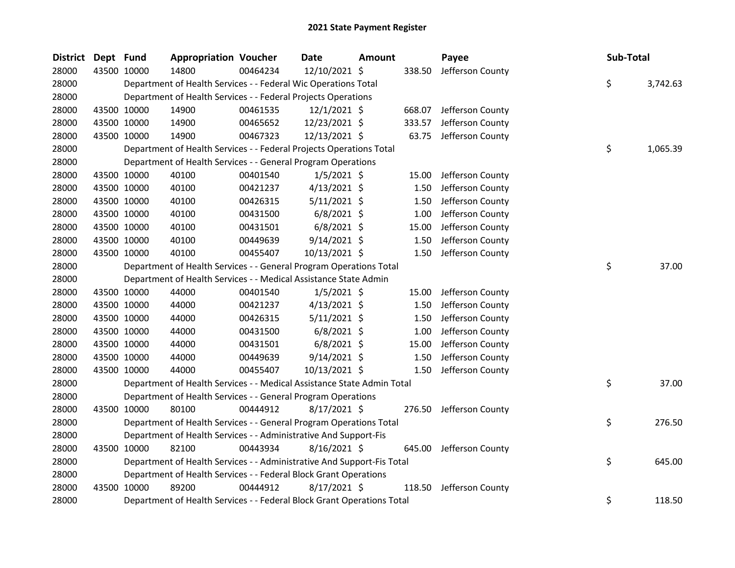**2021 State Payment Register**

| District | Dept | Fund | Appropriation | Voucher | Date | Amount | Payee | Sub-Total |
|---|---|---|---|---|---|---|---|---|
| 28000 | 43500 | 10000 | 14800 | 00464234 | 12/10/2021 | $ 338.50 | Jefferson County | |
| 28000 | | Department of Health Services - - Federal Wic Operations Total | | | | | | $ 3,742.63 |
| 28000 | | Department of Health Services - - Federal Projects Operations | | | | | | |
| 28000 | 43500 | 10000 | 14900 | 00461535 | 12/1/2021 | $ 668.07 | Jefferson County | |
| 28000 | 43500 | 10000 | 14900 | 00465652 | 12/23/2021 | $ 333.57 | Jefferson County | |
| 28000 | 43500 | 10000 | 14900 | 00467323 | 12/13/2021 | $ 63.75 | Jefferson County | |
| 28000 | | Department of Health Services - - Federal Projects Operations Total | | | | | | $ 1,065.39 |
| 28000 | | Department of Health Services - - General Program Operations | | | | | | |
| 28000 | 43500 | 10000 | 40100 | 00401540 | 1/5/2021 | $ 15.00 | Jefferson County | |
| 28000 | 43500 | 10000 | 40100 | 00421237 | 4/13/2021 | $ 1.50 | Jefferson County | |
| 28000 | 43500 | 10000 | 40100 | 00426315 | 5/11/2021 | $ 1.50 | Jefferson County | |
| 28000 | 43500 | 10000 | 40100 | 00431500 | 6/8/2021 | $ 1.00 | Jefferson County | |
| 28000 | 43500 | 10000 | 40100 | 00431501 | 6/8/2021 | $ 15.00 | Jefferson County | |
| 28000 | 43500 | 10000 | 40100 | 00449639 | 9/14/2021 | $ 1.50 | Jefferson County | |
| 28000 | 43500 | 10000 | 40100 | 00455407 | 10/13/2021 | $ 1.50 | Jefferson County | |
| 28000 | | Department of Health Services - - General Program Operations Total | | | | | | $ 37.00 |
| 28000 | | Department of Health Services - - Medical Assistance State Admin | | | | | | |
| 28000 | 43500 | 10000 | 44000 | 00401540 | 1/5/2021 | $ 15.00 | Jefferson County | |
| 28000 | 43500 | 10000 | 44000 | 00421237 | 4/13/2021 | $ 1.50 | Jefferson County | |
| 28000 | 43500 | 10000 | 44000 | 00426315 | 5/11/2021 | $ 1.50 | Jefferson County | |
| 28000 | 43500 | 10000 | 44000 | 00431500 | 6/8/2021 | $ 1.00 | Jefferson County | |
| 28000 | 43500 | 10000 | 44000 | 00431501 | 6/8/2021 | $ 15.00 | Jefferson County | |
| 28000 | 43500 | 10000 | 44000 | 00449639 | 9/14/2021 | $ 1.50 | Jefferson County | |
| 28000 | 43500 | 10000 | 44000 | 00455407 | 10/13/2021 | $ 1.50 | Jefferson County | |
| 28000 | | Department of Health Services - - Medical Assistance State Admin Total | | | | | | $ 37.00 |
| 28000 | | Department of Health Services - - General Program Operations | | | | | | |
| 28000 | 43500 | 10000 | 80100 | 00444912 | 8/17/2021 | $ 276.50 | Jefferson County | |
| 28000 | | Department of Health Services - - General Program Operations Total | | | | | | $ 276.50 |
| 28000 | | Department of Health Services - - Administrative And Support-Fis | | | | | | |
| 28000 | 43500 | 10000 | 82100 | 00443934 | 8/16/2021 | $ 645.00 | Jefferson County | |
| 28000 | | Department of Health Services - - Administrative And Support-Fis Total | | | | | | $ 645.00 |
| 28000 | | Department of Health Services - - Federal Block Grant Operations | | | | | | |
| 28000 | 43500 | 10000 | 89200 | 00444912 | 8/17/2021 | $ 118.50 | Jefferson County | |
| 28000 | | Department of Health Services - - Federal Block Grant Operations Total | | | | | | $ 118.50 |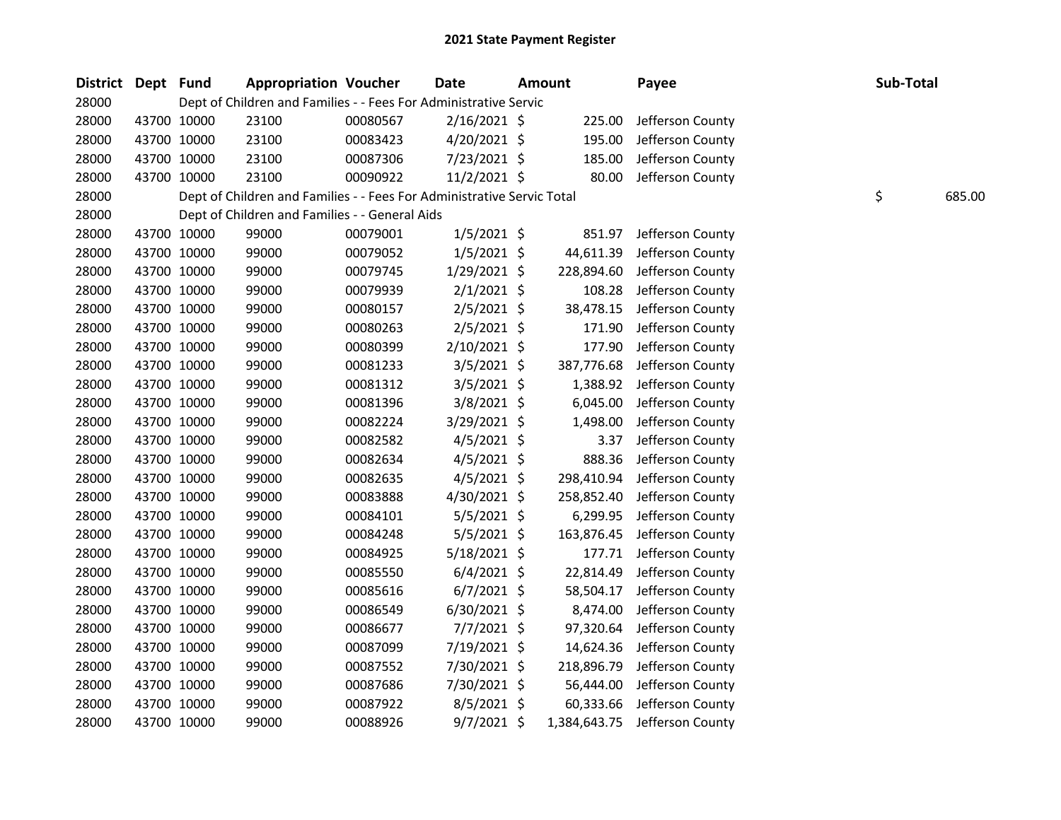# 2021 State Payment Register

| District | Dept | Fund | Appropriation | Voucher | Date | Amount | Payee | Sub-Total |
|---|---|---|---|---|---|---|---|---|
| 28000 | | Dept of Children and Families - - Fees For Administrative Servic | | | | | | |
| 28000 | 43700 | 10000 | 23100 | 00080567 | 2/16/2021 | $ 225.00 | Jefferson County | |
| 28000 | 43700 | 10000 | 23100 | 00083423 | 4/20/2021 | $ 195.00 | Jefferson County | |
| 28000 | 43700 | 10000 | 23100 | 00087306 | 7/23/2021 | $ 185.00 | Jefferson County | |
| 28000 | 43700 | 10000 | 23100 | 00090922 | 11/2/2021 | $ 80.00 | Jefferson County | |
| 28000 | | Dept of Children and Families - - Fees For Administrative Servic Total | | | | | | $ 685.00 |
| 28000 | | Dept of Children and Families - - General Aids | | | | | | |
| 28000 | 43700 | 10000 | 99000 | 00079001 | 1/5/2021 | $ 851.97 | Jefferson County | |
| 28000 | 43700 | 10000 | 99000 | 00079052 | 1/5/2021 | $ 44,611.39 | Jefferson County | |
| 28000 | 43700 | 10000 | 99000 | 00079745 | 1/29/2021 | $ 228,894.60 | Jefferson County | |
| 28000 | 43700 | 10000 | 99000 | 00079939 | 2/1/2021 | $ 108.28 | Jefferson County | |
| 28000 | 43700 | 10000 | 99000 | 00080157 | 2/5/2021 | $ 38,478.15 | Jefferson County | |
| 28000 | 43700 | 10000 | 99000 | 00080263 | 2/5/2021 | $ 171.90 | Jefferson County | |
| 28000 | 43700 | 10000 | 99000 | 00080399 | 2/10/2021 | $ 177.90 | Jefferson County | |
| 28000 | 43700 | 10000 | 99000 | 00081233 | 3/5/2021 | $ 387,776.68 | Jefferson County | |
| 28000 | 43700 | 10000 | 99000 | 00081312 | 3/5/2021 | $ 1,388.92 | Jefferson County | |
| 28000 | 43700 | 10000 | 99000 | 00081396 | 3/8/2021 | $ 6,045.00 | Jefferson County | |
| 28000 | 43700 | 10000 | 99000 | 00082224 | 3/29/2021 | $ 1,498.00 | Jefferson County | |
| 28000 | 43700 | 10000 | 99000 | 00082582 | 4/5/2021 | $ 3.37 | Jefferson County | |
| 28000 | 43700 | 10000 | 99000 | 00082634 | 4/5/2021 | $ 888.36 | Jefferson County | |
| 28000 | 43700 | 10000 | 99000 | 00082635 | 4/5/2021 | $ 298,410.94 | Jefferson County | |
| 28000 | 43700 | 10000 | 99000 | 00083888 | 4/30/2021 | $ 258,852.40 | Jefferson County | |
| 28000 | 43700 | 10000 | 99000 | 00084101 | 5/5/2021 | $ 6,299.95 | Jefferson County | |
| 28000 | 43700 | 10000 | 99000 | 00084248 | 5/5/2021 | $ 163,876.45 | Jefferson County | |
| 28000 | 43700 | 10000 | 99000 | 00084925 | 5/18/2021 | $ 177.71 | Jefferson County | |
| 28000 | 43700 | 10000 | 99000 | 00085550 | 6/4/2021 | $ 22,814.49 | Jefferson County | |
| 28000 | 43700 | 10000 | 99000 | 00085616 | 6/7/2021 | $ 58,504.17 | Jefferson County | |
| 28000 | 43700 | 10000 | 99000 | 00086549 | 6/30/2021 | $ 8,474.00 | Jefferson County | |
| 28000 | 43700 | 10000 | 99000 | 00086677 | 7/7/2021 | $ 97,320.64 | Jefferson County | |
| 28000 | 43700 | 10000 | 99000 | 00087099 | 7/19/2021 | $ 14,624.36 | Jefferson County | |
| 28000 | 43700 | 10000 | 99000 | 00087552 | 7/30/2021 | $ 218,896.79 | Jefferson County | |
| 28000 | 43700 | 10000 | 99000 | 00087686 | 7/30/2021 | $ 56,444.00 | Jefferson County | |
| 28000 | 43700 | 10000 | 99000 | 00087922 | 8/5/2021 | $ 60,333.66 | Jefferson County | |
| 28000 | 43700 | 10000 | 99000 | 00088926 | 9/7/2021 | $ 1,384,643.75 | Jefferson County | |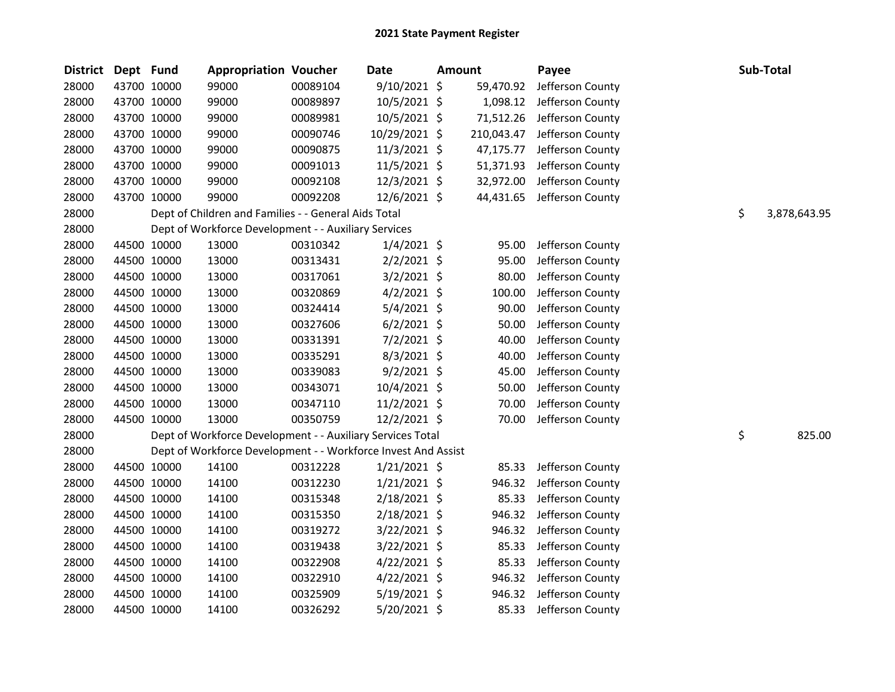# 2021 State Payment Register

| District | Dept | Fund | Appropriation | Voucher | Date | Amount | Payee | Sub-Total |
|---|---|---|---|---|---|---|---|---|
| 28000 | 43700 | 10000 | 99000 | 00089104 | 9/10/2021 | $ 59,470.92 | Jefferson County | |
| 28000 | 43700 | 10000 | 99000 | 00089897 | 10/5/2021 | $ 1,098.12 | Jefferson County | |
| 28000 | 43700 | 10000 | 99000 | 00089981 | 10/5/2021 | $ 71,512.26 | Jefferson County | |
| 28000 | 43700 | 10000 | 99000 | 00090746 | 10/29/2021 | $ 210,043.47 | Jefferson County | |
| 28000 | 43700 | 10000 | 99000 | 00090875 | 11/3/2021 | $ 47,175.77 | Jefferson County | |
| 28000 | 43700 | 10000 | 99000 | 00091013 | 11/5/2021 | $ 51,371.93 | Jefferson County | |
| 28000 | 43700 | 10000 | 99000 | 00092108 | 12/3/2021 | $ 32,972.00 | Jefferson County | |
| 28000 | 43700 | 10000 | 99000 | 00092208 | 12/6/2021 | $ 44,431.65 | Jefferson County | |
| 28000 | | Dept of Children and Families - - General Aids Total | | | | | | $ 3,878,643.95 |
| 28000 | | Dept of Workforce Development - - Auxiliary Services | | | | | | |
| 28000 | 44500 | 10000 | 13000 | 00310342 | 1/4/2021 | $ 95.00 | Jefferson County | |
| 28000 | 44500 | 10000 | 13000 | 00313431 | 2/2/2021 | $ 95.00 | Jefferson County | |
| 28000 | 44500 | 10000 | 13000 | 00317061 | 3/2/2021 | $ 80.00 | Jefferson County | |
| 28000 | 44500 | 10000 | 13000 | 00320869 | 4/2/2021 | $ 100.00 | Jefferson County | |
| 28000 | 44500 | 10000 | 13000 | 00324414 | 5/4/2021 | $ 90.00 | Jefferson County | |
| 28000 | 44500 | 10000 | 13000 | 00327606 | 6/2/2021 | $ 50.00 | Jefferson County | |
| 28000 | 44500 | 10000 | 13000 | 00331391 | 7/2/2021 | $ 40.00 | Jefferson County | |
| 28000 | 44500 | 10000 | 13000 | 00335291 | 8/3/2021 | $ 40.00 | Jefferson County | |
| 28000 | 44500 | 10000 | 13000 | 00339083 | 9/2/2021 | $ 45.00 | Jefferson County | |
| 28000 | 44500 | 10000 | 13000 | 00343071 | 10/4/2021 | $ 50.00 | Jefferson County | |
| 28000 | 44500 | 10000 | 13000 | 00347110 | 11/2/2021 | $ 70.00 | Jefferson County | |
| 28000 | 44500 | 10000 | 13000 | 00350759 | 12/2/2021 | $ 70.00 | Jefferson County | |
| 28000 | | Dept of Workforce Development - - Auxiliary Services Total | | | | | | $ 825.00 |
| 28000 | | Dept of Workforce Development - - Workforce Invest And Assist | | | | | | |
| 28000 | 44500 | 10000 | 14100 | 00312228 | 1/21/2021 | $ 85.33 | Jefferson County | |
| 28000 | 44500 | 10000 | 14100 | 00312230 | 1/21/2021 | $ 946.32 | Jefferson County | |
| 28000 | 44500 | 10000 | 14100 | 00315348 | 2/18/2021 | $ 85.33 | Jefferson County | |
| 28000 | 44500 | 10000 | 14100 | 00315350 | 2/18/2021 | $ 946.32 | Jefferson County | |
| 28000 | 44500 | 10000 | 14100 | 00319272 | 3/22/2021 | $ 946.32 | Jefferson County | |
| 28000 | 44500 | 10000 | 14100 | 00319438 | 3/22/2021 | $ 85.33 | Jefferson County | |
| 28000 | 44500 | 10000 | 14100 | 00322908 | 4/22/2021 | $ 85.33 | Jefferson County | |
| 28000 | 44500 | 10000 | 14100 | 00322910 | 4/22/2021 | $ 946.32 | Jefferson County | |
| 28000 | 44500 | 10000 | 14100 | 00325909 | 5/19/2021 | $ 946.32 | Jefferson County | |
| 28000 | 44500 | 10000 | 14100 | 00326292 | 5/20/2021 | $ 85.33 | Jefferson County | |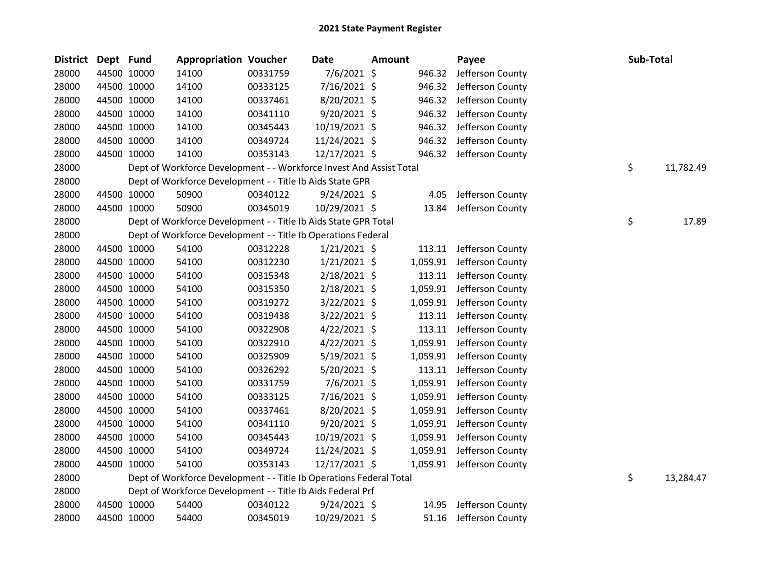# 2021 State Payment Register

| District | Dept | Fund | Appropriation | Voucher | Date | Amount | Payee | Sub-Total |
|---|---|---|---|---|---|---|---|---|
| 28000 | 44500 | 10000 | 14100 | 00331759 | 7/6/2021 | $ 946.32 | Jefferson County | |
| 28000 | 44500 | 10000 | 14100 | 00333125 | 7/16/2021 | $ 946.32 | Jefferson County | |
| 28000 | 44500 | 10000 | 14100 | 00337461 | 8/20/2021 | $ 946.32 | Jefferson County | |
| 28000 | 44500 | 10000 | 14100 | 00341110 | 9/20/2021 | $ 946.32 | Jefferson County | |
| 28000 | 44500 | 10000 | 14100 | 00345443 | 10/19/2021 | $ 946.32 | Jefferson County | |
| 28000 | 44500 | 10000 | 14100 | 00349724 | 11/24/2021 | $ 946.32 | Jefferson County | |
| 28000 | 44500 | 10000 | 14100 | 00353143 | 12/17/2021 | $ 946.32 | Jefferson County | |
| 28000 | | Dept of Workforce Development - - Workforce Invest And Assist Total | | | | | | $ 11,782.49 |
| 28000 | | Dept of Workforce Development - - Title Ib Aids State GPR | | | | | | |
| 28000 | 44500 | 10000 | 50900 | 00340122 | 9/24/2021 | $ 4.05 | Jefferson County | |
| 28000 | 44500 | 10000 | 50900 | 00345019 | 10/29/2021 | $ 13.84 | Jefferson County | |
| 28000 | | Dept of Workforce Development - - Title Ib Aids State GPR Total | | | | | | $ 17.89 |
| 28000 | | Dept of Workforce Development - - Title Ib Operations Federal | | | | | | |
| 28000 | 44500 | 10000 | 54100 | 00312228 | 1/21/2021 | $ 113.11 | Jefferson County | |
| 28000 | 44500 | 10000 | 54100 | 00312230 | 1/21/2021 | $ 1,059.91 | Jefferson County | |
| 28000 | 44500 | 10000 | 54100 | 00315348 | 2/18/2021 | $ 113.11 | Jefferson County | |
| 28000 | 44500 | 10000 | 54100 | 00315350 | 2/18/2021 | $ 1,059.91 | Jefferson County | |
| 28000 | 44500 | 10000 | 54100 | 00319272 | 3/22/2021 | $ 1,059.91 | Jefferson County | |
| 28000 | 44500 | 10000 | 54100 | 00319438 | 3/22/2021 | $ 113.11 | Jefferson County | |
| 28000 | 44500 | 10000 | 54100 | 00322908 | 4/22/2021 | $ 113.11 | Jefferson County | |
| 28000 | 44500 | 10000 | 54100 | 00322910 | 4/22/2021 | $ 1,059.91 | Jefferson County | |
| 28000 | 44500 | 10000 | 54100 | 00325909 | 5/19/2021 | $ 1,059.91 | Jefferson County | |
| 28000 | 44500 | 10000 | 54100 | 00326292 | 5/20/2021 | $ 113.11 | Jefferson County | |
| 28000 | 44500 | 10000 | 54100 | 00331759 | 7/6/2021 | $ 1,059.91 | Jefferson County | |
| 28000 | 44500 | 10000 | 54100 | 00333125 | 7/16/2021 | $ 1,059.91 | Jefferson County | |
| 28000 | 44500 | 10000 | 54100 | 00337461 | 8/20/2021 | $ 1,059.91 | Jefferson County | |
| 28000 | 44500 | 10000 | 54100 | 00341110 | 9/20/2021 | $ 1,059.91 | Jefferson County | |
| 28000 | 44500 | 10000 | 54100 | 00345443 | 10/19/2021 | $ 1,059.91 | Jefferson County | |
| 28000 | 44500 | 10000 | 54100 | 00349724 | 11/24/2021 | $ 1,059.91 | Jefferson County | |
| 28000 | 44500 | 10000 | 54100 | 00353143 | 12/17/2021 | $ 1,059.91 | Jefferson County | |
| 28000 | | Dept of Workforce Development - - Title Ib Operations Federal Total | | | | | | $ 13,284.47 |
| 28000 | | Dept of Workforce Development - - Title Ib Aids Federal Prf | | | | | | |
| 28000 | 44500 | 10000 | 54400 | 00340122 | 9/24/2021 | $ 14.95 | Jefferson County | |
| 28000 | 44500 | 10000 | 54400 | 00345019 | 10/29/2021 | $ 51.16 | Jefferson County | |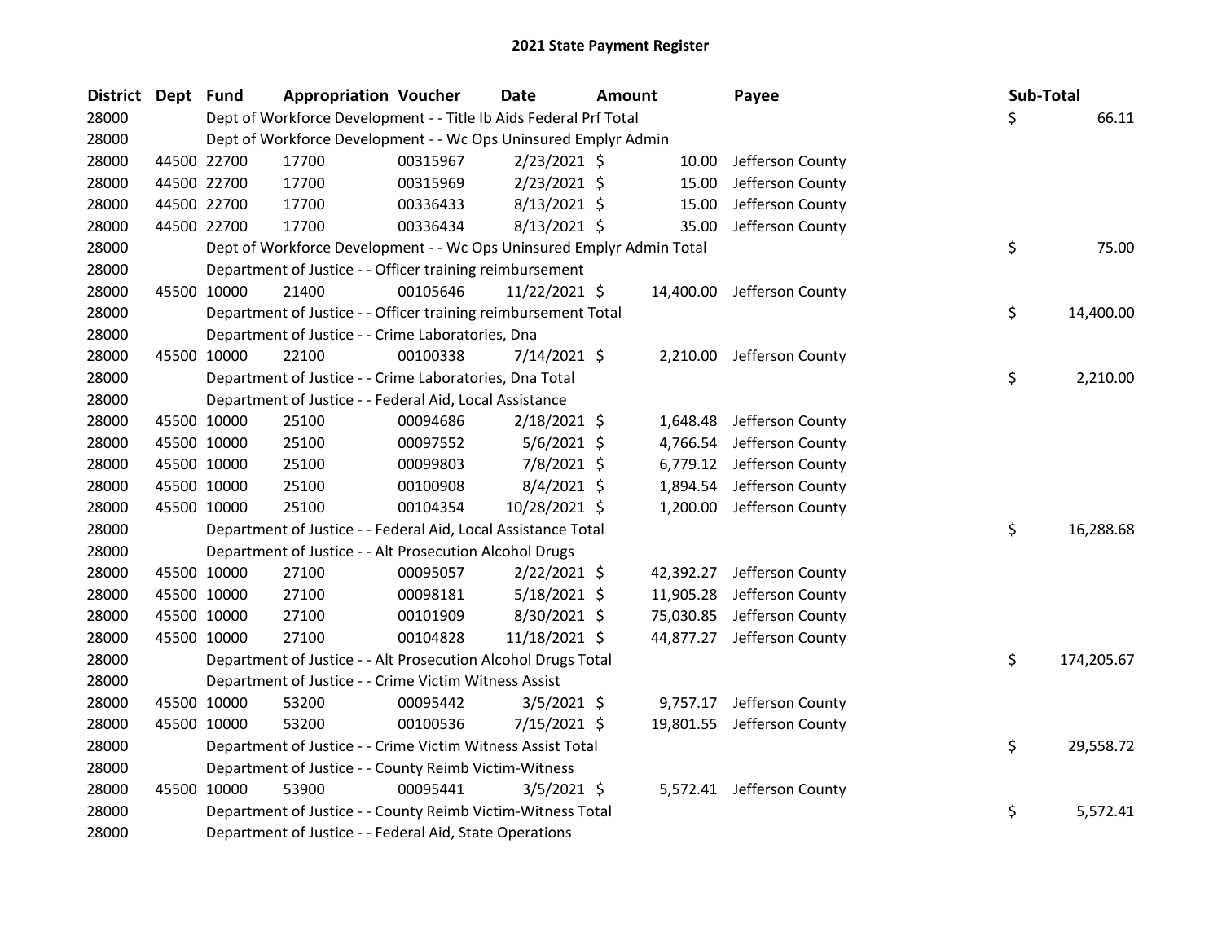# 2021 State Payment Register

| District | Dept | Fund | Appropriation | Voucher | Date | Amount | Payee | Sub-Total |
|---|---|---|---|---|---|---|---|---|
| 28000 | | Dept of Workforce Development - - Title Ib Aids Federal Prf Total | | | | | | $ 66.11 |
| 28000 | | Dept of Workforce Development - - Wc Ops Uninsured Emplyr Admin | | | | | | |
| 28000 | 44500 | 22700 | 17700 | 00315967 | 2/23/2021 | $ 10.00 | Jefferson County | |
| 28000 | 44500 | 22700 | 17700 | 00315969 | 2/23/2021 | $ 15.00 | Jefferson County | |
| 28000 | 44500 | 22700 | 17700 | 00336433 | 8/13/2021 | $ 15.00 | Jefferson County | |
| 28000 | 44500 | 22700 | 17700 | 00336434 | 8/13/2021 | $ 35.00 | Jefferson County | |
| 28000 | | Dept of Workforce Development - - Wc Ops Uninsured Emplyr Admin Total | | | | | | $ 75.00 |
| 28000 | | Department of Justice - - Officer training reimbursement | | | | | | |
| 28000 | 45500 | 10000 | 21400 | 00105646 | 11/22/2021 | $ 14,400.00 | Jefferson County | |
| 28000 | | Department of Justice - - Officer training reimbursement Total | | | | | | $ 14,400.00 |
| 28000 | | Department of Justice - - Crime Laboratories, Dna | | | | | | |
| 28000 | 45500 | 10000 | 22100 | 00100338 | 7/14/2021 | $ 2,210.00 | Jefferson County | |
| 28000 | | Department of Justice - - Crime Laboratories, Dna Total | | | | | | $ 2,210.00 |
| 28000 | | Department of Justice - - Federal Aid, Local Assistance | | | | | | |
| 28000 | 45500 | 10000 | 25100 | 00094686 | 2/18/2021 | $ 1,648.48 | Jefferson County | |
| 28000 | 45500 | 10000 | 25100 | 00097552 | 5/6/2021 | $ 4,766.54 | Jefferson County | |
| 28000 | 45500 | 10000 | 25100 | 00099803 | 7/8/2021 | $ 6,779.12 | Jefferson County | |
| 28000 | 45500 | 10000 | 25100 | 00100908 | 8/4/2021 | $ 1,894.54 | Jefferson County | |
| 28000 | 45500 | 10000 | 25100 | 00104354 | 10/28/2021 | $ 1,200.00 | Jefferson County | |
| 28000 | | Department of Justice - - Federal Aid, Local Assistance Total | | | | | | $ 16,288.68 |
| 28000 | | Department of Justice - - Alt Prosecution Alcohol Drugs | | | | | | |
| 28000 | 45500 | 10000 | 27100 | 00095057 | 2/22/2021 | $ 42,392.27 | Jefferson County | |
| 28000 | 45500 | 10000 | 27100 | 00098181 | 5/18/2021 | $ 11,905.28 | Jefferson County | |
| 28000 | 45500 | 10000 | 27100 | 00101909 | 8/30/2021 | $ 75,030.85 | Jefferson County | |
| 28000 | 45500 | 10000 | 27100 | 00104828 | 11/18/2021 | $ 44,877.27 | Jefferson County | |
| 28000 | | Department of Justice - - Alt Prosecution Alcohol Drugs Total | | | | | | $ 174,205.67 |
| 28000 | | Department of Justice - - Crime Victim Witness Assist | | | | | | |
| 28000 | 45500 | 10000 | 53200 | 00095442 | 3/5/2021 | $ 9,757.17 | Jefferson County | |
| 28000 | 45500 | 10000 | 53200 | 00100536 | 7/15/2021 | $ 19,801.55 | Jefferson County | |
| 28000 | | Department of Justice - - Crime Victim Witness Assist Total | | | | | | $ 29,558.72 |
| 28000 | | Department of Justice - - County Reimb Victim-Witness | | | | | | |
| 28000 | 45500 | 10000 | 53900 | 00095441 | 3/5/2021 | $ 5,572.41 | Jefferson County | |
| 28000 | | Department of Justice - - County Reimb Victim-Witness Total | | | | | | $ 5,572.41 |
| 28000 | | Department of Justice - - Federal Aid, State Operations | | | | | | |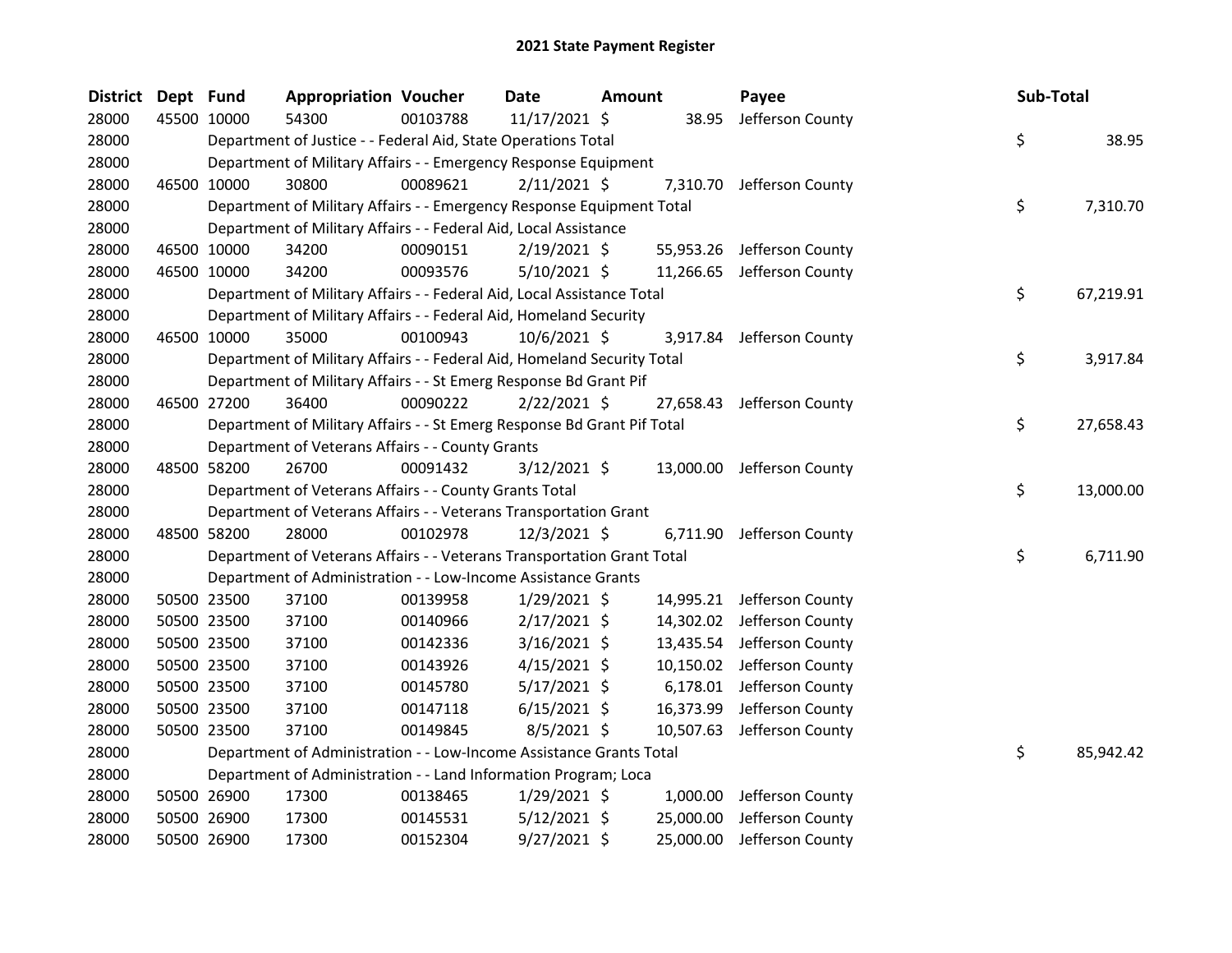# 2021 State Payment Register

| District | Dept | Fund | Appropriation | Voucher | Date | Amount | Payee | Sub-Total |
|---|---|---|---|---|---|---|---|---|
| 28000 | 45500 | 10000 | 54300 | 00103788 | 11/17/2021 | $ 38.95 | Jefferson County | |
| 28000 | | | Department of Justice - - Federal Aid, State Operations Total | | | | | $ 38.95 |
| 28000 | | | Department of Military Affairs - - Emergency Response Equipment | | | | | |
| 28000 | 46500 | 10000 | 30800 | 00089621 | 2/11/2021 | $ 7,310.70 | Jefferson County | |
| 28000 | | | Department of Military Affairs - - Emergency Response Equipment Total | | | | | $ 7,310.70 |
| 28000 | | | Department of Military Affairs - - Federal Aid, Local Assistance | | | | | |
| 28000 | 46500 | 10000 | 34200 | 00090151 | 2/19/2021 | $ 55,953.26 | Jefferson County | |
| 28000 | 46500 | 10000 | 34200 | 00093576 | 5/10/2021 | $ 11,266.65 | Jefferson County | |
| 28000 | | | Department of Military Affairs - - Federal Aid, Local Assistance Total | | | | | $ 67,219.91 |
| 28000 | | | Department of Military Affairs - - Federal Aid, Homeland Security | | | | | |
| 28000 | 46500 | 10000 | 35000 | 00100943 | 10/6/2021 | $ 3,917.84 | Jefferson County | |
| 28000 | | | Department of Military Affairs - - Federal Aid, Homeland Security Total | | | | | $ 3,917.84 |
| 28000 | | | Department of Military Affairs - - St Emerg Response Bd Grant Pif | | | | | |
| 28000 | 46500 | 27200 | 36400 | 00090222 | 2/22/2021 | $ 27,658.43 | Jefferson County | |
| 28000 | | | Department of Military Affairs - - St Emerg Response Bd Grant Pif Total | | | | | $ 27,658.43 |
| 28000 | | | Department of Veterans Affairs - - County Grants | | | | | |
| 28000 | 48500 | 58200 | 26700 | 00091432 | 3/12/2021 | $ 13,000.00 | Jefferson County | |
| 28000 | | | Department of Veterans Affairs - - County Grants Total | | | | | $ 13,000.00 |
| 28000 | | | Department of Veterans Affairs - - Veterans Transportation Grant | | | | | |
| 28000 | 48500 | 58200 | 28000 | 00102978 | 12/3/2021 | $ 6,711.90 | Jefferson County | |
| 28000 | | | Department of Veterans Affairs - - Veterans Transportation Grant Total | | | | | $ 6,711.90 |
| 28000 | | | Department of Administration - - Low-Income Assistance Grants | | | | | |
| 28000 | 50500 | 23500 | 37100 | 00139958 | 1/29/2021 | $ 14,995.21 | Jefferson County | |
| 28000 | 50500 | 23500 | 37100 | 00140966 | 2/17/2021 | $ 14,302.02 | Jefferson County | |
| 28000 | 50500 | 23500 | 37100 | 00142336 | 3/16/2021 | $ 13,435.54 | Jefferson County | |
| 28000 | 50500 | 23500 | 37100 | 00143926 | 4/15/2021 | $ 10,150.02 | Jefferson County | |
| 28000 | 50500 | 23500 | 37100 | 00145780 | 5/17/2021 | $ 6,178.01 | Jefferson County | |
| 28000 | 50500 | 23500 | 37100 | 00147118 | 6/15/2021 | $ 16,373.99 | Jefferson County | |
| 28000 | 50500 | 23500 | 37100 | 00149845 | 8/5/2021 | $ 10,507.63 | Jefferson County | |
| 28000 | | | Department of Administration - - Low-Income Assistance Grants Total | | | | | $ 85,942.42 |
| 28000 | | | Department of Administration - - Land Information Program; Loca | | | | | |
| 28000 | 50500 | 26900 | 17300 | 00138465 | 1/29/2021 | $ 1,000.00 | Jefferson County | |
| 28000 | 50500 | 26900 | 17300 | 00145531 | 5/12/2021 | $ 25,000.00 | Jefferson County | |
| 28000 | 50500 | 26900 | 17300 | 00152304 | 9/27/2021 | $ 25,000.00 | Jefferson County | |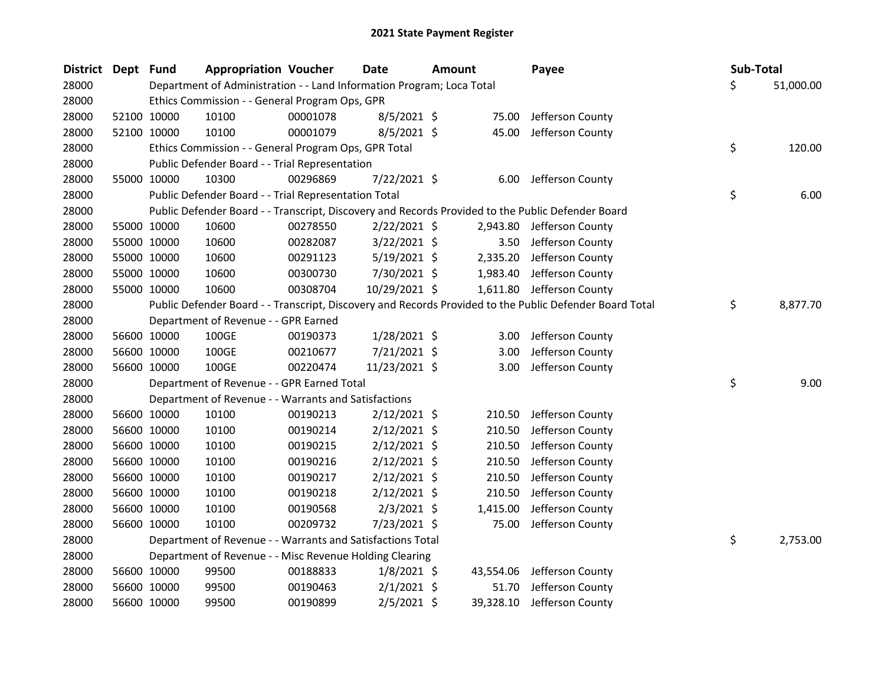# 2021 State Payment Register

| District | Dept | Fund | Appropriation | Voucher | Date | Amount | Payee | Sub-Total |
|---|---|---|---|---|---|---|---|---|
| 28000 | | Department of Administration - - Land Information Program; Loca Total | | | | | | $ 51,000.00 |
| 28000 | | Ethics Commission - - General Program Ops, GPR | | | | | | |
| 28000 | 52100 | 10000 | 10100 | 00001078 | 8/5/2021 | $ 75.00 | Jefferson County | |
| 28000 | 52100 | 10000 | 10100 | 00001079 | 8/5/2021 | $ 45.00 | Jefferson County | |
| 28000 | | Ethics Commission - - General Program Ops, GPR Total | | | | | | $ 120.00 |
| 28000 | | Public Defender Board - - Trial Representation | | | | | | |
| 28000 | 55000 | 10000 | 10300 | 00296869 | 7/22/2021 | $ 6.00 | Jefferson County | |
| 28000 | | Public Defender Board - - Trial Representation Total | | | | | | $ 6.00 |
| 28000 | | Public Defender Board - - Transcript, Discovery and Records Provided to the Public Defender Board | | | | | | |
| 28000 | 55000 | 10000 | 10600 | 00278550 | 2/22/2021 | $ 2,943.80 | Jefferson County | |
| 28000 | 55000 | 10000 | 10600 | 00282087 | 3/22/2021 | $ 3.50 | Jefferson County | |
| 28000 | 55000 | 10000 | 10600 | 00291123 | 5/19/2021 | $ 2,335.20 | Jefferson County | |
| 28000 | 55000 | 10000 | 10600 | 00300730 | 7/30/2021 | $ 1,983.40 | Jefferson County | |
| 28000 | 55000 | 10000 | 10600 | 00308704 | 10/29/2021 | $ 1,611.80 | Jefferson County | |
| 28000 | | Public Defender Board - - Transcript, Discovery and Records Provided to the Public Defender Board Total | | | | | | $ 8,877.70 |
| 28000 | | Department of Revenue - - GPR Earned | | | | | | |
| 28000 | 56600 | 10000 | 100GE | 00190373 | 1/28/2021 | $ 3.00 | Jefferson County | |
| 28000 | 56600 | 10000 | 100GE | 00210677 | 7/21/2021 | $ 3.00 | Jefferson County | |
| 28000 | 56600 | 10000 | 100GE | 00220474 | 11/23/2021 | $ 3.00 | Jefferson County | |
| 28000 | | Department of Revenue - - GPR Earned Total | | | | | | $ 9.00 |
| 28000 | | Department of Revenue - - Warrants and Satisfactions | | | | | | |
| 28000 | 56600 | 10000 | 10100 | 00190213 | 2/12/2021 | $ 210.50 | Jefferson County | |
| 28000 | 56600 | 10000 | 10100 | 00190214 | 2/12/2021 | $ 210.50 | Jefferson County | |
| 28000 | 56600 | 10000 | 10100 | 00190215 | 2/12/2021 | $ 210.50 | Jefferson County | |
| 28000 | 56600 | 10000 | 10100 | 00190216 | 2/12/2021 | $ 210.50 | Jefferson County | |
| 28000 | 56600 | 10000 | 10100 | 00190217 | 2/12/2021 | $ 210.50 | Jefferson County | |
| 28000 | 56600 | 10000 | 10100 | 00190218 | 2/12/2021 | $ 210.50 | Jefferson County | |
| 28000 | 56600 | 10000 | 10100 | 00190568 | 2/3/2021 | $ 1,415.00 | Jefferson County | |
| 28000 | 56600 | 10000 | 10100 | 00209732 | 7/23/2021 | $ 75.00 | Jefferson County | |
| 28000 | | Department of Revenue - - Warrants and Satisfactions Total | | | | | | $ 2,753.00 |
| 28000 | | Department of Revenue - - Misc Revenue Holding Clearing | | | | | | |
| 28000 | 56600 | 10000 | 99500 | 00188833 | 1/8/2021 | $ 43,554.06 | Jefferson County | |
| 28000 | 56600 | 10000 | 99500 | 00190463 | 2/1/2021 | $ 51.70 | Jefferson County | |
| 28000 | 56600 | 10000 | 99500 | 00190899 | 2/5/2021 | $ 39,328.10 | Jefferson County | |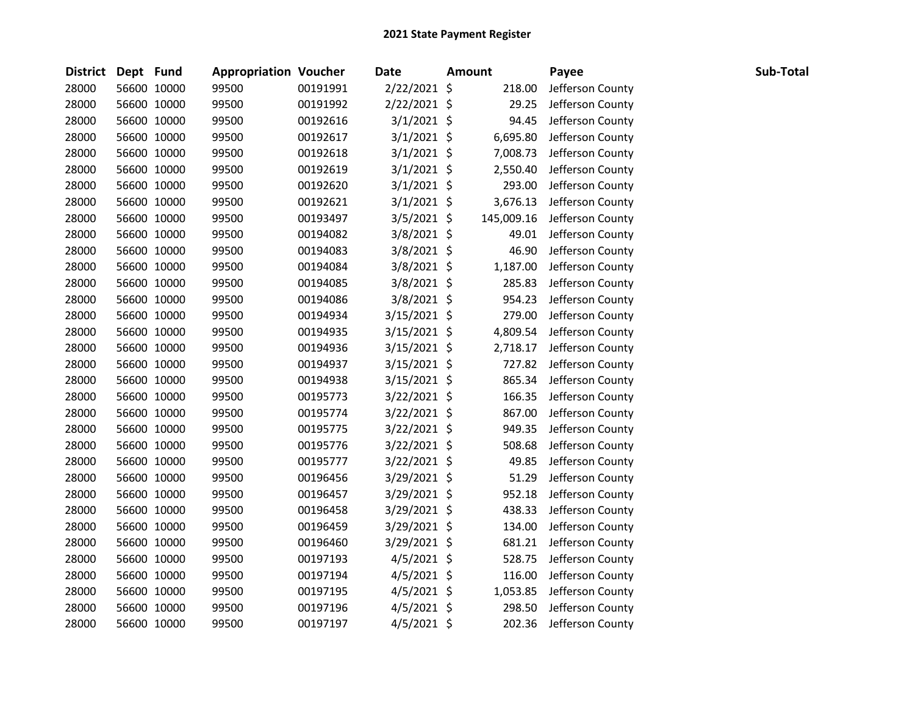# 2021 State Payment Register

| District | Dept | Fund | Appropriation | Voucher | Date | Amount | Payee | Sub-Total |
|---|---|---|---|---|---|---|---|---|
| 28000 | 56600 | 10000 | 99500 | 00191991 | 2/22/2021 | $ 218.00 | Jefferson County | |
| 28000 | 56600 | 10000 | 99500 | 00191992 | 2/22/2021 | $ 29.25 | Jefferson County | |
| 28000 | 56600 | 10000 | 99500 | 00192616 | 3/1/2021 | $ 94.45 | Jefferson County | |
| 28000 | 56600 | 10000 | 99500 | 00192617 | 3/1/2021 | $ 6,695.80 | Jefferson County | |
| 28000 | 56600 | 10000 | 99500 | 00192618 | 3/1/2021 | $ 7,008.73 | Jefferson County | |
| 28000 | 56600 | 10000 | 99500 | 00192619 | 3/1/2021 | $ 2,550.40 | Jefferson County | |
| 28000 | 56600 | 10000 | 99500 | 00192620 | 3/1/2021 | $ 293.00 | Jefferson County | |
| 28000 | 56600 | 10000 | 99500 | 00192621 | 3/1/2021 | $ 3,676.13 | Jefferson County | |
| 28000 | 56600 | 10000 | 99500 | 00193497 | 3/5/2021 | $ 145,009.16 | Jefferson County | |
| 28000 | 56600 | 10000 | 99500 | 00194082 | 3/8/2021 | $ 49.01 | Jefferson County | |
| 28000 | 56600 | 10000 | 99500 | 00194083 | 3/8/2021 | $ 46.90 | Jefferson County | |
| 28000 | 56600 | 10000 | 99500 | 00194084 | 3/8/2021 | $ 1,187.00 | Jefferson County | |
| 28000 | 56600 | 10000 | 99500 | 00194085 | 3/8/2021 | $ 285.83 | Jefferson County | |
| 28000 | 56600 | 10000 | 99500 | 00194086 | 3/8/2021 | $ 954.23 | Jefferson County | |
| 28000 | 56600 | 10000 | 99500 | 00194934 | 3/15/2021 | $ 279.00 | Jefferson County | |
| 28000 | 56600 | 10000 | 99500 | 00194935 | 3/15/2021 | $ 4,809.54 | Jefferson County | |
| 28000 | 56600 | 10000 | 99500 | 00194936 | 3/15/2021 | $ 2,718.17 | Jefferson County | |
| 28000 | 56600 | 10000 | 99500 | 00194937 | 3/15/2021 | $ 727.82 | Jefferson County | |
| 28000 | 56600 | 10000 | 99500 | 00194938 | 3/15/2021 | $ 865.34 | Jefferson County | |
| 28000 | 56600 | 10000 | 99500 | 00195773 | 3/22/2021 | $ 166.35 | Jefferson County | |
| 28000 | 56600 | 10000 | 99500 | 00195774 | 3/22/2021 | $ 867.00 | Jefferson County | |
| 28000 | 56600 | 10000 | 99500 | 00195775 | 3/22/2021 | $ 949.35 | Jefferson County | |
| 28000 | 56600 | 10000 | 99500 | 00195776 | 3/22/2021 | $ 508.68 | Jefferson County | |
| 28000 | 56600 | 10000 | 99500 | 00195777 | 3/22/2021 | $ 49.85 | Jefferson County | |
| 28000 | 56600 | 10000 | 99500 | 00196456 | 3/29/2021 | $ 51.29 | Jefferson County | |
| 28000 | 56600 | 10000 | 99500 | 00196457 | 3/29/2021 | $ 952.18 | Jefferson County | |
| 28000 | 56600 | 10000 | 99500 | 00196458 | 3/29/2021 | $ 438.33 | Jefferson County | |
| 28000 | 56600 | 10000 | 99500 | 00196459 | 3/29/2021 | $ 134.00 | Jefferson County | |
| 28000 | 56600 | 10000 | 99500 | 00196460 | 3/29/2021 | $ 681.21 | Jefferson County | |
| 28000 | 56600 | 10000 | 99500 | 00197193 | 4/5/2021 | $ 528.75 | Jefferson County | |
| 28000 | 56600 | 10000 | 99500 | 00197194 | 4/5/2021 | $ 116.00 | Jefferson County | |
| 28000 | 56600 | 10000 | 99500 | 00197195 | 4/5/2021 | $ 1,053.85 | Jefferson County | |
| 28000 | 56600 | 10000 | 99500 | 00197196 | 4/5/2021 | $ 298.50 | Jefferson County | |
| 28000 | 56600 | 10000 | 99500 | 00197197 | 4/5/2021 | $ 202.36 | Jefferson County | |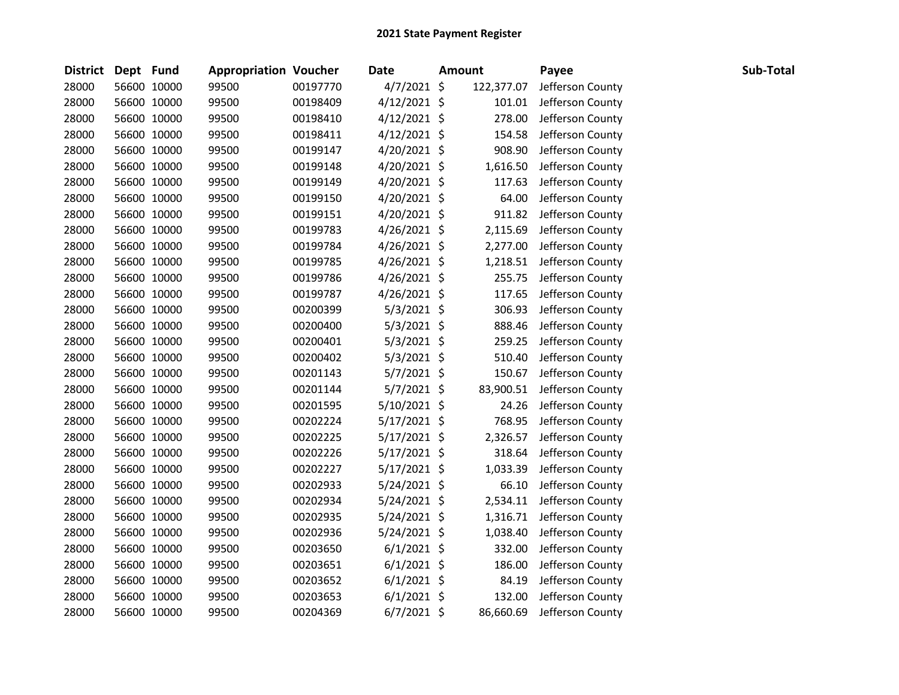## 2021 State Payment Register

| District | Dept | Fund | Appropriation | Voucher | Date | Amount | Payee | Sub-Total |
|---|---|---|---|---|---|---|---|---|
| 28000 | 56600 | 10000 | 99500 | 00197770 | 4/7/2021 | $ 122,377.07 | Jefferson County | |
| 28000 | 56600 | 10000 | 99500 | 00198409 | 4/12/2021 | $ 101.01 | Jefferson County | |
| 28000 | 56600 | 10000 | 99500 | 00198410 | 4/12/2021 | $ 278.00 | Jefferson County | |
| 28000 | 56600 | 10000 | 99500 | 00198411 | 4/12/2021 | $ 154.58 | Jefferson County | |
| 28000 | 56600 | 10000 | 99500 | 00199147 | 4/20/2021 | $ 908.90 | Jefferson County | |
| 28000 | 56600 | 10000 | 99500 | 00199148 | 4/20/2021 | $ 1,616.50 | Jefferson County | |
| 28000 | 56600 | 10000 | 99500 | 00199149 | 4/20/2021 | $ 117.63 | Jefferson County | |
| 28000 | 56600 | 10000 | 99500 | 00199150 | 4/20/2021 | $ 64.00 | Jefferson County | |
| 28000 | 56600 | 10000 | 99500 | 00199151 | 4/20/2021 | $ 911.82 | Jefferson County | |
| 28000 | 56600 | 10000 | 99500 | 00199783 | 4/26/2021 | $ 2,115.69 | Jefferson County | |
| 28000 | 56600 | 10000 | 99500 | 00199784 | 4/26/2021 | $ 2,277.00 | Jefferson County | |
| 28000 | 56600 | 10000 | 99500 | 00199785 | 4/26/2021 | $ 1,218.51 | Jefferson County | |
| 28000 | 56600 | 10000 | 99500 | 00199786 | 4/26/2021 | $ 255.75 | Jefferson County | |
| 28000 | 56600 | 10000 | 99500 | 00199787 | 4/26/2021 | $ 117.65 | Jefferson County | |
| 28000 | 56600 | 10000 | 99500 | 00200399 | 5/3/2021 | $ 306.93 | Jefferson County | |
| 28000 | 56600 | 10000 | 99500 | 00200400 | 5/3/2021 | $ 888.46 | Jefferson County | |
| 28000 | 56600 | 10000 | 99500 | 00200401 | 5/3/2021 | $ 259.25 | Jefferson County | |
| 28000 | 56600 | 10000 | 99500 | 00200402 | 5/3/2021 | $ 510.40 | Jefferson County | |
| 28000 | 56600 | 10000 | 99500 | 00201143 | 5/7/2021 | $ 150.67 | Jefferson County | |
| 28000 | 56600 | 10000 | 99500 | 00201144 | 5/7/2021 | $ 83,900.51 | Jefferson County | |
| 28000 | 56600 | 10000 | 99500 | 00201595 | 5/10/2021 | $ 24.26 | Jefferson County | |
| 28000 | 56600 | 10000 | 99500 | 00202224 | 5/17/2021 | $ 768.95 | Jefferson County | |
| 28000 | 56600 | 10000 | 99500 | 00202225 | 5/17/2021 | $ 2,326.57 | Jefferson County | |
| 28000 | 56600 | 10000 | 99500 | 00202226 | 5/17/2021 | $ 318.64 | Jefferson County | |
| 28000 | 56600 | 10000 | 99500 | 00202227 | 5/17/2021 | $ 1,033.39 | Jefferson County | |
| 28000 | 56600 | 10000 | 99500 | 00202933 | 5/24/2021 | $ 66.10 | Jefferson County | |
| 28000 | 56600 | 10000 | 99500 | 00202934 | 5/24/2021 | $ 2,534.11 | Jefferson County | |
| 28000 | 56600 | 10000 | 99500 | 00202935 | 5/24/2021 | $ 1,316.71 | Jefferson County | |
| 28000 | 56600 | 10000 | 99500 | 00202936 | 5/24/2021 | $ 1,038.40 | Jefferson County | |
| 28000 | 56600 | 10000 | 99500 | 00203650 | 6/1/2021 | $ 332.00 | Jefferson County | |
| 28000 | 56600 | 10000 | 99500 | 00203651 | 6/1/2021 | $ 186.00 | Jefferson County | |
| 28000 | 56600 | 10000 | 99500 | 00203652 | 6/1/2021 | $ 84.19 | Jefferson County | |
| 28000 | 56600 | 10000 | 99500 | 00203653 | 6/1/2021 | $ 132.00 | Jefferson County | |
| 28000 | 56600 | 10000 | 99500 | 00204369 | 6/7/2021 | $ 86,660.69 | Jefferson County | |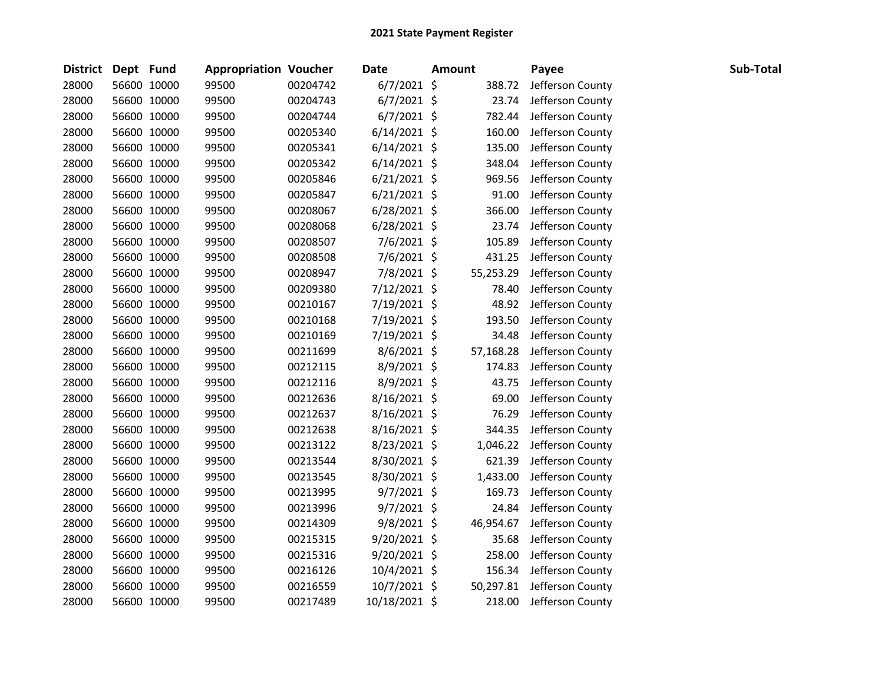# 2021 State Payment Register

| District | Dept | Fund | Appropriation | Voucher | Date | Amount | Payee | Sub-Total |
|---|---|---|---|---|---|---|---|---|
| 28000 | 56600 | 10000 | 99500 | 00204742 | 6/7/2021 | $ 388.72 | Jefferson County | |
| 28000 | 56600 | 10000 | 99500 | 00204743 | 6/7/2021 | $ 23.74 | Jefferson County | |
| 28000 | 56600 | 10000 | 99500 | 00204744 | 6/7/2021 | $ 782.44 | Jefferson County | |
| 28000 | 56600 | 10000 | 99500 | 00205340 | 6/14/2021 | $ 160.00 | Jefferson County | |
| 28000 | 56600 | 10000 | 99500 | 00205341 | 6/14/2021 | $ 135.00 | Jefferson County | |
| 28000 | 56600 | 10000 | 99500 | 00205342 | 6/14/2021 | $ 348.04 | Jefferson County | |
| 28000 | 56600 | 10000 | 99500 | 00205846 | 6/21/2021 | $ 969.56 | Jefferson County | |
| 28000 | 56600 | 10000 | 99500 | 00205847 | 6/21/2021 | $ 91.00 | Jefferson County | |
| 28000 | 56600 | 10000 | 99500 | 00208067 | 6/28/2021 | $ 366.00 | Jefferson County | |
| 28000 | 56600 | 10000 | 99500 | 00208068 | 6/28/2021 | $ 23.74 | Jefferson County | |
| 28000 | 56600 | 10000 | 99500 | 00208507 | 7/6/2021 | $ 105.89 | Jefferson County | |
| 28000 | 56600 | 10000 | 99500 | 00208508 | 7/6/2021 | $ 431.25 | Jefferson County | |
| 28000 | 56600 | 10000 | 99500 | 00208947 | 7/8/2021 | $ 55,253.29 | Jefferson County | |
| 28000 | 56600 | 10000 | 99500 | 00209380 | 7/12/2021 | $ 78.40 | Jefferson County | |
| 28000 | 56600 | 10000 | 99500 | 00210167 | 7/19/2021 | $ 48.92 | Jefferson County | |
| 28000 | 56600 | 10000 | 99500 | 00210168 | 7/19/2021 | $ 193.50 | Jefferson County | |
| 28000 | 56600 | 10000 | 99500 | 00210169 | 7/19/2021 | $ 34.48 | Jefferson County | |
| 28000 | 56600 | 10000 | 99500 | 00211699 | 8/6/2021 | $ 57,168.28 | Jefferson County | |
| 28000 | 56600 | 10000 | 99500 | 00212115 | 8/9/2021 | $ 174.83 | Jefferson County | |
| 28000 | 56600 | 10000 | 99500 | 00212116 | 8/9/2021 | $ 43.75 | Jefferson County | |
| 28000 | 56600 | 10000 | 99500 | 00212636 | 8/16/2021 | $ 69.00 | Jefferson County | |
| 28000 | 56600 | 10000 | 99500 | 00212637 | 8/16/2021 | $ 76.29 | Jefferson County | |
| 28000 | 56600 | 10000 | 99500 | 00212638 | 8/16/2021 | $ 344.35 | Jefferson County | |
| 28000 | 56600 | 10000 | 99500 | 00213122 | 8/23/2021 | $ 1,046.22 | Jefferson County | |
| 28000 | 56600 | 10000 | 99500 | 00213544 | 8/30/2021 | $ 621.39 | Jefferson County | |
| 28000 | 56600 | 10000 | 99500 | 00213545 | 8/30/2021 | $ 1,433.00 | Jefferson County | |
| 28000 | 56600 | 10000 | 99500 | 00213995 | 9/7/2021 | $ 169.73 | Jefferson County | |
| 28000 | 56600 | 10000 | 99500 | 00213996 | 9/7/2021 | $ 24.84 | Jefferson County | |
| 28000 | 56600 | 10000 | 99500 | 00214309 | 9/8/2021 | $ 46,954.67 | Jefferson County | |
| 28000 | 56600 | 10000 | 99500 | 00215315 | 9/20/2021 | $ 35.68 | Jefferson County | |
| 28000 | 56600 | 10000 | 99500 | 00215316 | 9/20/2021 | $ 258.00 | Jefferson County | |
| 28000 | 56600 | 10000 | 99500 | 00216126 | 10/4/2021 | $ 156.34 | Jefferson County | |
| 28000 | 56600 | 10000 | 99500 | 00216559 | 10/7/2021 | $ 50,297.81 | Jefferson County | |
| 28000 | 56600 | 10000 | 99500 | 00217489 | 10/18/2021 | $ 218.00 | Jefferson County | |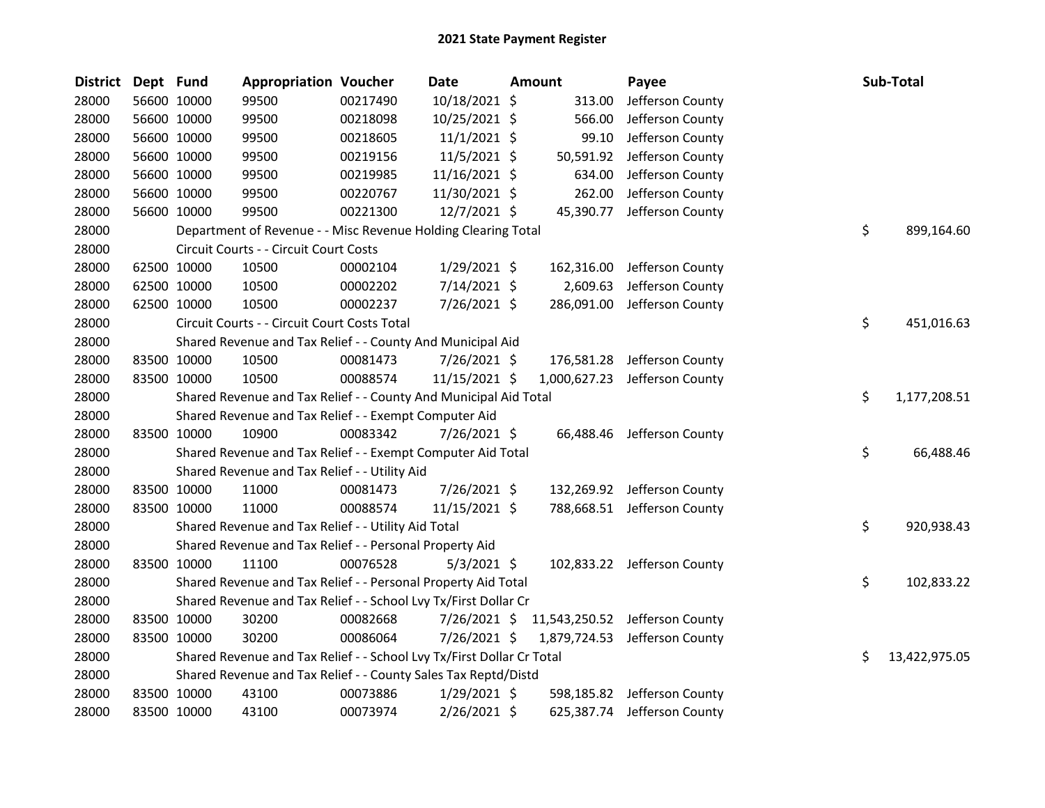# 2021 State Payment Register

| District | Dept | Fund | Appropriation | Voucher | Date | Amount | Payee | Sub-Total |
|---|---|---|---|---|---|---|---|---|
| 28000 | 56600 | 10000 | 99500 | 00217490 | 10/18/2021 | $ 313.00 | Jefferson County | |
| 28000 | 56600 | 10000 | 99500 | 00218098 | 10/25/2021 | $ 566.00 | Jefferson County | |
| 28000 | 56600 | 10000 | 99500 | 00218605 | 11/1/2021 | $ 99.10 | Jefferson County | |
| 28000 | 56600 | 10000 | 99500 | 00219156 | 11/5/2021 | $ 50,591.92 | Jefferson County | |
| 28000 | 56600 | 10000 | 99500 | 00219985 | 11/16/2021 | $ 634.00 | Jefferson County | |
| 28000 | 56600 | 10000 | 99500 | 00220767 | 11/30/2021 | $ 262.00 | Jefferson County | |
| 28000 | 56600 | 10000 | 99500 | 00221300 | 12/7/2021 | $ 45,390.77 | Jefferson County | |
| 28000 | | Department of Revenue - - Misc Revenue Holding Clearing Total | | | | | | $ 899,164.60 |
| 28000 | | Circuit Courts - - Circuit Court Costs | | | | | | |
| 28000 | 62500 | 10000 | 10500 | 00002104 | 1/29/2021 | $ 162,316.00 | Jefferson County | |
| 28000 | 62500 | 10000 | 10500 | 00002202 | 7/14/2021 | $ 2,609.63 | Jefferson County | |
| 28000 | 62500 | 10000 | 10500 | 00002237 | 7/26/2021 | $ 286,091.00 | Jefferson County | |
| 28000 | | Circuit Courts - - Circuit Court Costs Total | | | | | | $ 451,016.63 |
| 28000 | | Shared Revenue and Tax Relief - - County And Municipal Aid | | | | | | |
| 28000 | 83500 | 10000 | 10500 | 00081473 | 7/26/2021 | $ 176,581.28 | Jefferson County | |
| 28000 | 83500 | 10000 | 10500 | 00088574 | 11/15/2021 | $ 1,000,627.23 | Jefferson County | |
| 28000 | | Shared Revenue and Tax Relief - - County And Municipal Aid Total | | | | | | $ 1,177,208.51 |
| 28000 | | Shared Revenue and Tax Relief - - Exempt Computer Aid | | | | | | |
| 28000 | 83500 | 10000 | 10900 | 00083342 | 7/26/2021 | $ 66,488.46 | Jefferson County | |
| 28000 | | Shared Revenue and Tax Relief - - Exempt Computer Aid Total | | | | | | $ 66,488.46 |
| 28000 | | Shared Revenue and Tax Relief - - Utility Aid | | | | | | |
| 28000 | 83500 | 10000 | 11000 | 00081473 | 7/26/2021 | $ 132,269.92 | Jefferson County | |
| 28000 | 83500 | 10000 | 11000 | 00088574 | 11/15/2021 | $ 788,668.51 | Jefferson County | |
| 28000 | | Shared Revenue and Tax Relief - - Utility Aid Total | | | | | | $ 920,938.43 |
| 28000 | | Shared Revenue and Tax Relief - - Personal Property Aid | | | | | | |
| 28000 | 83500 | 10000 | 11100 | 00076528 | 5/3/2021 | $ 102,833.22 | Jefferson County | |
| 28000 | | Shared Revenue and Tax Relief - - Personal Property Aid Total | | | | | | $ 102,833.22 |
| 28000 | | Shared Revenue and Tax Relief - - School Lvy Tx/First Dollar Cr | | | | | | |
| 28000 | 83500 | 10000 | 30200 | 00082668 | 7/26/2021 | $ 11,543,250.52 | Jefferson County | |
| 28000 | 83500 | 10000 | 30200 | 00086064 | 7/26/2021 | $ 1,879,724.53 | Jefferson County | |
| 28000 | | Shared Revenue and Tax Relief - - School Lvy Tx/First Dollar Cr Total | | | | | | $ 13,422,975.05 |
| 28000 | | Shared Revenue and Tax Relief - - County Sales Tax Reptd/Distd | | | | | | |
| 28000 | 83500 | 10000 | 43100 | 00073886 | 1/29/2021 | $ 598,185.82 | Jefferson County | |
| 28000 | 83500 | 10000 | 43100 | 00073974 | 2/26/2021 | $ 625,387.74 | Jefferson County | |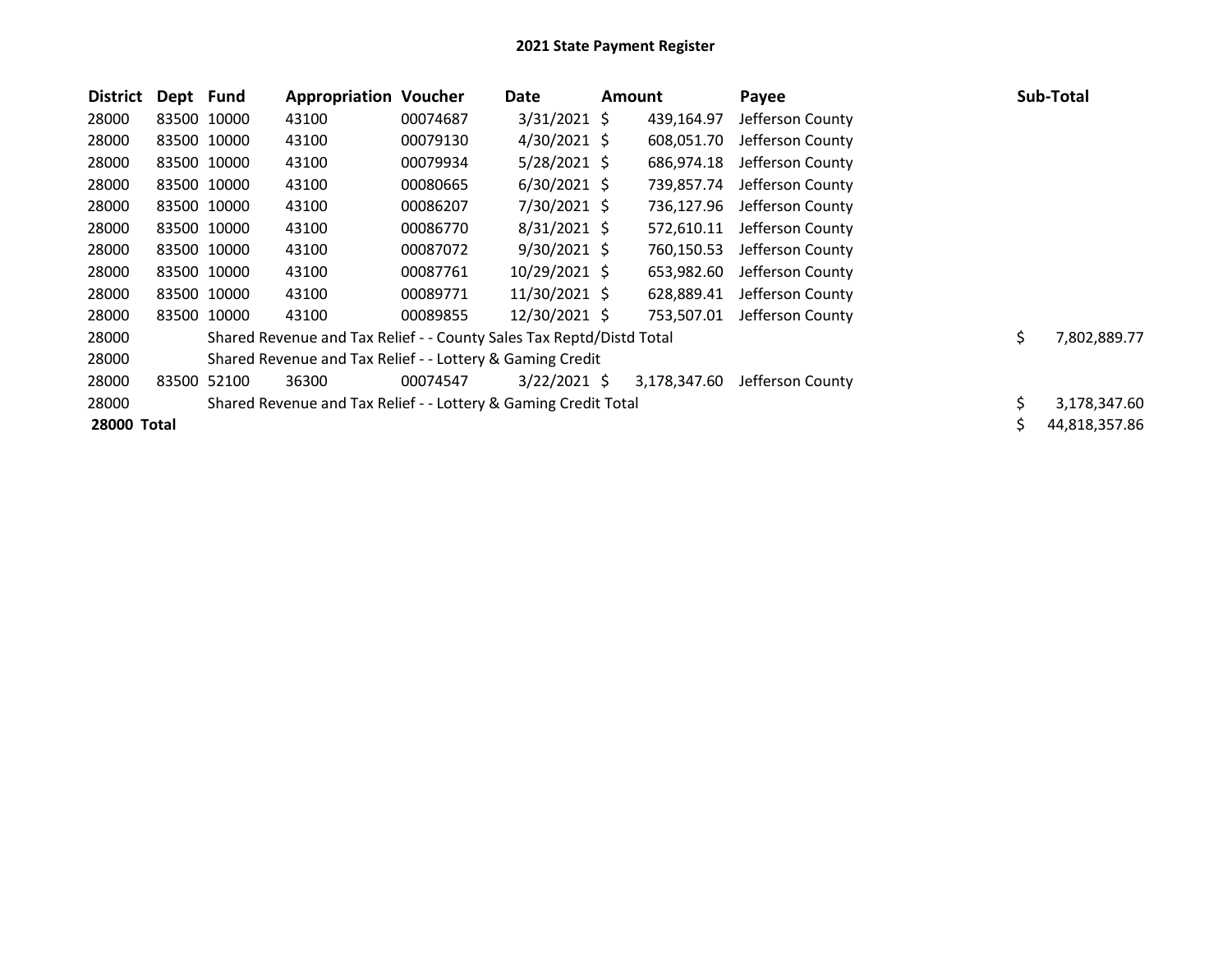## 2021 State Payment Register

| District | Dept | Fund | Appropriation | Voucher | Date | Amount | Payee | Sub-Total |
|---|---|---|---|---|---|---|---|---|
| 28000 | 83500 | 10000 | 43100 | 00074687 | 3/31/2021 | $ 439,164.97 | Jefferson County | |
| 28000 | 83500 | 10000 | 43100 | 00079130 | 4/30/2021 | $ 608,051.70 | Jefferson County | |
| 28000 | 83500 | 10000 | 43100 | 00079934 | 5/28/2021 | $ 686,974.18 | Jefferson County | |
| 28000 | 83500 | 10000 | 43100 | 00080665 | 6/30/2021 | $ 739,857.74 | Jefferson County | |
| 28000 | 83500 | 10000 | 43100 | 00086207 | 7/30/2021 | $ 736,127.96 | Jefferson County | |
| 28000 | 83500 | 10000 | 43100 | 00086770 | 8/31/2021 | $ 572,610.11 | Jefferson County | |
| 28000 | 83500 | 10000 | 43100 | 00087072 | 9/30/2021 | $ 760,150.53 | Jefferson County | |
| 28000 | 83500 | 10000 | 43100 | 00087761 | 10/29/2021 | $ 653,982.60 | Jefferson County | |
| 28000 | 83500 | 10000 | 43100 | 00089771 | 11/30/2021 | $ 628,889.41 | Jefferson County | |
| 28000 | 83500 | 10000 | 43100 | 00089855 | 12/30/2021 | $ 753,507.01 | Jefferson County | |
| 28000 | | Shared Revenue and Tax Relief - - County Sales Tax Reptd/Distd Total | | | | | | $ 7,802,889.77 |
| 28000 | | Shared Revenue and Tax Relief - - Lottery & Gaming Credit | | | | | | |
| 28000 | 83500 | 52100 | 36300 | 00074547 | 3/22/2021 | $ 3,178,347.60 | Jefferson County | |
| 28000 | | Shared Revenue and Tax Relief - - Lottery & Gaming Credit Total | | | | | | $ 3,178,347.60 |
| **28000 Total** | | | | | | | | $ 44,818,357.86 |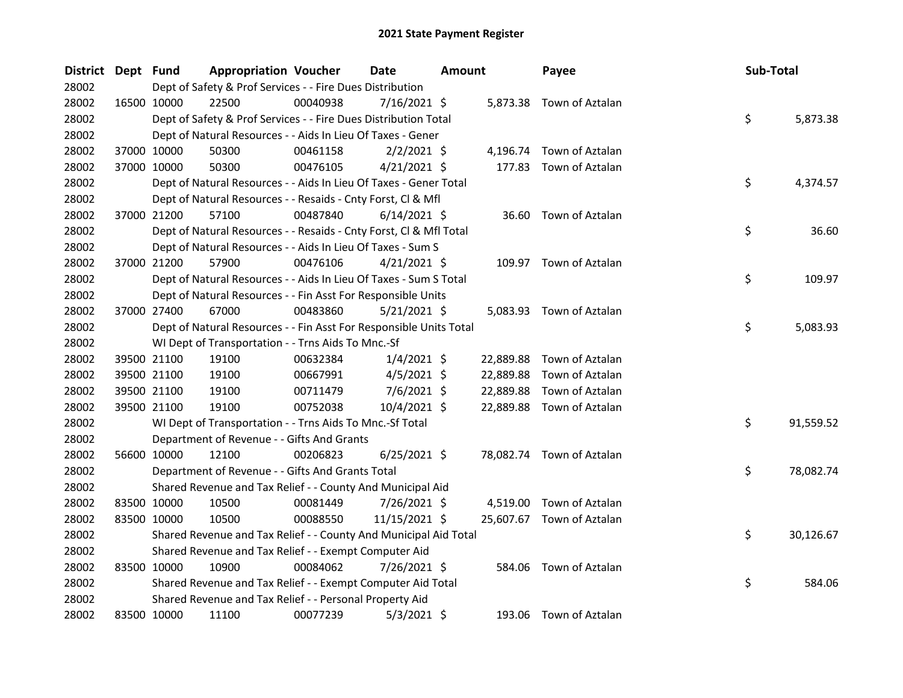# 2021 State Payment Register

| District | Dept | Fund | Appropriation | Voucher | Date | Amount | Payee | Sub-Total |
|---|---|---|---|---|---|---|---|---|
| 28002 | | Dept of Safety & Prof Services - - Fire Dues Distribution | | | | | | |
| 28002 | 16500 | 10000 | 22500 | 00040938 | 7/16/2021 | $ 5,873.38 | Town of Aztalan | |
| 28002 | | Dept of Safety & Prof Services - - Fire Dues Distribution Total | | | | | | $ 5,873.38 |
| 28002 | | Dept of Natural Resources - - Aids In Lieu Of Taxes - Gener | | | | | | |
| 28002 | 37000 | 10000 | 50300 | 00461158 | 2/2/2021 | $ 4,196.74 | Town of Aztalan | |
| 28002 | 37000 | 10000 | 50300 | 00476105 | 4/21/2021 | $ 177.83 | Town of Aztalan | |
| 28002 | | Dept of Natural Resources - - Aids In Lieu Of Taxes - Gener Total | | | | | | $ 4,374.57 |
| 28002 | | Dept of Natural Resources - - Resaids - Cnty Forst, Cl & Mfl | | | | | | |
| 28002 | 37000 | 21200 | 57100 | 00487840 | 6/14/2021 | $ 36.60 | Town of Aztalan | |
| 28002 | | Dept of Natural Resources - - Resaids - Cnty Forst, Cl & Mfl Total | | | | | | $ 36.60 |
| 28002 | | Dept of Natural Resources - - Aids In Lieu Of Taxes - Sum S | | | | | | |
| 28002 | 37000 | 21200 | 57900 | 00476106 | 4/21/2021 | $ 109.97 | Town of Aztalan | |
| 28002 | | Dept of Natural Resources - - Aids In Lieu Of Taxes - Sum S Total | | | | | | $ 109.97 |
| 28002 | | Dept of Natural Resources - - Fin Asst For Responsible Units | | | | | | |
| 28002 | 37000 | 27400 | 67000 | 00483860 | 5/21/2021 | $ 5,083.93 | Town of Aztalan | |
| 28002 | | Dept of Natural Resources - - Fin Asst For Responsible Units Total | | | | | | $ 5,083.93 |
| 28002 | | WI Dept of Transportation - - Trns Aids To Mnc.-Sf | | | | | | |
| 28002 | 39500 | 21100 | 19100 | 00632384 | 1/4/2021 | $ 22,889.88 | Town of Aztalan | |
| 28002 | 39500 | 21100 | 19100 | 00667991 | 4/5/2021 | $ 22,889.88 | Town of Aztalan | |
| 28002 | 39500 | 21100 | 19100 | 00711479 | 7/6/2021 | $ 22,889.88 | Town of Aztalan | |
| 28002 | 39500 | 21100 | 19100 | 00752038 | 10/4/2021 | $ 22,889.88 | Town of Aztalan | |
| 28002 | | WI Dept of Transportation - - Trns Aids To Mnc.-Sf Total | | | | | | $ 91,559.52 |
| 28002 | | Department of Revenue - - Gifts And Grants | | | | | | |
| 28002 | 56600 | 10000 | 12100 | 00206823 | 6/25/2021 | $ 78,082.74 | Town of Aztalan | |
| 28002 | | Department of Revenue - - Gifts And Grants Total | | | | | | $ 78,082.74 |
| 28002 | | Shared Revenue and Tax Relief - - County And Municipal Aid | | | | | | |
| 28002 | 83500 | 10000 | 10500 | 00081449 | 7/26/2021 | $ 4,519.00 | Town of Aztalan | |
| 28002 | 83500 | 10000 | 10500 | 00088550 | 11/15/2021 | $ 25,607.67 | Town of Aztalan | |
| 28002 | | Shared Revenue and Tax Relief - - County And Municipal Aid Total | | | | | | $ 30,126.67 |
| 28002 | | Shared Revenue and Tax Relief - - Exempt Computer Aid | | | | | | |
| 28002 | 83500 | 10000 | 10900 | 00084062 | 7/26/2021 | $ 584.06 | Town of Aztalan | |
| 28002 | | Shared Revenue and Tax Relief - - Exempt Computer Aid Total | | | | | | $ 584.06 |
| 28002 | | Shared Revenue and Tax Relief - - Personal Property Aid | | | | | | |
| 28002 | 83500 | 10000 | 11100 | 00077239 | 5/3/2021 | $ 193.06 | Town of Aztalan | |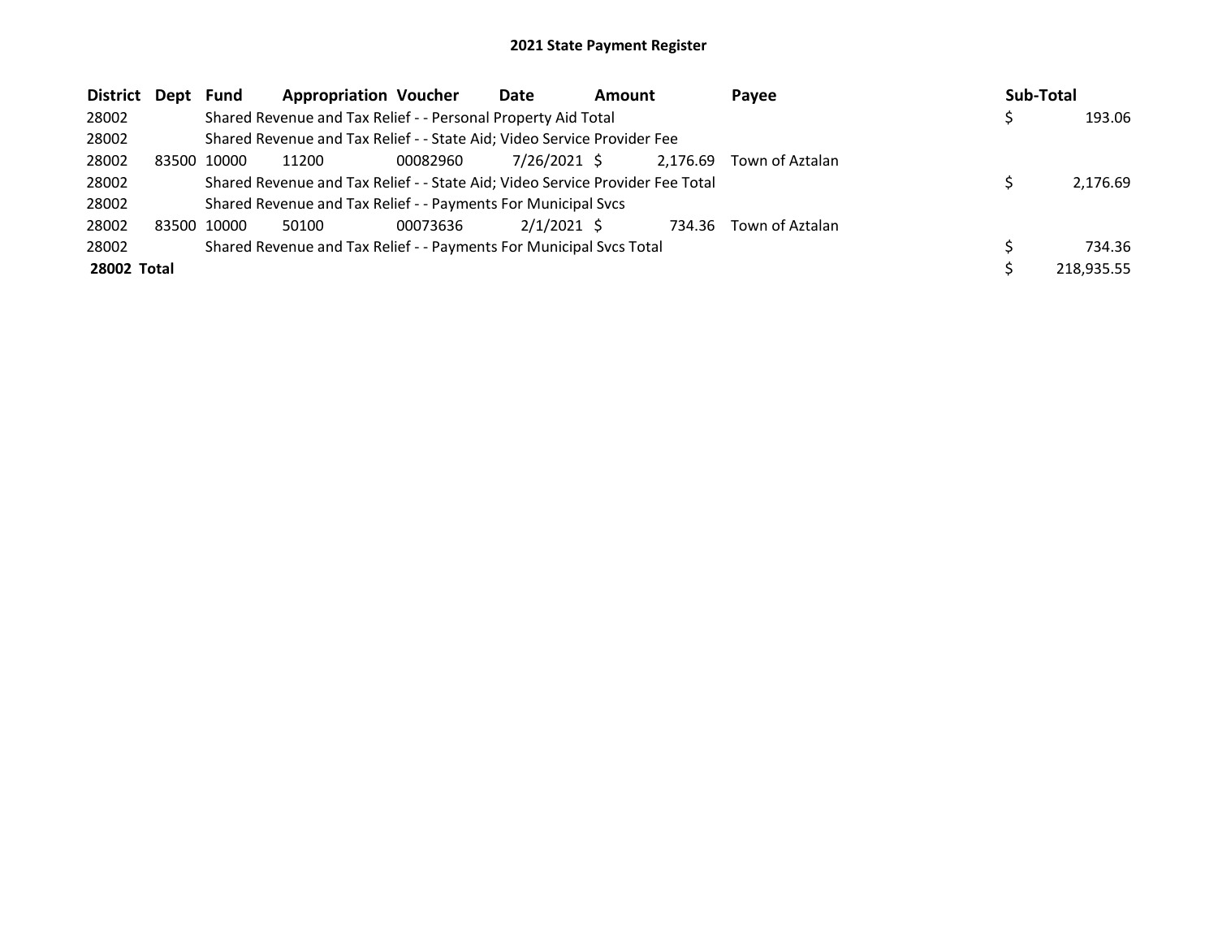# 2021 State Payment Register

| District | Dept | Fund | Appropriation | Voucher | Date | Amount | Payee | Sub-Total |
|---|---|---|---|---|---|---|---|---|
| 28002 | | Shared Revenue and Tax Relief - - Personal Property Aid Total | | | | | | $ 193.06 |
| 28002 | | Shared Revenue and Tax Relief - - State Aid; Video Service Provider Fee | | | | | | |
| 28002 | 83500 | 10000 | 11200 | 00082960 | 7/26/2021 | $ 2,176.69 | Town of Aztalan | |
| 28002 | | Shared Revenue and Tax Relief - - State Aid; Video Service Provider Fee Total | | | | | | $ 2,176.69 |
| 28002 | | Shared Revenue and Tax Relief - - Payments For Municipal Svcs | | | | | | |
| 28002 | 83500 | 10000 | 50100 | 00073636 | 2/1/2021 | $ 734.36 | Town of Aztalan | |
| 28002 | | Shared Revenue and Tax Relief - - Payments For Municipal Svcs Total | | | | | | $ 734.36 |
| **28002 Total** | | | | | | | | $ 218,935.55 |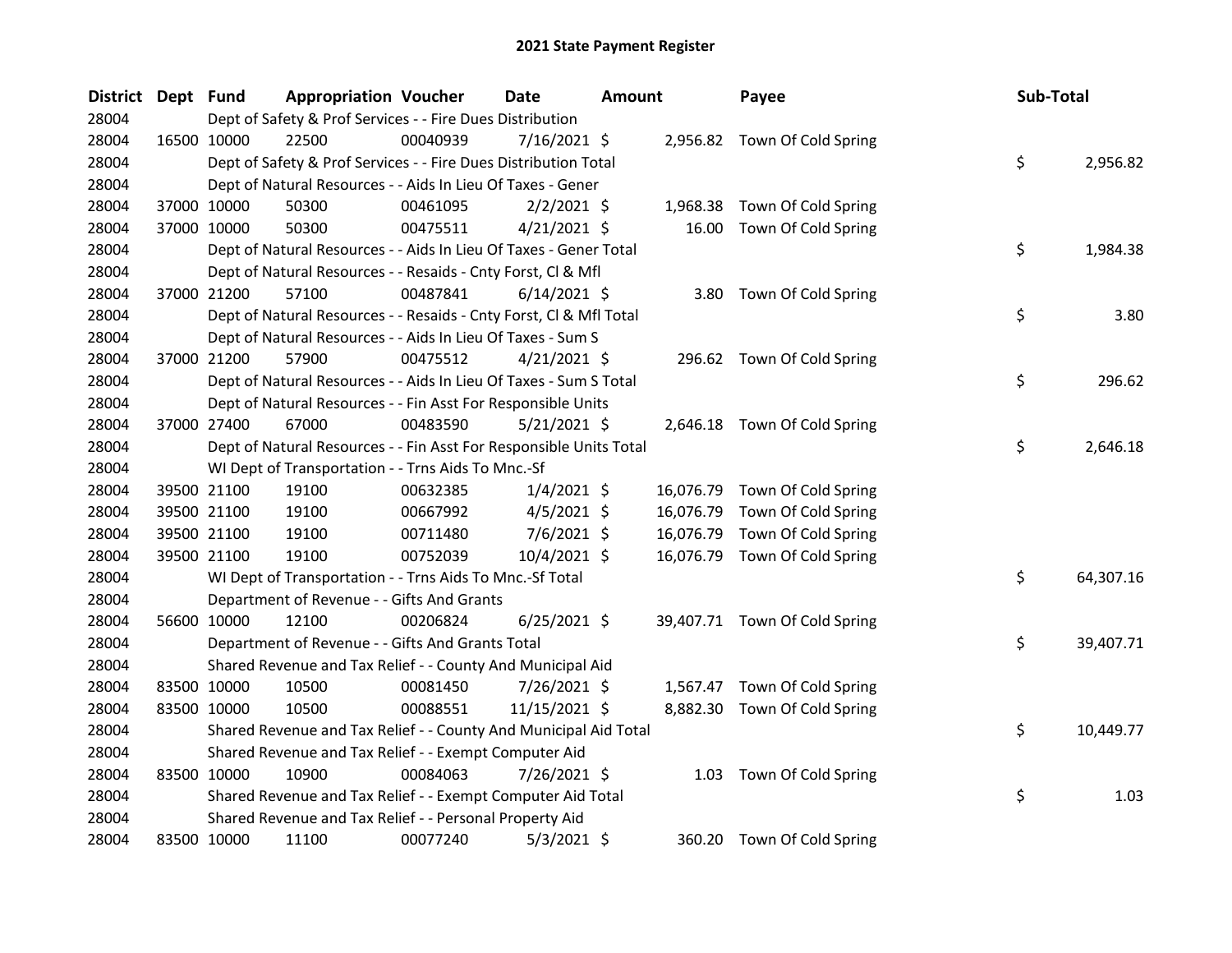# 2021 State Payment Register

| District | Dept | Fund | Appropriation | Voucher | Date | Amount | Payee | Sub-Total |
|---|---|---|---|---|---|---|---|---|
| 28004 | | | Dept of Safety & Prof Services - - Fire Dues Distribution | | | | | |
| 28004 | 16500 | 10000 | 22500 | 00040939 | 7/16/2021 | $ 2,956.82 | Town Of Cold Spring | |
| 28004 | | | Dept of Safety & Prof Services - - Fire Dues Distribution Total | | | | | $ 2,956.82 |
| 28004 | | | Dept of Natural Resources - - Aids In Lieu Of Taxes - Gener | | | | | |
| 28004 | 37000 | 10000 | 50300 | 00461095 | 2/2/2021 | $ 1,968.38 | Town Of Cold Spring | |
| 28004 | 37000 | 10000 | 50300 | 00475511 | 4/21/2021 | $ 16.00 | Town Of Cold Spring | |
| 28004 | | | Dept of Natural Resources - - Aids In Lieu Of Taxes - Gener Total | | | | | $ 1,984.38 |
| 28004 | | | Dept of Natural Resources - - Resaids - Cnty Forst, Cl & Mfl | | | | | |
| 28004 | 37000 | 21200 | 57100 | 00487841 | 6/14/2021 | $ 3.80 | Town Of Cold Spring | |
| 28004 | | | Dept of Natural Resources - - Resaids - Cnty Forst, Cl & Mfl Total | | | | | $ 3.80 |
| 28004 | | | Dept of Natural Resources - - Aids In Lieu Of Taxes - Sum S | | | | | |
| 28004 | 37000 | 21200 | 57900 | 00475512 | 4/21/2021 | $ 296.62 | Town Of Cold Spring | |
| 28004 | | | Dept of Natural Resources - - Aids In Lieu Of Taxes - Sum S Total | | | | | $ 296.62 |
| 28004 | | | Dept of Natural Resources - - Fin Asst For Responsible Units | | | | | |
| 28004 | 37000 | 27400 | 67000 | 00483590 | 5/21/2021 | $ 2,646.18 | Town Of Cold Spring | |
| 28004 | | | Dept of Natural Resources - - Fin Asst For Responsible Units Total | | | | | $ 2,646.18 |
| 28004 | | | WI Dept of Transportation - - Trns Aids To Mnc.-Sf | | | | | |
| 28004 | 39500 | 21100 | 19100 | 00632385 | 1/4/2021 | $ 16,076.79 | Town Of Cold Spring | |
| 28004 | 39500 | 21100 | 19100 | 00667992 | 4/5/2021 | $ 16,076.79 | Town Of Cold Spring | |
| 28004 | 39500 | 21100 | 19100 | 00711480 | 7/6/2021 | $ 16,076.79 | Town Of Cold Spring | |
| 28004 | 39500 | 21100 | 19100 | 00752039 | 10/4/2021 | $ 16,076.79 | Town Of Cold Spring | |
| 28004 | | | WI Dept of Transportation - - Trns Aids To Mnc.-Sf Total | | | | | $ 64,307.16 |
| 28004 | | | Department of Revenue - - Gifts And Grants | | | | | |
| 28004 | 56600 | 10000 | 12100 | 00206824 | 6/25/2021 | $ 39,407.71 | Town Of Cold Spring | |
| 28004 | | | Department of Revenue - - Gifts And Grants Total | | | | | $ 39,407.71 |
| 28004 | | | Shared Revenue and Tax Relief - - County And Municipal Aid | | | | | |
| 28004 | 83500 | 10000 | 10500 | 00081450 | 7/26/2021 | $ 1,567.47 | Town Of Cold Spring | |
| 28004 | 83500 | 10000 | 10500 | 00088551 | 11/15/2021 | $ 8,882.30 | Town Of Cold Spring | |
| 28004 | | | Shared Revenue and Tax Relief - - County And Municipal Aid Total | | | | | $ 10,449.77 |
| 28004 | | | Shared Revenue and Tax Relief - - Exempt Computer Aid | | | | | |
| 28004 | 83500 | 10000 | 10900 | 00084063 | 7/26/2021 | $ 1.03 | Town Of Cold Spring | |
| 28004 | | | Shared Revenue and Tax Relief - - Exempt Computer Aid Total | | | | | $ 1.03 |
| 28004 | | | Shared Revenue and Tax Relief - - Personal Property Aid | | | | | |
| 28004 | 83500 | 10000 | 11100 | 00077240 | 5/3/2021 | $ 360.20 | Town Of Cold Spring | |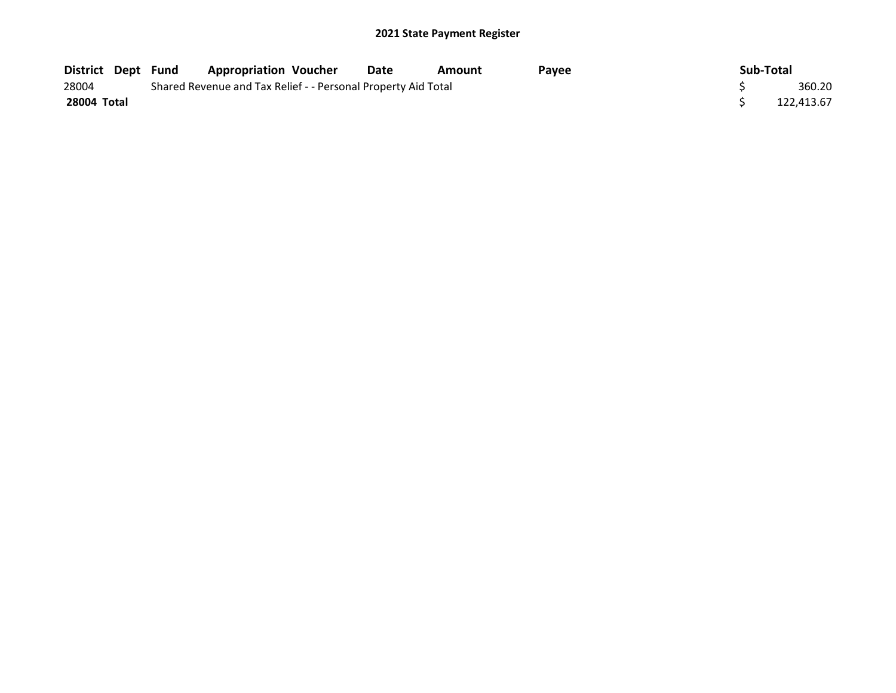## 2021 State Payment Register

| District | Dept | Fund | Appropriation | Voucher | Date | Amount | Payee | Sub-Total |
|---|---|---|---|---|---|---|---|---|
| 28004 | | Shared Revenue and Tax Relief - - Personal Property Aid Total | | | | | | $ 360.20 |
| **28004 Total** | | | | | | | | $ 122,413.67 |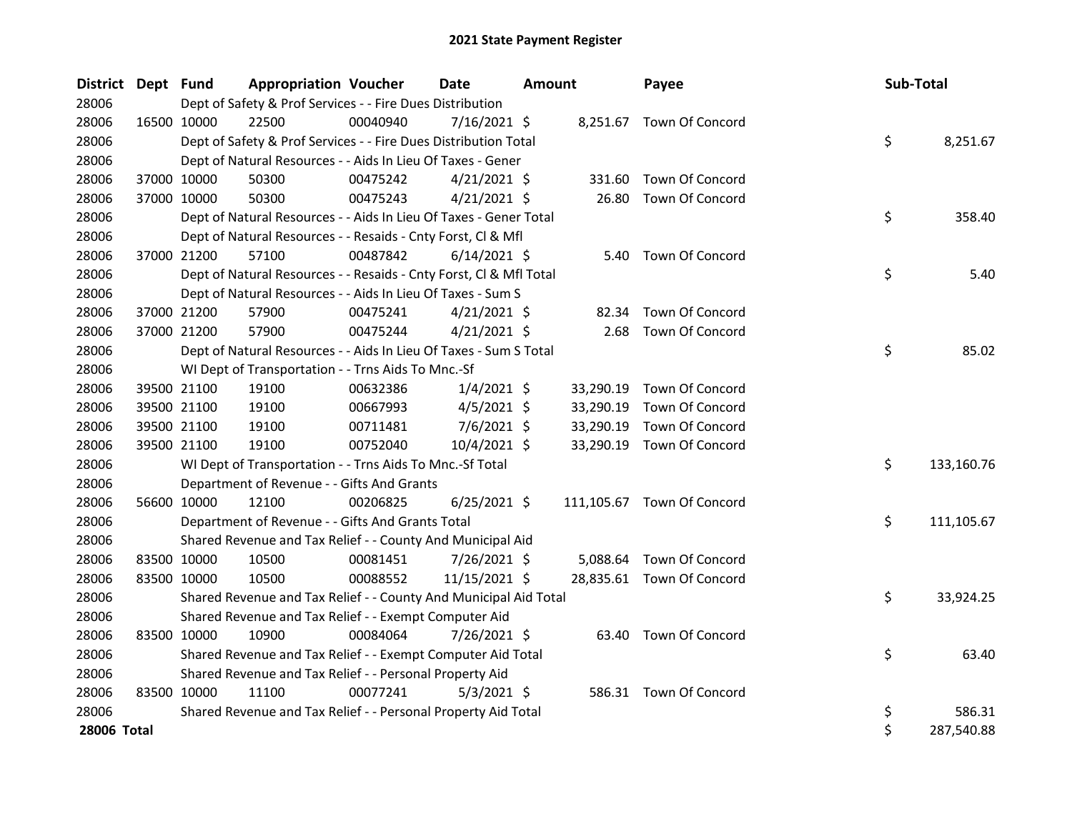# 2021 State Payment Register

| District | Dept | Fund | Appropriation | Voucher | Date | Amount | Payee | Sub-Total |
|---|---|---|---|---|---|---|---|---|
| 28006 | | | Dept of Safety & Prof Services - - Fire Dues Distribution | | | | | |
| 28006 | 16500 | 10000 | 22500 | 00040940 | 7/16/2021 | $ 8,251.67 | Town Of Concord | |
| 28006 | | | Dept of Safety & Prof Services - - Fire Dues Distribution Total | | | | | $ 8,251.67 |
| 28006 | | | Dept of Natural Resources - - Aids In Lieu Of Taxes - Gener | | | | | |
| 28006 | 37000 | 10000 | 50300 | 00475242 | 4/21/2021 | $ 331.60 | Town Of Concord | |
| 28006 | 37000 | 10000 | 50300 | 00475243 | 4/21/2021 | $ 26.80 | Town Of Concord | |
| 28006 | | | Dept of Natural Resources - - Aids In Lieu Of Taxes - Gener Total | | | | | $ 358.40 |
| 28006 | | | Dept of Natural Resources - - Resaids - Cnty Forst, Cl & Mfl | | | | | |
| 28006 | 37000 | 21200 | 57100 | 00487842 | 6/14/2021 | $ 5.40 | Town Of Concord | |
| 28006 | | | Dept of Natural Resources - - Resaids - Cnty Forst, Cl & Mfl Total | | | | | $ 5.40 |
| 28006 | | | Dept of Natural Resources - - Aids In Lieu Of Taxes - Sum S | | | | | |
| 28006 | 37000 | 21200 | 57900 | 00475241 | 4/21/2021 | $ 82.34 | Town Of Concord | |
| 28006 | 37000 | 21200 | 57900 | 00475244 | 4/21/2021 | $ 2.68 | Town Of Concord | |
| 28006 | | | Dept of Natural Resources - - Aids In Lieu Of Taxes - Sum S Total | | | | | $ 85.02 |
| 28006 | | | WI Dept of Transportation - - Trns Aids To Mnc.-Sf | | | | | |
| 28006 | 39500 | 21100 | 19100 | 00632386 | 1/4/2021 | $ 33,290.19 | Town Of Concord | |
| 28006 | 39500 | 21100 | 19100 | 00667993 | 4/5/2021 | $ 33,290.19 | Town Of Concord | |
| 28006 | 39500 | 21100 | 19100 | 00711481 | 7/6/2021 | $ 33,290.19 | Town Of Concord | |
| 28006 | 39500 | 21100 | 19100 | 00752040 | 10/4/2021 | $ 33,290.19 | Town Of Concord | |
| 28006 | | | WI Dept of Transportation - - Trns Aids To Mnc.-Sf Total | | | | | $ 133,160.76 |
| 28006 | | | Department of Revenue - - Gifts And Grants | | | | | |
| 28006 | 56600 | 10000 | 12100 | 00206825 | 6/25/2021 | $ 111,105.67 | Town Of Concord | |
| 28006 | | | Department of Revenue - - Gifts And Grants Total | | | | | $ 111,105.67 |
| 28006 | | | Shared Revenue and Tax Relief - - County And Municipal Aid | | | | | |
| 28006 | 83500 | 10000 | 10500 | 00081451 | 7/26/2021 | $ 5,088.64 | Town Of Concord | |
| 28006 | 83500 | 10000 | 10500 | 00088552 | 11/15/2021 | $ 28,835.61 | Town Of Concord | |
| 28006 | | | Shared Revenue and Tax Relief - - County And Municipal Aid Total | | | | | $ 33,924.25 |
| 28006 | | | Shared Revenue and Tax Relief - - Exempt Computer Aid | | | | | |
| 28006 | 83500 | 10000 | 10900 | 00084064 | 7/26/2021 | $ 63.40 | Town Of Concord | |
| 28006 | | | Shared Revenue and Tax Relief - - Exempt Computer Aid Total | | | | | $ 63.40 |
| 28006 | | | Shared Revenue and Tax Relief - - Personal Property Aid | | | | | |
| 28006 | 83500 | 10000 | 11100 | 00077241 | 5/3/2021 | $ 586.31 | Town Of Concord | |
| 28006 | | | Shared Revenue and Tax Relief - - Personal Property Aid Total | | | | | $ 586.31 |
| **28006 Total** | | | | | | | | $ 287,540.88 |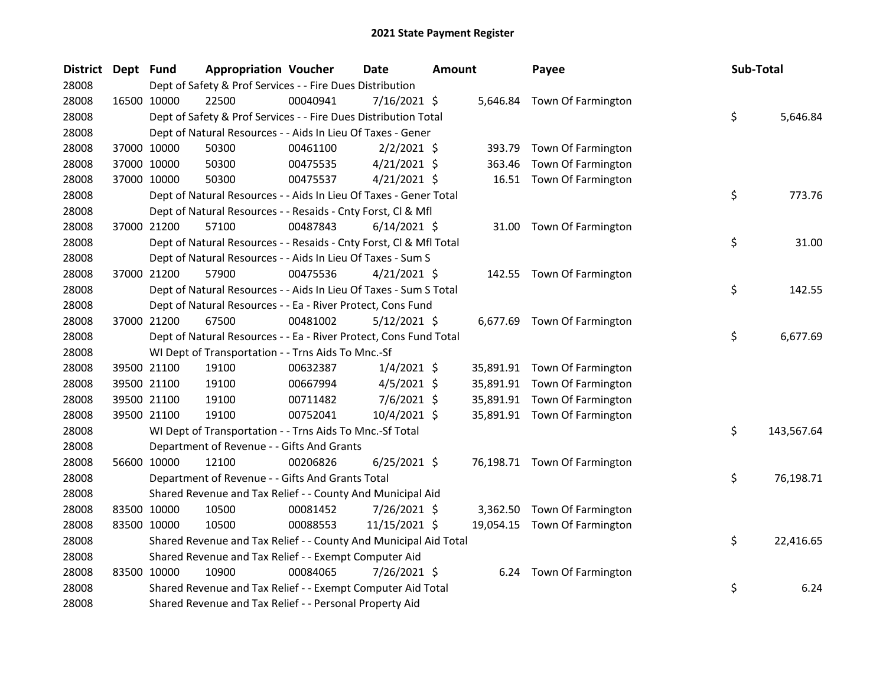# 2021 State Payment Register

| District | Dept | Fund | Appropriation | Voucher | Date | Amount | Payee | Sub-Total |
|---|---|---|---|---|---|---|---|---|
| 28008 | | Dept of Safety & Prof Services - - Fire Dues Distribution | | | | | | |
| 28008 | 16500 | 10000 | 22500 | 00040941 | 7/16/2021 | $ 5,646.84 | Town Of Farmington | |
| 28008 | | Dept of Safety & Prof Services - - Fire Dues Distribution Total | | | | | | $ 5,646.84 |
| 28008 | | Dept of Natural Resources - - Aids In Lieu Of Taxes - Gener | | | | | | |
| 28008 | 37000 | 10000 | 50300 | 00461100 | 2/2/2021 | $ 393.79 | Town Of Farmington | |
| 28008 | 37000 | 10000 | 50300 | 00475535 | 4/21/2021 | $ 363.46 | Town Of Farmington | |
| 28008 | 37000 | 10000 | 50300 | 00475537 | 4/21/2021 | $ 16.51 | Town Of Farmington | |
| 28008 | | Dept of Natural Resources - - Aids In Lieu Of Taxes - Gener Total | | | | | | $ 773.76 |
| 28008 | | Dept of Natural Resources - - Resaids - Cnty Forst, Cl & Mfl | | | | | | |
| 28008 | 37000 | 21200 | 57100 | 00487843 | 6/14/2021 | $ 31.00 | Town Of Farmington | |
| 28008 | | Dept of Natural Resources - - Resaids - Cnty Forst, Cl & Mfl Total | | | | | | $ 31.00 |
| 28008 | | Dept of Natural Resources - - Aids In Lieu Of Taxes - Sum S | | | | | | |
| 28008 | 37000 | 21200 | 57900 | 00475536 | 4/21/2021 | $ 142.55 | Town Of Farmington | |
| 28008 | | Dept of Natural Resources - - Aids In Lieu Of Taxes - Sum S Total | | | | | | $ 142.55 |
| 28008 | | Dept of Natural Resources - - Ea - River Protect, Cons Fund | | | | | | |
| 28008 | 37000 | 21200 | 67500 | 00481002 | 5/12/2021 | $ 6,677.69 | Town Of Farmington | |
| 28008 | | Dept of Natural Resources - - Ea - River Protect, Cons Fund Total | | | | | | $ 6,677.69 |
| 28008 | | WI Dept of Transportation - - Trns Aids To Mnc.-Sf | | | | | | |
| 28008 | 39500 | 21100 | 19100 | 00632387 | 1/4/2021 | $ 35,891.91 | Town Of Farmington | |
| 28008 | 39500 | 21100 | 19100 | 00667994 | 4/5/2021 | $ 35,891.91 | Town Of Farmington | |
| 28008 | 39500 | 21100 | 19100 | 00711482 | 7/6/2021 | $ 35,891.91 | Town Of Farmington | |
| 28008 | 39500 | 21100 | 19100 | 00752041 | 10/4/2021 | $ 35,891.91 | Town Of Farmington | |
| 28008 | | WI Dept of Transportation - - Trns Aids To Mnc.-Sf Total | | | | | | $ 143,567.64 |
| 28008 | | Department of Revenue - - Gifts And Grants | | | | | | |
| 28008 | 56600 | 10000 | 12100 | 00206826 | 6/25/2021 | $ 76,198.71 | Town Of Farmington | |
| 28008 | | Department of Revenue - - Gifts And Grants Total | | | | | | $ 76,198.71 |
| 28008 | | Shared Revenue and Tax Relief - - County And Municipal Aid | | | | | | |
| 28008 | 83500 | 10000 | 10500 | 00081452 | 7/26/2021 | $ 3,362.50 | Town Of Farmington | |
| 28008 | 83500 | 10000 | 10500 | 00088553 | 11/15/2021 | $ 19,054.15 | Town Of Farmington | |
| 28008 | | Shared Revenue and Tax Relief - - County And Municipal Aid Total | | | | | | $ 22,416.65 |
| 28008 | | Shared Revenue and Tax Relief - - Exempt Computer Aid | | | | | | |
| 28008 | 83500 | 10000 | 10900 | 00084065 | 7/26/2021 | $ 6.24 | Town Of Farmington | |
| 28008 | | Shared Revenue and Tax Relief - - Exempt Computer Aid Total | | | | | | $ 6.24 |
| 28008 | | Shared Revenue and Tax Relief - - Personal Property Aid | | | | | | |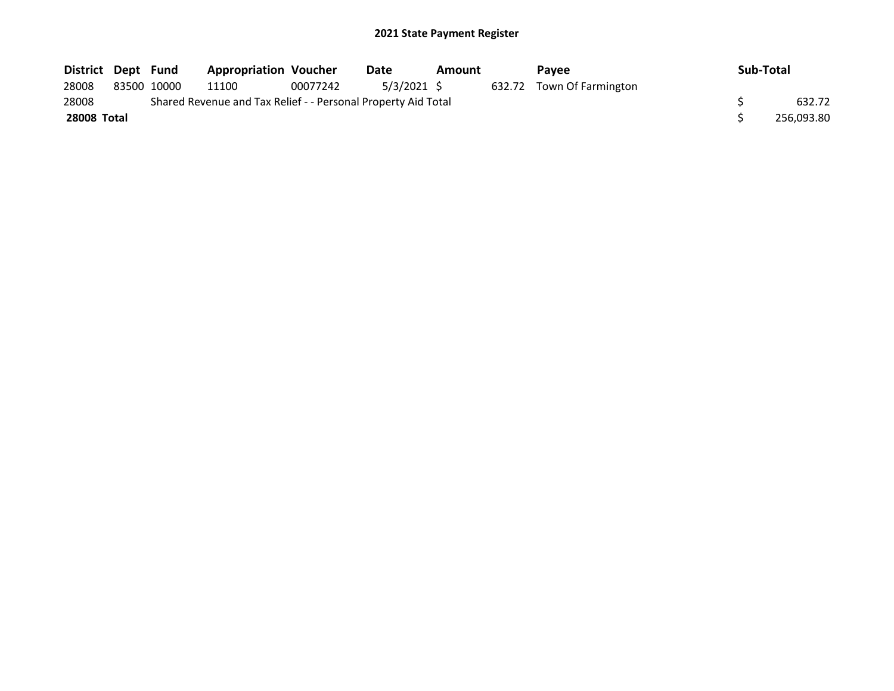## 2021 State Payment Register

| District | Dept | Fund | Appropriation | Voucher | Date | Amount | Payee | Sub-Total |
|---|---|---|---|---|---|---|---|---|
| 28008 | 83500 | 10000 | 11100 | 00077242 | 5/3/2021 | $ 632.72 | Town Of Farmington | |
| 28008 | | Shared Revenue and Tax Relief - - Personal Property Aid Total | | | | | | $ 632.72 |
| **28008 Total** | | | | | | | | $ 256,093.80 |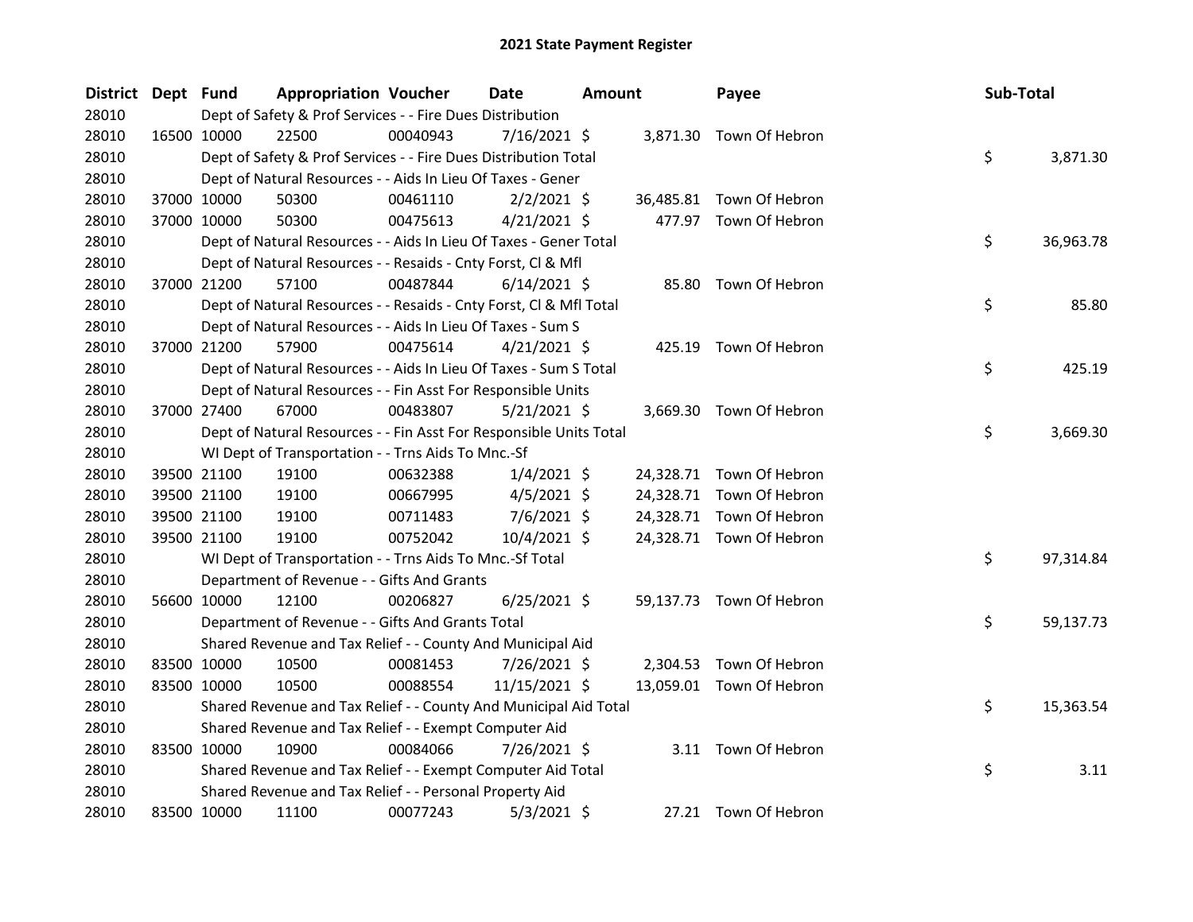# 2021 State Payment Register

| District | Dept | Fund | Appropriation | Voucher | Date | Amount | Payee | Sub-Total |
|---|---|---|---|---|---|---|---|---|
| 28010 | | | Dept of Safety & Prof Services - - Fire Dues Distribution | | | | | |
| 28010 | 16500 | 10000 | 22500 | 00040943 | 7/16/2021 | $ 3,871.30 | Town Of Hebron | |
| 28010 | | | Dept of Safety & Prof Services - - Fire Dues Distribution Total | | | | | $ 3,871.30 |
| 28010 | | | Dept of Natural Resources - - Aids In Lieu Of Taxes - Gener | | | | | |
| 28010 | 37000 | 10000 | 50300 | 00461110 | 2/2/2021 | $ 36,485.81 | Town Of Hebron | |
| 28010 | 37000 | 10000 | 50300 | 00475613 | 4/21/2021 | $ 477.97 | Town Of Hebron | |
| 28010 | | | Dept of Natural Resources - - Aids In Lieu Of Taxes - Gener Total | | | | | $ 36,963.78 |
| 28010 | | | Dept of Natural Resources - - Resaids - Cnty Forst, Cl & Mfl | | | | | |
| 28010 | 37000 | 21200 | 57100 | 00487844 | 6/14/2021 | $ 85.80 | Town Of Hebron | |
| 28010 | | | Dept of Natural Resources - - Resaids - Cnty Forst, Cl & Mfl Total | | | | | $ 85.80 |
| 28010 | | | Dept of Natural Resources - - Aids In Lieu Of Taxes - Sum S | | | | | |
| 28010 | 37000 | 21200 | 57900 | 00475614 | 4/21/2021 | $ 425.19 | Town Of Hebron | |
| 28010 | | | Dept of Natural Resources - - Aids In Lieu Of Taxes - Sum S Total | | | | | $ 425.19 |
| 28010 | | | Dept of Natural Resources - - Fin Asst For Responsible Units | | | | | |
| 28010 | 37000 | 27400 | 67000 | 00483807 | 5/21/2021 | $ 3,669.30 | Town Of Hebron | |
| 28010 | | | Dept of Natural Resources - - Fin Asst For Responsible Units Total | | | | | $ 3,669.30 |
| 28010 | | | WI Dept of Transportation - - Trns Aids To Mnc.-Sf | | | | | |
| 28010 | 39500 | 21100 | 19100 | 00632388 | 1/4/2021 | $ 24,328.71 | Town Of Hebron | |
| 28010 | 39500 | 21100 | 19100 | 00667995 | 4/5/2021 | $ 24,328.71 | Town Of Hebron | |
| 28010 | 39500 | 21100 | 19100 | 00711483 | 7/6/2021 | $ 24,328.71 | Town Of Hebron | |
| 28010 | 39500 | 21100 | 19100 | 00752042 | 10/4/2021 | $ 24,328.71 | Town Of Hebron | |
| 28010 | | | WI Dept of Transportation - - Trns Aids To Mnc.-Sf Total | | | | | $ 97,314.84 |
| 28010 | | | Department of Revenue - - Gifts And Grants | | | | | |
| 28010 | 56600 | 10000 | 12100 | 00206827 | 6/25/2021 | $ 59,137.73 | Town Of Hebron | |
| 28010 | | | Department of Revenue - - Gifts And Grants Total | | | | | $ 59,137.73 |
| 28010 | | | Shared Revenue and Tax Relief - - County And Municipal Aid | | | | | |
| 28010 | 83500 | 10000 | 10500 | 00081453 | 7/26/2021 | $ 2,304.53 | Town Of Hebron | |
| 28010 | 83500 | 10000 | 10500 | 00088554 | 11/15/2021 | $ 13,059.01 | Town Of Hebron | |
| 28010 | | | Shared Revenue and Tax Relief - - County And Municipal Aid Total | | | | | $ 15,363.54 |
| 28010 | | | Shared Revenue and Tax Relief - - Exempt Computer Aid | | | | | |
| 28010 | 83500 | 10000 | 10900 | 00084066 | 7/26/2021 | $ 3.11 | Town Of Hebron | |
| 28010 | | | Shared Revenue and Tax Relief - - Exempt Computer Aid Total | | | | | $ 3.11 |
| 28010 | | | Shared Revenue and Tax Relief - - Personal Property Aid | | | | | |
| 28010 | 83500 | 10000 | 11100 | 00077243 | 5/3/2021 | $ 27.21 | Town Of Hebron | |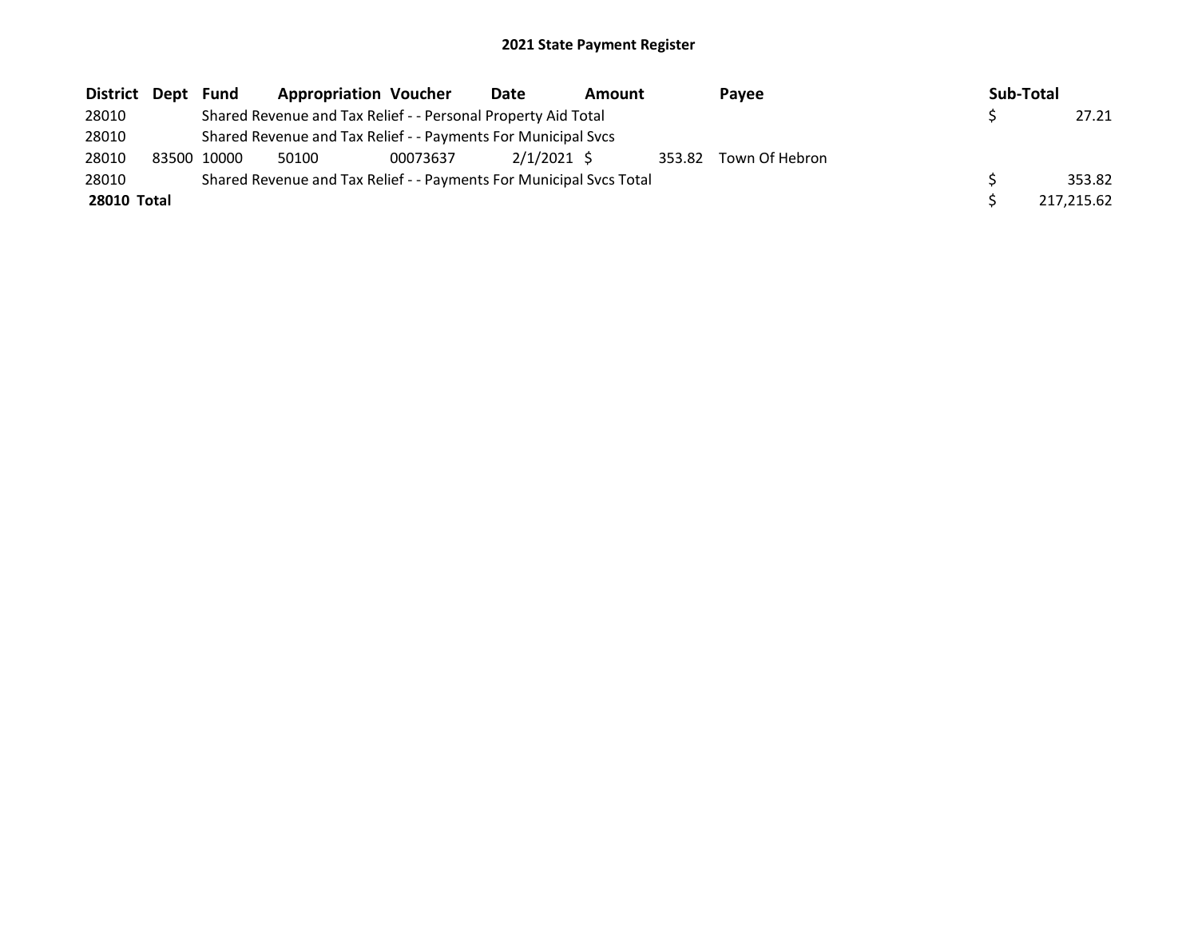# 2021 State Payment Register

| District | Dept | Fund | Appropriation | Voucher | Date | Amount | Payee | Sub-Total |
|---|---|---|---|---|---|---|---|---|
| 28010 | | Shared Revenue and Tax Relief - - Personal Property Aid Total | | | | | | $ 27.21 |
| 28010 | | Shared Revenue and Tax Relief - - Payments For Municipal Svcs | | | | | | |
| 28010 | 83500 | 10000 | 50100 | 00073637 | 2/1/2021 | $ 353.82 | Town Of Hebron | |
| 28010 | | Shared Revenue and Tax Relief - - Payments For Municipal Svcs Total | | | | | | $ 353.82 |
| **28010 Total** | | | | | | | | $ 217,215.62 |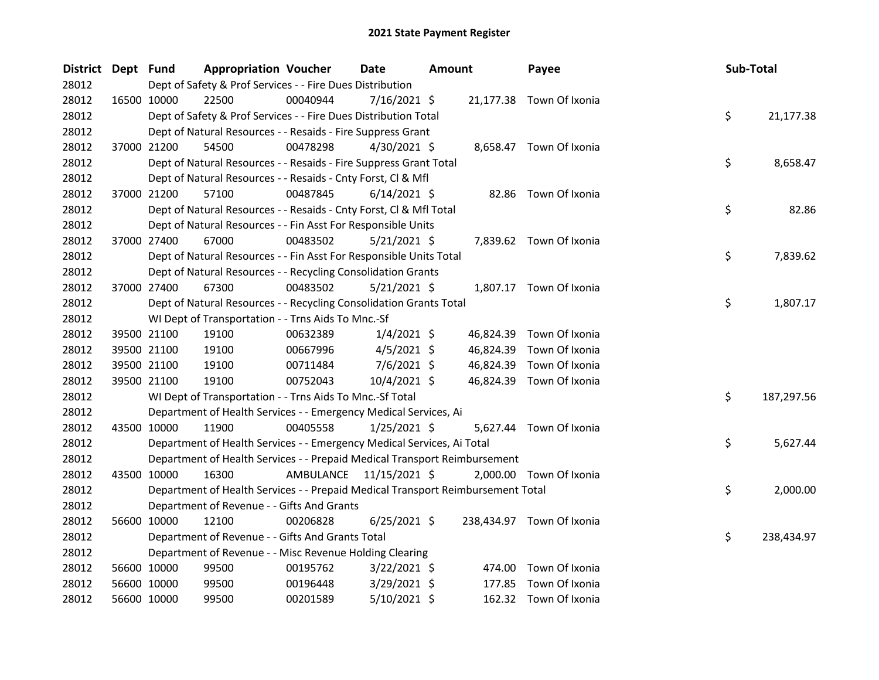# 2021 State Payment Register

| District | Dept | Fund | Appropriation | Voucher | Date | Amount | Payee | Sub-Total |
|---|---|---|---|---|---|---|---|---|
| 28012 | | | Dept of Safety & Prof Services - - Fire Dues Distribution | | | | | |
| 28012 | 16500 | 10000 | 22500 | 00040944 | 7/16/2021 | $ 21,177.38 | Town Of Ixonia | |
| 28012 | | | Dept of Safety & Prof Services - - Fire Dues Distribution Total | | | | | $ 21,177.38 |
| 28012 | | | Dept of Natural Resources - - Resaids - Fire Suppress Grant | | | | | |
| 28012 | 37000 | 21200 | 54500 | 00478298 | 4/30/2021 | $ 8,658.47 | Town Of Ixonia | |
| 28012 | | | Dept of Natural Resources - - Resaids - Fire Suppress Grant Total | | | | | $ 8,658.47 |
| 28012 | | | Dept of Natural Resources - - Resaids - Cnty Forst, Cl & Mfl | | | | | |
| 28012 | 37000 | 21200 | 57100 | 00487845 | 6/14/2021 | $ 82.86 | Town Of Ixonia | |
| 28012 | | | Dept of Natural Resources - - Resaids - Cnty Forst, Cl & Mfl Total | | | | | $ 82.86 |
| 28012 | | | Dept of Natural Resources - - Fin Asst For Responsible Units | | | | | |
| 28012 | 37000 | 27400 | 67000 | 00483502 | 5/21/2021 | $ 7,839.62 | Town Of Ixonia | |
| 28012 | | | Dept of Natural Resources - - Fin Asst For Responsible Units Total | | | | | $ 7,839.62 |
| 28012 | | | Dept of Natural Resources - - Recycling Consolidation Grants | | | | | |
| 28012 | 37000 | 27400 | 67300 | 00483502 | 5/21/2021 | $ 1,807.17 | Town Of Ixonia | |
| 28012 | | | Dept of Natural Resources - - Recycling Consolidation Grants Total | | | | | $ 1,807.17 |
| 28012 | | | WI Dept of Transportation - - Trns Aids To Mnc.-Sf | | | | | |
| 28012 | 39500 | 21100 | 19100 | 00632389 | 1/4/2021 | $ 46,824.39 | Town Of Ixonia | |
| 28012 | 39500 | 21100 | 19100 | 00667996 | 4/5/2021 | $ 46,824.39 | Town Of Ixonia | |
| 28012 | 39500 | 21100 | 19100 | 00711484 | 7/6/2021 | $ 46,824.39 | Town Of Ixonia | |
| 28012 | 39500 | 21100 | 19100 | 00752043 | 10/4/2021 | $ 46,824.39 | Town Of Ixonia | |
| 28012 | | | WI Dept of Transportation - - Trns Aids To Mnc.-Sf Total | | | | | $ 187,297.56 |
| 28012 | | | Department of Health Services - - Emergency Medical Services, Ai | | | | | |
| 28012 | 43500 | 10000 | 11900 | 00405558 | 1/25/2021 | $ 5,627.44 | Town Of Ixonia | |
| 28012 | | | Department of Health Services - - Emergency Medical Services, Ai Total | | | | | $ 5,627.44 |
| 28012 | | | Department of Health Services - - Prepaid Medical Transport Reimbursement | | | | | |
| 28012 | 43500 | 10000 | 16300 | AMBULANCE | 11/15/2021 | $ 2,000.00 | Town Of Ixonia | |
| 28012 | | | Department of Health Services - - Prepaid Medical Transport Reimbursement Total | | | | | $ 2,000.00 |
| 28012 | | | Department of Revenue - - Gifts And Grants | | | | | |
| 28012 | 56600 | 10000 | 12100 | 00206828 | 6/25/2021 | $ 238,434.97 | Town Of Ixonia | |
| 28012 | | | Department of Revenue - - Gifts And Grants Total | | | | | $ 238,434.97 |
| 28012 | | | Department of Revenue - - Misc Revenue Holding Clearing | | | | | |
| 28012 | 56600 | 10000 | 99500 | 00195762 | 3/22/2021 | $ 474.00 | Town Of Ixonia | |
| 28012 | 56600 | 10000 | 99500 | 00196448 | 3/29/2021 | $ 177.85 | Town Of Ixonia | |
| 28012 | 56600 | 10000 | 99500 | 00201589 | 5/10/2021 | $ 162.32 | Town Of Ixonia | |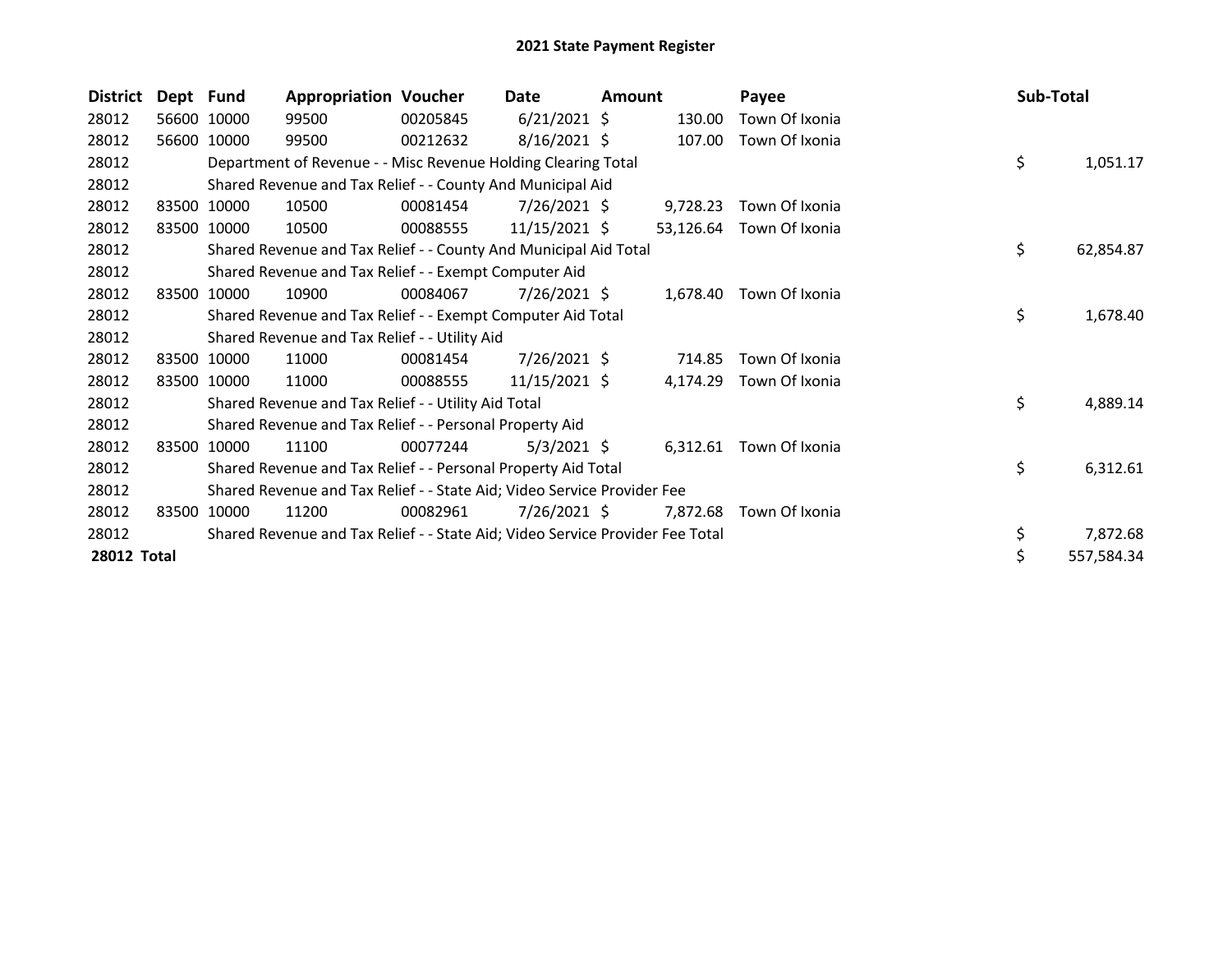# 2021 State Payment Register

| District | Dept | Fund | Appropriation | Voucher | Date | Amount | Payee | Sub-Total |
|---|---|---|---|---|---|---|---|---|
| 28012 | 56600 | 10000 | 99500 | 00205845 | 6/21/2021 | $ 130.00 | Town Of Ixonia | |
| 28012 | 56600 | 10000 | 99500 | 00212632 | 8/16/2021 | $ 107.00 | Town Of Ixonia | |
| 28012 | | Department of Revenue - - Misc Revenue Holding Clearing Total | | | | | | $ 1,051.17 |
| 28012 | | Shared Revenue and Tax Relief - - County And Municipal Aid | | | | | | |
| 28012 | 83500 | 10000 | 10500 | 00081454 | 7/26/2021 | $ 9,728.23 | Town Of Ixonia | |
| 28012 | 83500 | 10000 | 10500 | 00088555 | 11/15/2021 | $ 53,126.64 | Town Of Ixonia | |
| 28012 | | Shared Revenue and Tax Relief - - County And Municipal Aid Total | | | | | | $ 62,854.87 |
| 28012 | | Shared Revenue and Tax Relief - - Exempt Computer Aid | | | | | | |
| 28012 | 83500 | 10000 | 10900 | 00084067 | 7/26/2021 | $ 1,678.40 | Town Of Ixonia | |
| 28012 | | Shared Revenue and Tax Relief - - Exempt Computer Aid Total | | | | | | $ 1,678.40 |
| 28012 | | Shared Revenue and Tax Relief - - Utility Aid | | | | | | |
| 28012 | 83500 | 10000 | 11000 | 00081454 | 7/26/2021 | $ 714.85 | Town Of Ixonia | |
| 28012 | 83500 | 10000 | 11000 | 00088555 | 11/15/2021 | $ 4,174.29 | Town Of Ixonia | |
| 28012 | | Shared Revenue and Tax Relief - - Utility Aid Total | | | | | | $ 4,889.14 |
| 28012 | | Shared Revenue and Tax Relief - - Personal Property Aid | | | | | | |
| 28012 | 83500 | 10000 | 11100 | 00077244 | 5/3/2021 | $ 6,312.61 | Town Of Ixonia | |
| 28012 | | Shared Revenue and Tax Relief - - Personal Property Aid Total | | | | | | $ 6,312.61 |
| 28012 | | Shared Revenue and Tax Relief - - State Aid; Video Service Provider Fee | | | | | | |
| 28012 | 83500 | 10000 | 11200 | 00082961 | 7/26/2021 | $ 7,872.68 | Town Of Ixonia | |
| 28012 | | Shared Revenue and Tax Relief - - State Aid; Video Service Provider Fee Total | | | | | | $ 7,872.68 |
| **28012 Total** | | | | | | | | $ 557,584.34 |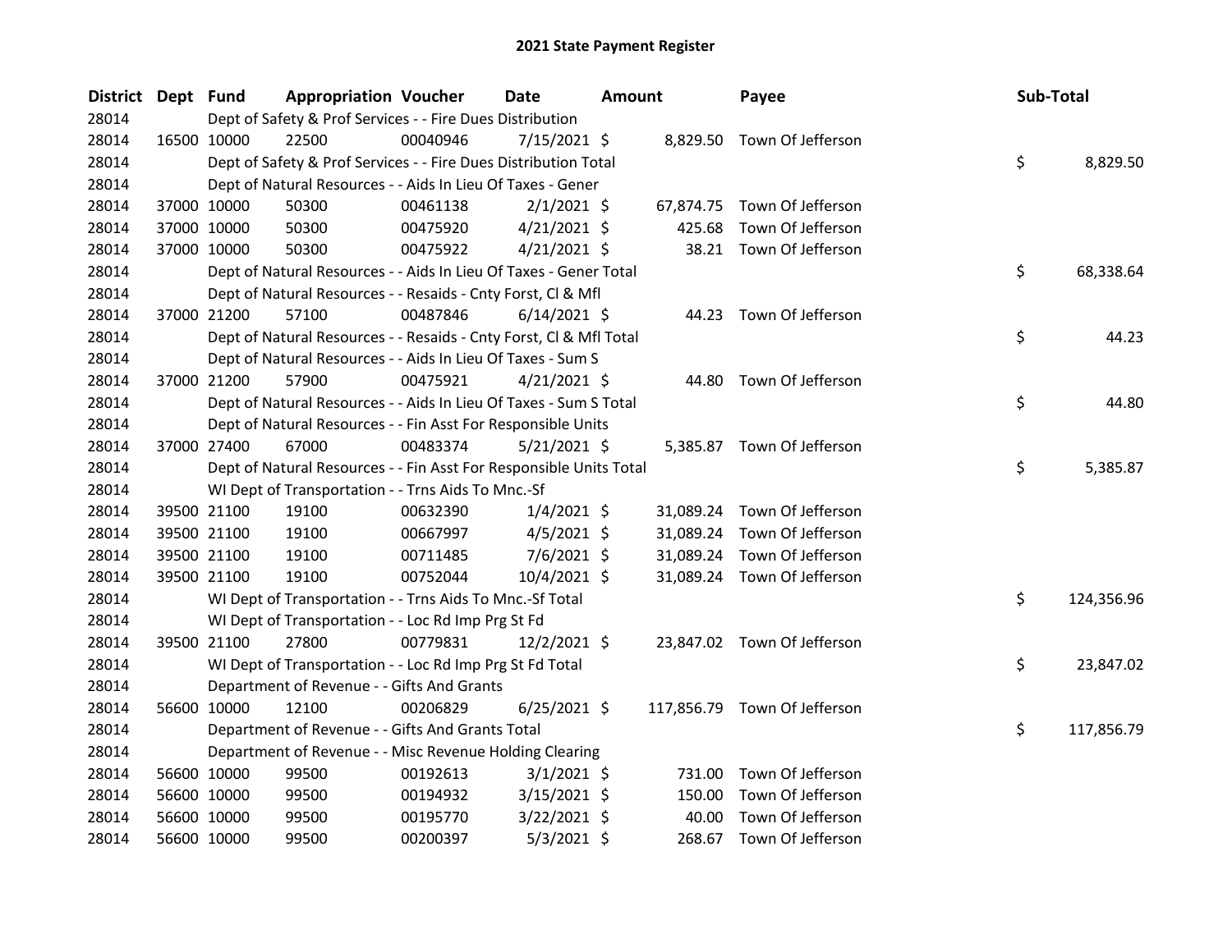# 2021 State Payment Register

| District | Dept | Fund | Appropriation | Voucher | Date | Amount | Payee | Sub-Total |
|---|---|---|---|---|---|---|---|---|
| 28014 | | | Dept of Safety & Prof Services - - Fire Dues Distribution | | | | | |
| 28014 | 16500 | 10000 | 22500 | 00040946 | 7/15/2021 | $ 8,829.50 | Town Of Jefferson | |
| 28014 | | | Dept of Safety & Prof Services - - Fire Dues Distribution Total | | | | | $ 8,829.50 |
| 28014 | | | Dept of Natural Resources - - Aids In Lieu Of Taxes - Gener | | | | | |
| 28014 | 37000 | 10000 | 50300 | 00461138 | 2/1/2021 | $ 67,874.75 | Town Of Jefferson | |
| 28014 | 37000 | 10000 | 50300 | 00475920 | 4/21/2021 | $ 425.68 | Town Of Jefferson | |
| 28014 | 37000 | 10000 | 50300 | 00475922 | 4/21/2021 | $ 38.21 | Town Of Jefferson | |
| 28014 | | | Dept of Natural Resources - - Aids In Lieu Of Taxes - Gener Total | | | | | $ 68,338.64 |
| 28014 | | | Dept of Natural Resources - - Resaids - Cnty Forst, Cl & Mfl | | | | | |
| 28014 | 37000 | 21200 | 57100 | 00487846 | 6/14/2021 | $ 44.23 | Town Of Jefferson | |
| 28014 | | | Dept of Natural Resources - - Resaids - Cnty Forst, Cl & Mfl Total | | | | | $ 44.23 |
| 28014 | | | Dept of Natural Resources - - Aids In Lieu Of Taxes - Sum S | | | | | |
| 28014 | 37000 | 21200 | 57900 | 00475921 | 4/21/2021 | $ 44.80 | Town Of Jefferson | |
| 28014 | | | Dept of Natural Resources - - Aids In Lieu Of Taxes - Sum S Total | | | | | $ 44.80 |
| 28014 | | | Dept of Natural Resources - - Fin Asst For Responsible Units | | | | | |
| 28014 | 37000 | 27400 | 67000 | 00483374 | 5/21/2021 | $ 5,385.87 | Town Of Jefferson | |
| 28014 | | | Dept of Natural Resources - - Fin Asst For Responsible Units Total | | | | | $ 5,385.87 |
| 28014 | | | WI Dept of Transportation - - Trns Aids To Mnc.-Sf | | | | | |
| 28014 | 39500 | 21100 | 19100 | 00632390 | 1/4/2021 | $ 31,089.24 | Town Of Jefferson | |
| 28014 | 39500 | 21100 | 19100 | 00667997 | 4/5/2021 | $ 31,089.24 | Town Of Jefferson | |
| 28014 | 39500 | 21100 | 19100 | 00711485 | 7/6/2021 | $ 31,089.24 | Town Of Jefferson | |
| 28014 | 39500 | 21100 | 19100 | 00752044 | 10/4/2021 | $ 31,089.24 | Town Of Jefferson | |
| 28014 | | | WI Dept of Transportation - - Trns Aids To Mnc.-Sf Total | | | | | $ 124,356.96 |
| 28014 | | | WI Dept of Transportation - - Loc Rd Imp Prg St Fd | | | | | |
| 28014 | 39500 | 21100 | 27800 | 00779831 | 12/2/2021 | $ 23,847.02 | Town Of Jefferson | |
| 28014 | | | WI Dept of Transportation - - Loc Rd Imp Prg St Fd Total | | | | | $ 23,847.02 |
| 28014 | | | Department of Revenue - - Gifts And Grants | | | | | |
| 28014 | 56600 | 10000 | 12100 | 00206829 | 6/25/2021 | $ 117,856.79 | Town Of Jefferson | |
| 28014 | | | Department of Revenue - - Gifts And Grants Total | | | | | $ 117,856.79 |
| 28014 | | | Department of Revenue - - Misc Revenue Holding Clearing | | | | | |
| 28014 | 56600 | 10000 | 99500 | 00192613 | 3/1/2021 | $ 731.00 | Town Of Jefferson | |
| 28014 | 56600 | 10000 | 99500 | 00194932 | 3/15/2021 | $ 150.00 | Town Of Jefferson | |
| 28014 | 56600 | 10000 | 99500 | 00195770 | 3/22/2021 | $ 40.00 | Town Of Jefferson | |
| 28014 | 56600 | 10000 | 99500 | 00200397 | 5/3/2021 | $ 268.67 | Town Of Jefferson | |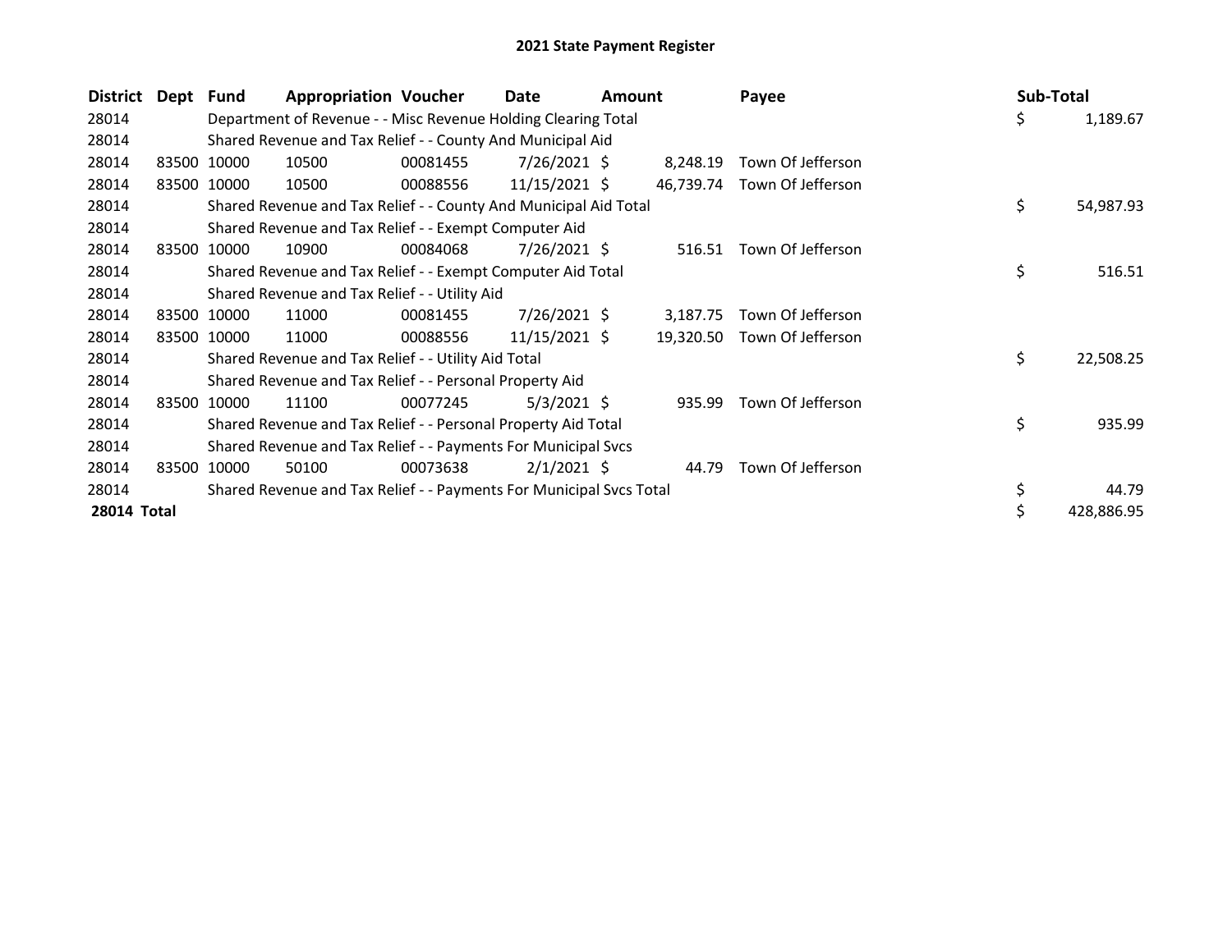# 2021 State Payment Register

| District | Dept | Fund | Appropriation | Voucher | Date | Amount | Payee | Sub-Total |
|---|---|---|---|---|---|---|---|---|
| 28014 | | Department of Revenue - - Misc Revenue Holding Clearing Total | | | | | | $ 1,189.67 |
| 28014 | | Shared Revenue and Tax Relief - - County And Municipal Aid | | | | | | |
| 28014 | 83500 | 10000 | 10500 | 00081455 | 7/26/2021 | $ 8,248.19 | Town Of Jefferson | |
| 28014 | 83500 | 10000 | 10500 | 00088556 | 11/15/2021 | $ 46,739.74 | Town Of Jefferson | |
| 28014 | | Shared Revenue and Tax Relief - - County And Municipal Aid Total | | | | | | $ 54,987.93 |
| 28014 | | Shared Revenue and Tax Relief - - Exempt Computer Aid | | | | | | |
| 28014 | 83500 | 10000 | 10900 | 00084068 | 7/26/2021 | $ 516.51 | Town Of Jefferson | |
| 28014 | | Shared Revenue and Tax Relief - - Exempt Computer Aid Total | | | | | | $ 516.51 |
| 28014 | | Shared Revenue and Tax Relief - - Utility Aid | | | | | | |
| 28014 | 83500 | 10000 | 11000 | 00081455 | 7/26/2021 | $ 3,187.75 | Town Of Jefferson | |
| 28014 | 83500 | 10000 | 11000 | 00088556 | 11/15/2021 | $ 19,320.50 | Town Of Jefferson | |
| 28014 | | Shared Revenue and Tax Relief - - Utility Aid Total | | | | | | $ 22,508.25 |
| 28014 | | Shared Revenue and Tax Relief - - Personal Property Aid | | | | | | |
| 28014 | 83500 | 10000 | 11100 | 00077245 | 5/3/2021 | $ 935.99 | Town Of Jefferson | |
| 28014 | | Shared Revenue and Tax Relief - - Personal Property Aid Total | | | | | | $ 935.99 |
| 28014 | | Shared Revenue and Tax Relief - - Payments For Municipal Svcs | | | | | | |
| 28014 | 83500 | 10000 | 50100 | 00073638 | 2/1/2021 | $ 44.79 | Town Of Jefferson | |
| 28014 | | Shared Revenue and Tax Relief - - Payments For Municipal Svcs Total | | | | | | $ 44.79 |
| **28014 Total** | | | | | | | | $ 428,886.95 |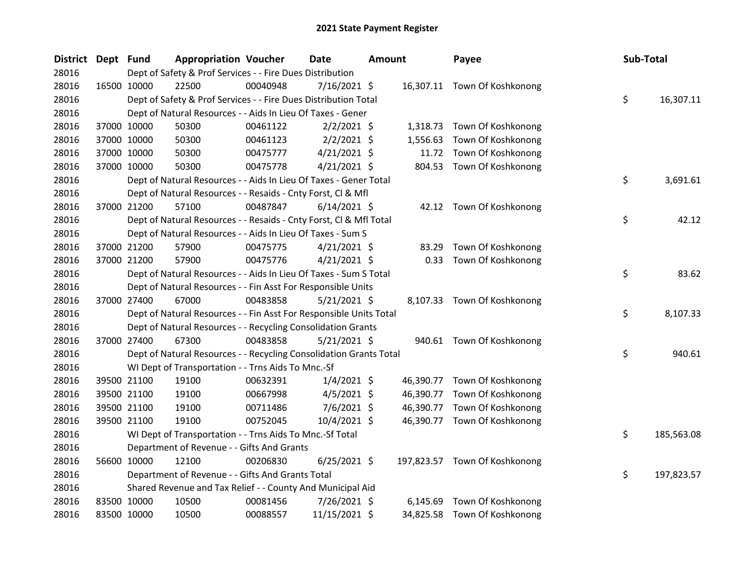# 2021 State Payment Register

| District | Dept | Fund | Appropriation | Voucher | Date | Amount | Payee | Sub-Total |
|---|---|---|---|---|---|---|---|---|
| 28016 | | Dept of Safety & Prof Services - - Fire Dues Distribution | | | | | | |
| 28016 | 16500 | 10000 | 22500 | 00040948 | 7/16/2021 | $ 16,307.11 | Town Of Koshkonong | |
| 28016 | | Dept of Safety & Prof Services - - Fire Dues Distribution Total | | | | | | $ 16,307.11 |
| 28016 | | Dept of Natural Resources - - Aids In Lieu Of Taxes - Gener | | | | | | |
| 28016 | 37000 | 10000 | 50300 | 00461122 | 2/2/2021 | $ 1,318.73 | Town Of Koshkonong | |
| 28016 | 37000 | 10000 | 50300 | 00461123 | 2/2/2021 | $ 1,556.63 | Town Of Koshkonong | |
| 28016 | 37000 | 10000 | 50300 | 00475777 | 4/21/2021 | $ 11.72 | Town Of Koshkonong | |
| 28016 | 37000 | 10000 | 50300 | 00475778 | 4/21/2021 | $ 804.53 | Town Of Koshkonong | |
| 28016 | | Dept of Natural Resources - - Aids In Lieu Of Taxes - Gener Total | | | | | | $ 3,691.61 |
| 28016 | | Dept of Natural Resources - - Resaids - Cnty Forst, Cl & Mfl | | | | | | |
| 28016 | 37000 | 21200 | 57100 | 00487847 | 6/14/2021 | $ 42.12 | Town Of Koshkonong | |
| 28016 | | Dept of Natural Resources - - Resaids - Cnty Forst, Cl & Mfl Total | | | | | | $ 42.12 |
| 28016 | | Dept of Natural Resources - - Aids In Lieu Of Taxes - Sum S | | | | | | |
| 28016 | 37000 | 21200 | 57900 | 00475775 | 4/21/2021 | $ 83.29 | Town Of Koshkonong | |
| 28016 | 37000 | 21200 | 57900 | 00475776 | 4/21/2021 | $ 0.33 | Town Of Koshkonong | |
| 28016 | | Dept of Natural Resources - - Aids In Lieu Of Taxes - Sum S Total | | | | | | $ 83.62 |
| 28016 | | Dept of Natural Resources - - Fin Asst For Responsible Units | | | | | | |
| 28016 | 37000 | 27400 | 67000 | 00483858 | 5/21/2021 | $ 8,107.33 | Town Of Koshkonong | |
| 28016 | | Dept of Natural Resources - - Fin Asst For Responsible Units Total | | | | | | $ 8,107.33 |
| 28016 | | Dept of Natural Resources - - Recycling Consolidation Grants | | | | | | |
| 28016 | 37000 | 27400 | 67300 | 00483858 | 5/21/2021 | $ 940.61 | Town Of Koshkonong | |
| 28016 | | Dept of Natural Resources - - Recycling Consolidation Grants Total | | | | | | $ 940.61 |
| 28016 | | WI Dept of Transportation - - Trns Aids To Mnc.-Sf | | | | | | |
| 28016 | 39500 | 21100 | 19100 | 00632391 | 1/4/2021 | $ 46,390.77 | Town Of Koshkonong | |
| 28016 | 39500 | 21100 | 19100 | 00667998 | 4/5/2021 | $ 46,390.77 | Town Of Koshkonong | |
| 28016 | 39500 | 21100 | 19100 | 00711486 | 7/6/2021 | $ 46,390.77 | Town Of Koshkonong | |
| 28016 | 39500 | 21100 | 19100 | 00752045 | 10/4/2021 | $ 46,390.77 | Town Of Koshkonong | |
| 28016 | | WI Dept of Transportation - - Trns Aids To Mnc.-Sf Total | | | | | | $ 185,563.08 |
| 28016 | | Department of Revenue - - Gifts And Grants | | | | | | |
| 28016 | 56600 | 10000 | 12100 | 00206830 | 6/25/2021 | $ 197,823.57 | Town Of Koshkonong | |
| 28016 | | Department of Revenue - - Gifts And Grants Total | | | | | | $ 197,823.57 |
| 28016 | | Shared Revenue and Tax Relief - - County And Municipal Aid | | | | | | |
| 28016 | 83500 | 10000 | 10500 | 00081456 | 7/26/2021 | $ 6,145.69 | Town Of Koshkonong | |
| 28016 | 83500 | 10000 | 10500 | 00088557 | 11/15/2021 | $ 34,825.58 | Town Of Koshkonong | |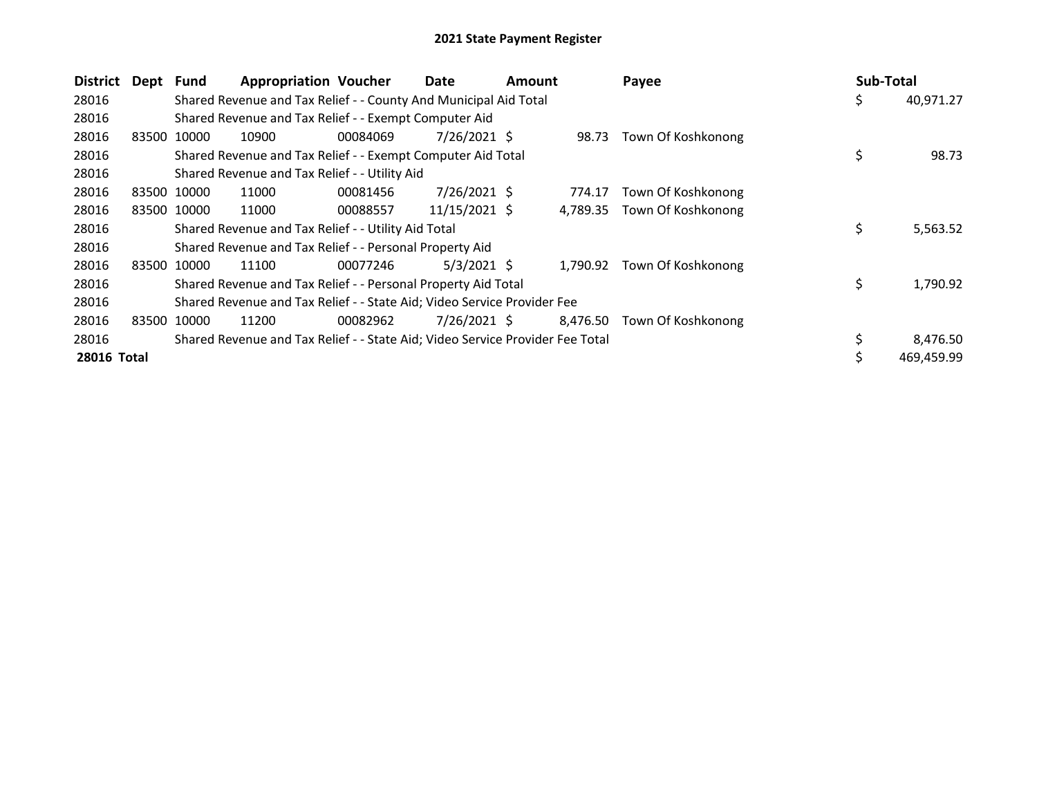# 2021 State Payment Register

| District | Dept | Fund | Appropriation | Voucher | Date | Amount | Payee | Sub-Total |
|---|---|---|---|---|---|---|---|---|
| 28016 | | Shared Revenue and Tax Relief - - County And Municipal Aid Total | | | | | | $ 40,971.27 |
| 28016 | | Shared Revenue and Tax Relief - - Exempt Computer Aid | | | | | | |
| 28016 | 83500 | 10000 | 10900 | 00084069 | 7/26/2021 | $ 98.73 | Town Of Koshkonong | |
| 28016 | | Shared Revenue and Tax Relief - - Exempt Computer Aid Total | | | | | | $ 98.73 |
| 28016 | | Shared Revenue and Tax Relief - - Utility Aid | | | | | | |
| 28016 | 83500 | 10000 | 11000 | 00081456 | 7/26/2021 | $ 774.17 | Town Of Koshkonong | |
| 28016 | 83500 | 10000 | 11000 | 00088557 | 11/15/2021 | $ 4,789.35 | Town Of Koshkonong | |
| 28016 | | Shared Revenue and Tax Relief - - Utility Aid Total | | | | | | $ 5,563.52 |
| 28016 | | Shared Revenue and Tax Relief - - Personal Property Aid | | | | | | |
| 28016 | 83500 | 10000 | 11100 | 00077246 | 5/3/2021 | $ 1,790.92 | Town Of Koshkonong | |
| 28016 | | Shared Revenue and Tax Relief - - Personal Property Aid Total | | | | | | $ 1,790.92 |
| 28016 | | Shared Revenue and Tax Relief - - State Aid; Video Service Provider Fee | | | | | | |
| 28016 | 83500 | 10000 | 11200 | 00082962 | 7/26/2021 | $ 8,476.50 | Town Of Koshkonong | |
| 28016 | | Shared Revenue and Tax Relief - - State Aid; Video Service Provider Fee Total | | | | | | $ 8,476.50 |
| **28016 Total** | | | | | | | | $ 469,459.99 |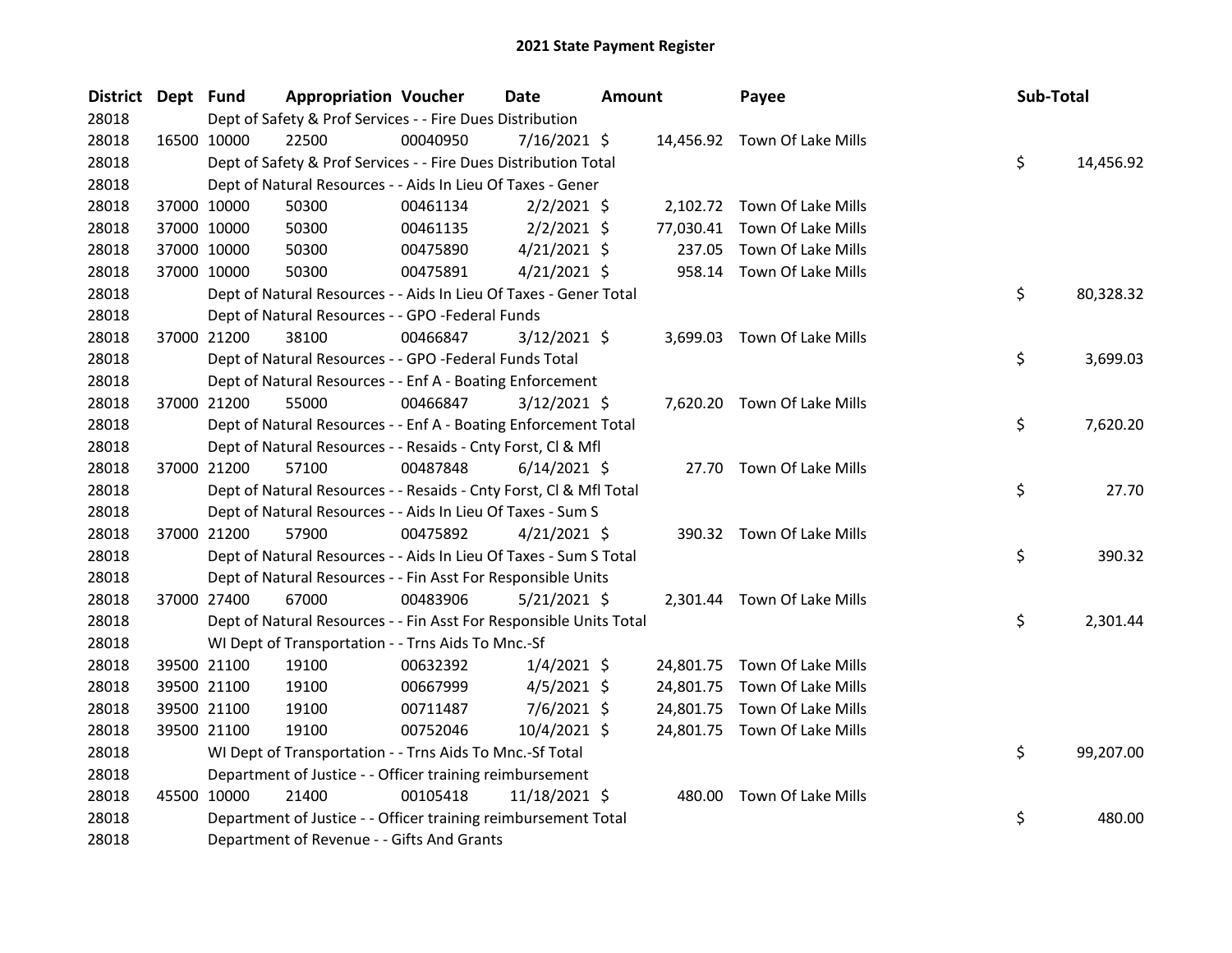# 2021 State Payment Register

| District | Dept | Fund | Appropriation | Voucher | Date | Amount | Payee | Sub-Total |
|---|---|---|---|---|---|---|---|---|
| 28018 | | Dept of Safety & Prof Services - - Fire Dues Distribution | | | | | | |
| 28018 | 16500 | 10000 | 22500 | 00040950 | 7/16/2021 | $ 14,456.92 | Town Of Lake Mills | |
| 28018 | | Dept of Safety & Prof Services - - Fire Dues Distribution Total | | | | | | $ 14,456.92 |
| 28018 | | Dept of Natural Resources - - Aids In Lieu Of Taxes - Gener | | | | | | |
| 28018 | 37000 | 10000 | 50300 | 00461134 | 2/2/2021 | $ 2,102.72 | Town Of Lake Mills | |
| 28018 | 37000 | 10000 | 50300 | 00461135 | 2/2/2021 | $ 77,030.41 | Town Of Lake Mills | |
| 28018 | 37000 | 10000 | 50300 | 00475890 | 4/21/2021 | $ 237.05 | Town Of Lake Mills | |
| 28018 | 37000 | 10000 | 50300 | 00475891 | 4/21/2021 | $ 958.14 | Town Of Lake Mills | |
| 28018 | | Dept of Natural Resources - - Aids In Lieu Of Taxes - Gener Total | | | | | | $ 80,328.32 |
| 28018 | | Dept of Natural Resources - - GPO -Federal Funds | | | | | | |
| 28018 | 37000 | 21200 | 38100 | 00466847 | 3/12/2021 | $ 3,699.03 | Town Of Lake Mills | |
| 28018 | | Dept of Natural Resources - - GPO -Federal Funds Total | | | | | | $ 3,699.03 |
| 28018 | | Dept of Natural Resources - - Enf A - Boating Enforcement | | | | | | |
| 28018 | 37000 | 21200 | 55000 | 00466847 | 3/12/2021 | $ 7,620.20 | Town Of Lake Mills | |
| 28018 | | Dept of Natural Resources - - Enf A - Boating Enforcement Total | | | | | | $ 7,620.20 |
| 28018 | | Dept of Natural Resources - - Resaids - Cnty Forst, Cl & Mfl | | | | | | |
| 28018 | 37000 | 21200 | 57100 | 00487848 | 6/14/2021 | $ 27.70 | Town Of Lake Mills | |
| 28018 | | Dept of Natural Resources - - Resaids - Cnty Forst, Cl & Mfl Total | | | | | | $ 27.70 |
| 28018 | | Dept of Natural Resources - - Aids In Lieu Of Taxes - Sum S | | | | | | |
| 28018 | 37000 | 21200 | 57900 | 00475892 | 4/21/2021 | $ 390.32 | Town Of Lake Mills | |
| 28018 | | Dept of Natural Resources - - Aids In Lieu Of Taxes - Sum S Total | | | | | | $ 390.32 |
| 28018 | | Dept of Natural Resources - - Fin Asst For Responsible Units | | | | | | |
| 28018 | 37000 | 27400 | 67000 | 00483906 | 5/21/2021 | $ 2,301.44 | Town Of Lake Mills | |
| 28018 | | Dept of Natural Resources - - Fin Asst For Responsible Units Total | | | | | | $ 2,301.44 |
| 28018 | | WI Dept of Transportation - - Trns Aids To Mnc.-Sf | | | | | | |
| 28018 | 39500 | 21100 | 19100 | 00632392 | 1/4/2021 | $ 24,801.75 | Town Of Lake Mills | |
| 28018 | 39500 | 21100 | 19100 | 00667999 | 4/5/2021 | $ 24,801.75 | Town Of Lake Mills | |
| 28018 | 39500 | 21100 | 19100 | 00711487 | 7/6/2021 | $ 24,801.75 | Town Of Lake Mills | |
| 28018 | 39500 | 21100 | 19100 | 00752046 | 10/4/2021 | $ 24,801.75 | Town Of Lake Mills | |
| 28018 | | WI Dept of Transportation - - Trns Aids To Mnc.-Sf Total | | | | | | $ 99,207.00 |
| 28018 | | Department of Justice - - Officer training reimbursement | | | | | | |
| 28018 | 45500 | 10000 | 21400 | 00105418 | 11/18/2021 | $ 480.00 | Town Of Lake Mills | |
| 28018 | | Department of Justice - - Officer training reimbursement Total | | | | | | $ 480.00 |
| 28018 | | Department of Revenue - - Gifts And Grants | | | | | | |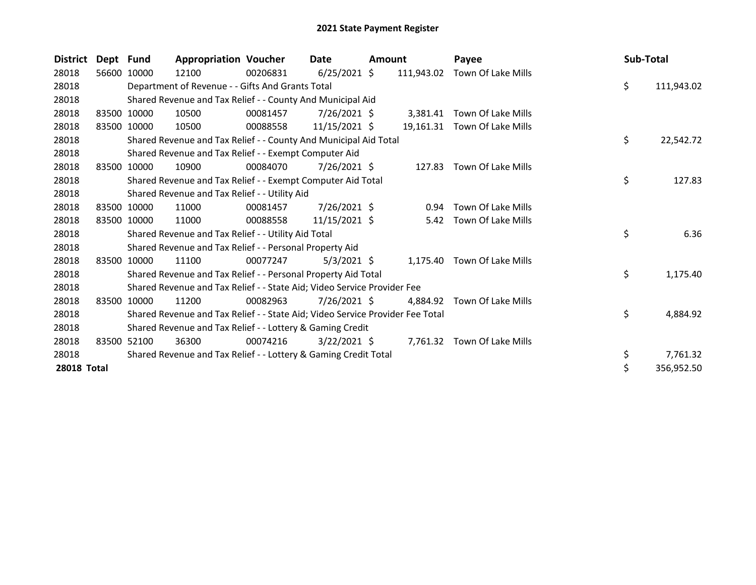# 2021 State Payment Register

| District | Dept | Fund | Appropriation | Voucher | Date | Amount | Payee | Sub-Total |
|---|---|---|---|---|---|---|---|---|
| 28018 | 56600 | 10000 | 12100 | 00206831 | 6/25/2021 | $ 111,943.02 | Town Of Lake Mills | |
| 28018 | | Department of Revenue - - Gifts And Grants Total | | | | | | $ 111,943.02 |
| 28018 | | Shared Revenue and Tax Relief - - County And Municipal Aid | | | | | | |
| 28018 | 83500 | 10000 | 10500 | 00081457 | 7/26/2021 | $ 3,381.41 | Town Of Lake Mills | |
| 28018 | 83500 | 10000 | 10500 | 00088558 | 11/15/2021 | $ 19,161.31 | Town Of Lake Mills | |
| 28018 | | Shared Revenue and Tax Relief - - County And Municipal Aid Total | | | | | | $ 22,542.72 |
| 28018 | | Shared Revenue and Tax Relief - - Exempt Computer Aid | | | | | | |
| 28018 | 83500 | 10000 | 10900 | 00084070 | 7/26/2021 | $ 127.83 | Town Of Lake Mills | |
| 28018 | | Shared Revenue and Tax Relief - - Exempt Computer Aid Total | | | | | | $ 127.83 |
| 28018 | | Shared Revenue and Tax Relief - - Utility Aid | | | | | | |
| 28018 | 83500 | 10000 | 11000 | 00081457 | 7/26/2021 | $ 0.94 | Town Of Lake Mills | |
| 28018 | 83500 | 10000 | 11000 | 00088558 | 11/15/2021 | $ 5.42 | Town Of Lake Mills | |
| 28018 | | Shared Revenue and Tax Relief - - Utility Aid Total | | | | | | $ 6.36 |
| 28018 | | Shared Revenue and Tax Relief - - Personal Property Aid | | | | | | |
| 28018 | 83500 | 10000 | 11100 | 00077247 | 5/3/2021 | $ 1,175.40 | Town Of Lake Mills | |
| 28018 | | Shared Revenue and Tax Relief - - Personal Property Aid Total | | | | | | $ 1,175.40 |
| 28018 | | Shared Revenue and Tax Relief - - State Aid; Video Service Provider Fee | | | | | | |
| 28018 | 83500 | 10000 | 11200 | 00082963 | 7/26/2021 | $ 4,884.92 | Town Of Lake Mills | |
| 28018 | | Shared Revenue and Tax Relief - - State Aid; Video Service Provider Fee Total | | | | | | $ 4,884.92 |
| 28018 | | Shared Revenue and Tax Relief - - Lottery & Gaming Credit | | | | | | |
| 28018 | 83500 | 52100 | 36300 | 00074216 | 3/22/2021 | $ 7,761.32 | Town Of Lake Mills | |
| 28018 | | Shared Revenue and Tax Relief - - Lottery & Gaming Credit Total | | | | | | $ 7,761.32 |
| **28018 Total** | | | | | | | | $ 356,952.50 |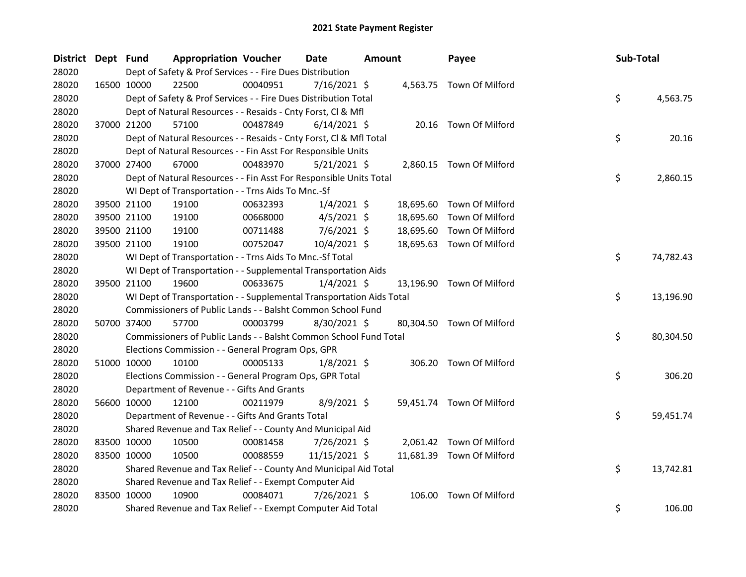# 2021 State Payment Register

| District | Dept | Fund | Appropriation | Voucher | Date | Amount | Payee | Sub-Total |
|---|---|---|---|---|---|---|---|---|
| 28020 | | Dept of Safety & Prof Services - - Fire Dues Distribution | | | | | | |
| 28020 | 16500 | 10000 | 22500 | 00040951 | 7/16/2021 | $ 4,563.75 | Town Of Milford | |
| 28020 | | Dept of Safety & Prof Services - - Fire Dues Distribution Total | | | | | | $ 4,563.75 |
| 28020 | | Dept of Natural Resources - - Resaids - Cnty Forst, Cl & Mfl | | | | | | |
| 28020 | 37000 | 21200 | 57100 | 00487849 | 6/14/2021 | $ 20.16 | Town Of Milford | |
| 28020 | | Dept of Natural Resources - - Resaids - Cnty Forst, Cl & Mfl Total | | | | | | $ 20.16 |
| 28020 | | Dept of Natural Resources - - Fin Asst For Responsible Units | | | | | | |
| 28020 | 37000 | 27400 | 67000 | 00483970 | 5/21/2021 | $ 2,860.15 | Town Of Milford | |
| 28020 | | Dept of Natural Resources - - Fin Asst For Responsible Units Total | | | | | | $ 2,860.15 |
| 28020 | | WI Dept of Transportation - - Trns Aids To Mnc.-Sf | | | | | | |
| 28020 | 39500 | 21100 | 19100 | 00632393 | 1/4/2021 | $ 18,695.60 | Town Of Milford | |
| 28020 | 39500 | 21100 | 19100 | 00668000 | 4/5/2021 | $ 18,695.60 | Town Of Milford | |
| 28020 | 39500 | 21100 | 19100 | 00711488 | 7/6/2021 | $ 18,695.60 | Town Of Milford | |
| 28020 | 39500 | 21100 | 19100 | 00752047 | 10/4/2021 | $ 18,695.63 | Town Of Milford | |
| 28020 | | WI Dept of Transportation - - Trns Aids To Mnc.-Sf Total | | | | | | $ 74,782.43 |
| 28020 | | WI Dept of Transportation - - Supplemental Transportation Aids | | | | | | |
| 28020 | 39500 | 21100 | 19600 | 00633675 | 1/4/2021 | $ 13,196.90 | Town Of Milford | |
| 28020 | | WI Dept of Transportation - - Supplemental Transportation Aids Total | | | | | | $ 13,196.90 |
| 28020 | | Commissioners of Public Lands - - Balsht Common School Fund | | | | | | |
| 28020 | 50700 | 37400 | 57700 | 00003799 | 8/30/2021 | $ 80,304.50 | Town Of Milford | |
| 28020 | | Commissioners of Public Lands - - Balsht Common School Fund Total | | | | | | $ 80,304.50 |
| 28020 | | Elections Commission - - General Program Ops, GPR | | | | | | |
| 28020 | 51000 | 10000 | 10100 | 00005133 | 1/8/2021 | $ 306.20 | Town Of Milford | |
| 28020 | | Elections Commission - - General Program Ops, GPR Total | | | | | | $ 306.20 |
| 28020 | | Department of Revenue - - Gifts And Grants | | | | | | |
| 28020 | 56600 | 10000 | 12100 | 00211979 | 8/9/2021 | $ 59,451.74 | Town Of Milford | |
| 28020 | | Department of Revenue - - Gifts And Grants Total | | | | | | $ 59,451.74 |
| 28020 | | Shared Revenue and Tax Relief - - County And Municipal Aid | | | | | | |
| 28020 | 83500 | 10000 | 10500 | 00081458 | 7/26/2021 | $ 2,061.42 | Town Of Milford | |
| 28020 | 83500 | 10000 | 10500 | 00088559 | 11/15/2021 | $ 11,681.39 | Town Of Milford | |
| 28020 | | Shared Revenue and Tax Relief - - County And Municipal Aid Total | | | | | | $ 13,742.81 |
| 28020 | | Shared Revenue and Tax Relief - - Exempt Computer Aid | | | | | | |
| 28020 | 83500 | 10000 | 10900 | 00084071 | 7/26/2021 | $ 106.00 | Town Of Milford | |
| 28020 | | Shared Revenue and Tax Relief - - Exempt Computer Aid Total | | | | | | $ 106.00 |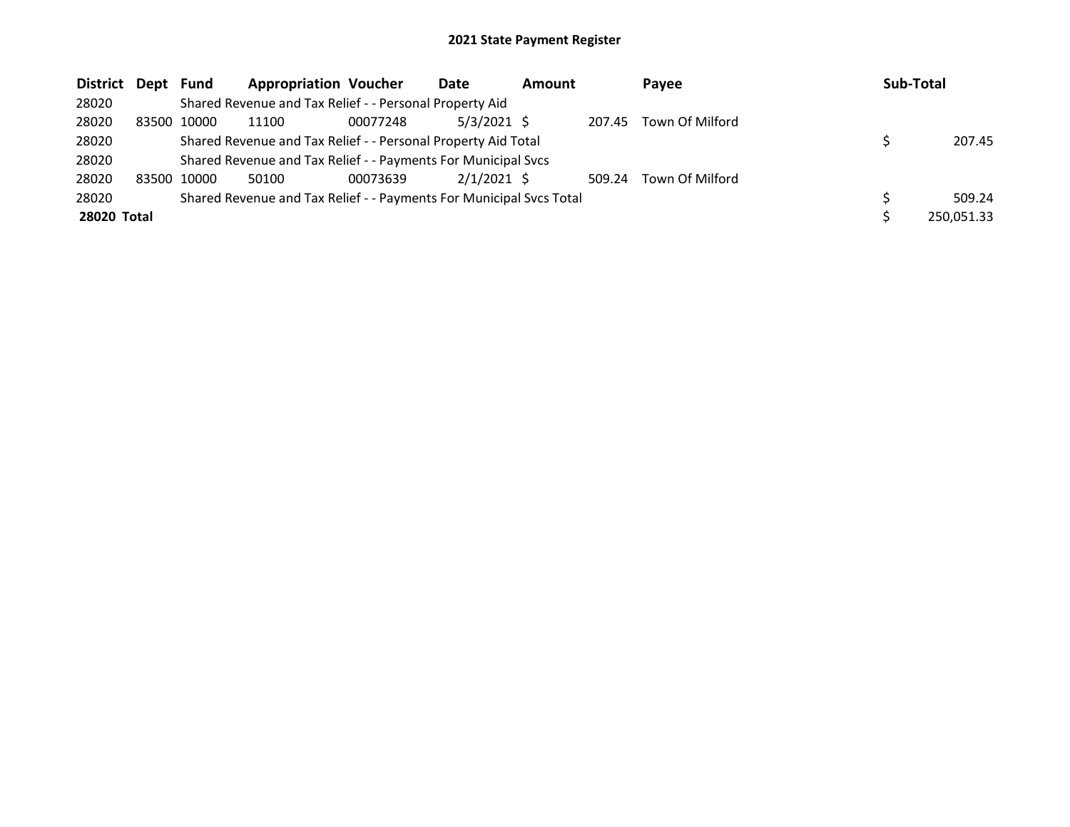# 2021 State Payment Register

| District | Dept | Fund | Appropriation | Voucher | Date | Amount | Payee | Sub-Total |
|---|---|---|---|---|---|---|---|---|
| 28020 | | Shared Revenue and Tax Relief - - Personal Property Aid | | | | | | |
| 28020 | 83500 | 10000 | 11100 | 00077248 | 5/3/2021 | $ 207.45 | Town Of Milford | |
| 28020 | | Shared Revenue and Tax Relief - - Personal Property Aid Total | | | | | | $ 207.45 |
| 28020 | | Shared Revenue and Tax Relief - - Payments For Municipal Svcs | | | | | | |
| 28020 | 83500 | 10000 | 50100 | 00073639 | 2/1/2021 | $ 509.24 | Town Of Milford | |
| 28020 | | Shared Revenue and Tax Relief - - Payments For Municipal Svcs Total | | | | | | $ 509.24 |
| **28020 Total** | | | | | | | | $ 250,051.33 |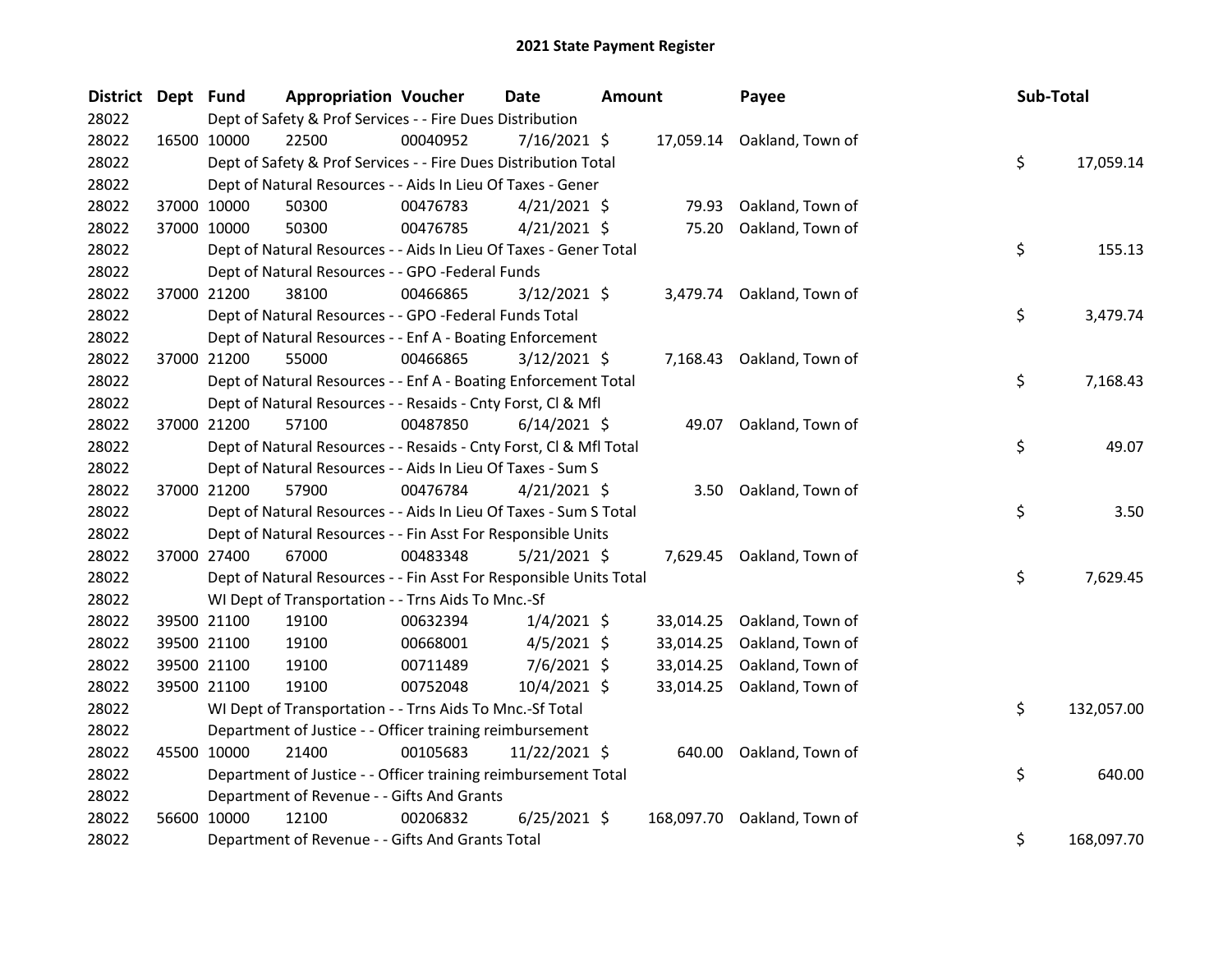# 2021 State Payment Register

| District | Dept | Fund | Appropriation | Voucher | Date | Amount | Payee | Sub-Total |
|---|---|---|---|---|---|---|---|---|
| 28022 | | Dept of Safety & Prof Services - - Fire Dues Distribution | | | | | | |
| 28022 | 16500 | 10000 | 22500 | 00040952 | 7/16/2021 | $ 17,059.14 | Oakland, Town of | |
| 28022 | | Dept of Safety & Prof Services - - Fire Dues Distribution Total | | | | | | $ 17,059.14 |
| 28022 | | Dept of Natural Resources - - Aids In Lieu Of Taxes - Gener | | | | | | |
| 28022 | 37000 | 10000 | 50300 | 00476783 | 4/21/2021 | $ 79.93 | Oakland, Town of | |
| 28022 | 37000 | 10000 | 50300 | 00476785 | 4/21/2021 | $ 75.20 | Oakland, Town of | |
| 28022 | | Dept of Natural Resources - - Aids In Lieu Of Taxes - Gener Total | | | | | | $ 155.13 |
| 28022 | | Dept of Natural Resources - - GPO -Federal Funds | | | | | | |
| 28022 | 37000 | 21200 | 38100 | 00466865 | 3/12/2021 | $ 3,479.74 | Oakland, Town of | |
| 28022 | | Dept of Natural Resources - - GPO -Federal Funds Total | | | | | | $ 3,479.74 |
| 28022 | | Dept of Natural Resources - - Enf A - Boating Enforcement | | | | | | |
| 28022 | 37000 | 21200 | 55000 | 00466865 | 3/12/2021 | $ 7,168.43 | Oakland, Town of | |
| 28022 | | Dept of Natural Resources - - Enf A - Boating Enforcement Total | | | | | | $ 7,168.43 |
| 28022 | | Dept of Natural Resources - - Resaids - Cnty Forst, Cl & Mfl | | | | | | |
| 28022 | 37000 | 21200 | 57100 | 00487850 | 6/14/2021 | $ 49.07 | Oakland, Town of | |
| 28022 | | Dept of Natural Resources - - Resaids - Cnty Forst, Cl & Mfl Total | | | | | | $ 49.07 |
| 28022 | | Dept of Natural Resources - - Aids In Lieu Of Taxes - Sum S | | | | | | |
| 28022 | 37000 | 21200 | 57900 | 00476784 | 4/21/2021 | $ 3.50 | Oakland, Town of | |
| 28022 | | Dept of Natural Resources - - Aids In Lieu Of Taxes - Sum S Total | | | | | | $ 3.50 |
| 28022 | | Dept of Natural Resources - - Fin Asst For Responsible Units | | | | | | |
| 28022 | 37000 | 27400 | 67000 | 00483348 | 5/21/2021 | $ 7,629.45 | Oakland, Town of | |
| 28022 | | Dept of Natural Resources - - Fin Asst For Responsible Units Total | | | | | | $ 7,629.45 |
| 28022 | | WI Dept of Transportation - - Trns Aids To Mnc.-Sf | | | | | | |
| 28022 | 39500 | 21100 | 19100 | 00632394 | 1/4/2021 | $ 33,014.25 | Oakland, Town of | |
| 28022 | 39500 | 21100 | 19100 | 00668001 | 4/5/2021 | $ 33,014.25 | Oakland, Town of | |
| 28022 | 39500 | 21100 | 19100 | 00711489 | 7/6/2021 | $ 33,014.25 | Oakland, Town of | |
| 28022 | 39500 | 21100 | 19100 | 00752048 | 10/4/2021 | $ 33,014.25 | Oakland, Town of | |
| 28022 | | WI Dept of Transportation - - Trns Aids To Mnc.-Sf Total | | | | | | $ 132,057.00 |
| 28022 | | Department of Justice - - Officer training reimbursement | | | | | | |
| 28022 | 45500 | 10000 | 21400 | 00105683 | 11/22/2021 | $ 640.00 | Oakland, Town of | |
| 28022 | | Department of Justice - - Officer training reimbursement Total | | | | | | $ 640.00 |
| 28022 | | Department of Revenue - - Gifts And Grants | | | | | | |
| 28022 | 56600 | 10000 | 12100 | 00206832 | 6/25/2021 | $ 168,097.70 | Oakland, Town of | |
| 28022 | | Department of Revenue - - Gifts And Grants Total | | | | | | $ 168,097.70 |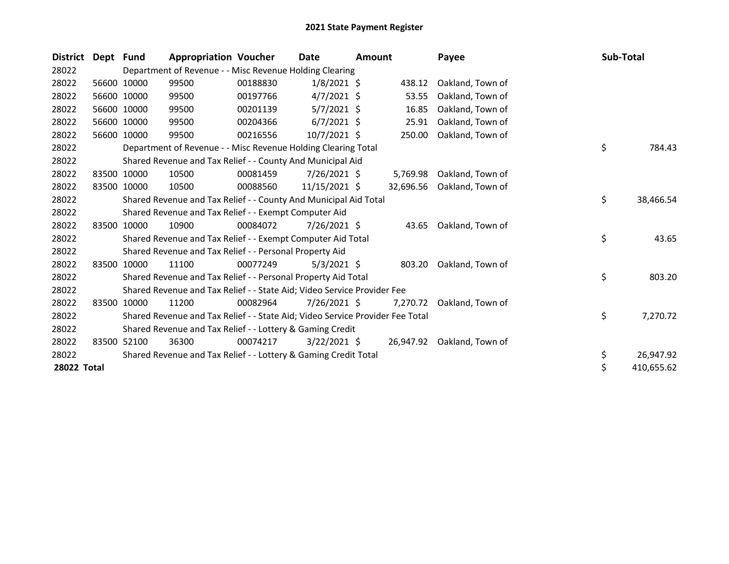# 2021 State Payment Register

| District | Dept | Fund | Appropriation | Voucher | Date | Amount | Payee | Sub-Total |
|---|---|---|---|---|---|---|---|---|
| 28022 | | Department of Revenue - - Misc Revenue Holding Clearing | | | | | | |
| 28022 | 56600 | 10000 | 99500 | 00188830 | 1/8/2021 | $ 438.12 | Oakland, Town of | |
| 28022 | 56600 | 10000 | 99500 | 00197766 | 4/7/2021 | $ 53.55 | Oakland, Town of | |
| 28022 | 56600 | 10000 | 99500 | 00201139 | 5/7/2021 | $ 16.85 | Oakland, Town of | |
| 28022 | 56600 | 10000 | 99500 | 00204366 | 6/7/2021 | $ 25.91 | Oakland, Town of | |
| 28022 | 56600 | 10000 | 99500 | 00216556 | 10/7/2021 | $ 250.00 | Oakland, Town of | |
| 28022 | | Department of Revenue - - Misc Revenue Holding Clearing Total | | | | | | $ 784.43 |
| 28022 | | Shared Revenue and Tax Relief - - County And Municipal Aid | | | | | | |
| 28022 | 83500 | 10000 | 10500 | 00081459 | 7/26/2021 | $ 5,769.98 | Oakland, Town of | |
| 28022 | 83500 | 10000 | 10500 | 00088560 | 11/15/2021 | $ 32,696.56 | Oakland, Town of | |
| 28022 | | Shared Revenue and Tax Relief - - County And Municipal Aid Total | | | | | | $ 38,466.54 |
| 28022 | | Shared Revenue and Tax Relief - - Exempt Computer Aid | | | | | | |
| 28022 | 83500 | 10000 | 10900 | 00084072 | 7/26/2021 | $ 43.65 | Oakland, Town of | |
| 28022 | | Shared Revenue and Tax Relief - - Exempt Computer Aid Total | | | | | | $ 43.65 |
| 28022 | | Shared Revenue and Tax Relief - - Personal Property Aid | | | | | | |
| 28022 | 83500 | 10000 | 11100 | 00077249 | 5/3/2021 | $ 803.20 | Oakland, Town of | |
| 28022 | | Shared Revenue and Tax Relief - - Personal Property Aid Total | | | | | | $ 803.20 |
| 28022 | | Shared Revenue and Tax Relief - - State Aid; Video Service Provider Fee | | | | | | |
| 28022 | 83500 | 10000 | 11200 | 00082964 | 7/26/2021 | $ 7,270.72 | Oakland, Town of | |
| 28022 | | Shared Revenue and Tax Relief - - State Aid; Video Service Provider Fee Total | | | | | | $ 7,270.72 |
| 28022 | | Shared Revenue and Tax Relief - - Lottery & Gaming Credit | | | | | | |
| 28022 | 83500 | 52100 | 36300 | 00074217 | 3/22/2021 | $ 26,947.92 | Oakland, Town of | |
| 28022 | | Shared Revenue and Tax Relief - - Lottery & Gaming Credit Total | | | | | | $ 26,947.92 |
| **28022 Total** | | | | | | | | $ 410,655.62 |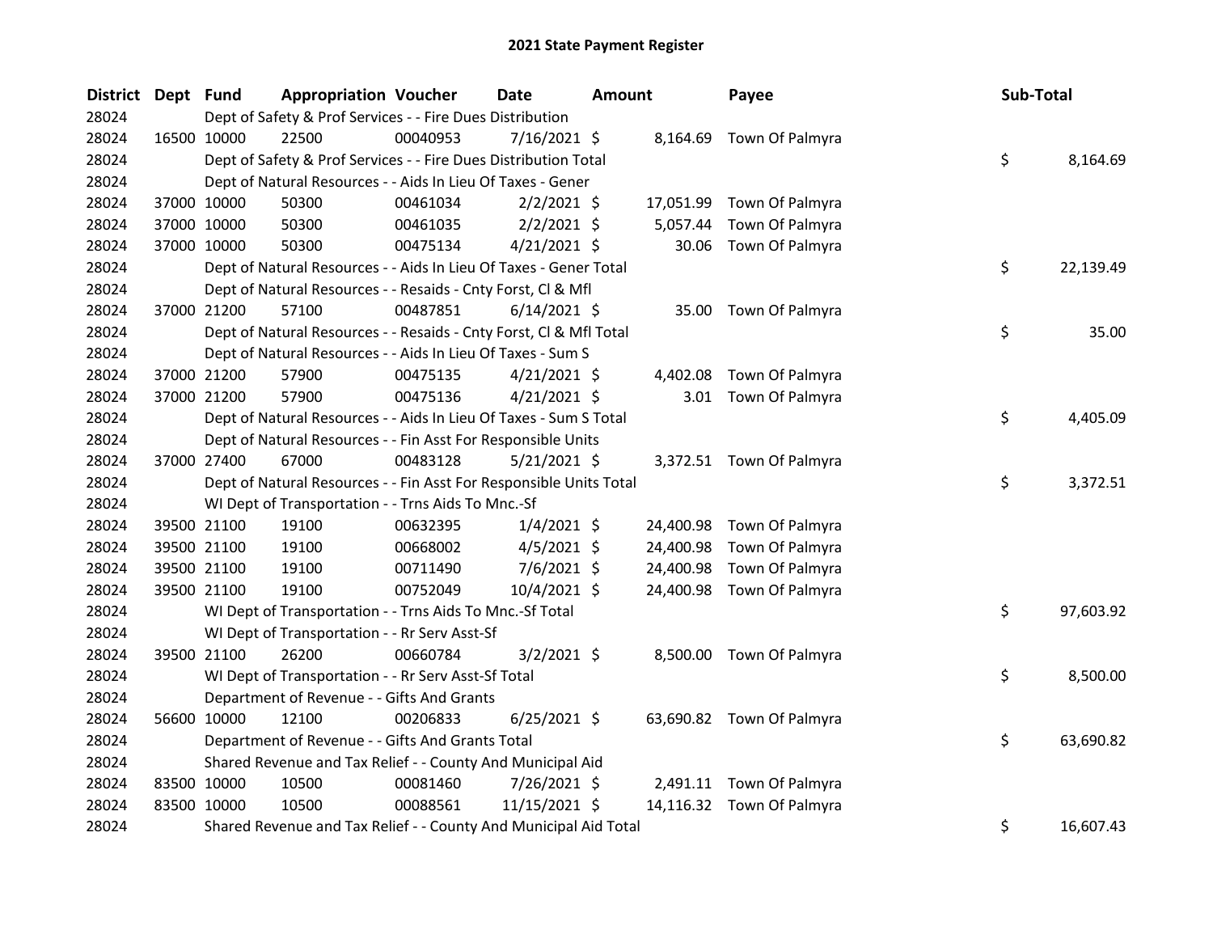# 2021 State Payment Register

| District | Dept | Fund | Appropriation | Voucher | Date | Amount | Payee | Sub-Total |
|---|---|---|---|---|---|---|---|---|
| 28024 | | Dept of Safety & Prof Services - - Fire Dues Distribution | | | | | | |
| 28024 | 16500 | 10000 | 22500 | 00040953 | 7/16/2021 | $ 8,164.69 | Town Of Palmyra | |
| 28024 | | Dept of Safety & Prof Services - - Fire Dues Distribution Total | | | | | | $ 8,164.69 |
| 28024 | | Dept of Natural Resources - - Aids In Lieu Of Taxes - Gener | | | | | | |
| 28024 | 37000 | 10000 | 50300 | 00461034 | 2/2/2021 | $ 17,051.99 | Town Of Palmyra | |
| 28024 | 37000 | 10000 | 50300 | 00461035 | 2/2/2021 | $ 5,057.44 | Town Of Palmyra | |
| 28024 | 37000 | 10000 | 50300 | 00475134 | 4/21/2021 | $ 30.06 | Town Of Palmyra | |
| 28024 | | Dept of Natural Resources - - Aids In Lieu Of Taxes - Gener Total | | | | | | $ 22,139.49 |
| 28024 | | Dept of Natural Resources - - Resaids - Cnty Forst, Cl & Mfl | | | | | | |
| 28024 | 37000 | 21200 | 57100 | 00487851 | 6/14/2021 | $ 35.00 | Town Of Palmyra | |
| 28024 | | Dept of Natural Resources - - Resaids - Cnty Forst, Cl & Mfl Total | | | | | | $ 35.00 |
| 28024 | | Dept of Natural Resources - - Aids In Lieu Of Taxes - Sum S | | | | | | |
| 28024 | 37000 | 21200 | 57900 | 00475135 | 4/21/2021 | $ 4,402.08 | Town Of Palmyra | |
| 28024 | 37000 | 21200 | 57900 | 00475136 | 4/21/2021 | $ 3.01 | Town Of Palmyra | |
| 28024 | | Dept of Natural Resources - - Aids In Lieu Of Taxes - Sum S Total | | | | | | $ 4,405.09 |
| 28024 | | Dept of Natural Resources - - Fin Asst For Responsible Units | | | | | | |
| 28024 | 37000 | 27400 | 67000 | 00483128 | 5/21/2021 | $ 3,372.51 | Town Of Palmyra | |
| 28024 | | Dept of Natural Resources - - Fin Asst For Responsible Units Total | | | | | | $ 3,372.51 |
| 28024 | | WI Dept of Transportation - - Trns Aids To Mnc.-Sf | | | | | | |
| 28024 | 39500 | 21100 | 19100 | 00632395 | 1/4/2021 | $ 24,400.98 | Town Of Palmyra | |
| 28024 | 39500 | 21100 | 19100 | 00668002 | 4/5/2021 | $ 24,400.98 | Town Of Palmyra | |
| 28024 | 39500 | 21100 | 19100 | 00711490 | 7/6/2021 | $ 24,400.98 | Town Of Palmyra | |
| 28024 | 39500 | 21100 | 19100 | 00752049 | 10/4/2021 | $ 24,400.98 | Town Of Palmyra | |
| 28024 | | WI Dept of Transportation - - Trns Aids To Mnc.-Sf Total | | | | | | $ 97,603.92 |
| 28024 | | WI Dept of Transportation - - Rr Serv Asst-Sf | | | | | | |
| 28024 | 39500 | 21100 | 26200 | 00660784 | 3/2/2021 | $ 8,500.00 | Town Of Palmyra | |
| 28024 | | WI Dept of Transportation - - Rr Serv Asst-Sf Total | | | | | | $ 8,500.00 |
| 28024 | | Department of Revenue - - Gifts And Grants | | | | | | |
| 28024 | 56600 | 10000 | 12100 | 00206833 | 6/25/2021 | $ 63,690.82 | Town Of Palmyra | |
| 28024 | | Department of Revenue - - Gifts And Grants Total | | | | | | $ 63,690.82 |
| 28024 | | Shared Revenue and Tax Relief - - County And Municipal Aid | | | | | | |
| 28024 | 83500 | 10000 | 10500 | 00081460 | 7/26/2021 | $ 2,491.11 | Town Of Palmyra | |
| 28024 | 83500 | 10000 | 10500 | 00088561 | 11/15/2021 | $ 14,116.32 | Town Of Palmyra | |
| 28024 | | Shared Revenue and Tax Relief - - County And Municipal Aid Total | | | | | | $ 16,607.43 |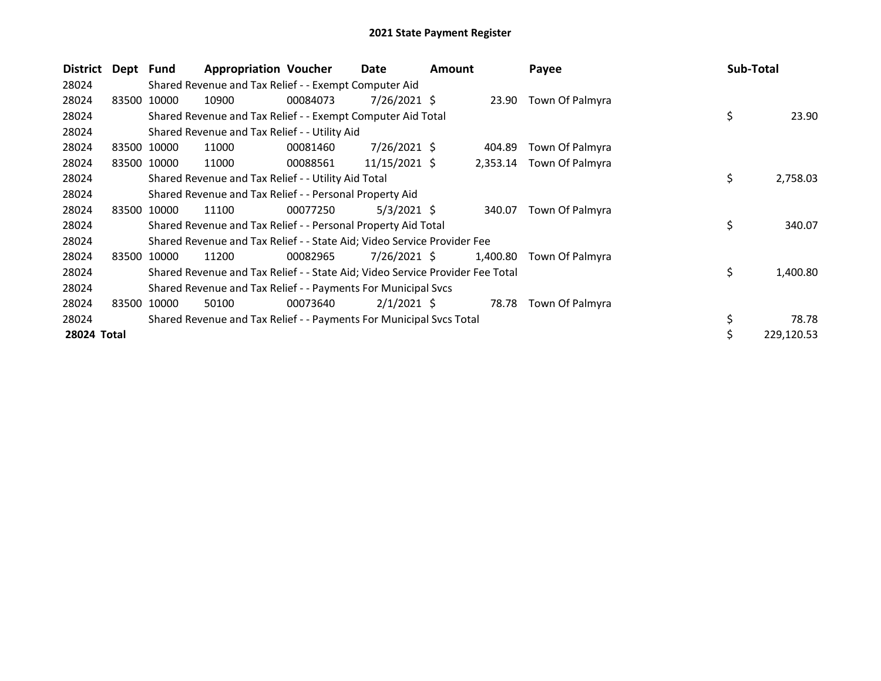# 2021 State Payment Register

| District | Dept | Fund | Appropriation | Voucher | Date | Amount | Payee | Sub-Total |
|---|---|---|---|---|---|---|---|---|
| 28024 | | Shared Revenue and Tax Relief - - Exempt Computer Aid | | | | | | |
| 28024 | 83500 | 10000 | 10900 | 00084073 | 7/26/2021 | $ 23.90 | Town Of Palmyra | |
| 28024 | | Shared Revenue and Tax Relief - - Exempt Computer Aid Total | | | | | | $ 23.90 |
| 28024 | | Shared Revenue and Tax Relief - - Utility Aid | | | | | | |
| 28024 | 83500 | 10000 | 11000 | 00081460 | 7/26/2021 | $ 404.89 | Town Of Palmyra | |
| 28024 | 83500 | 10000 | 11000 | 00088561 | 11/15/2021 | $ 2,353.14 | Town Of Palmyra | |
| 28024 | | Shared Revenue and Tax Relief - - Utility Aid Total | | | | | | $ 2,758.03 |
| 28024 | | Shared Revenue and Tax Relief - - Personal Property Aid | | | | | | |
| 28024 | 83500 | 10000 | 11100 | 00077250 | 5/3/2021 | $ 340.07 | Town Of Palmyra | |
| 28024 | | Shared Revenue and Tax Relief - - Personal Property Aid Total | | | | | | $ 340.07 |
| 28024 | | Shared Revenue and Tax Relief - - State Aid; Video Service Provider Fee | | | | | | |
| 28024 | 83500 | 10000 | 11200 | 00082965 | 7/26/2021 | $ 1,400.80 | Town Of Palmyra | |
| 28024 | | Shared Revenue and Tax Relief - - State Aid; Video Service Provider Fee Total | | | | | | $ 1,400.80 |
| 28024 | | Shared Revenue and Tax Relief - - Payments For Municipal Svcs | | | | | | |
| 28024 | 83500 | 10000 | 50100 | 00073640 | 2/1/2021 | $ 78.78 | Town Of Palmyra | |
| 28024 | | Shared Revenue and Tax Relief - - Payments For Municipal Svcs Total | | | | | | $ 78.78 |
| **28024 Total** | | | | | | | | $ 229,120.53 |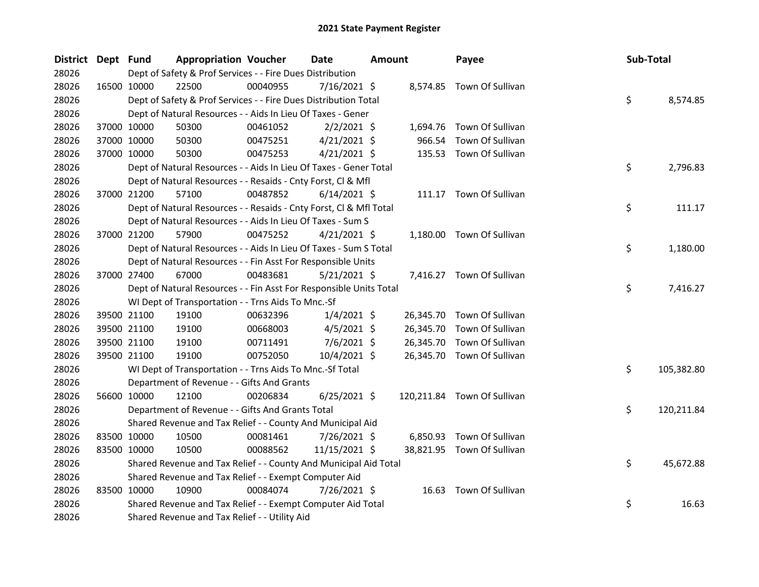# 2021 State Payment Register

| District | Dept | Fund | Appropriation | Voucher | Date | Amount | Payee | Sub-Total |
|---|---|---|---|---|---|---|---|---|
| 28026 | | | Dept of Safety & Prof Services - - Fire Dues Distribution | | | | | |
| 28026 | 16500 | 10000 | 22500 | 00040955 | 7/16/2021 | $ 8,574.85 | Town Of Sullivan | |
| 28026 | | | Dept of Safety & Prof Services - - Fire Dues Distribution Total | | | | | $ 8,574.85 |
| 28026 | | | Dept of Natural Resources - - Aids In Lieu Of Taxes - Gener | | | | | |
| 28026 | 37000 | 10000 | 50300 | 00461052 | 2/2/2021 | $ 1,694.76 | Town Of Sullivan | |
| 28026 | 37000 | 10000 | 50300 | 00475251 | 4/21/2021 | $ 966.54 | Town Of Sullivan | |
| 28026 | 37000 | 10000 | 50300 | 00475253 | 4/21/2021 | $ 135.53 | Town Of Sullivan | |
| 28026 | | | Dept of Natural Resources - - Aids In Lieu Of Taxes - Gener Total | | | | | $ 2,796.83 |
| 28026 | | | Dept of Natural Resources - - Resaids - Cnty Forst, Cl & Mfl | | | | | |
| 28026 | 37000 | 21200 | 57100 | 00487852 | 6/14/2021 | $ 111.17 | Town Of Sullivan | |
| 28026 | | | Dept of Natural Resources - - Resaids - Cnty Forst, Cl & Mfl Total | | | | | $ 111.17 |
| 28026 | | | Dept of Natural Resources - - Aids In Lieu Of Taxes - Sum S | | | | | |
| 28026 | 37000 | 21200 | 57900 | 00475252 | 4/21/2021 | $ 1,180.00 | Town Of Sullivan | |
| 28026 | | | Dept of Natural Resources - - Aids In Lieu Of Taxes - Sum S Total | | | | | $ 1,180.00 |
| 28026 | | | Dept of Natural Resources - - Fin Asst For Responsible Units | | | | | |
| 28026 | 37000 | 27400 | 67000 | 00483681 | 5/21/2021 | $ 7,416.27 | Town Of Sullivan | |
| 28026 | | | Dept of Natural Resources - - Fin Asst For Responsible Units Total | | | | | $ 7,416.27 |
| 28026 | | | WI Dept of Transportation - - Trns Aids To Mnc.-Sf | | | | | |
| 28026 | 39500 | 21100 | 19100 | 00632396 | 1/4/2021 | $ 26,345.70 | Town Of Sullivan | |
| 28026 | 39500 | 21100 | 19100 | 00668003 | 4/5/2021 | $ 26,345.70 | Town Of Sullivan | |
| 28026 | 39500 | 21100 | 19100 | 00711491 | 7/6/2021 | $ 26,345.70 | Town Of Sullivan | |
| 28026 | 39500 | 21100 | 19100 | 00752050 | 10/4/2021 | $ 26,345.70 | Town Of Sullivan | |
| 28026 | | | WI Dept of Transportation - - Trns Aids To Mnc.-Sf Total | | | | | $ 105,382.80 |
| 28026 | | | Department of Revenue - - Gifts And Grants | | | | | |
| 28026 | 56600 | 10000 | 12100 | 00206834 | 6/25/2021 | $ 120,211.84 | Town Of Sullivan | |
| 28026 | | | Department of Revenue - - Gifts And Grants Total | | | | | $ 120,211.84 |
| 28026 | | | Shared Revenue and Tax Relief - - County And Municipal Aid | | | | | |
| 28026 | 83500 | 10000 | 10500 | 00081461 | 7/26/2021 | $ 6,850.93 | Town Of Sullivan | |
| 28026 | 83500 | 10000 | 10500 | 00088562 | 11/15/2021 | $ 38,821.95 | Town Of Sullivan | |
| 28026 | | | Shared Revenue and Tax Relief - - County And Municipal Aid Total | | | | | $ 45,672.88 |
| 28026 | | | Shared Revenue and Tax Relief - - Exempt Computer Aid | | | | | |
| 28026 | 83500 | 10000 | 10900 | 00084074 | 7/26/2021 | $ 16.63 | Town Of Sullivan | |
| 28026 | | | Shared Revenue and Tax Relief - - Exempt Computer Aid Total | | | | | $ 16.63 |
| 28026 | | | Shared Revenue and Tax Relief - - Utility Aid | | | | | |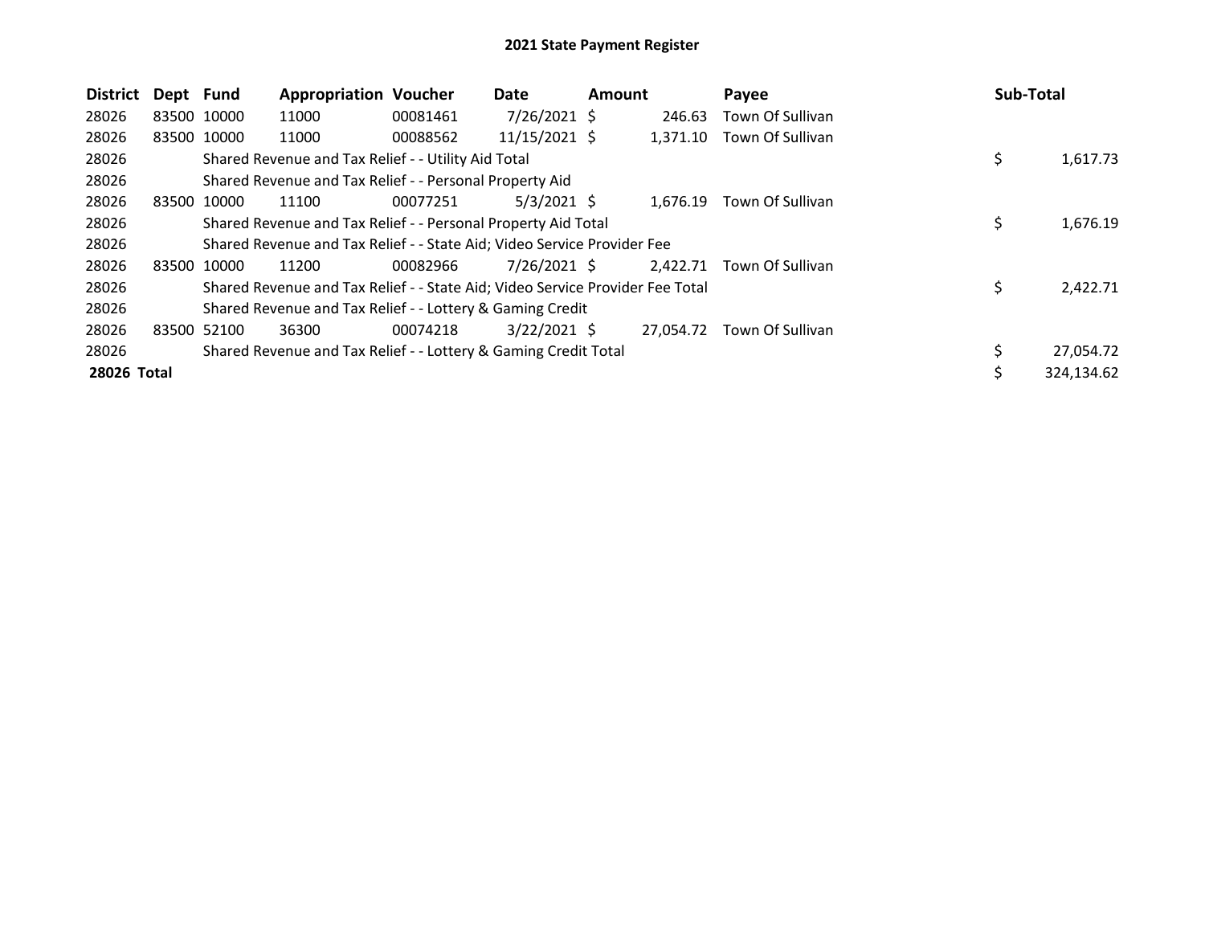# 2021 State Payment Register

| District | Dept | Fund | Appropriation | Voucher | Date | Amount | Payee | Sub-Total |
|---|---|---|---|---|---|---|---|---|
| 28026 | 83500 | 10000 | 11000 | 00081461 | 7/26/2021 | $ 246.63 | Town Of Sullivan | |
| 28026 | 83500 | 10000 | 11000 | 00088562 | 11/15/2021 | $ 1,371.10 | Town Of Sullivan | |
| 28026 | | Shared Revenue and Tax Relief - - Utility Aid Total | | | | | | $ 1,617.73 |
| 28026 | | Shared Revenue and Tax Relief - - Personal Property Aid | | | | | | |
| 28026 | 83500 | 10000 | 11100 | 00077251 | 5/3/2021 | $ 1,676.19 | Town Of Sullivan | |
| 28026 | | Shared Revenue and Tax Relief - - Personal Property Aid Total | | | | | | $ 1,676.19 |
| 28026 | | Shared Revenue and Tax Relief - - State Aid; Video Service Provider Fee | | | | | | |
| 28026 | 83500 | 10000 | 11200 | 00082966 | 7/26/2021 | $ 2,422.71 | Town Of Sullivan | |
| 28026 | | Shared Revenue and Tax Relief - - State Aid; Video Service Provider Fee Total | | | | | | $ 2,422.71 |
| 28026 | | Shared Revenue and Tax Relief - - Lottery & Gaming Credit | | | | | | |
| 28026 | 83500 | 52100 | 36300 | 00074218 | 3/22/2021 | $ 27,054.72 | Town Of Sullivan | |
| 28026 | | Shared Revenue and Tax Relief - - Lottery & Gaming Credit Total | | | | | | $ 27,054.72 |
| **28026 Total** | | | | | | | | $ 324,134.62 |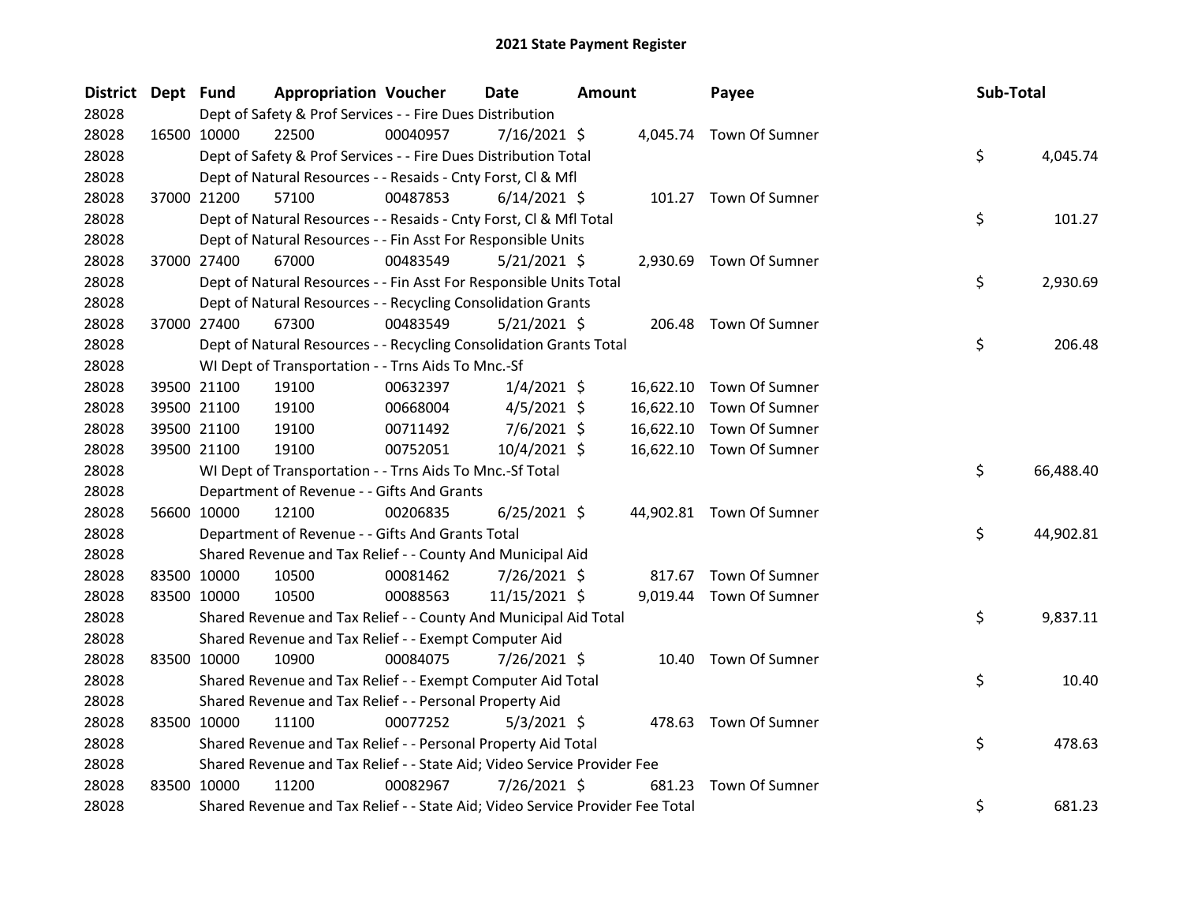# 2021 State Payment Register

| District | Dept | Fund | Appropriation | Voucher | Date | Amount | Payee | Sub-Total |
|---|---|---|---|---|---|---|---|---|
| 28028 | | Dept of Safety & Prof Services - - Fire Dues Distribution | | | | | | |
| 28028 | 16500 | 10000 | 22500 | 00040957 | 7/16/2021 | $ 4,045.74 | Town Of Sumner | |
| 28028 | | Dept of Safety & Prof Services - - Fire Dues Distribution Total | | | | | | $ 4,045.74 |
| 28028 | | Dept of Natural Resources - - Resaids - Cnty Forst, Cl & Mfl | | | | | | |
| 28028 | 37000 | 21200 | 57100 | 00487853 | 6/14/2021 | $ 101.27 | Town Of Sumner | |
| 28028 | | Dept of Natural Resources - - Resaids - Cnty Forst, Cl & Mfl Total | | | | | | $ 101.27 |
| 28028 | | Dept of Natural Resources - - Fin Asst For Responsible Units | | | | | | |
| 28028 | 37000 | 27400 | 67000 | 00483549 | 5/21/2021 | $ 2,930.69 | Town Of Sumner | |
| 28028 | | Dept of Natural Resources - - Fin Asst For Responsible Units Total | | | | | | $ 2,930.69 |
| 28028 | | Dept of Natural Resources - - Recycling Consolidation Grants | | | | | | |
| 28028 | 37000 | 27400 | 67300 | 00483549 | 5/21/2021 | $ 206.48 | Town Of Sumner | |
| 28028 | | Dept of Natural Resources - - Recycling Consolidation Grants Total | | | | | | $ 206.48 |
| 28028 | | WI Dept of Transportation - - Trns Aids To Mnc.-Sf | | | | | | |
| 28028 | 39500 | 21100 | 19100 | 00632397 | 1/4/2021 | $ 16,622.10 | Town Of Sumner | |
| 28028 | 39500 | 21100 | 19100 | 00668004 | 4/5/2021 | $ 16,622.10 | Town Of Sumner | |
| 28028 | 39500 | 21100 | 19100 | 00711492 | 7/6/2021 | $ 16,622.10 | Town Of Sumner | |
| 28028 | 39500 | 21100 | 19100 | 00752051 | 10/4/2021 | $ 16,622.10 | Town Of Sumner | |
| 28028 | | WI Dept of Transportation - - Trns Aids To Mnc.-Sf Total | | | | | | $ 66,488.40 |
| 28028 | | Department of Revenue - - Gifts And Grants | | | | | | |
| 28028 | 56600 | 10000 | 12100 | 00206835 | 6/25/2021 | $ 44,902.81 | Town Of Sumner | |
| 28028 | | Department of Revenue - - Gifts And Grants Total | | | | | | $ 44,902.81 |
| 28028 | | Shared Revenue and Tax Relief - - County And Municipal Aid | | | | | | |
| 28028 | 83500 | 10000 | 10500 | 00081462 | 7/26/2021 | $ 817.67 | Town Of Sumner | |
| 28028 | 83500 | 10000 | 10500 | 00088563 | 11/15/2021 | $ 9,019.44 | Town Of Sumner | |
| 28028 | | Shared Revenue and Tax Relief - - County And Municipal Aid Total | | | | | | $ 9,837.11 |
| 28028 | | Shared Revenue and Tax Relief - - Exempt Computer Aid | | | | | | |
| 28028 | 83500 | 10000 | 10900 | 00084075 | 7/26/2021 | $ 10.40 | Town Of Sumner | |
| 28028 | | Shared Revenue and Tax Relief - - Exempt Computer Aid Total | | | | | | $ 10.40 |
| 28028 | | Shared Revenue and Tax Relief - - Personal Property Aid | | | | | | |
| 28028 | 83500 | 10000 | 11100 | 00077252 | 5/3/2021 | $ 478.63 | Town Of Sumner | |
| 28028 | | Shared Revenue and Tax Relief - - Personal Property Aid Total | | | | | | $ 478.63 |
| 28028 | | Shared Revenue and Tax Relief - - State Aid; Video Service Provider Fee | | | | | | |
| 28028 | 83500 | 10000 | 11200 | 00082967 | 7/26/2021 | $ 681.23 | Town Of Sumner | |
| 28028 | | Shared Revenue and Tax Relief - - State Aid; Video Service Provider Fee Total | | | | | | $ 681.23 |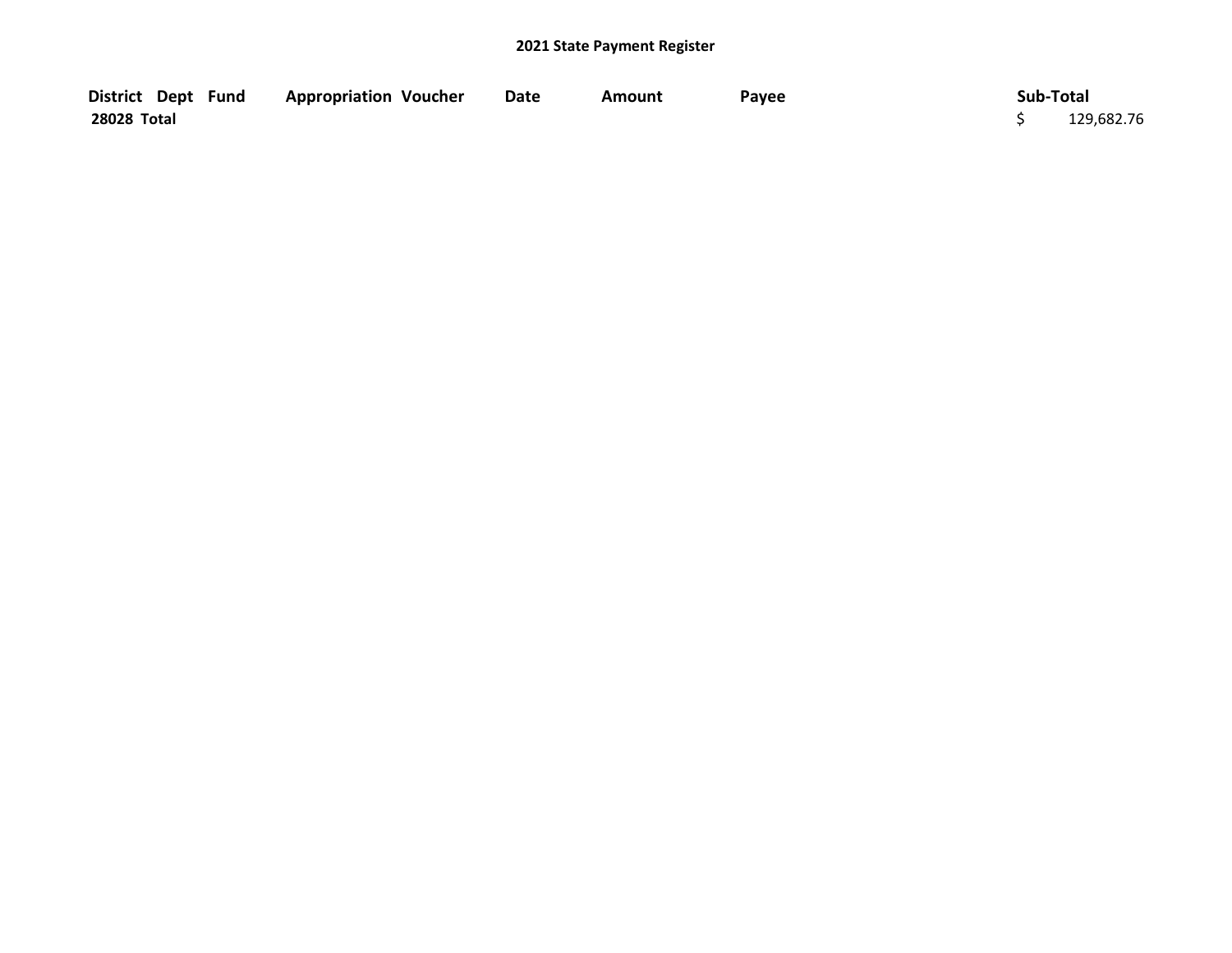## 2021 State Payment Register

| District | Dept | Fund | Appropriation | Voucher | Date | Amount | Payee | Sub-Total |
|---|---|---|---|---|---|---|---|---|
| 28028 Total | | | | | | | | $ 129,682.76 |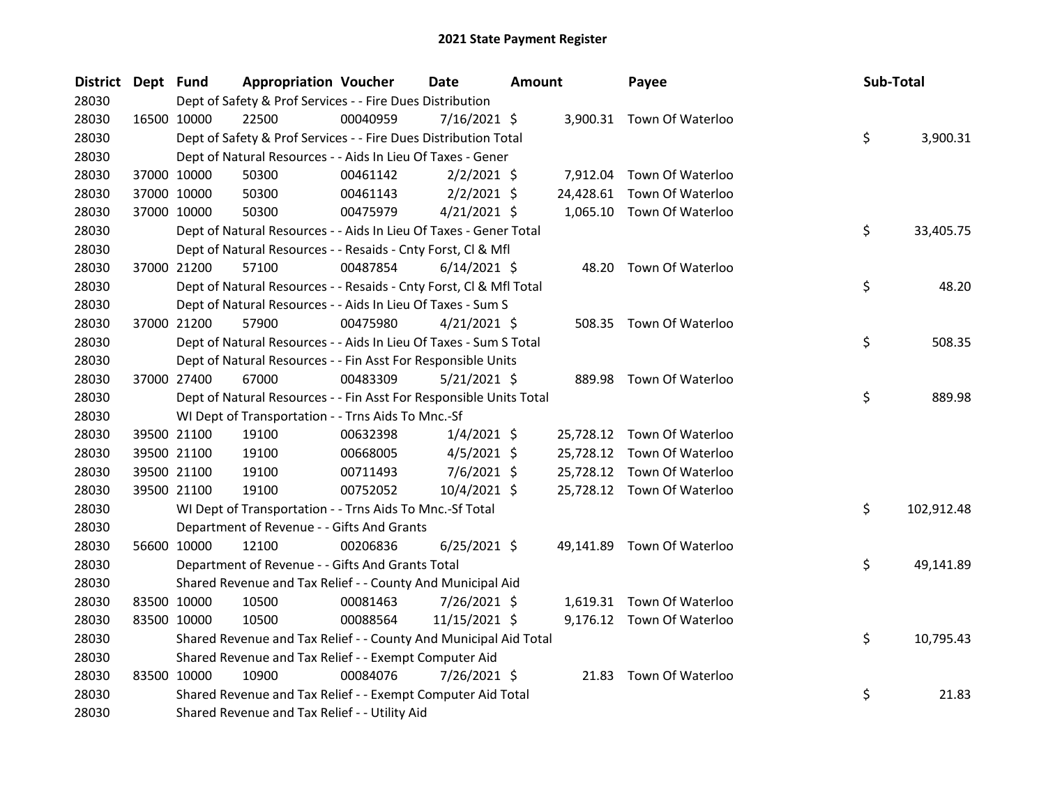# 2021 State Payment Register

| District | Dept | Fund | Appropriation | Voucher | Date | Amount | Payee | Sub-Total |
|---|---|---|---|---|---|---|---|---|
| 28030 | | | Dept of Safety & Prof Services - - Fire Dues Distribution | | | | | |
| 28030 | 16500 | 10000 | 22500 | 00040959 | 7/16/2021 | $ 3,900.31 | Town Of Waterloo | |
| 28030 | | | Dept of Safety & Prof Services - - Fire Dues Distribution Total | | | | | $ 3,900.31 |
| 28030 | | | Dept of Natural Resources - - Aids In Lieu Of Taxes - Gener | | | | | |
| 28030 | 37000 | 10000 | 50300 | 00461142 | 2/2/2021 | $ 7,912.04 | Town Of Waterloo | |
| 28030 | 37000 | 10000 | 50300 | 00461143 | 2/2/2021 | $ 24,428.61 | Town Of Waterloo | |
| 28030 | 37000 | 10000 | 50300 | 00475979 | 4/21/2021 | $ 1,065.10 | Town Of Waterloo | |
| 28030 | | | Dept of Natural Resources - - Aids In Lieu Of Taxes - Gener Total | | | | | $ 33,405.75 |
| 28030 | | | Dept of Natural Resources - - Resaids - Cnty Forst, Cl & Mfl | | | | | |
| 28030 | 37000 | 21200 | 57100 | 00487854 | 6/14/2021 | $ 48.20 | Town Of Waterloo | |
| 28030 | | | Dept of Natural Resources - - Resaids - Cnty Forst, Cl & Mfl Total | | | | | $ 48.20 |
| 28030 | | | Dept of Natural Resources - - Aids In Lieu Of Taxes - Sum S | | | | | |
| 28030 | 37000 | 21200 | 57900 | 00475980 | 4/21/2021 | $ 508.35 | Town Of Waterloo | |
| 28030 | | | Dept of Natural Resources - - Aids In Lieu Of Taxes - Sum S Total | | | | | $ 508.35 |
| 28030 | | | Dept of Natural Resources - - Fin Asst For Responsible Units | | | | | |
| 28030 | 37000 | 27400 | 67000 | 00483309 | 5/21/2021 | $ 889.98 | Town Of Waterloo | |
| 28030 | | | Dept of Natural Resources - - Fin Asst For Responsible Units Total | | | | | $ 889.98 |
| 28030 | | | WI Dept of Transportation - - Trns Aids To Mnc.-Sf | | | | | |
| 28030 | 39500 | 21100 | 19100 | 00632398 | 1/4/2021 | $ 25,728.12 | Town Of Waterloo | |
| 28030 | 39500 | 21100 | 19100 | 00668005 | 4/5/2021 | $ 25,728.12 | Town Of Waterloo | |
| 28030 | 39500 | 21100 | 19100 | 00711493 | 7/6/2021 | $ 25,728.12 | Town Of Waterloo | |
| 28030 | 39500 | 21100 | 19100 | 00752052 | 10/4/2021 | $ 25,728.12 | Town Of Waterloo | |
| 28030 | | | WI Dept of Transportation - - Trns Aids To Mnc.-Sf Total | | | | | $ 102,912.48 |
| 28030 | | | Department of Revenue - - Gifts And Grants | | | | | |
| 28030 | 56600 | 10000 | 12100 | 00206836 | 6/25/2021 | $ 49,141.89 | Town Of Waterloo | |
| 28030 | | | Department of Revenue - - Gifts And Grants Total | | | | | $ 49,141.89 |
| 28030 | | | Shared Revenue and Tax Relief - - County And Municipal Aid | | | | | |
| 28030 | 83500 | 10000 | 10500 | 00081463 | 7/26/2021 | $ 1,619.31 | Town Of Waterloo | |
| 28030 | 83500 | 10000 | 10500 | 00088564 | 11/15/2021 | $ 9,176.12 | Town Of Waterloo | |
| 28030 | | | Shared Revenue and Tax Relief - - County And Municipal Aid Total | | | | | $ 10,795.43 |
| 28030 | | | Shared Revenue and Tax Relief - - Exempt Computer Aid | | | | | |
| 28030 | 83500 | 10000 | 10900 | 00084076 | 7/26/2021 | $ 21.83 | Town Of Waterloo | |
| 28030 | | | Shared Revenue and Tax Relief - - Exempt Computer Aid Total | | | | | $ 21.83 |
| 28030 | | | Shared Revenue and Tax Relief - - Utility Aid | | | | | |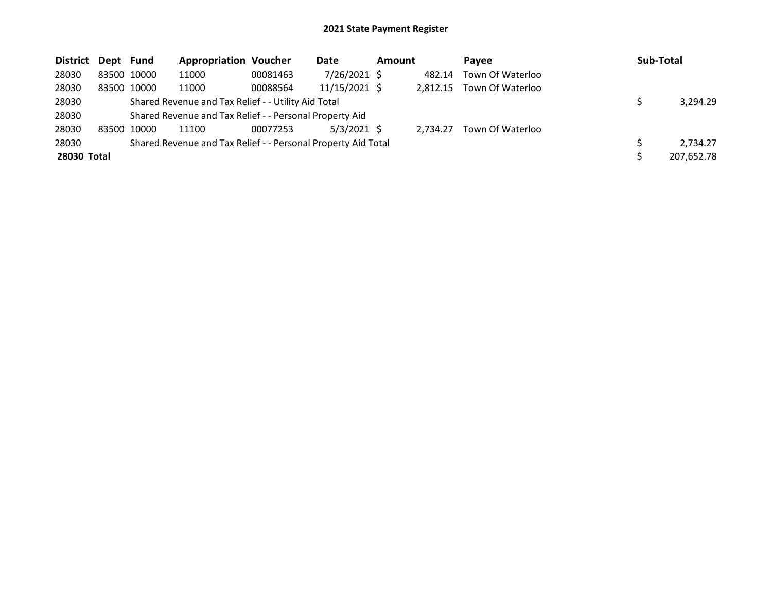# 2021 State Payment Register

| District | Dept | Fund | Appropriation | Voucher | Date | Amount | Payee | Sub-Total |
|---|---|---|---|---|---|---|---|---|
| 28030 | 83500 | 10000 | 11000 | 00081463 | 7/26/2021 | $ 482.14 | Town Of Waterloo | |
| 28030 | 83500 | 10000 | 11000 | 00088564 | 11/15/2021 | $ 2,812.15 | Town Of Waterloo | |
| 28030 | | Shared Revenue and Tax Relief - - Utility Aid Total | | | | | | $ 3,294.29 |
| 28030 | | Shared Revenue and Tax Relief - - Personal Property Aid | | | | | | |
| 28030 | 83500 | 10000 | 11100 | 00077253 | 5/3/2021 | $ 2,734.27 | Town Of Waterloo | |
| 28030 | | Shared Revenue and Tax Relief - - Personal Property Aid Total | | | | | | $ 2,734.27 |
| **28030 Total** | | | | | | | | $ 207,652.78 |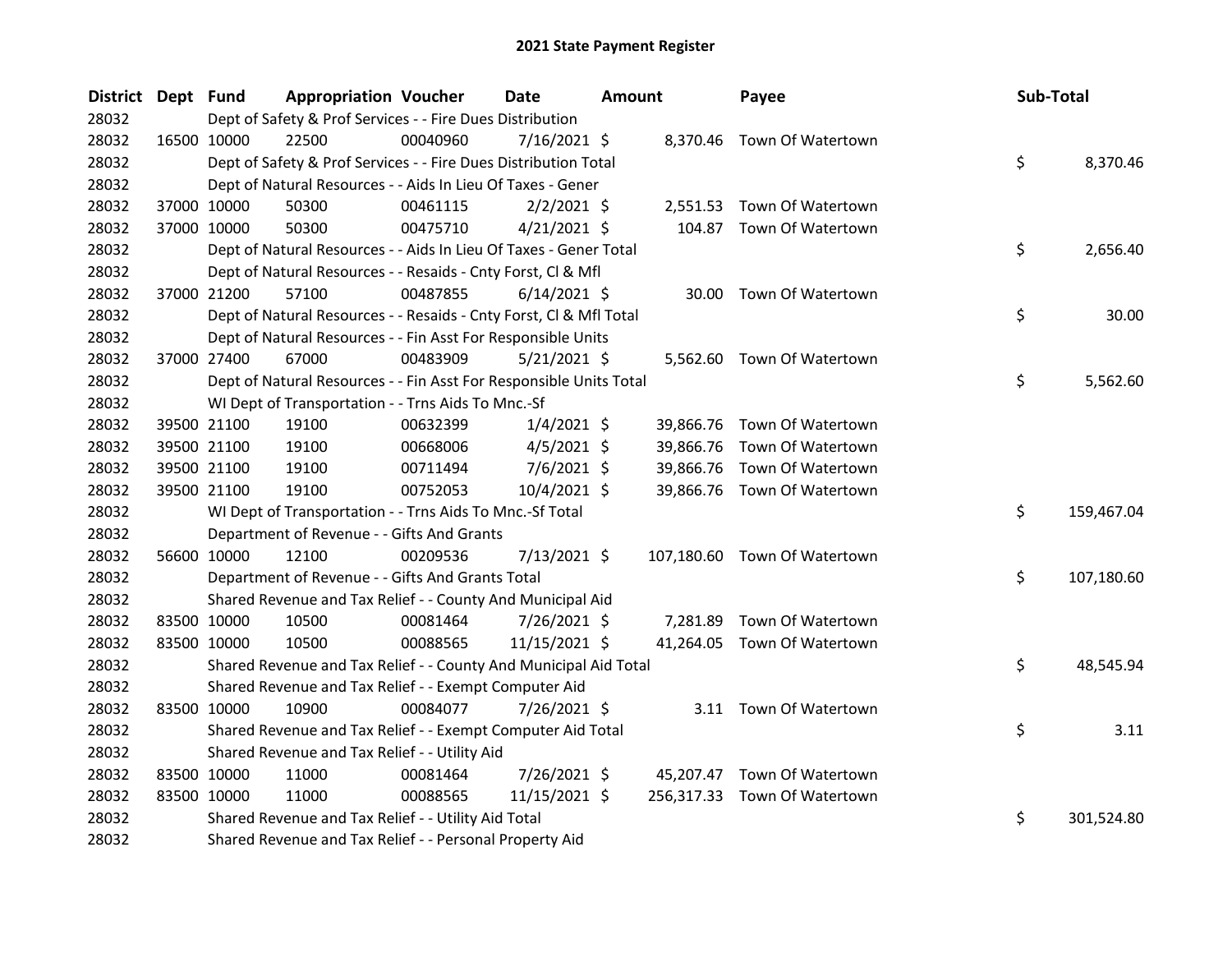# 2021 State Payment Register

| District | Dept | Fund | Appropriation | Voucher | Date | Amount | Payee | Sub-Total |
|---|---|---|---|---|---|---|---|---|
| 28032 | | Dept of Safety & Prof Services - - Fire Dues Distribution | | | | | | |
| 28032 | 16500 | 10000 | 22500 | 00040960 | 7/16/2021 | $ 8,370.46 | Town Of Watertown | |
| 28032 | | Dept of Safety & Prof Services - - Fire Dues Distribution Total | | | | | | $ 8,370.46 |
| 28032 | | Dept of Natural Resources - - Aids In Lieu Of Taxes - Gener | | | | | | |
| 28032 | 37000 | 10000 | 50300 | 00461115 | 2/2/2021 | $ 2,551.53 | Town Of Watertown | |
| 28032 | 37000 | 10000 | 50300 | 00475710 | 4/21/2021 | $ 104.87 | Town Of Watertown | |
| 28032 | | Dept of Natural Resources - - Aids In Lieu Of Taxes - Gener Total | | | | | | $ 2,656.40 |
| 28032 | | Dept of Natural Resources - - Resaids - Cnty Forst, Cl & Mfl | | | | | | |
| 28032 | 37000 | 21200 | 57100 | 00487855 | 6/14/2021 | $ 30.00 | Town Of Watertown | |
| 28032 | | Dept of Natural Resources - - Resaids - Cnty Forst, Cl & Mfl Total | | | | | | $ 30.00 |
| 28032 | | Dept of Natural Resources - - Fin Asst For Responsible Units | | | | | | |
| 28032 | 37000 | 27400 | 67000 | 00483909 | 5/21/2021 | $ 5,562.60 | Town Of Watertown | |
| 28032 | | Dept of Natural Resources - - Fin Asst For Responsible Units Total | | | | | | $ 5,562.60 |
| 28032 | | WI Dept of Transportation - - Trns Aids To Mnc.-Sf | | | | | | |
| 28032 | 39500 | 21100 | 19100 | 00632399 | 1/4/2021 | $ 39,866.76 | Town Of Watertown | |
| 28032 | 39500 | 21100 | 19100 | 00668006 | 4/5/2021 | $ 39,866.76 | Town Of Watertown | |
| 28032 | 39500 | 21100 | 19100 | 00711494 | 7/6/2021 | $ 39,866.76 | Town Of Watertown | |
| 28032 | 39500 | 21100 | 19100 | 00752053 | 10/4/2021 | $ 39,866.76 | Town Of Watertown | |
| 28032 | | WI Dept of Transportation - - Trns Aids To Mnc.-Sf Total | | | | | | $ 159,467.04 |
| 28032 | | Department of Revenue - - Gifts And Grants | | | | | | |
| 28032 | 56600 | 10000 | 12100 | 00209536 | 7/13/2021 | $ 107,180.60 | Town Of Watertown | |
| 28032 | | Department of Revenue - - Gifts And Grants Total | | | | | | $ 107,180.60 |
| 28032 | | Shared Revenue and Tax Relief - - County And Municipal Aid | | | | | | |
| 28032 | 83500 | 10000 | 10500 | 00081464 | 7/26/2021 | $ 7,281.89 | Town Of Watertown | |
| 28032 | 83500 | 10000 | 10500 | 00088565 | 11/15/2021 | $ 41,264.05 | Town Of Watertown | |
| 28032 | | Shared Revenue and Tax Relief - - County And Municipal Aid Total | | | | | | $ 48,545.94 |
| 28032 | | Shared Revenue and Tax Relief - - Exempt Computer Aid | | | | | | |
| 28032 | 83500 | 10000 | 10900 | 00084077 | 7/26/2021 | $ 3.11 | Town Of Watertown | |
| 28032 | | Shared Revenue and Tax Relief - - Exempt Computer Aid Total | | | | | | $ 3.11 |
| 28032 | | Shared Revenue and Tax Relief - - Utility Aid | | | | | | |
| 28032 | 83500 | 10000 | 11000 | 00081464 | 7/26/2021 | $ 45,207.47 | Town Of Watertown | |
| 28032 | 83500 | 10000 | 11000 | 00088565 | 11/15/2021 | $ 256,317.33 | Town Of Watertown | |
| 28032 | | Shared Revenue and Tax Relief - - Utility Aid Total | | | | | | $ 301,524.80 |
| 28032 | | Shared Revenue and Tax Relief - - Personal Property Aid | | | | | | |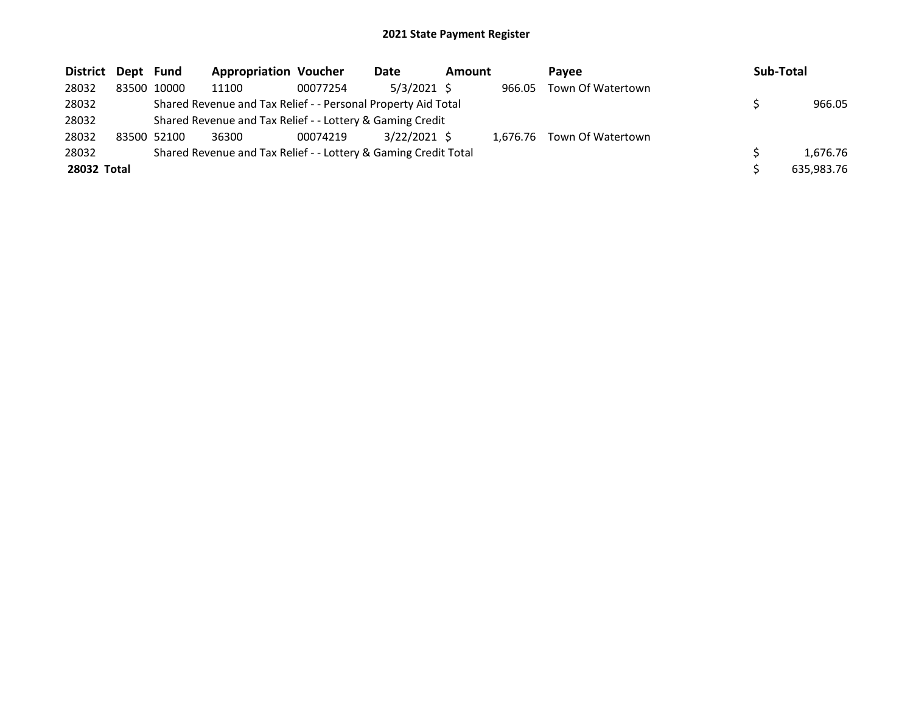# 2021 State Payment Register

| District | Dept | Fund | Appropriation | Voucher | Date | Amount | Payee | Sub-Total |
|---|---|---|---|---|---|---|---|---|
| 28032 | 83500 | 10000 | 11100 | 00077254 | 5/3/2021 | $ 966.05 | Town Of Watertown | |
| 28032 | | Shared Revenue and Tax Relief - - Personal Property Aid Total | | | | | | $ 966.05 |
| 28032 | | Shared Revenue and Tax Relief - - Lottery & Gaming Credit | | | | | | |
| 28032 | 83500 | 52100 | 36300 | 00074219 | 3/22/2021 | $ 1,676.76 | Town Of Watertown | |
| 28032 | | Shared Revenue and Tax Relief - - Lottery & Gaming Credit Total | | | | | | $ 1,676.76 |
| **28032 Total** | | | | | | | | $ 635,983.76 |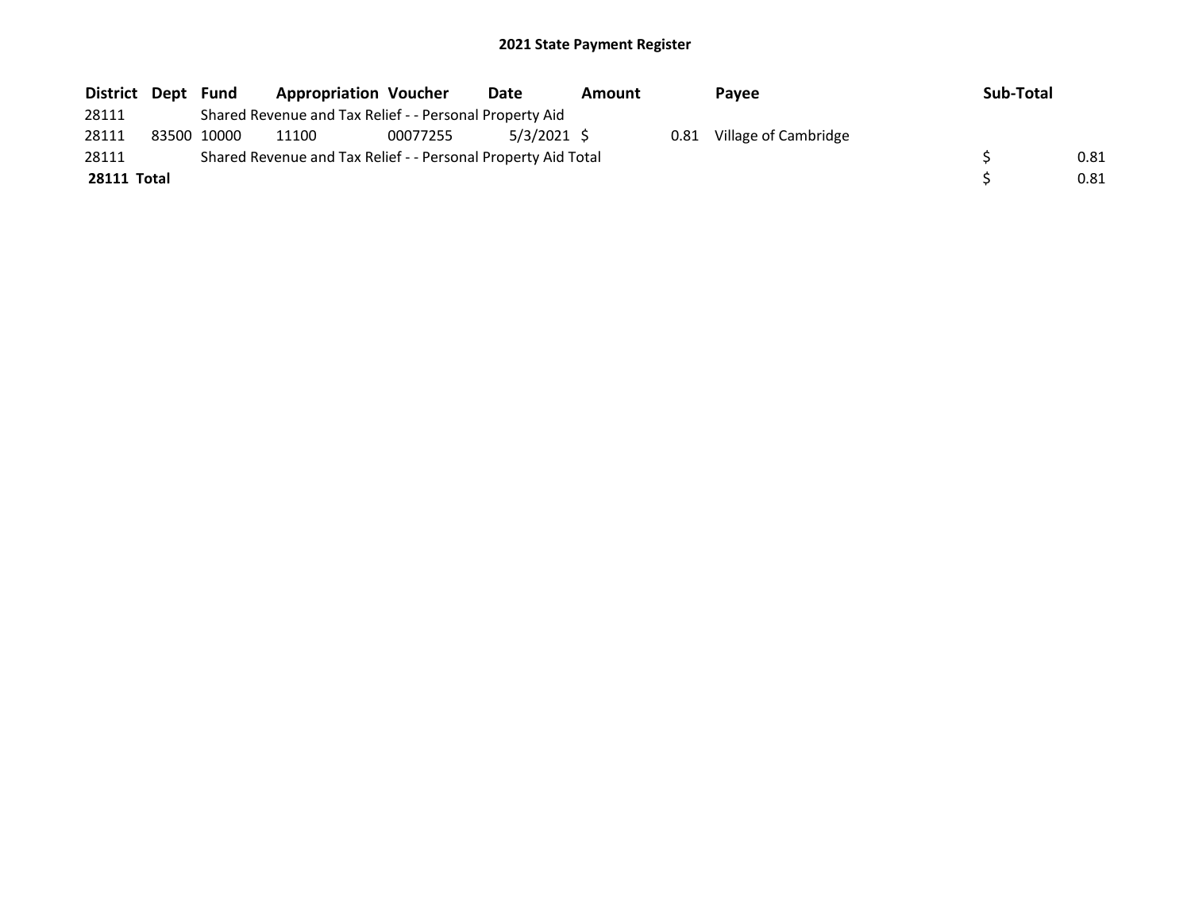# 2021 State Payment Register

| District | Dept | Fund | Appropriation | Voucher | Date | Amount | Payee | Sub-Total |
|---|---|---|---|---|---|---|---|---|
| 28111 | | Shared Revenue and Tax Relief - - Personal Property Aid | | | | | | |
| 28111 | 83500 | 10000 | 11100 | 00077255 | 5/3/2021 | $ 0.81 | Village of Cambridge | |
| 28111 | | Shared Revenue and Tax Relief - - Personal Property Aid Total | | | | | | $ 0.81 |
| **28111 Total** | | | | | | | | $ 0.81 |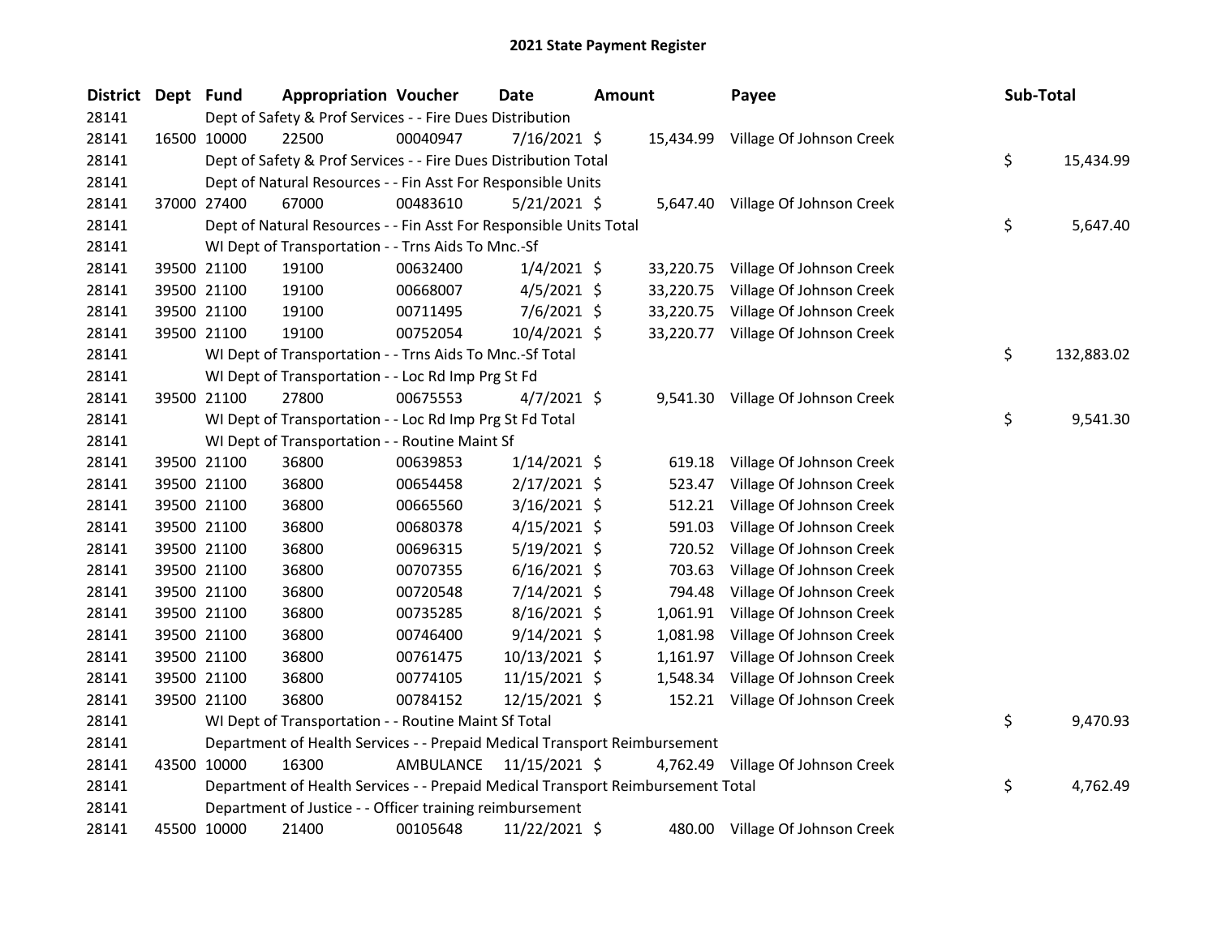# 2021 State Payment Register

| District | Dept | Fund | Appropriation | Voucher | Date | Amount | Payee | Sub-Total |
|---|---|---|---|---|---|---|---|---|
| 28141 | | | Dept of Safety & Prof Services - - Fire Dues Distribution | | | | | |
| 28141 | 16500 | 10000 | 22500 | 00040947 | 7/16/2021 | $ 15,434.99 | Village Of Johnson Creek | |
| 28141 | | | Dept of Safety & Prof Services - - Fire Dues Distribution Total | | | | | $ 15,434.99 |
| 28141 | | | Dept of Natural Resources - - Fin Asst For Responsible Units | | | | | |
| 28141 | 37000 | 27400 | 67000 | 00483610 | 5/21/2021 | $ 5,647.40 | Village Of Johnson Creek | |
| 28141 | | | Dept of Natural Resources - - Fin Asst For Responsible Units Total | | | | | $ 5,647.40 |
| 28141 | | | WI Dept of Transportation - - Trns Aids To Mnc.-Sf | | | | | |
| 28141 | 39500 | 21100 | 19100 | 00632400 | 1/4/2021 | $ 33,220.75 | Village Of Johnson Creek | |
| 28141 | 39500 | 21100 | 19100 | 00668007 | 4/5/2021 | $ 33,220.75 | Village Of Johnson Creek | |
| 28141 | 39500 | 21100 | 19100 | 00711495 | 7/6/2021 | $ 33,220.75 | Village Of Johnson Creek | |
| 28141 | 39500 | 21100 | 19100 | 00752054 | 10/4/2021 | $ 33,220.77 | Village Of Johnson Creek | |
| 28141 | | | WI Dept of Transportation - - Trns Aids To Mnc.-Sf Total | | | | | $ 132,883.02 |
| 28141 | | | WI Dept of Transportation - - Loc Rd Imp Prg St Fd | | | | | |
| 28141 | 39500 | 21100 | 27800 | 00675553 | 4/7/2021 | $ 9,541.30 | Village Of Johnson Creek | |
| 28141 | | | WI Dept of Transportation - - Loc Rd Imp Prg St Fd Total | | | | | $ 9,541.30 |
| 28141 | | | WI Dept of Transportation - - Routine Maint Sf | | | | | |
| 28141 | 39500 | 21100 | 36800 | 00639853 | 1/14/2021 | $ 619.18 | Village Of Johnson Creek | |
| 28141 | 39500 | 21100 | 36800 | 00654458 | 2/17/2021 | $ 523.47 | Village Of Johnson Creek | |
| 28141 | 39500 | 21100 | 36800 | 00665560 | 3/16/2021 | $ 512.21 | Village Of Johnson Creek | |
| 28141 | 39500 | 21100 | 36800 | 00680378 | 4/15/2021 | $ 591.03 | Village Of Johnson Creek | |
| 28141 | 39500 | 21100 | 36800 | 00696315 | 5/19/2021 | $ 720.52 | Village Of Johnson Creek | |
| 28141 | 39500 | 21100 | 36800 | 00707355 | 6/16/2021 | $ 703.63 | Village Of Johnson Creek | |
| 28141 | 39500 | 21100 | 36800 | 00720548 | 7/14/2021 | $ 794.48 | Village Of Johnson Creek | |
| 28141 | 39500 | 21100 | 36800 | 00735285 | 8/16/2021 | $ 1,061.91 | Village Of Johnson Creek | |
| 28141 | 39500 | 21100 | 36800 | 00746400 | 9/14/2021 | $ 1,081.98 | Village Of Johnson Creek | |
| 28141 | 39500 | 21100 | 36800 | 00761475 | 10/13/2021 | $ 1,161.97 | Village Of Johnson Creek | |
| 28141 | 39500 | 21100 | 36800 | 00774105 | 11/15/2021 | $ 1,548.34 | Village Of Johnson Creek | |
| 28141 | 39500 | 21100 | 36800 | 00784152 | 12/15/2021 | $ 152.21 | Village Of Johnson Creek | |
| 28141 | | | WI Dept of Transportation - - Routine Maint Sf Total | | | | | $ 9,470.93 |
| 28141 | | | Department of Health Services - - Prepaid Medical Transport Reimbursement | | | | | |
| 28141 | 43500 | 10000 | 16300 | AMBULANCE | 11/15/2021 | $ 4,762.49 | Village Of Johnson Creek | |
| 28141 | | | Department of Health Services - - Prepaid Medical Transport Reimbursement Total | | | | | $ 4,762.49 |
| 28141 | | | Department of Justice - - Officer training reimbursement | | | | | |
| 28141 | 45500 | 10000 | 21400 | 00105648 | 11/22/2021 | $ 480.00 | Village Of Johnson Creek | |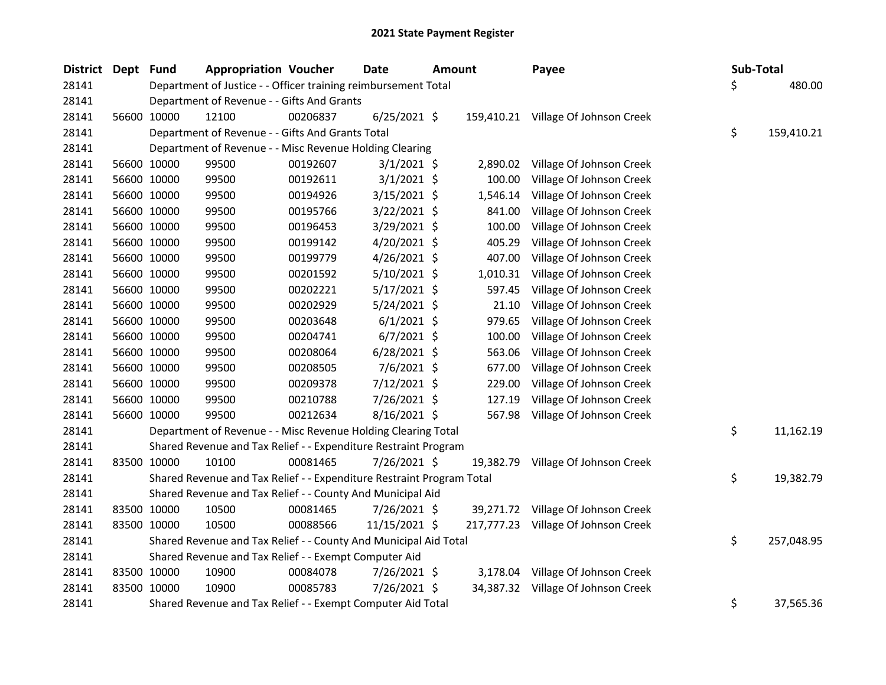# 2021 State Payment Register

| District | Dept | Fund | Appropriation | Voucher | Date | Amount | Payee | Sub-Total |
|---|---|---|---|---|---|---|---|---|
| 28141 | | | Department of Justice - - Officer training reimbursement Total | | | | | $ 480.00 |
| 28141 | | | Department of Revenue - - Gifts And Grants | | | | | |
| 28141 | 56600 | 10000 | 12100 | 00206837 | 6/25/2021 | $ 159,410.21 | Village Of Johnson Creek | |
| 28141 | | | Department of Revenue - - Gifts And Grants Total | | | | | $ 159,410.21 |
| 28141 | | | Department of Revenue - - Misc Revenue Holding Clearing | | | | | |
| 28141 | 56600 | 10000 | 99500 | 00192607 | 3/1/2021 | $ 2,890.02 | Village Of Johnson Creek | |
| 28141 | 56600 | 10000 | 99500 | 00192611 | 3/1/2021 | $ 100.00 | Village Of Johnson Creek | |
| 28141 | 56600 | 10000 | 99500 | 00194926 | 3/15/2021 | $ 1,546.14 | Village Of Johnson Creek | |
| 28141 | 56600 | 10000 | 99500 | 00195766 | 3/22/2021 | $ 841.00 | Village Of Johnson Creek | |
| 28141 | 56600 | 10000 | 99500 | 00196453 | 3/29/2021 | $ 100.00 | Village Of Johnson Creek | |
| 28141 | 56600 | 10000 | 99500 | 00199142 | 4/20/2021 | $ 405.29 | Village Of Johnson Creek | |
| 28141 | 56600 | 10000 | 99500 | 00199779 | 4/26/2021 | $ 407.00 | Village Of Johnson Creek | |
| 28141 | 56600 | 10000 | 99500 | 00201592 | 5/10/2021 | $ 1,010.31 | Village Of Johnson Creek | |
| 28141 | 56600 | 10000 | 99500 | 00202221 | 5/17/2021 | $ 597.45 | Village Of Johnson Creek | |
| 28141 | 56600 | 10000 | 99500 | 00202929 | 5/24/2021 | $ 21.10 | Village Of Johnson Creek | |
| 28141 | 56600 | 10000 | 99500 | 00203648 | 6/1/2021 | $ 979.65 | Village Of Johnson Creek | |
| 28141 | 56600 | 10000 | 99500 | 00204741 | 6/7/2021 | $ 100.00 | Village Of Johnson Creek | |
| 28141 | 56600 | 10000 | 99500 | 00208064 | 6/28/2021 | $ 563.06 | Village Of Johnson Creek | |
| 28141 | 56600 | 10000 | 99500 | 00208505 | 7/6/2021 | $ 677.00 | Village Of Johnson Creek | |
| 28141 | 56600 | 10000 | 99500 | 00209378 | 7/12/2021 | $ 229.00 | Village Of Johnson Creek | |
| 28141 | 56600 | 10000 | 99500 | 00210788 | 7/26/2021 | $ 127.19 | Village Of Johnson Creek | |
| 28141 | 56600 | 10000 | 99500 | 00212634 | 8/16/2021 | $ 567.98 | Village Of Johnson Creek | |
| 28141 | | | Department of Revenue - - Misc Revenue Holding Clearing Total | | | | | $ 11,162.19 |
| 28141 | | | Shared Revenue and Tax Relief - - Expenditure Restraint Program | | | | | |
| 28141 | 83500 | 10000 | 10100 | 00081465 | 7/26/2021 | $ 19,382.79 | Village Of Johnson Creek | |
| 28141 | | | Shared Revenue and Tax Relief - - Expenditure Restraint Program Total | | | | | $ 19,382.79 |
| 28141 | | | Shared Revenue and Tax Relief - - County And Municipal Aid | | | | | |
| 28141 | 83500 | 10000 | 10500 | 00081465 | 7/26/2021 | $ 39,271.72 | Village Of Johnson Creek | |
| 28141 | 83500 | 10000 | 10500 | 00088566 | 11/15/2021 | $ 217,777.23 | Village Of Johnson Creek | |
| 28141 | | | Shared Revenue and Tax Relief - - County And Municipal Aid Total | | | | | $ 257,048.95 |
| 28141 | | | Shared Revenue and Tax Relief - - Exempt Computer Aid | | | | | |
| 28141 | 83500 | 10000 | 10900 | 00084078 | 7/26/2021 | $ 3,178.04 | Village Of Johnson Creek | |
| 28141 | 83500 | 10000 | 10900 | 00085783 | 7/26/2021 | $ 34,387.32 | Village Of Johnson Creek | |
| 28141 | | | Shared Revenue and Tax Relief - - Exempt Computer Aid Total | | | | | $ 37,565.36 |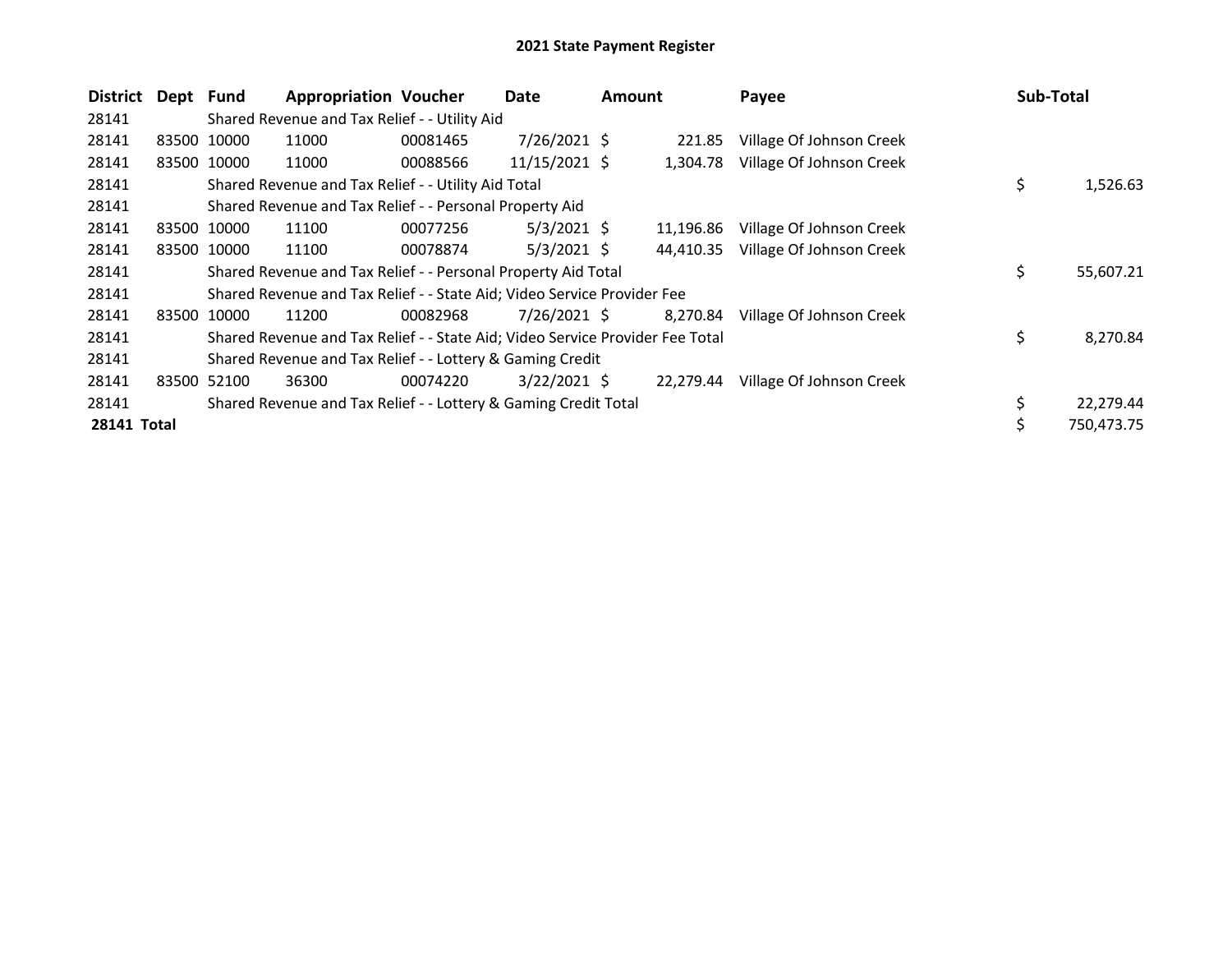# 2021 State Payment Register

| District | Dept | Fund | Appropriation | Voucher | Date | Amount | Payee | Sub-Total |
|---|---|---|---|---|---|---|---|---|
| 28141 | | Shared Revenue and Tax Relief - - Utility Aid | | | | | | |
| 28141 | 83500 | 10000 | 11000 | 00081465 | 7/26/2021 | $ 221.85 | Village Of Johnson Creek | |
| 28141 | 83500 | 10000 | 11000 | 00088566 | 11/15/2021 | $ 1,304.78 | Village Of Johnson Creek | |
| 28141 | | Shared Revenue and Tax Relief - - Utility Aid Total | | | | | | $ 1,526.63 |
| 28141 | | Shared Revenue and Tax Relief - - Personal Property Aid | | | | | | |
| 28141 | 83500 | 10000 | 11100 | 00077256 | 5/3/2021 | $ 11,196.86 | Village Of Johnson Creek | |
| 28141 | 83500 | 10000 | 11100 | 00078874 | 5/3/2021 | $ 44,410.35 | Village Of Johnson Creek | |
| 28141 | | Shared Revenue and Tax Relief - - Personal Property Aid Total | | | | | | $ 55,607.21 |
| 28141 | | Shared Revenue and Tax Relief - - State Aid; Video Service Provider Fee | | | | | | |
| 28141 | 83500 | 10000 | 11200 | 00082968 | 7/26/2021 | $ 8,270.84 | Village Of Johnson Creek | |
| 28141 | | Shared Revenue and Tax Relief - - State Aid; Video Service Provider Fee Total | | | | | | $ 8,270.84 |
| 28141 | | Shared Revenue and Tax Relief - - Lottery & Gaming Credit | | | | | | |
| 28141 | 83500 | 52100 | 36300 | 00074220 | 3/22/2021 | $ 22,279.44 | Village Of Johnson Creek | |
| 28141 | | Shared Revenue and Tax Relief - - Lottery & Gaming Credit Total | | | | | | $ 22,279.44 |
| **28141 Total** | | | | | | | | $ 750,473.75 |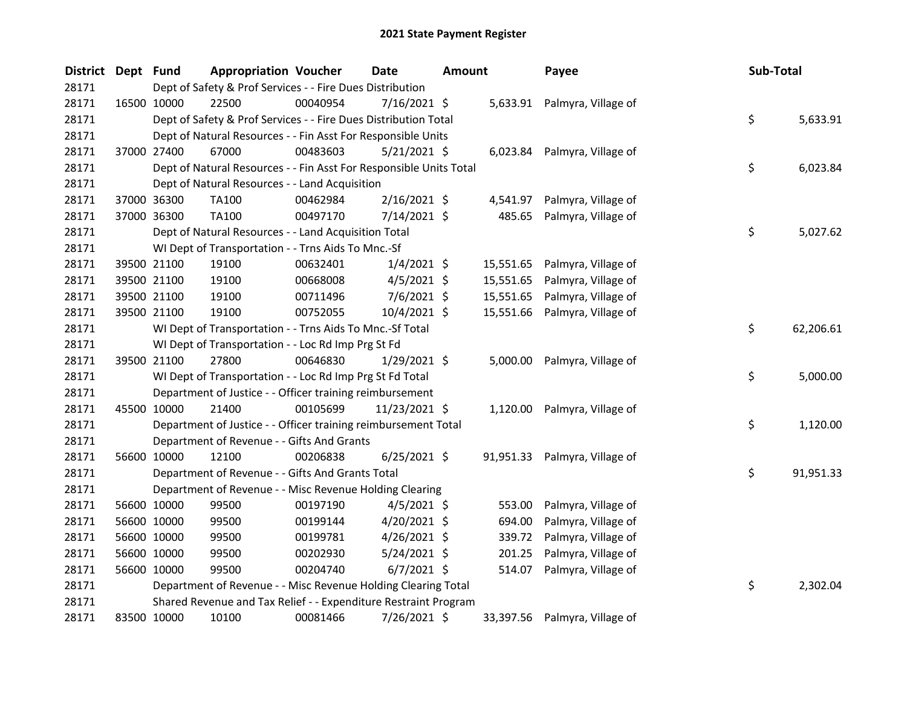# 2021 State Payment Register

| District | Dept | Fund | Appropriation | Voucher | Date | Amount | Payee | Sub-Total |
|---|---|---|---|---|---|---|---|---|
| 28171 | | Dept of Safety & Prof Services - - Fire Dues Distribution | | | | | | |
| 28171 | 16500 | 10000 | 22500 | 00040954 | 7/16/2021 | $ 5,633.91 | Palmyra, Village of | |
| 28171 | | Dept of Safety & Prof Services - - Fire Dues Distribution Total | | | | | | $ 5,633.91 |
| 28171 | | Dept of Natural Resources - - Fin Asst For Responsible Units | | | | | | |
| 28171 | 37000 | 27400 | 67000 | 00483603 | 5/21/2021 | $ 6,023.84 | Palmyra, Village of | |
| 28171 | | Dept of Natural Resources - - Fin Asst For Responsible Units Total | | | | | | $ 6,023.84 |
| 28171 | | Dept of Natural Resources - - Land Acquisition | | | | | | |
| 28171 | 37000 | 36300 | TA100 | 00462984 | 2/16/2021 | $ 4,541.97 | Palmyra, Village of | |
| 28171 | 37000 | 36300 | TA100 | 00497170 | 7/14/2021 | $ 485.65 | Palmyra, Village of | |
| 28171 | | Dept of Natural Resources - - Land Acquisition Total | | | | | | $ 5,027.62 |
| 28171 | | WI Dept of Transportation - - Trns Aids To Mnc.-Sf | | | | | | |
| 28171 | 39500 | 21100 | 19100 | 00632401 | 1/4/2021 | $ 15,551.65 | Palmyra, Village of | |
| 28171 | 39500 | 21100 | 19100 | 00668008 | 4/5/2021 | $ 15,551.65 | Palmyra, Village of | |
| 28171 | 39500 | 21100 | 19100 | 00711496 | 7/6/2021 | $ 15,551.65 | Palmyra, Village of | |
| 28171 | 39500 | 21100 | 19100 | 00752055 | 10/4/2021 | $ 15,551.66 | Palmyra, Village of | |
| 28171 | | WI Dept of Transportation - - Trns Aids To Mnc.-Sf Total | | | | | | $ 62,206.61 |
| 28171 | | WI Dept of Transportation - - Loc Rd Imp Prg St Fd | | | | | | |
| 28171 | 39500 | 21100 | 27800 | 00646830 | 1/29/2021 | $ 5,000.00 | Palmyra, Village of | |
| 28171 | | WI Dept of Transportation - - Loc Rd Imp Prg St Fd Total | | | | | | $ 5,000.00 |
| 28171 | | Department of Justice - - Officer training reimbursement | | | | | | |
| 28171 | 45500 | 10000 | 21400 | 00105699 | 11/23/2021 | $ 1,120.00 | Palmyra, Village of | |
| 28171 | | Department of Justice - - Officer training reimbursement Total | | | | | | $ 1,120.00 |
| 28171 | | Department of Revenue - - Gifts And Grants | | | | | | |
| 28171 | 56600 | 10000 | 12100 | 00206838 | 6/25/2021 | $ 91,951.33 | Palmyra, Village of | |
| 28171 | | Department of Revenue - - Gifts And Grants Total | | | | | | $ 91,951.33 |
| 28171 | | Department of Revenue - - Misc Revenue Holding Clearing | | | | | | |
| 28171 | 56600 | 10000 | 99500 | 00197190 | 4/5/2021 | $ 553.00 | Palmyra, Village of | |
| 28171 | 56600 | 10000 | 99500 | 00199144 | 4/20/2021 | $ 694.00 | Palmyra, Village of | |
| 28171 | 56600 | 10000 | 99500 | 00199781 | 4/26/2021 | $ 339.72 | Palmyra, Village of | |
| 28171 | 56600 | 10000 | 99500 | 00202930 | 5/24/2021 | $ 201.25 | Palmyra, Village of | |
| 28171 | 56600 | 10000 | 99500 | 00204740 | 6/7/2021 | $ 514.07 | Palmyra, Village of | |
| 28171 | | Department of Revenue - - Misc Revenue Holding Clearing Total | | | | | | $ 2,302.04 |
| 28171 | | Shared Revenue and Tax Relief - - Expenditure Restraint Program | | | | | | |
| 28171 | 83500 | 10000 | 10100 | 00081466 | 7/26/2021 | $ 33,397.56 | Palmyra, Village of | |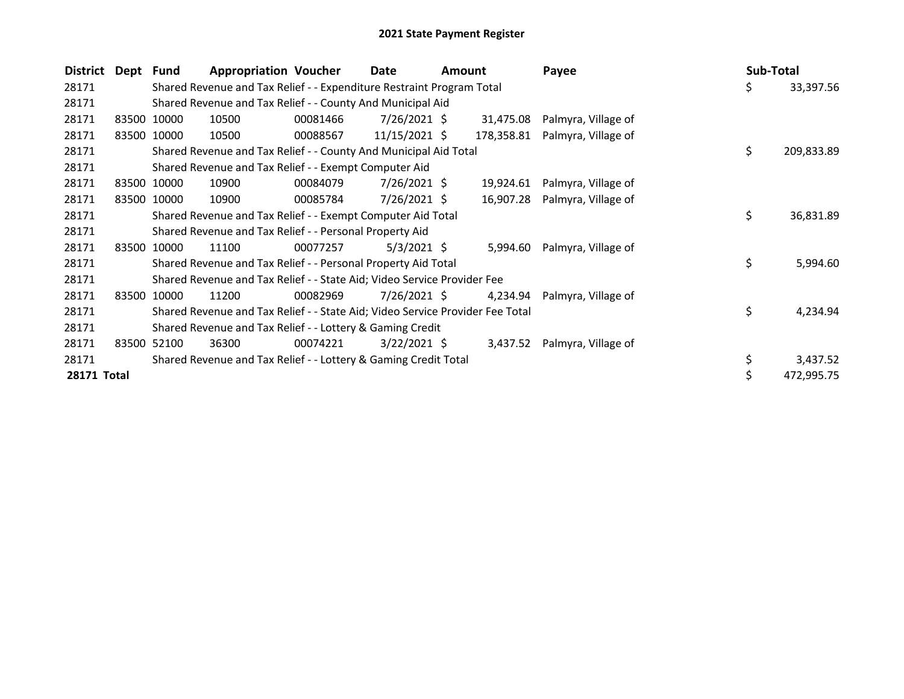# 2021 State Payment Register

| District | Dept | Fund | Appropriation | Voucher | Date | Amount | Payee | Sub-Total |
|---|---|---|---|---|---|---|---|---|
| 28171 | | Shared Revenue and Tax Relief - - Expenditure Restraint Program Total | | | | | | $ 33,397.56 |
| 28171 | | Shared Revenue and Tax Relief - - County And Municipal Aid | | | | | | |
| 28171 | 83500 | 10000 | 10500 | 00081466 | 7/26/2021 | $ 31,475.08 | Palmyra, Village of | |
| 28171 | 83500 | 10000 | 10500 | 00088567 | 11/15/2021 | $ 178,358.81 | Palmyra, Village of | |
| 28171 | | Shared Revenue and Tax Relief - - County And Municipal Aid Total | | | | | | $ 209,833.89 |
| 28171 | | Shared Revenue and Tax Relief - - Exempt Computer Aid | | | | | | |
| 28171 | 83500 | 10000 | 10900 | 00084079 | 7/26/2021 | $ 19,924.61 | Palmyra, Village of | |
| 28171 | 83500 | 10000 | 10900 | 00085784 | 7/26/2021 | $ 16,907.28 | Palmyra, Village of | |
| 28171 | | Shared Revenue and Tax Relief - - Exempt Computer Aid Total | | | | | | $ 36,831.89 |
| 28171 | | Shared Revenue and Tax Relief - - Personal Property Aid | | | | | | |
| 28171 | 83500 | 10000 | 11100 | 00077257 | 5/3/2021 | $ 5,994.60 | Palmyra, Village of | |
| 28171 | | Shared Revenue and Tax Relief - - Personal Property Aid Total | | | | | | $ 5,994.60 |
| 28171 | | Shared Revenue and Tax Relief - - State Aid; Video Service Provider Fee | | | | | | |
| 28171 | 83500 | 10000 | 11200 | 00082969 | 7/26/2021 | $ 4,234.94 | Palmyra, Village of | |
| 28171 | | Shared Revenue and Tax Relief - - State Aid; Video Service Provider Fee Total | | | | | | $ 4,234.94 |
| 28171 | | Shared Revenue and Tax Relief - - Lottery & Gaming Credit | | | | | | |
| 28171 | 83500 | 52100 | 36300 | 00074221 | 3/22/2021 | $ 3,437.52 | Palmyra, Village of | |
| 28171 | | Shared Revenue and Tax Relief - - Lottery & Gaming Credit Total | | | | | | $ 3,437.52 |
| **28171 Total** | | | | | | | | $ 472,995.75 |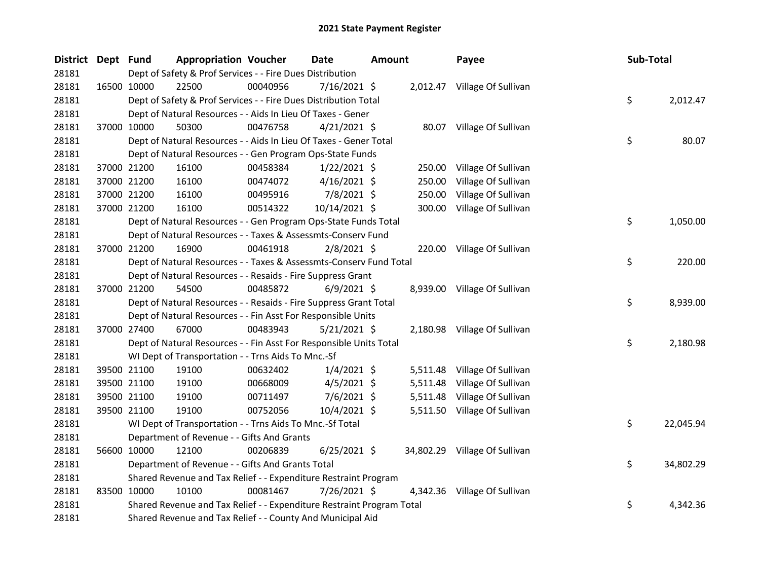# 2021 State Payment Register

| District | Dept | Fund | Appropriation | Voucher | Date | Amount | Payee | Sub-Total |
|---|---|---|---|---|---|---|---|---|
| 28181 | | Dept of Safety & Prof Services - - Fire Dues Distribution | | | | | | |
| 28181 | 16500 | 10000 | 22500 | 00040956 | 7/16/2021 | $ 2,012.47 | Village Of Sullivan | |
| 28181 | | Dept of Safety & Prof Services - - Fire Dues Distribution Total | | | | | | $ 2,012.47 |
| 28181 | | Dept of Natural Resources - - Aids In Lieu Of Taxes - Gener | | | | | | |
| 28181 | 37000 | 10000 | 50300 | 00476758 | 4/21/2021 | $ 80.07 | Village Of Sullivan | |
| 28181 | | Dept of Natural Resources - - Aids In Lieu Of Taxes - Gener Total | | | | | | $ 80.07 |
| 28181 | | Dept of Natural Resources - - Gen Program Ops-State Funds | | | | | | |
| 28181 | 37000 | 21200 | 16100 | 00458384 | 1/22/2021 | $ 250.00 | Village Of Sullivan | |
| 28181 | 37000 | 21200 | 16100 | 00474072 | 4/16/2021 | $ 250.00 | Village Of Sullivan | |
| 28181 | 37000 | 21200 | 16100 | 00495916 | 7/8/2021 | $ 250.00 | Village Of Sullivan | |
| 28181 | 37000 | 21200 | 16100 | 00514322 | 10/14/2021 | $ 300.00 | Village Of Sullivan | |
| 28181 | | Dept of Natural Resources - - Gen Program Ops-State Funds Total | | | | | | $ 1,050.00 |
| 28181 | | Dept of Natural Resources - - Taxes & Assessmts-Conserv Fund | | | | | | |
| 28181 | 37000 | 21200 | 16900 | 00461918 | 2/8/2021 | $ 220.00 | Village Of Sullivan | |
| 28181 | | Dept of Natural Resources - - Taxes & Assessmts-Conserv Fund Total | | | | | | $ 220.00 |
| 28181 | | Dept of Natural Resources - - Resaids - Fire Suppress Grant | | | | | | |
| 28181 | 37000 | 21200 | 54500 | 00485872 | 6/9/2021 | $ 8,939.00 | Village Of Sullivan | |
| 28181 | | Dept of Natural Resources - - Resaids - Fire Suppress Grant Total | | | | | | $ 8,939.00 |
| 28181 | | Dept of Natural Resources - - Fin Asst For Responsible Units | | | | | | |
| 28181 | 37000 | 27400 | 67000 | 00483943 | 5/21/2021 | $ 2,180.98 | Village Of Sullivan | |
| 28181 | | Dept of Natural Resources - - Fin Asst For Responsible Units Total | | | | | | $ 2,180.98 |
| 28181 | | WI Dept of Transportation - - Trns Aids To Mnc.-Sf | | | | | | |
| 28181 | 39500 | 21100 | 19100 | 00632402 | 1/4/2021 | $ 5,511.48 | Village Of Sullivan | |
| 28181 | 39500 | 21100 | 19100 | 00668009 | 4/5/2021 | $ 5,511.48 | Village Of Sullivan | |
| 28181 | 39500 | 21100 | 19100 | 00711497 | 7/6/2021 | $ 5,511.48 | Village Of Sullivan | |
| 28181 | 39500 | 21100 | 19100 | 00752056 | 10/4/2021 | $ 5,511.50 | Village Of Sullivan | |
| 28181 | | WI Dept of Transportation - - Trns Aids To Mnc.-Sf Total | | | | | | $ 22,045.94 |
| 28181 | | Department of Revenue - - Gifts And Grants | | | | | | |
| 28181 | 56600 | 10000 | 12100 | 00206839 | 6/25/2021 | $ 34,802.29 | Village Of Sullivan | |
| 28181 | | Department of Revenue - - Gifts And Grants Total | | | | | | $ 34,802.29 |
| 28181 | | Shared Revenue and Tax Relief - - Expenditure Restraint Program | | | | | | |
| 28181 | 83500 | 10000 | 10100 | 00081467 | 7/26/2021 | $ 4,342.36 | Village Of Sullivan | |
| 28181 | | Shared Revenue and Tax Relief - - Expenditure Restraint Program Total | | | | | | $ 4,342.36 |
| 28181 | | Shared Revenue and Tax Relief - - County And Municipal Aid | | | | | | |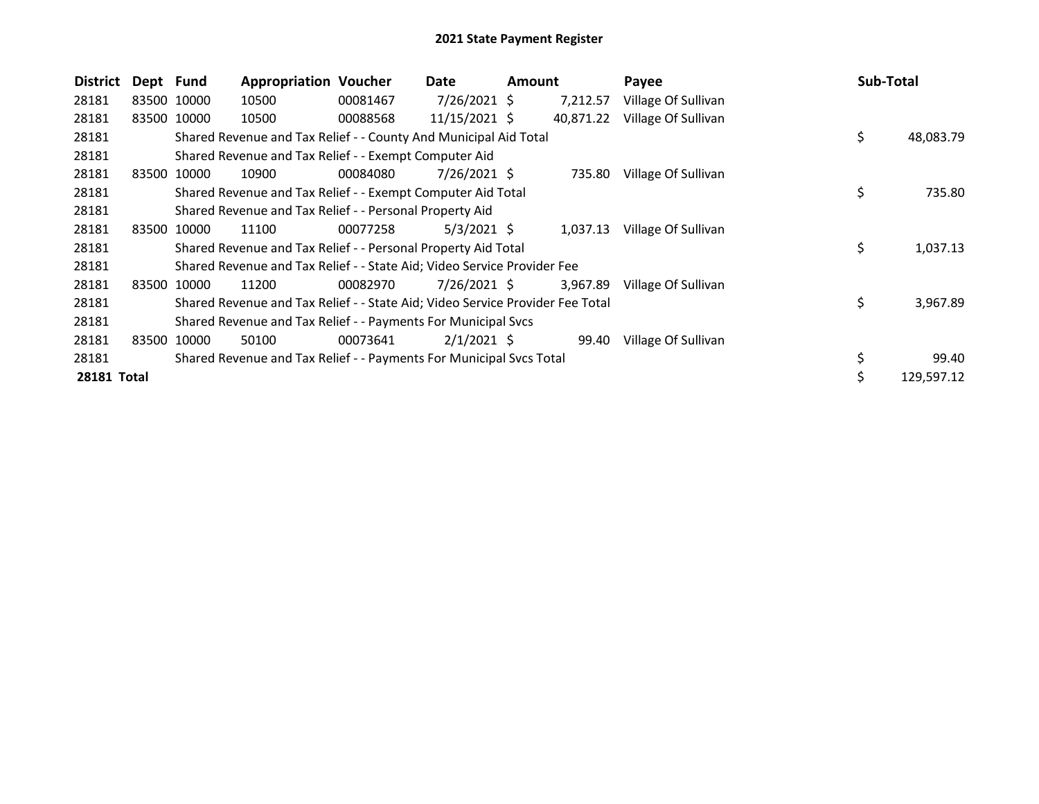# 2021 State Payment Register

| District | Dept | Fund | Appropriation | Voucher | Date | Amount | Payee | Sub-Total |
|---|---|---|---|---|---|---|---|---|
| 28181 | 83500 | 10000 | 10500 | 00081467 | 7/26/2021 | $ 7,212.57 | Village Of Sullivan | |
| 28181 | 83500 | 10000 | 10500 | 00088568 | 11/15/2021 | $ 40,871.22 | Village Of Sullivan | |
| 28181 | | Shared Revenue and Tax Relief - - County And Municipal Aid Total | | | | | | $ 48,083.79 |
| 28181 | | Shared Revenue and Tax Relief - - Exempt Computer Aid | | | | | | |
| 28181 | 83500 | 10000 | 10900 | 00084080 | 7/26/2021 | $ 735.80 | Village Of Sullivan | |
| 28181 | | Shared Revenue and Tax Relief - - Exempt Computer Aid Total | | | | | | $ 735.80 |
| 28181 | | Shared Revenue and Tax Relief - - Personal Property Aid | | | | | | |
| 28181 | 83500 | 10000 | 11100 | 00077258 | 5/3/2021 | $ 1,037.13 | Village Of Sullivan | |
| 28181 | | Shared Revenue and Tax Relief - - Personal Property Aid Total | | | | | | $ 1,037.13 |
| 28181 | | Shared Revenue and Tax Relief - - State Aid; Video Service Provider Fee | | | | | | |
| 28181 | 83500 | 10000 | 11200 | 00082970 | 7/26/2021 | $ 3,967.89 | Village Of Sullivan | |
| 28181 | | Shared Revenue and Tax Relief - - State Aid; Video Service Provider Fee Total | | | | | | $ 3,967.89 |
| 28181 | | Shared Revenue and Tax Relief - - Payments For Municipal Svcs | | | | | | |
| 28181 | 83500 | 10000 | 50100 | 00073641 | 2/1/2021 | $ 99.40 | Village Of Sullivan | |
| 28181 | | Shared Revenue and Tax Relief - - Payments For Municipal Svcs Total | | | | | | $ 99.40 |
| **28181 Total** | | | | | | | | $ 129,597.12 |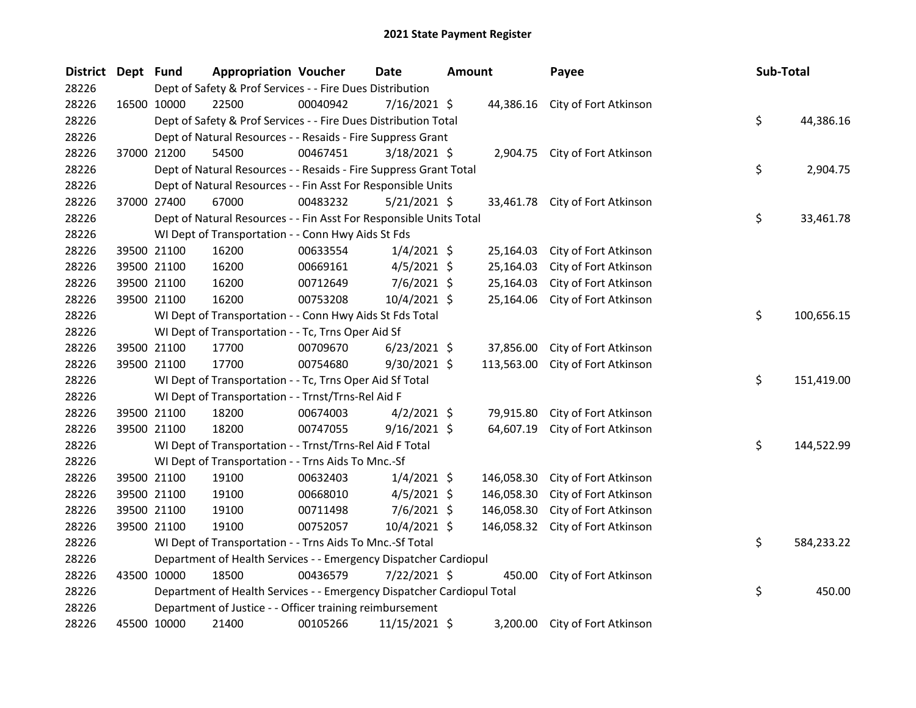# 2021 State Payment Register

| District | Dept | Fund | Appropriation | Voucher | Date | Amount | Payee | Sub-Total |
|---|---|---|---|---|---|---|---|---|
| 28226 | | | Dept of Safety & Prof Services - - Fire Dues Distribution | | | | | |
| 28226 | 16500 | 10000 | 22500 | 00040942 | 7/16/2021 | $ 44,386.16 | City of Fort Atkinson | |
| 28226 | | | Dept of Safety & Prof Services - - Fire Dues Distribution Total | | | | | $ 44,386.16 |
| 28226 | | | Dept of Natural Resources - - Resaids - Fire Suppress Grant | | | | | |
| 28226 | 37000 | 21200 | 54500 | 00467451 | 3/18/2021 | $ 2,904.75 | City of Fort Atkinson | |
| 28226 | | | Dept of Natural Resources - - Resaids - Fire Suppress Grant Total | | | | | $ 2,904.75 |
| 28226 | | | Dept of Natural Resources - - Fin Asst For Responsible Units | | | | | |
| 28226 | 37000 | 27400 | 67000 | 00483232 | 5/21/2021 | $ 33,461.78 | City of Fort Atkinson | |
| 28226 | | | Dept of Natural Resources - - Fin Asst For Responsible Units Total | | | | | $ 33,461.78 |
| 28226 | | | WI Dept of Transportation - - Conn Hwy Aids St Fds | | | | | |
| 28226 | 39500 | 21100 | 16200 | 00633554 | 1/4/2021 | $ 25,164.03 | City of Fort Atkinson | |
| 28226 | 39500 | 21100 | 16200 | 00669161 | 4/5/2021 | $ 25,164.03 | City of Fort Atkinson | |
| 28226 | 39500 | 21100 | 16200 | 00712649 | 7/6/2021 | $ 25,164.03 | City of Fort Atkinson | |
| 28226 | 39500 | 21100 | 16200 | 00753208 | 10/4/2021 | $ 25,164.06 | City of Fort Atkinson | |
| 28226 | | | WI Dept of Transportation - - Conn Hwy Aids St Fds Total | | | | | $ 100,656.15 |
| 28226 | | | WI Dept of Transportation - - Tc, Trns Oper Aid Sf | | | | | |
| 28226 | 39500 | 21100 | 17700 | 00709670 | 6/23/2021 | $ 37,856.00 | City of Fort Atkinson | |
| 28226 | 39500 | 21100 | 17700 | 00754680 | 9/30/2021 | $ 113,563.00 | City of Fort Atkinson | |
| 28226 | | | WI Dept of Transportation - - Tc, Trns Oper Aid Sf Total | | | | | $ 151,419.00 |
| 28226 | | | WI Dept of Transportation - - Trnst/Trns-Rel Aid F | | | | | |
| 28226 | 39500 | 21100 | 18200 | 00674003 | 4/2/2021 | $ 79,915.80 | City of Fort Atkinson | |
| 28226 | 39500 | 21100 | 18200 | 00747055 | 9/16/2021 | $ 64,607.19 | City of Fort Atkinson | |
| 28226 | | | WI Dept of Transportation - - Trnst/Trns-Rel Aid F Total | | | | | $ 144,522.99 |
| 28226 | | | WI Dept of Transportation - - Trns Aids To Mnc.-Sf | | | | | |
| 28226 | 39500 | 21100 | 19100 | 00632403 | 1/4/2021 | $ 146,058.30 | City of Fort Atkinson | |
| 28226 | 39500 | 21100 | 19100 | 00668010 | 4/5/2021 | $ 146,058.30 | City of Fort Atkinson | |
| 28226 | 39500 | 21100 | 19100 | 00711498 | 7/6/2021 | $ 146,058.30 | City of Fort Atkinson | |
| 28226 | 39500 | 21100 | 19100 | 00752057 | 10/4/2021 | $ 146,058.32 | City of Fort Atkinson | |
| 28226 | | | WI Dept of Transportation - - Trns Aids To Mnc.-Sf Total | | | | | $ 584,233.22 |
| 28226 | | | Department of Health Services - - Emergency Dispatcher Cardiopul | | | | | |
| 28226 | 43500 | 10000 | 18500 | 00436579 | 7/22/2021 | $ 450.00 | City of Fort Atkinson | |
| 28226 | | | Department of Health Services - - Emergency Dispatcher Cardiopul Total | | | | | $ 450.00 |
| 28226 | | | Department of Justice - - Officer training reimbursement | | | | | |
| 28226 | 45500 | 10000 | 21400 | 00105266 | 11/15/2021 | $ 3,200.00 | City of Fort Atkinson | |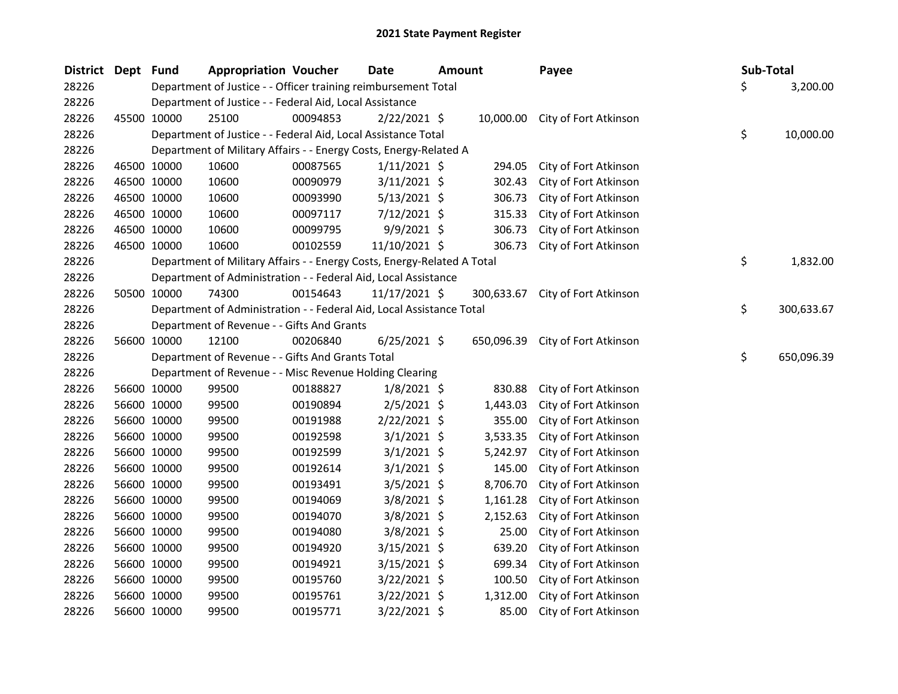# 2021 State Payment Register

| District | Dept | Fund | Appropriation | Voucher | Date | Amount | Payee | Sub-Total |
|---|---|---|---|---|---|---|---|---|
| 28226 | | | Department of Justice - - Officer training reimbursement Total | | | | | $ 3,200.00 |
| 28226 | | | Department of Justice - - Federal Aid, Local Assistance | | | | | |
| 28226 | 45500 | 10000 | 25100 | 00094853 | 2/22/2021 | $ 10,000.00 | City of Fort Atkinson | |
| 28226 | | | Department of Justice - - Federal Aid, Local Assistance Total | | | | | $ 10,000.00 |
| 28226 | | | Department of Military Affairs - - Energy Costs, Energy-Related A | | | | | |
| 28226 | 46500 | 10000 | 10600 | 00087565 | 1/11/2021 | $ 294.05 | City of Fort Atkinson | |
| 28226 | 46500 | 10000 | 10600 | 00090979 | 3/11/2021 | $ 302.43 | City of Fort Atkinson | |
| 28226 | 46500 | 10000 | 10600 | 00093990 | 5/13/2021 | $ 306.73 | City of Fort Atkinson | |
| 28226 | 46500 | 10000 | 10600 | 00097117 | 7/12/2021 | $ 315.33 | City of Fort Atkinson | |
| 28226 | 46500 | 10000 | 10600 | 00099795 | 9/9/2021 | $ 306.73 | City of Fort Atkinson | |
| 28226 | 46500 | 10000 | 10600 | 00102559 | 11/10/2021 | $ 306.73 | City of Fort Atkinson | |
| 28226 | | | Department of Military Affairs - - Energy Costs, Energy-Related A Total | | | | | $ 1,832.00 |
| 28226 | | | Department of Administration - - Federal Aid, Local Assistance | | | | | |
| 28226 | 50500 | 10000 | 74300 | 00154643 | 11/17/2021 | $ 300,633.67 | City of Fort Atkinson | |
| 28226 | | | Department of Administration - - Federal Aid, Local Assistance Total | | | | | $ 300,633.67 |
| 28226 | | | Department of Revenue - - Gifts And Grants | | | | | |
| 28226 | 56600 | 10000 | 12100 | 00206840 | 6/25/2021 | $ 650,096.39 | City of Fort Atkinson | |
| 28226 | | | Department of Revenue - - Gifts And Grants Total | | | | | $ 650,096.39 |
| 28226 | | | Department of Revenue - - Misc Revenue Holding Clearing | | | | | |
| 28226 | 56600 | 10000 | 99500 | 00188827 | 1/8/2021 | $ 830.88 | City of Fort Atkinson | |
| 28226 | 56600 | 10000 | 99500 | 00190894 | 2/5/2021 | $ 1,443.03 | City of Fort Atkinson | |
| 28226 | 56600 | 10000 | 99500 | 00191988 | 2/22/2021 | $ 355.00 | City of Fort Atkinson | |
| 28226 | 56600 | 10000 | 99500 | 00192598 | 3/1/2021 | $ 3,533.35 | City of Fort Atkinson | |
| 28226 | 56600 | 10000 | 99500 | 00192599 | 3/1/2021 | $ 5,242.97 | City of Fort Atkinson | |
| 28226 | 56600 | 10000 | 99500 | 00192614 | 3/1/2021 | $ 145.00 | City of Fort Atkinson | |
| 28226 | 56600 | 10000 | 99500 | 00193491 | 3/5/2021 | $ 8,706.70 | City of Fort Atkinson | |
| 28226 | 56600 | 10000 | 99500 | 00194069 | 3/8/2021 | $ 1,161.28 | City of Fort Atkinson | |
| 28226 | 56600 | 10000 | 99500 | 00194070 | 3/8/2021 | $ 2,152.63 | City of Fort Atkinson | |
| 28226 | 56600 | 10000 | 99500 | 00194080 | 3/8/2021 | $ 25.00 | City of Fort Atkinson | |
| 28226 | 56600 | 10000 | 99500 | 00194920 | 3/15/2021 | $ 639.20 | City of Fort Atkinson | |
| 28226 | 56600 | 10000 | 99500 | 00194921 | 3/15/2021 | $ 699.34 | City of Fort Atkinson | |
| 28226 | 56600 | 10000 | 99500 | 00195760 | 3/22/2021 | $ 100.50 | City of Fort Atkinson | |
| 28226 | 56600 | 10000 | 99500 | 00195761 | 3/22/2021 | $ 1,312.00 | City of Fort Atkinson | |
| 28226 | 56600 | 10000 | 99500 | 00195771 | 3/22/2021 | $ 85.00 | City of Fort Atkinson | |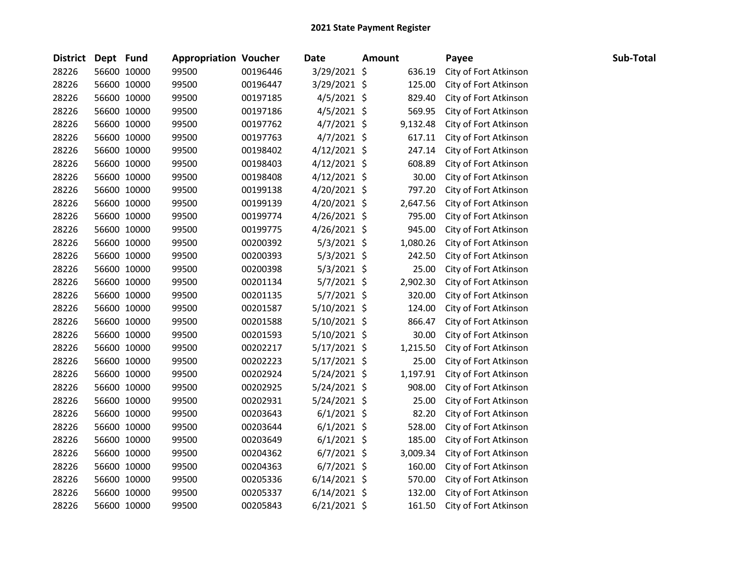# 2021 State Payment Register

| District | Dept | Fund | Appropriation | Voucher | Date | Amount | Payee | Sub-Total |
|---|---|---|---|---|---|---|---|---|
| 28226 | 56600 | 10000 | 99500 | 00196446 | 3/29/2021 | $ 636.19 | City of Fort Atkinson | |
| 28226 | 56600 | 10000 | 99500 | 00196447 | 3/29/2021 | $ 125.00 | City of Fort Atkinson | |
| 28226 | 56600 | 10000 | 99500 | 00197185 | 4/5/2021 | $ 829.40 | City of Fort Atkinson | |
| 28226 | 56600 | 10000 | 99500 | 00197186 | 4/5/2021 | $ 569.95 | City of Fort Atkinson | |
| 28226 | 56600 | 10000 | 99500 | 00197762 | 4/7/2021 | $ 9,132.48 | City of Fort Atkinson | |
| 28226 | 56600 | 10000 | 99500 | 00197763 | 4/7/2021 | $ 617.11 | City of Fort Atkinson | |
| 28226 | 56600 | 10000 | 99500 | 00198402 | 4/12/2021 | $ 247.14 | City of Fort Atkinson | |
| 28226 | 56600 | 10000 | 99500 | 00198403 | 4/12/2021 | $ 608.89 | City of Fort Atkinson | |
| 28226 | 56600 | 10000 | 99500 | 00198408 | 4/12/2021 | $ 30.00 | City of Fort Atkinson | |
| 28226 | 56600 | 10000 | 99500 | 00199138 | 4/20/2021 | $ 797.20 | City of Fort Atkinson | |
| 28226 | 56600 | 10000 | 99500 | 00199139 | 4/20/2021 | $ 2,647.56 | City of Fort Atkinson | |
| 28226 | 56600 | 10000 | 99500 | 00199774 | 4/26/2021 | $ 795.00 | City of Fort Atkinson | |
| 28226 | 56600 | 10000 | 99500 | 00199775 | 4/26/2021 | $ 945.00 | City of Fort Atkinson | |
| 28226 | 56600 | 10000 | 99500 | 00200392 | 5/3/2021 | $ 1,080.26 | City of Fort Atkinson | |
| 28226 | 56600 | 10000 | 99500 | 00200393 | 5/3/2021 | $ 242.50 | City of Fort Atkinson | |
| 28226 | 56600 | 10000 | 99500 | 00200398 | 5/3/2021 | $ 25.00 | City of Fort Atkinson | |
| 28226 | 56600 | 10000 | 99500 | 00201134 | 5/7/2021 | $ 2,902.30 | City of Fort Atkinson | |
| 28226 | 56600 | 10000 | 99500 | 00201135 | 5/7/2021 | $ 320.00 | City of Fort Atkinson | |
| 28226 | 56600 | 10000 | 99500 | 00201587 | 5/10/2021 | $ 124.00 | City of Fort Atkinson | |
| 28226 | 56600 | 10000 | 99500 | 00201588 | 5/10/2021 | $ 866.47 | City of Fort Atkinson | |
| 28226 | 56600 | 10000 | 99500 | 00201593 | 5/10/2021 | $ 30.00 | City of Fort Atkinson | |
| 28226 | 56600 | 10000 | 99500 | 00202217 | 5/17/2021 | $ 1,215.50 | City of Fort Atkinson | |
| 28226 | 56600 | 10000 | 99500 | 00202223 | 5/17/2021 | $ 25.00 | City of Fort Atkinson | |
| 28226 | 56600 | 10000 | 99500 | 00202924 | 5/24/2021 | $ 1,197.91 | City of Fort Atkinson | |
| 28226 | 56600 | 10000 | 99500 | 00202925 | 5/24/2021 | $ 908.00 | City of Fort Atkinson | |
| 28226 | 56600 | 10000 | 99500 | 00202931 | 5/24/2021 | $ 25.00 | City of Fort Atkinson | |
| 28226 | 56600 | 10000 | 99500 | 00203643 | 6/1/2021 | $ 82.20 | City of Fort Atkinson | |
| 28226 | 56600 | 10000 | 99500 | 00203644 | 6/1/2021 | $ 528.00 | City of Fort Atkinson | |
| 28226 | 56600 | 10000 | 99500 | 00203649 | 6/1/2021 | $ 185.00 | City of Fort Atkinson | |
| 28226 | 56600 | 10000 | 99500 | 00204362 | 6/7/2021 | $ 3,009.34 | City of Fort Atkinson | |
| 28226 | 56600 | 10000 | 99500 | 00204363 | 6/7/2021 | $ 160.00 | City of Fort Atkinson | |
| 28226 | 56600 | 10000 | 99500 | 00205336 | 6/14/2021 | $ 570.00 | City of Fort Atkinson | |
| 28226 | 56600 | 10000 | 99500 | 00205337 | 6/14/2021 | $ 132.00 | City of Fort Atkinson | |
| 28226 | 56600 | 10000 | 99500 | 00205843 | 6/21/2021 | $ 161.50 | City of Fort Atkinson | |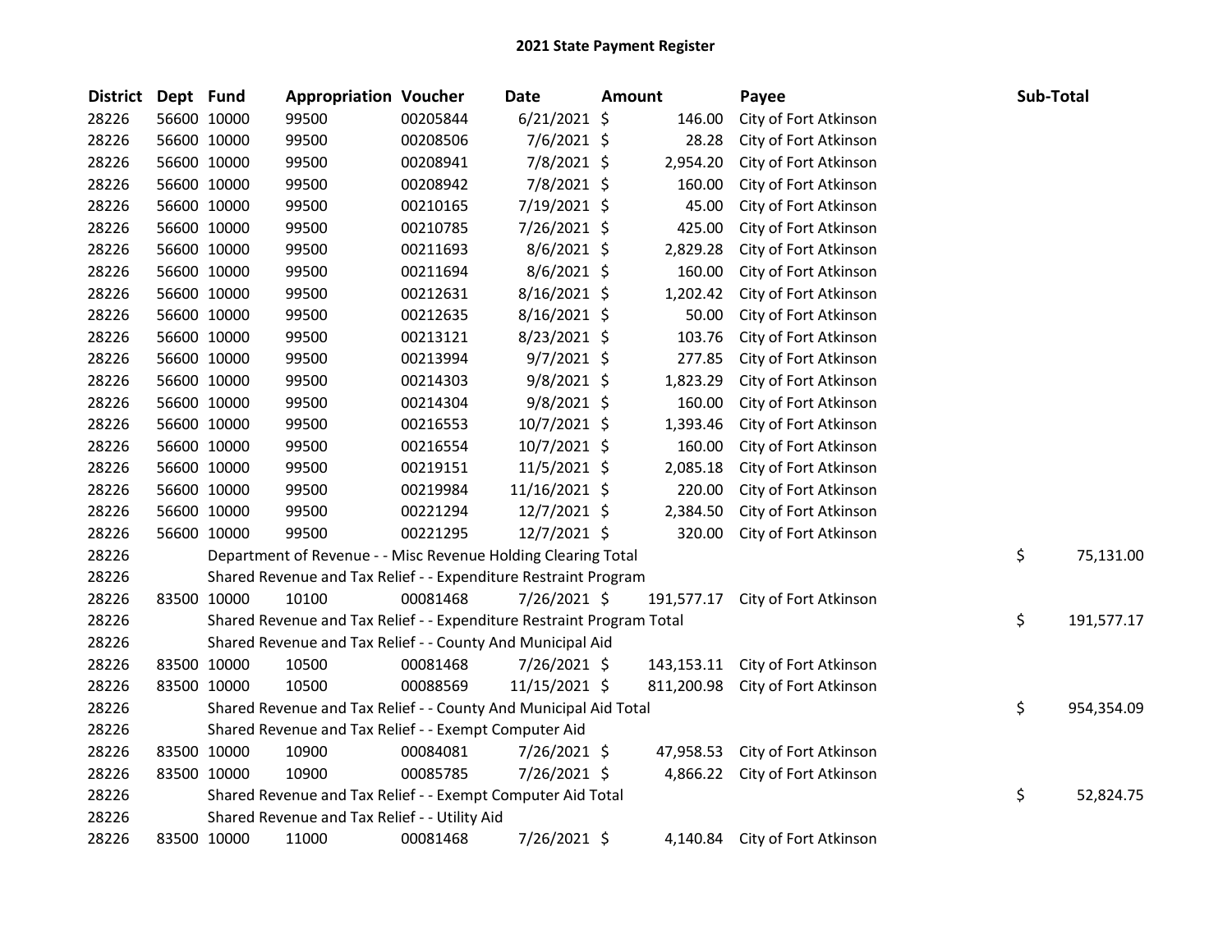# 2021 State Payment Register

| District | Dept | Fund | Appropriation | Voucher | Date | Amount | Payee | Sub-Total |
|---|---|---|---|---|---|---|---|---|
| 28226 | 56600 | 10000 | 99500 | 00205844 | 6/21/2021 | $ 146.00 | City of Fort Atkinson | |
| 28226 | 56600 | 10000 | 99500 | 00208506 | 7/6/2021 | $ 28.28 | City of Fort Atkinson | |
| 28226 | 56600 | 10000 | 99500 | 00208941 | 7/8/2021 | $ 2,954.20 | City of Fort Atkinson | |
| 28226 | 56600 | 10000 | 99500 | 00208942 | 7/8/2021 | $ 160.00 | City of Fort Atkinson | |
| 28226 | 56600 | 10000 | 99500 | 00210165 | 7/19/2021 | $ 45.00 | City of Fort Atkinson | |
| 28226 | 56600 | 10000 | 99500 | 00210785 | 7/26/2021 | $ 425.00 | City of Fort Atkinson | |
| 28226 | 56600 | 10000 | 99500 | 00211693 | 8/6/2021 | $ 2,829.28 | City of Fort Atkinson | |
| 28226 | 56600 | 10000 | 99500 | 00211694 | 8/6/2021 | $ 160.00 | City of Fort Atkinson | |
| 28226 | 56600 | 10000 | 99500 | 00212631 | 8/16/2021 | $ 1,202.42 | City of Fort Atkinson | |
| 28226 | 56600 | 10000 | 99500 | 00212635 | 8/16/2021 | $ 50.00 | City of Fort Atkinson | |
| 28226 | 56600 | 10000 | 99500 | 00213121 | 8/23/2021 | $ 103.76 | City of Fort Atkinson | |
| 28226 | 56600 | 10000 | 99500 | 00213994 | 9/7/2021 | $ 277.85 | City of Fort Atkinson | |
| 28226 | 56600 | 10000 | 99500 | 00214303 | 9/8/2021 | $ 1,823.29 | City of Fort Atkinson | |
| 28226 | 56600 | 10000 | 99500 | 00214304 | 9/8/2021 | $ 160.00 | City of Fort Atkinson | |
| 28226 | 56600 | 10000 | 99500 | 00216553 | 10/7/2021 | $ 1,393.46 | City of Fort Atkinson | |
| 28226 | 56600 | 10000 | 99500 | 00216554 | 10/7/2021 | $ 160.00 | City of Fort Atkinson | |
| 28226 | 56600 | 10000 | 99500 | 00219151 | 11/5/2021 | $ 2,085.18 | City of Fort Atkinson | |
| 28226 | 56600 | 10000 | 99500 | 00219984 | 11/16/2021 | $ 220.00 | City of Fort Atkinson | |
| 28226 | 56600 | 10000 | 99500 | 00221294 | 12/7/2021 | $ 2,384.50 | City of Fort Atkinson | |
| 28226 | 56600 | 10000 | 99500 | 00221295 | 12/7/2021 | $ 320.00 | City of Fort Atkinson | |
| 28226 | | | Department of Revenue - - Misc Revenue Holding Clearing Total | | | | | $ 75,131.00 |
| 28226 | | | Shared Revenue and Tax Relief - - Expenditure Restraint Program | | | | | |
| 28226 | 83500 | 10000 | 10100 | 00081468 | 7/26/2021 | $ 191,577.17 | City of Fort Atkinson | |
| 28226 | | | Shared Revenue and Tax Relief - - Expenditure Restraint Program Total | | | | | $ 191,577.17 |
| 28226 | | | Shared Revenue and Tax Relief - - County And Municipal Aid | | | | | |
| 28226 | 83500 | 10000 | 10500 | 00081468 | 7/26/2021 | $ 143,153.11 | City of Fort Atkinson | |
| 28226 | 83500 | 10000 | 10500 | 00088569 | 11/15/2021 | $ 811,200.98 | City of Fort Atkinson | |
| 28226 | | | Shared Revenue and Tax Relief - - County And Municipal Aid Total | | | | | $ 954,354.09 |
| 28226 | | | Shared Revenue and Tax Relief - - Exempt Computer Aid | | | | | |
| 28226 | 83500 | 10000 | 10900 | 00084081 | 7/26/2021 | $ 47,958.53 | City of Fort Atkinson | |
| 28226 | 83500 | 10000 | 10900 | 00085785 | 7/26/2021 | $ 4,866.22 | City of Fort Atkinson | |
| 28226 | | | Shared Revenue and Tax Relief - - Exempt Computer Aid Total | | | | | $ 52,824.75 |
| 28226 | | | Shared Revenue and Tax Relief - - Utility Aid | | | | | |
| 28226 | 83500 | 10000 | 11000 | 00081468 | 7/26/2021 | $ 4,140.84 | City of Fort Atkinson | |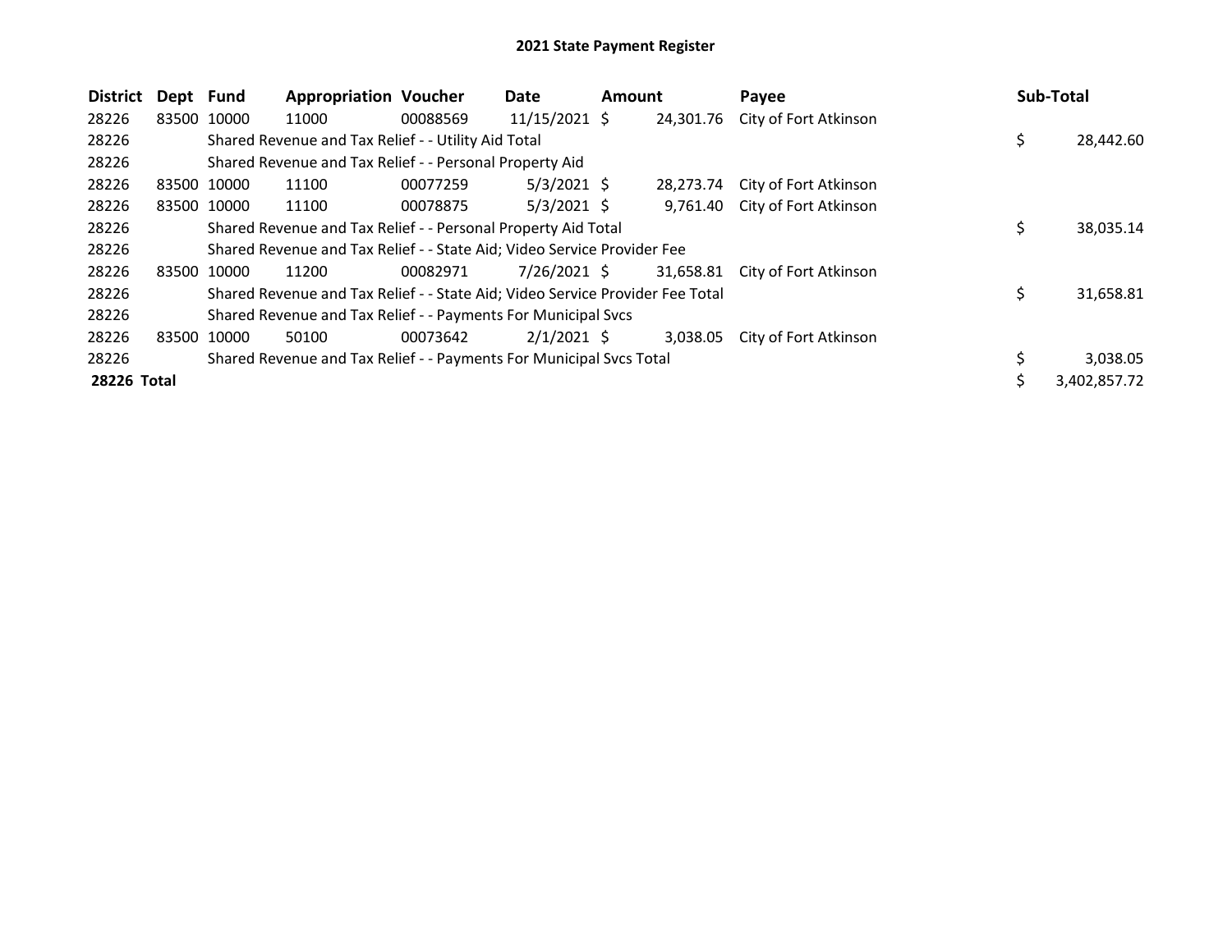# 2021 State Payment Register

| District | Dept | Fund | Appropriation | Voucher | Date | Amount | Payee | Sub-Total |
|---|---|---|---|---|---|---|---|---|
| 28226 | 83500 | 10000 | 11000 | 00088569 | 11/15/2021 | $ 24,301.76 | City of Fort Atkinson | |
| 28226 | | Shared Revenue and Tax Relief - - Utility Aid Total | | | | | | $ 28,442.60 |
| 28226 | | Shared Revenue and Tax Relief - - Personal Property Aid | | | | | | |
| 28226 | 83500 | 10000 | 11100 | 00077259 | 5/3/2021 | $ 28,273.74 | City of Fort Atkinson | |
| 28226 | 83500 | 10000 | 11100 | 00078875 | 5/3/2021 | $ 9,761.40 | City of Fort Atkinson | |
| 28226 | | Shared Revenue and Tax Relief - - Personal Property Aid Total | | | | | | $ 38,035.14 |
| 28226 | | Shared Revenue and Tax Relief - - State Aid; Video Service Provider Fee | | | | | | |
| 28226 | 83500 | 10000 | 11200 | 00082971 | 7/26/2021 | $ 31,658.81 | City of Fort Atkinson | |
| 28226 | | Shared Revenue and Tax Relief - - State Aid; Video Service Provider Fee Total | | | | | | $ 31,658.81 |
| 28226 | | Shared Revenue and Tax Relief - - Payments For Municipal Svcs | | | | | | |
| 28226 | 83500 | 10000 | 50100 | 00073642 | 2/1/2021 | $ 3,038.05 | City of Fort Atkinson | |
| 28226 | | Shared Revenue and Tax Relief - - Payments For Municipal Svcs Total | | | | | | $ 3,038.05 |
| **28226 Total** | | | | | | | | $ 3,402,857.72 |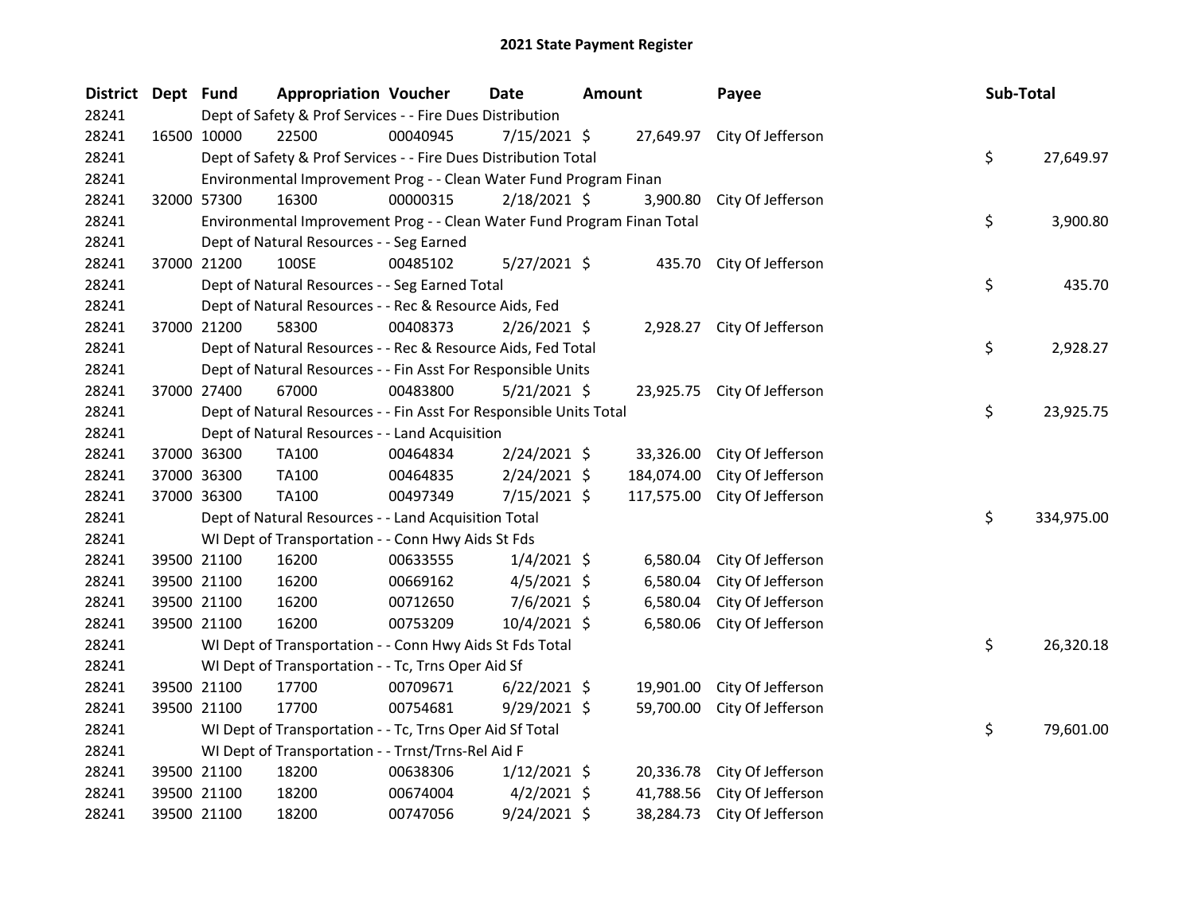# 2021 State Payment Register

| District | Dept | Fund | Appropriation | Voucher | Date | Amount | Payee | Sub-Total |
|---|---|---|---|---|---|---|---|---|
| 28241 | Dept of Safety & Prof Services - - Fire Dues Distribution | | | | | | | |
| 28241 | 16500 | 10000 | 22500 | 00040945 | 7/15/2021 | $ 27,649.97 | City Of Jefferson | |
| 28241 | Dept of Safety & Prof Services - - Fire Dues Distribution Total | | | | | | | $ 27,649.97 |
| 28241 | Environmental Improvement Prog - - Clean Water Fund Program Finan | | | | | | | |
| 28241 | 32000 | 57300 | 16300 | 00000315 | 2/18/2021 | $ 3,900.80 | City Of Jefferson | |
| 28241 | Environmental Improvement Prog - - Clean Water Fund Program Finan Total | | | | | | | $ 3,900.80 |
| 28241 | Dept of Natural Resources - - Seg Earned | | | | | | | |
| 28241 | 37000 | 21200 | 100SE | 00485102 | 5/27/2021 | $ 435.70 | City Of Jefferson | |
| 28241 | Dept of Natural Resources - - Seg Earned Total | | | | | | | $ 435.70 |
| 28241 | Dept of Natural Resources - - Rec & Resource Aids, Fed | | | | | | | |
| 28241 | 37000 | 21200 | 58300 | 00408373 | 2/26/2021 | $ 2,928.27 | City Of Jefferson | |
| 28241 | Dept of Natural Resources - - Rec & Resource Aids, Fed Total | | | | | | | $ 2,928.27 |
| 28241 | Dept of Natural Resources - - Fin Asst For Responsible Units | | | | | | | |
| 28241 | 37000 | 27400 | 67000 | 00483800 | 5/21/2021 | $ 23,925.75 | City Of Jefferson | |
| 28241 | Dept of Natural Resources - - Fin Asst For Responsible Units Total | | | | | | | $ 23,925.75 |
| 28241 | Dept of Natural Resources - - Land Acquisition | | | | | | | |
| 28241 | 37000 | 36300 | TA100 | 00464834 | 2/24/2021 | $ 33,326.00 | City Of Jefferson | |
| 28241 | 37000 | 36300 | TA100 | 00464835 | 2/24/2021 | $ 184,074.00 | City Of Jefferson | |
| 28241 | 37000 | 36300 | TA100 | 00497349 | 7/15/2021 | $ 117,575.00 | City Of Jefferson | |
| 28241 | Dept of Natural Resources - - Land Acquisition Total | | | | | | | $ 334,975.00 |
| 28241 | WI Dept of Transportation - - Conn Hwy Aids St Fds | | | | | | | |
| 28241 | 39500 | 21100 | 16200 | 00633555 | 1/4/2021 | $ 6,580.04 | City Of Jefferson | |
| 28241 | 39500 | 21100 | 16200 | 00669162 | 4/5/2021 | $ 6,580.04 | City Of Jefferson | |
| 28241 | 39500 | 21100 | 16200 | 00712650 | 7/6/2021 | $ 6,580.04 | City Of Jefferson | |
| 28241 | 39500 | 21100 | 16200 | 00753209 | 10/4/2021 | $ 6,580.06 | City Of Jefferson | |
| 28241 | WI Dept of Transportation - - Conn Hwy Aids St Fds Total | | | | | | | $ 26,320.18 |
| 28241 | WI Dept of Transportation - - Tc, Trns Oper Aid Sf | | | | | | | |
| 28241 | 39500 | 21100 | 17700 | 00709671 | 6/22/2021 | $ 19,901.00 | City Of Jefferson | |
| 28241 | 39500 | 21100 | 17700 | 00754681 | 9/29/2021 | $ 59,700.00 | City Of Jefferson | |
| 28241 | WI Dept of Transportation - - Tc, Trns Oper Aid Sf Total | | | | | | | $ 79,601.00 |
| 28241 | WI Dept of Transportation - - Trnst/Trns-Rel Aid F | | | | | | | |
| 28241 | 39500 | 21100 | 18200 | 00638306 | 1/12/2021 | $ 20,336.78 | City Of Jefferson | |
| 28241 | 39500 | 21100 | 18200 | 00674004 | 4/2/2021 | $ 41,788.56 | City Of Jefferson | |
| 28241 | 39500 | 21100 | 18200 | 00747056 | 9/24/2021 | $ 38,284.73 | City Of Jefferson | |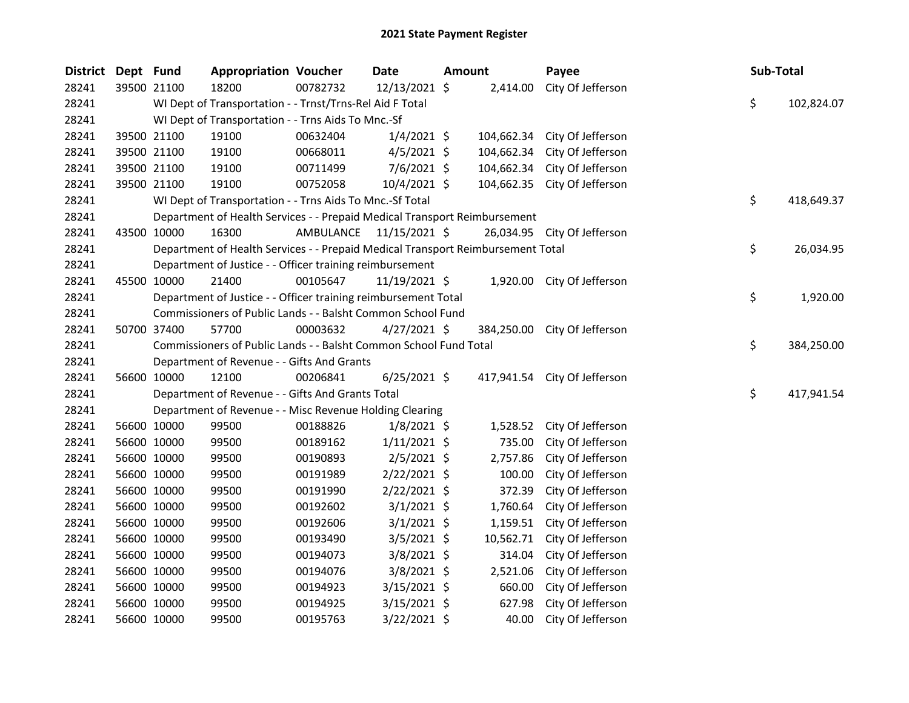# 2021 State Payment Register

| District | Dept | Fund | Appropriation | Voucher | Date | Amount | Payee | Sub-Total |
|---|---|---|---|---|---|---|---|---|
| 28241 | 39500 | 21100 | 18200 | 00782732 | 12/13/2021 | $ 2,414.00 | City Of Jefferson | |
| 28241 | | | WI Dept of Transportation - - Trnst/Trns-Rel Aid F Total | | | | | $ 102,824.07 |
| 28241 | | | WI Dept of Transportation - - Trns Aids To Mnc.-Sf | | | | | |
| 28241 | 39500 | 21100 | 19100 | 00632404 | 1/4/2021 | $ 104,662.34 | City Of Jefferson | |
| 28241 | 39500 | 21100 | 19100 | 00668011 | 4/5/2021 | $ 104,662.34 | City Of Jefferson | |
| 28241 | 39500 | 21100 | 19100 | 00711499 | 7/6/2021 | $ 104,662.34 | City Of Jefferson | |
| 28241 | 39500 | 21100 | 19100 | 00752058 | 10/4/2021 | $ 104,662.35 | City Of Jefferson | |
| 28241 | | | WI Dept of Transportation - - Trns Aids To Mnc.-Sf Total | | | | | $ 418,649.37 |
| 28241 | | | Department of Health Services - - Prepaid Medical Transport Reimbursement | | | | | |
| 28241 | 43500 | 10000 | 16300 | AMBULANCE | 11/15/2021 | $ 26,034.95 | City Of Jefferson | |
| 28241 | | | Department of Health Services - - Prepaid Medical Transport Reimbursement Total | | | | | $ 26,034.95 |
| 28241 | | | Department of Justice - - Officer training reimbursement | | | | | |
| 28241 | 45500 | 10000 | 21400 | 00105647 | 11/19/2021 | $ 1,920.00 | City Of Jefferson | |
| 28241 | | | Department of Justice - - Officer training reimbursement Total | | | | | $ 1,920.00 |
| 28241 | | | Commissioners of Public Lands - - Balsht Common School Fund | | | | | |
| 28241 | 50700 | 37400 | 57700 | 00003632 | 4/27/2021 | $ 384,250.00 | City Of Jefferson | |
| 28241 | | | Commissioners of Public Lands - - Balsht Common School Fund Total | | | | | $ 384,250.00 |
| 28241 | | | Department of Revenue - - Gifts And Grants | | | | | |
| 28241 | 56600 | 10000 | 12100 | 00206841 | 6/25/2021 | $ 417,941.54 | City Of Jefferson | |
| 28241 | | | Department of Revenue - - Gifts And Grants Total | | | | | $ 417,941.54 |
| 28241 | | | Department of Revenue - - Misc Revenue Holding Clearing | | | | | |
| 28241 | 56600 | 10000 | 99500 | 00188826 | 1/8/2021 | $ 1,528.52 | City Of Jefferson | |
| 28241 | 56600 | 10000 | 99500 | 00189162 | 1/11/2021 | $ 735.00 | City Of Jefferson | |
| 28241 | 56600 | 10000 | 99500 | 00190893 | 2/5/2021 | $ 2,757.86 | City Of Jefferson | |
| 28241 | 56600 | 10000 | 99500 | 00191989 | 2/22/2021 | $ 100.00 | City Of Jefferson | |
| 28241 | 56600 | 10000 | 99500 | 00191990 | 2/22/2021 | $ 372.39 | City Of Jefferson | |
| 28241 | 56600 | 10000 | 99500 | 00192602 | 3/1/2021 | $ 1,760.64 | City Of Jefferson | |
| 28241 | 56600 | 10000 | 99500 | 00192606 | 3/1/2021 | $ 1,159.51 | City Of Jefferson | |
| 28241 | 56600 | 10000 | 99500 | 00193490 | 3/5/2021 | $ 10,562.71 | City Of Jefferson | |
| 28241 | 56600 | 10000 | 99500 | 00194073 | 3/8/2021 | $ 314.04 | City Of Jefferson | |
| 28241 | 56600 | 10000 | 99500 | 00194076 | 3/8/2021 | $ 2,521.06 | City Of Jefferson | |
| 28241 | 56600 | 10000 | 99500 | 00194923 | 3/15/2021 | $ 660.00 | City Of Jefferson | |
| 28241 | 56600 | 10000 | 99500 | 00194925 | 3/15/2021 | $ 627.98 | City Of Jefferson | |
| 28241 | 56600 | 10000 | 99500 | 00195763 | 3/22/2021 | $ 40.00 | City Of Jefferson | |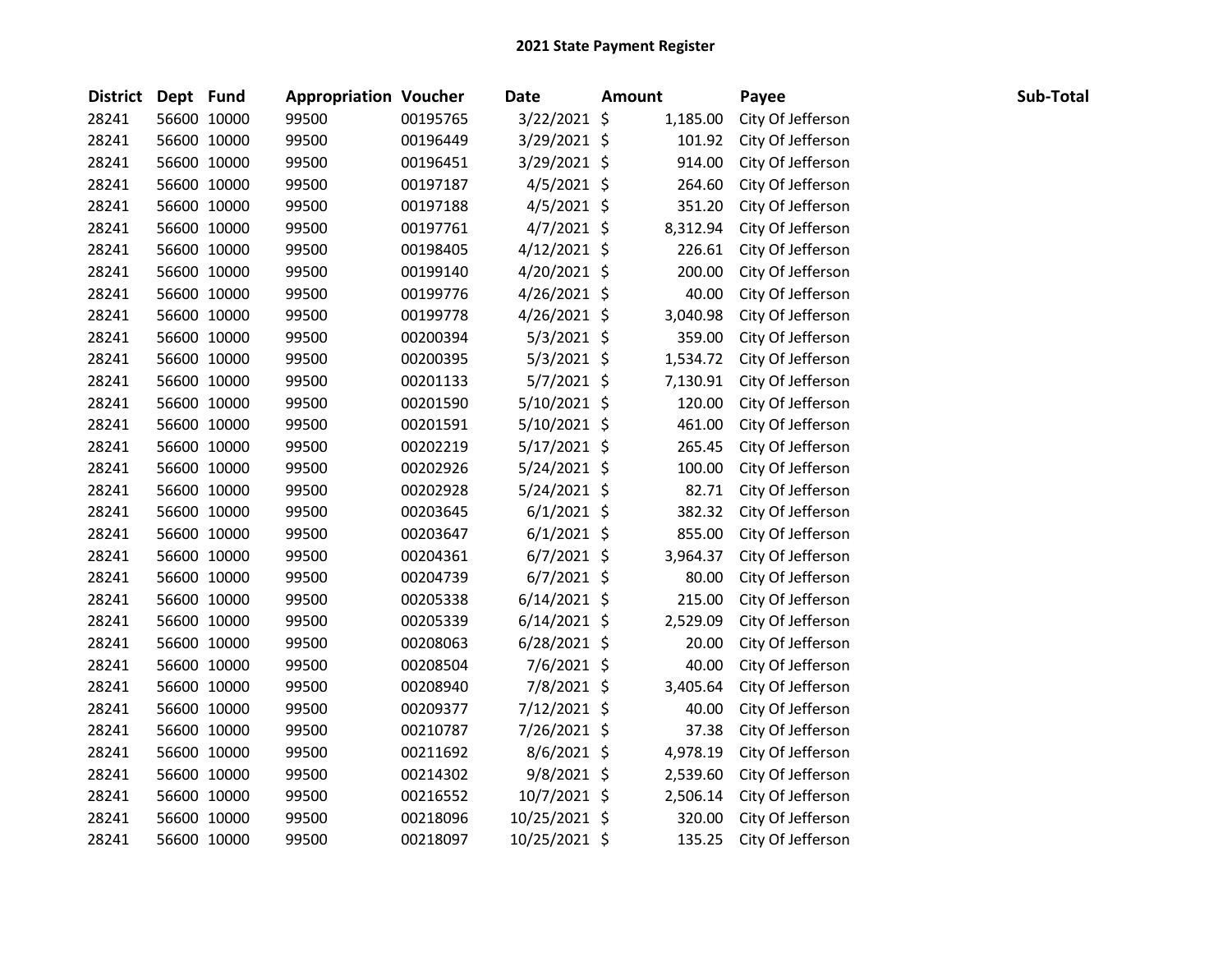# 2021 State Payment Register

| District | Dept | Fund | Appropriation | Voucher | Date | Amount | Payee | Sub-Total |
|---|---|---|---|---|---|---|---|---|
| 28241 | 56600 | 10000 | 99500 | 00195765 | 3/22/2021 | $ 1,185.00 | City Of Jefferson | |
| 28241 | 56600 | 10000 | 99500 | 00196449 | 3/29/2021 | $ 101.92 | City Of Jefferson | |
| 28241 | 56600 | 10000 | 99500 | 00196451 | 3/29/2021 | $ 914.00 | City Of Jefferson | |
| 28241 | 56600 | 10000 | 99500 | 00197187 | 4/5/2021 | $ 264.60 | City Of Jefferson | |
| 28241 | 56600 | 10000 | 99500 | 00197188 | 4/5/2021 | $ 351.20 | City Of Jefferson | |
| 28241 | 56600 | 10000 | 99500 | 00197761 | 4/7/2021 | $ 8,312.94 | City Of Jefferson | |
| 28241 | 56600 | 10000 | 99500 | 00198405 | 4/12/2021 | $ 226.61 | City Of Jefferson | |
| 28241 | 56600 | 10000 | 99500 | 00199140 | 4/20/2021 | $ 200.00 | City Of Jefferson | |
| 28241 | 56600 | 10000 | 99500 | 00199776 | 4/26/2021 | $ 40.00 | City Of Jefferson | |
| 28241 | 56600 | 10000 | 99500 | 00199778 | 4/26/2021 | $ 3,040.98 | City Of Jefferson | |
| 28241 | 56600 | 10000 | 99500 | 00200394 | 5/3/2021 | $ 359.00 | City Of Jefferson | |
| 28241 | 56600 | 10000 | 99500 | 00200395 | 5/3/2021 | $ 1,534.72 | City Of Jefferson | |
| 28241 | 56600 | 10000 | 99500 | 00201133 | 5/7/2021 | $ 7,130.91 | City Of Jefferson | |
| 28241 | 56600 | 10000 | 99500 | 00201590 | 5/10/2021 | $ 120.00 | City Of Jefferson | |
| 28241 | 56600 | 10000 | 99500 | 00201591 | 5/10/2021 | $ 461.00 | City Of Jefferson | |
| 28241 | 56600 | 10000 | 99500 | 00202219 | 5/17/2021 | $ 265.45 | City Of Jefferson | |
| 28241 | 56600 | 10000 | 99500 | 00202926 | 5/24/2021 | $ 100.00 | City Of Jefferson | |
| 28241 | 56600 | 10000 | 99500 | 00202928 | 5/24/2021 | $ 82.71 | City Of Jefferson | |
| 28241 | 56600 | 10000 | 99500 | 00203645 | 6/1/2021 | $ 382.32 | City Of Jefferson | |
| 28241 | 56600 | 10000 | 99500 | 00203647 | 6/1/2021 | $ 855.00 | City Of Jefferson | |
| 28241 | 56600 | 10000 | 99500 | 00204361 | 6/7/2021 | $ 3,964.37 | City Of Jefferson | |
| 28241 | 56600 | 10000 | 99500 | 00204739 | 6/7/2021 | $ 80.00 | City Of Jefferson | |
| 28241 | 56600 | 10000 | 99500 | 00205338 | 6/14/2021 | $ 215.00 | City Of Jefferson | |
| 28241 | 56600 | 10000 | 99500 | 00205339 | 6/14/2021 | $ 2,529.09 | City Of Jefferson | |
| 28241 | 56600 | 10000 | 99500 | 00208063 | 6/28/2021 | $ 20.00 | City Of Jefferson | |
| 28241 | 56600 | 10000 | 99500 | 00208504 | 7/6/2021 | $ 40.00 | City Of Jefferson | |
| 28241 | 56600 | 10000 | 99500 | 00208940 | 7/8/2021 | $ 3,405.64 | City Of Jefferson | |
| 28241 | 56600 | 10000 | 99500 | 00209377 | 7/12/2021 | $ 40.00 | City Of Jefferson | |
| 28241 | 56600 | 10000 | 99500 | 00210787 | 7/26/2021 | $ 37.38 | City Of Jefferson | |
| 28241 | 56600 | 10000 | 99500 | 00211692 | 8/6/2021 | $ 4,978.19 | City Of Jefferson | |
| 28241 | 56600 | 10000 | 99500 | 00214302 | 9/8/2021 | $ 2,539.60 | City Of Jefferson | |
| 28241 | 56600 | 10000 | 99500 | 00216552 | 10/7/2021 | $ 2,506.14 | City Of Jefferson | |
| 28241 | 56600 | 10000 | 99500 | 00218096 | 10/25/2021 | $ 320.00 | City Of Jefferson | |
| 28241 | 56600 | 10000 | 99500 | 00218097 | 10/25/2021 | $ 135.25 | City Of Jefferson | |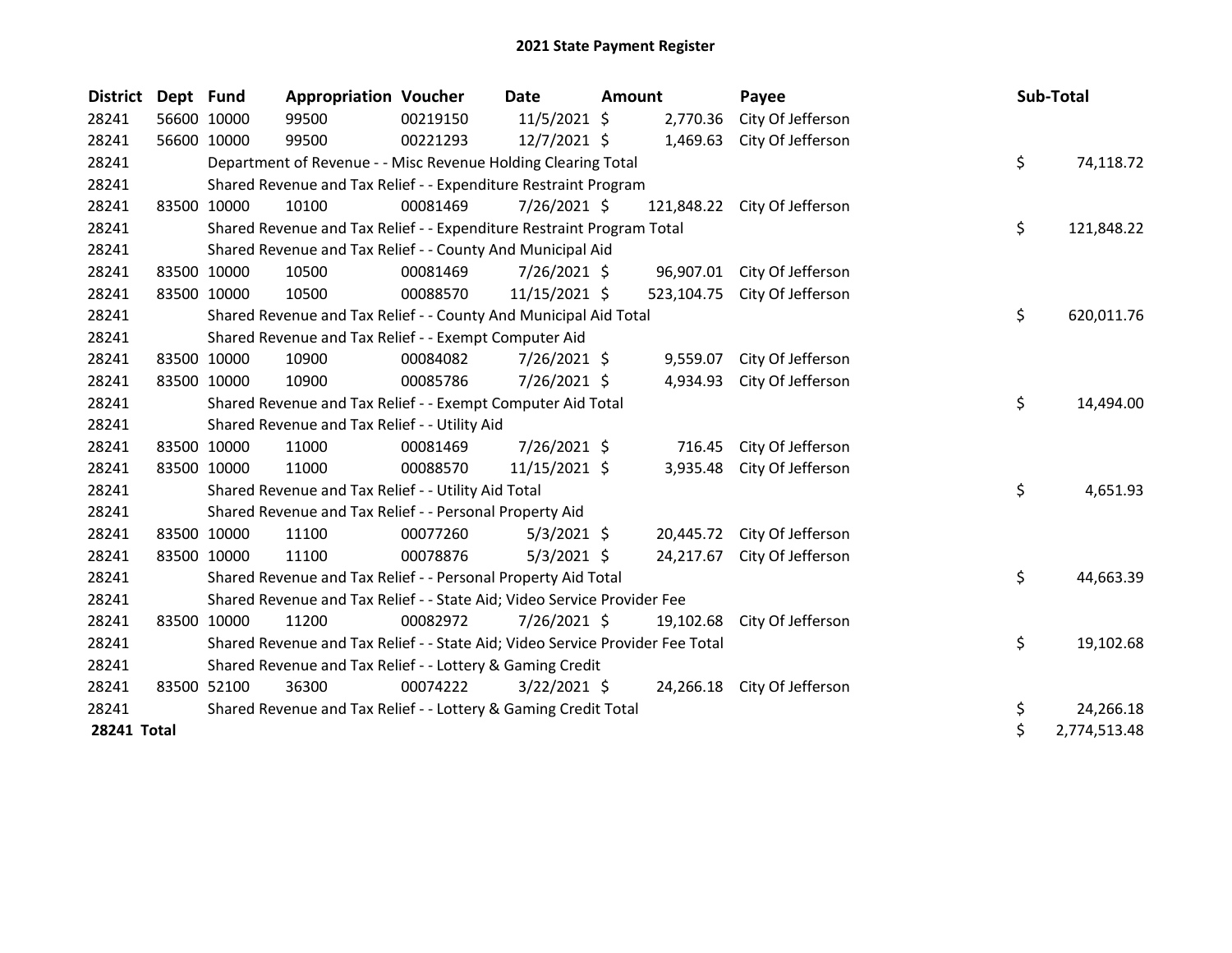# 2021 State Payment Register

| District | Dept | Fund | Appropriation | Voucher | Date | Amount | Payee | Sub-Total |
|---|---|---|---|---|---|---|---|---|
| 28241 | 56600 | 10000 | 99500 | 00219150 | 11/5/2021 | $ 2,770.36 | City Of Jefferson | |
| 28241 | 56600 | 10000 | 99500 | 00221293 | 12/7/2021 | $ 1,469.63 | City Of Jefferson | |
| 28241 | | | Department of Revenue - - Misc Revenue Holding Clearing Total | | | | | $ 74,118.72 |
| 28241 | | | Shared Revenue and Tax Relief - - Expenditure Restraint Program | | | | | |
| 28241 | 83500 | 10000 | 10100 | 00081469 | 7/26/2021 | $ 121,848.22 | City Of Jefferson | |
| 28241 | | | Shared Revenue and Tax Relief - - Expenditure Restraint Program Total | | | | | $ 121,848.22 |
| 28241 | | | Shared Revenue and Tax Relief - - County And Municipal Aid | | | | | |
| 28241 | 83500 | 10000 | 10500 | 00081469 | 7/26/2021 | $ 96,907.01 | City Of Jefferson | |
| 28241 | 83500 | 10000 | 10500 | 00088570 | 11/15/2021 | $ 523,104.75 | City Of Jefferson | |
| 28241 | | | Shared Revenue and Tax Relief - - County And Municipal Aid Total | | | | | $ 620,011.76 |
| 28241 | | | Shared Revenue and Tax Relief - - Exempt Computer Aid | | | | | |
| 28241 | 83500 | 10000 | 10900 | 00084082 | 7/26/2021 | $ 9,559.07 | City Of Jefferson | |
| 28241 | 83500 | 10000 | 10900 | 00085786 | 7/26/2021 | $ 4,934.93 | City Of Jefferson | |
| 28241 | | | Shared Revenue and Tax Relief - - Exempt Computer Aid Total | | | | | $ 14,494.00 |
| 28241 | | | Shared Revenue and Tax Relief - - Utility Aid | | | | | |
| 28241 | 83500 | 10000 | 11000 | 00081469 | 7/26/2021 | $ 716.45 | City Of Jefferson | |
| 28241 | 83500 | 10000 | 11000 | 00088570 | 11/15/2021 | $ 3,935.48 | City Of Jefferson | |
| 28241 | | | Shared Revenue and Tax Relief - - Utility Aid Total | | | | | $ 4,651.93 |
| 28241 | | | Shared Revenue and Tax Relief - - Personal Property Aid | | | | | |
| 28241 | 83500 | 10000 | 11100 | 00077260 | 5/3/2021 | $ 20,445.72 | City Of Jefferson | |
| 28241 | 83500 | 10000 | 11100 | 00078876 | 5/3/2021 | $ 24,217.67 | City Of Jefferson | |
| 28241 | | | Shared Revenue and Tax Relief - - Personal Property Aid Total | | | | | $ 44,663.39 |
| 28241 | | | Shared Revenue and Tax Relief - - State Aid; Video Service Provider Fee | | | | | |
| 28241 | 83500 | 10000 | 11200 | 00082972 | 7/26/2021 | $ 19,102.68 | City Of Jefferson | |
| 28241 | | | Shared Revenue and Tax Relief - - State Aid; Video Service Provider Fee Total | | | | | $ 19,102.68 |
| 28241 | | | Shared Revenue and Tax Relief - - Lottery & Gaming Credit | | | | | |
| 28241 | 83500 | 52100 | 36300 | 00074222 | 3/22/2021 | $ 24,266.18 | City Of Jefferson | |
| 28241 | | | Shared Revenue and Tax Relief - - Lottery & Gaming Credit Total | | | | | $ 24,266.18 |
| **28241 Total** | | | | | | | | $ 2,774,513.48 |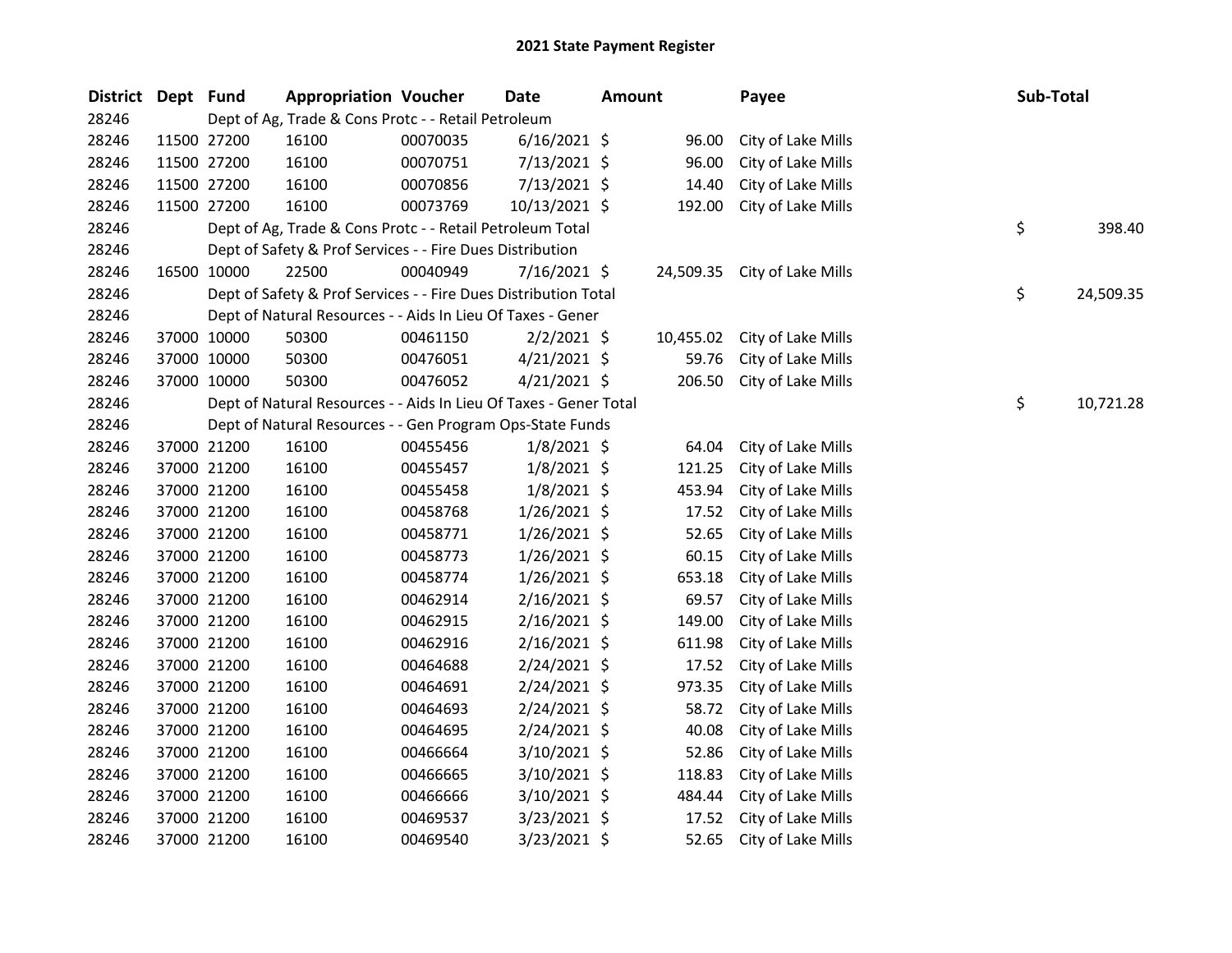# 2021 State Payment Register

| District | Dept | Fund | Appropriation | Voucher | Date | Amount | Payee | Sub-Total |
|---|---|---|---|---|---|---|---|---|
| 28246 | | Dept of Ag, Trade & Cons Protc - - Retail Petroleum | | | | | | |
| 28246 | 11500 | 27200 | 16100 | 00070035 | 6/16/2021 | $ 96.00 | City of Lake Mills | |
| 28246 | 11500 | 27200 | 16100 | 00070751 | 7/13/2021 | $ 96.00 | City of Lake Mills | |
| 28246 | 11500 | 27200 | 16100 | 00070856 | 7/13/2021 | $ 14.40 | City of Lake Mills | |
| 28246 | 11500 | 27200 | 16100 | 00073769 | 10/13/2021 | $ 192.00 | City of Lake Mills | |
| 28246 | | Dept of Ag, Trade & Cons Protc - - Retail Petroleum Total | | | | | | $ 398.40 |
| 28246 | | Dept of Safety & Prof Services - - Fire Dues Distribution | | | | | | |
| 28246 | 16500 | 10000 | 22500 | 00040949 | 7/16/2021 | $ 24,509.35 | City of Lake Mills | |
| 28246 | | Dept of Safety & Prof Services - - Fire Dues Distribution Total | | | | | | $ 24,509.35 |
| 28246 | | Dept of Natural Resources - - Aids In Lieu Of Taxes - Gener | | | | | | |
| 28246 | 37000 | 10000 | 50300 | 00461150 | 2/2/2021 | $ 10,455.02 | City of Lake Mills | |
| 28246 | 37000 | 10000 | 50300 | 00476051 | 4/21/2021 | $ 59.76 | City of Lake Mills | |
| 28246 | 37000 | 10000 | 50300 | 00476052 | 4/21/2021 | $ 206.50 | City of Lake Mills | |
| 28246 | | Dept of Natural Resources - - Aids In Lieu Of Taxes - Gener Total | | | | | | $ 10,721.28 |
| 28246 | | Dept of Natural Resources - - Gen Program Ops-State Funds | | | | | | |
| 28246 | 37000 | 21200 | 16100 | 00455456 | 1/8/2021 | $ 64.04 | City of Lake Mills | |
| 28246 | 37000 | 21200 | 16100 | 00455457 | 1/8/2021 | $ 121.25 | City of Lake Mills | |
| 28246 | 37000 | 21200 | 16100 | 00455458 | 1/8/2021 | $ 453.94 | City of Lake Mills | |
| 28246 | 37000 | 21200 | 16100 | 00458768 | 1/26/2021 | $ 17.52 | City of Lake Mills | |
| 28246 | 37000 | 21200 | 16100 | 00458771 | 1/26/2021 | $ 52.65 | City of Lake Mills | |
| 28246 | 37000 | 21200 | 16100 | 00458773 | 1/26/2021 | $ 60.15 | City of Lake Mills | |
| 28246 | 37000 | 21200 | 16100 | 00458774 | 1/26/2021 | $ 653.18 | City of Lake Mills | |
| 28246 | 37000 | 21200 | 16100 | 00462914 | 2/16/2021 | $ 69.57 | City of Lake Mills | |
| 28246 | 37000 | 21200 | 16100 | 00462915 | 2/16/2021 | $ 149.00 | City of Lake Mills | |
| 28246 | 37000 | 21200 | 16100 | 00462916 | 2/16/2021 | $ 611.98 | City of Lake Mills | |
| 28246 | 37000 | 21200 | 16100 | 00464688 | 2/24/2021 | $ 17.52 | City of Lake Mills | |
| 28246 | 37000 | 21200 | 16100 | 00464691 | 2/24/2021 | $ 973.35 | City of Lake Mills | |
| 28246 | 37000 | 21200 | 16100 | 00464693 | 2/24/2021 | $ 58.72 | City of Lake Mills | |
| 28246 | 37000 | 21200 | 16100 | 00464695 | 2/24/2021 | $ 40.08 | City of Lake Mills | |
| 28246 | 37000 | 21200 | 16100 | 00466664 | 3/10/2021 | $ 52.86 | City of Lake Mills | |
| 28246 | 37000 | 21200 | 16100 | 00466665 | 3/10/2021 | $ 118.83 | City of Lake Mills | |
| 28246 | 37000 | 21200 | 16100 | 00466666 | 3/10/2021 | $ 484.44 | City of Lake Mills | |
| 28246 | 37000 | 21200 | 16100 | 00469537 | 3/23/2021 | $ 17.52 | City of Lake Mills | |
| 28246 | 37000 | 21200 | 16100 | 00469540 | 3/23/2021 | $ 52.65 | City of Lake Mills | |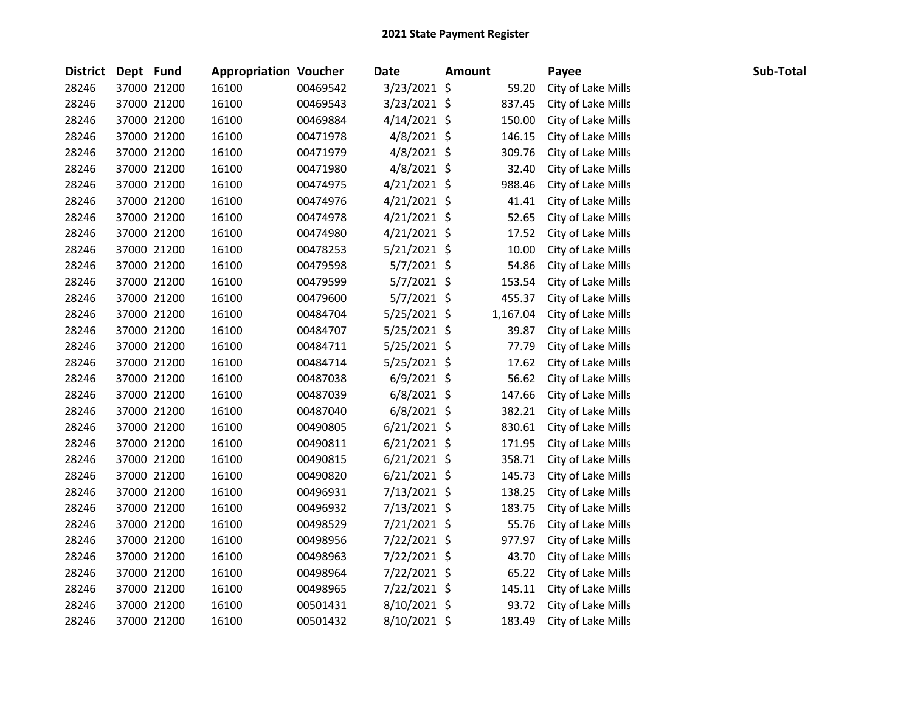## 2021 State Payment Register

| District | Dept | Fund | Appropriation | Voucher | Date | Amount | Payee | Sub-Total |
|---|---|---|---|---|---|---|---|---|
| 28246 | 37000 | 21200 | 16100 | 00469542 | 3/23/2021 | $ 59.20 | City of Lake Mills | |
| 28246 | 37000 | 21200 | 16100 | 00469543 | 3/23/2021 | $ 837.45 | City of Lake Mills | |
| 28246 | 37000 | 21200 | 16100 | 00469884 | 4/14/2021 | $ 150.00 | City of Lake Mills | |
| 28246 | 37000 | 21200 | 16100 | 00471978 | 4/8/2021 | $ 146.15 | City of Lake Mills | |
| 28246 | 37000 | 21200 | 16100 | 00471979 | 4/8/2021 | $ 309.76 | City of Lake Mills | |
| 28246 | 37000 | 21200 | 16100 | 00471980 | 4/8/2021 | $ 32.40 | City of Lake Mills | |
| 28246 | 37000 | 21200 | 16100 | 00474975 | 4/21/2021 | $ 988.46 | City of Lake Mills | |
| 28246 | 37000 | 21200 | 16100 | 00474976 | 4/21/2021 | $ 41.41 | City of Lake Mills | |
| 28246 | 37000 | 21200 | 16100 | 00474978 | 4/21/2021 | $ 52.65 | City of Lake Mills | |
| 28246 | 37000 | 21200 | 16100 | 00474980 | 4/21/2021 | $ 17.52 | City of Lake Mills | |
| 28246 | 37000 | 21200 | 16100 | 00478253 | 5/21/2021 | $ 10.00 | City of Lake Mills | |
| 28246 | 37000 | 21200 | 16100 | 00479598 | 5/7/2021 | $ 54.86 | City of Lake Mills | |
| 28246 | 37000 | 21200 | 16100 | 00479599 | 5/7/2021 | $ 153.54 | City of Lake Mills | |
| 28246 | 37000 | 21200 | 16100 | 00479600 | 5/7/2021 | $ 455.37 | City of Lake Mills | |
| 28246 | 37000 | 21200 | 16100 | 00484704 | 5/25/2021 | $ 1,167.04 | City of Lake Mills | |
| 28246 | 37000 | 21200 | 16100 | 00484707 | 5/25/2021 | $ 39.87 | City of Lake Mills | |
| 28246 | 37000 | 21200 | 16100 | 00484711 | 5/25/2021 | $ 77.79 | City of Lake Mills | |
| 28246 | 37000 | 21200 | 16100 | 00484714 | 5/25/2021 | $ 17.62 | City of Lake Mills | |
| 28246 | 37000 | 21200 | 16100 | 00487038 | 6/9/2021 | $ 56.62 | City of Lake Mills | |
| 28246 | 37000 | 21200 | 16100 | 00487039 | 6/8/2021 | $ 147.66 | City of Lake Mills | |
| 28246 | 37000 | 21200 | 16100 | 00487040 | 6/8/2021 | $ 382.21 | City of Lake Mills | |
| 28246 | 37000 | 21200 | 16100 | 00490805 | 6/21/2021 | $ 830.61 | City of Lake Mills | |
| 28246 | 37000 | 21200 | 16100 | 00490811 | 6/21/2021 | $ 171.95 | City of Lake Mills | |
| 28246 | 37000 | 21200 | 16100 | 00490815 | 6/21/2021 | $ 358.71 | City of Lake Mills | |
| 28246 | 37000 | 21200 | 16100 | 00490820 | 6/21/2021 | $ 145.73 | City of Lake Mills | |
| 28246 | 37000 | 21200 | 16100 | 00496931 | 7/13/2021 | $ 138.25 | City of Lake Mills | |
| 28246 | 37000 | 21200 | 16100 | 00496932 | 7/13/2021 | $ 183.75 | City of Lake Mills | |
| 28246 | 37000 | 21200 | 16100 | 00498529 | 7/21/2021 | $ 55.76 | City of Lake Mills | |
| 28246 | 37000 | 21200 | 16100 | 00498956 | 7/22/2021 | $ 977.97 | City of Lake Mills | |
| 28246 | 37000 | 21200 | 16100 | 00498963 | 7/22/2021 | $ 43.70 | City of Lake Mills | |
| 28246 | 37000 | 21200 | 16100 | 00498964 | 7/22/2021 | $ 65.22 | City of Lake Mills | |
| 28246 | 37000 | 21200 | 16100 | 00498965 | 7/22/2021 | $ 145.11 | City of Lake Mills | |
| 28246 | 37000 | 21200 | 16100 | 00501431 | 8/10/2021 | $ 93.72 | City of Lake Mills | |
| 28246 | 37000 | 21200 | 16100 | 00501432 | 8/10/2021 | $ 183.49 | City of Lake Mills | |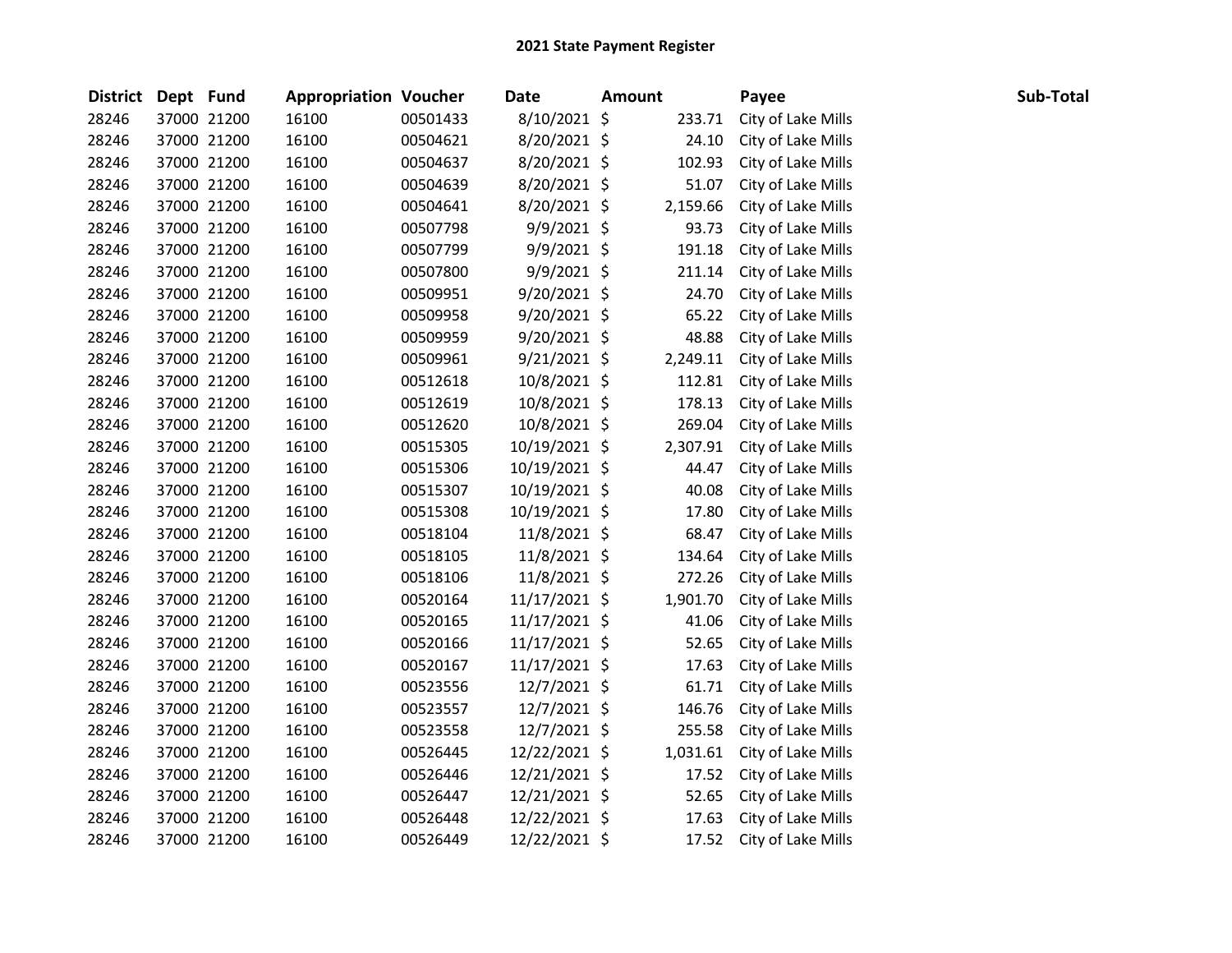# 2021 State Payment Register

| District | Dept | Fund | Appropriation | Voucher | Date | Amount | Payee | Sub-Total |
|---|---|---|---|---|---|---|---|---|
| 28246 | 37000 | 21200 | 16100 | 00501433 | 8/10/2021 | $ 233.71 | City of Lake Mills | |
| 28246 | 37000 | 21200 | 16100 | 00504621 | 8/20/2021 | $ 24.10 | City of Lake Mills | |
| 28246 | 37000 | 21200 | 16100 | 00504637 | 8/20/2021 | $ 102.93 | City of Lake Mills | |
| 28246 | 37000 | 21200 | 16100 | 00504639 | 8/20/2021 | $ 51.07 | City of Lake Mills | |
| 28246 | 37000 | 21200 | 16100 | 00504641 | 8/20/2021 | $ 2,159.66 | City of Lake Mills | |
| 28246 | 37000 | 21200 | 16100 | 00507798 | 9/9/2021 | $ 93.73 | City of Lake Mills | |
| 28246 | 37000 | 21200 | 16100 | 00507799 | 9/9/2021 | $ 191.18 | City of Lake Mills | |
| 28246 | 37000 | 21200 | 16100 | 00507800 | 9/9/2021 | $ 211.14 | City of Lake Mills | |
| 28246 | 37000 | 21200 | 16100 | 00509951 | 9/20/2021 | $ 24.70 | City of Lake Mills | |
| 28246 | 37000 | 21200 | 16100 | 00509958 | 9/20/2021 | $ 65.22 | City of Lake Mills | |
| 28246 | 37000 | 21200 | 16100 | 00509959 | 9/20/2021 | $ 48.88 | City of Lake Mills | |
| 28246 | 37000 | 21200 | 16100 | 00509961 | 9/21/2021 | $ 2,249.11 | City of Lake Mills | |
| 28246 | 37000 | 21200 | 16100 | 00512618 | 10/8/2021 | $ 112.81 | City of Lake Mills | |
| 28246 | 37000 | 21200 | 16100 | 00512619 | 10/8/2021 | $ 178.13 | City of Lake Mills | |
| 28246 | 37000 | 21200 | 16100 | 00512620 | 10/8/2021 | $ 269.04 | City of Lake Mills | |
| 28246 | 37000 | 21200 | 16100 | 00515305 | 10/19/2021 | $ 2,307.91 | City of Lake Mills | |
| 28246 | 37000 | 21200 | 16100 | 00515306 | 10/19/2021 | $ 44.47 | City of Lake Mills | |
| 28246 | 37000 | 21200 | 16100 | 00515307 | 10/19/2021 | $ 40.08 | City of Lake Mills | |
| 28246 | 37000 | 21200 | 16100 | 00515308 | 10/19/2021 | $ 17.80 | City of Lake Mills | |
| 28246 | 37000 | 21200 | 16100 | 00518104 | 11/8/2021 | $ 68.47 | City of Lake Mills | |
| 28246 | 37000 | 21200 | 16100 | 00518105 | 11/8/2021 | $ 134.64 | City of Lake Mills | |
| 28246 | 37000 | 21200 | 16100 | 00518106 | 11/8/2021 | $ 272.26 | City of Lake Mills | |
| 28246 | 37000 | 21200 | 16100 | 00520164 | 11/17/2021 | $ 1,901.70 | City of Lake Mills | |
| 28246 | 37000 | 21200 | 16100 | 00520165 | 11/17/2021 | $ 41.06 | City of Lake Mills | |
| 28246 | 37000 | 21200 | 16100 | 00520166 | 11/17/2021 | $ 52.65 | City of Lake Mills | |
| 28246 | 37000 | 21200 | 16100 | 00520167 | 11/17/2021 | $ 17.63 | City of Lake Mills | |
| 28246 | 37000 | 21200 | 16100 | 00523556 | 12/7/2021 | $ 61.71 | City of Lake Mills | |
| 28246 | 37000 | 21200 | 16100 | 00523557 | 12/7/2021 | $ 146.76 | City of Lake Mills | |
| 28246 | 37000 | 21200 | 16100 | 00523558 | 12/7/2021 | $ 255.58 | City of Lake Mills | |
| 28246 | 37000 | 21200 | 16100 | 00526445 | 12/22/2021 | $ 1,031.61 | City of Lake Mills | |
| 28246 | 37000 | 21200 | 16100 | 00526446 | 12/21/2021 | $ 17.52 | City of Lake Mills | |
| 28246 | 37000 | 21200 | 16100 | 00526447 | 12/21/2021 | $ 52.65 | City of Lake Mills | |
| 28246 | 37000 | 21200 | 16100 | 00526448 | 12/22/2021 | $ 17.63 | City of Lake Mills | |
| 28246 | 37000 | 21200 | 16100 | 00526449 | 12/22/2021 | $ 17.52 | City of Lake Mills | |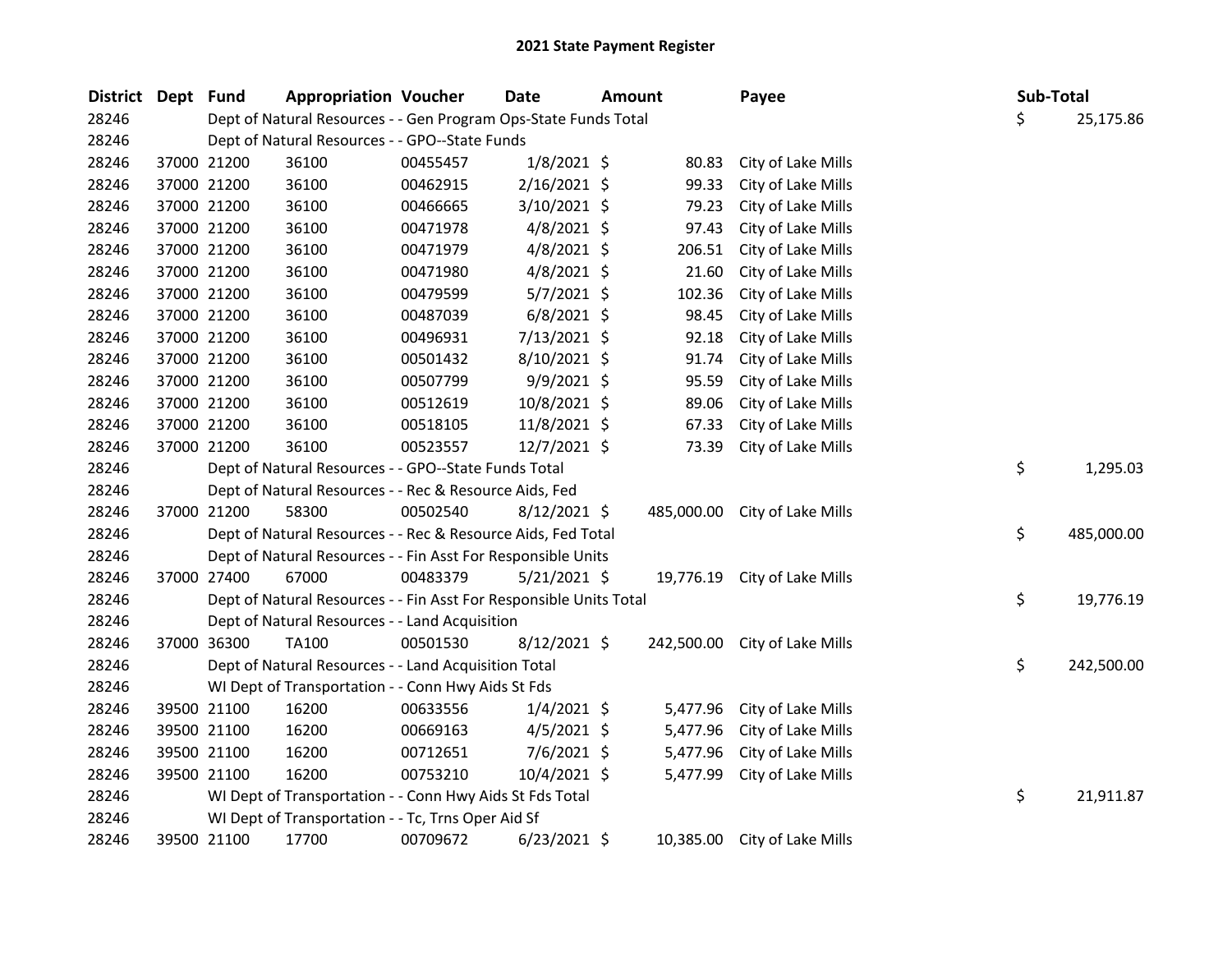# 2021 State Payment Register

| District | Dept | Fund | Appropriation | Voucher | Date | Amount | Payee | Sub-Total |
|---|---|---|---|---|---|---|---|---|
| 28246 | | | Dept of Natural Resources - - Gen Program Ops-State Funds Total | | | | | $ 25,175.86 |
| 28246 | | | Dept of Natural Resources - - GPO--State Funds | | | | | |
| 28246 | 37000 | 21200 | 36100 | 00455457 | 1/8/2021 | $ 80.83 | City of Lake Mills | |
| 28246 | 37000 | 21200 | 36100 | 00462915 | 2/16/2021 | $ 99.33 | City of Lake Mills | |
| 28246 | 37000 | 21200 | 36100 | 00466665 | 3/10/2021 | $ 79.23 | City of Lake Mills | |
| 28246 | 37000 | 21200 | 36100 | 00471978 | 4/8/2021 | $ 97.43 | City of Lake Mills | |
| 28246 | 37000 | 21200 | 36100 | 00471979 | 4/8/2021 | $ 206.51 | City of Lake Mills | |
| 28246 | 37000 | 21200 | 36100 | 00471980 | 4/8/2021 | $ 21.60 | City of Lake Mills | |
| 28246 | 37000 | 21200 | 36100 | 00479599 | 5/7/2021 | $ 102.36 | City of Lake Mills | |
| 28246 | 37000 | 21200 | 36100 | 00487039 | 6/8/2021 | $ 98.45 | City of Lake Mills | |
| 28246 | 37000 | 21200 | 36100 | 00496931 | 7/13/2021 | $ 92.18 | City of Lake Mills | |
| 28246 | 37000 | 21200 | 36100 | 00501432 | 8/10/2021 | $ 91.74 | City of Lake Mills | |
| 28246 | 37000 | 21200 | 36100 | 00507799 | 9/9/2021 | $ 95.59 | City of Lake Mills | |
| 28246 | 37000 | 21200 | 36100 | 00512619 | 10/8/2021 | $ 89.06 | City of Lake Mills | |
| 28246 | 37000 | 21200 | 36100 | 00518105 | 11/8/2021 | $ 67.33 | City of Lake Mills | |
| 28246 | 37000 | 21200 | 36100 | 00523557 | 12/7/2021 | $ 73.39 | City of Lake Mills | |
| 28246 | | | Dept of Natural Resources - - GPO--State Funds Total | | | | | $ 1,295.03 |
| 28246 | | | Dept of Natural Resources - - Rec & Resource Aids, Fed | | | | | |
| 28246 | 37000 | 21200 | 58300 | 00502540 | 8/12/2021 | $ 485,000.00 | City of Lake Mills | |
| 28246 | | | Dept of Natural Resources - - Rec & Resource Aids, Fed Total | | | | | $ 485,000.00 |
| 28246 | | | Dept of Natural Resources - - Fin Asst For Responsible Units | | | | | |
| 28246 | 37000 | 27400 | 67000 | 00483379 | 5/21/2021 | $ 19,776.19 | City of Lake Mills | |
| 28246 | | | Dept of Natural Resources - - Fin Asst For Responsible Units Total | | | | | $ 19,776.19 |
| 28246 | | | Dept of Natural Resources - - Land Acquisition | | | | | |
| 28246 | 37000 | 36300 | TA100 | 00501530 | 8/12/2021 | $ 242,500.00 | City of Lake Mills | |
| 28246 | | | Dept of Natural Resources - - Land Acquisition Total | | | | | $ 242,500.00 |
| 28246 | | | WI Dept of Transportation - - Conn Hwy Aids St Fds | | | | | |
| 28246 | 39500 | 21100 | 16200 | 00633556 | 1/4/2021 | $ 5,477.96 | City of Lake Mills | |
| 28246 | 39500 | 21100 | 16200 | 00669163 | 4/5/2021 | $ 5,477.96 | City of Lake Mills | |
| 28246 | 39500 | 21100 | 16200 | 00712651 | 7/6/2021 | $ 5,477.96 | City of Lake Mills | |
| 28246 | 39500 | 21100 | 16200 | 00753210 | 10/4/2021 | $ 5,477.99 | City of Lake Mills | |
| 28246 | | | WI Dept of Transportation - - Conn Hwy Aids St Fds Total | | | | | $ 21,911.87 |
| 28246 | | | WI Dept of Transportation - - Tc, Trns Oper Aid Sf | | | | | |
| 28246 | 39500 | 21100 | 17700 | 00709672 | 6/23/2021 | $ 10,385.00 | City of Lake Mills | |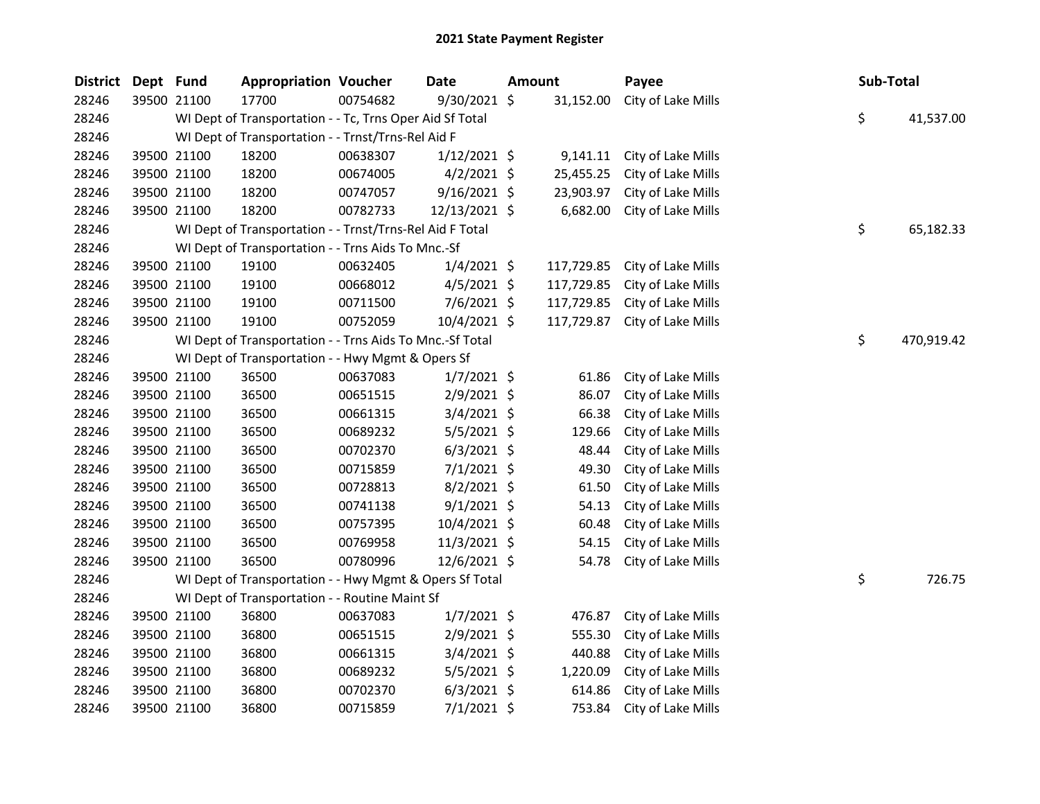## 2021 State Payment Register

| District | Dept | Fund | Appropriation | Voucher | Date | Amount | Payee | Sub-Total |
|---|---|---|---|---|---|---|---|---|
| 28246 | 39500 | 21100 | 17700 | 00754682 | 9/30/2021 | $ 31,152.00 | City of Lake Mills | |
| 28246 | | | WI Dept of Transportation - - Tc, Trns Oper Aid Sf Total | | | | | $ 41,537.00 |
| 28246 | | | WI Dept of Transportation - - Trnst/Trns-Rel Aid F | | | | | |
| 28246 | 39500 | 21100 | 18200 | 00638307 | 1/12/2021 | $ 9,141.11 | City of Lake Mills | |
| 28246 | 39500 | 21100 | 18200 | 00674005 | 4/2/2021 | $ 25,455.25 | City of Lake Mills | |
| 28246 | 39500 | 21100 | 18200 | 00747057 | 9/16/2021 | $ 23,903.97 | City of Lake Mills | |
| 28246 | 39500 | 21100 | 18200 | 00782733 | 12/13/2021 | $ 6,682.00 | City of Lake Mills | |
| 28246 | | | WI Dept of Transportation - - Trnst/Trns-Rel Aid F Total | | | | | $ 65,182.33 |
| 28246 | | | WI Dept of Transportation - - Trns Aids To Mnc.-Sf | | | | | |
| 28246 | 39500 | 21100 | 19100 | 00632405 | 1/4/2021 | $ 117,729.85 | City of Lake Mills | |
| 28246 | 39500 | 21100 | 19100 | 00668012 | 4/5/2021 | $ 117,729.85 | City of Lake Mills | |
| 28246 | 39500 | 21100 | 19100 | 00711500 | 7/6/2021 | $ 117,729.85 | City of Lake Mills | |
| 28246 | 39500 | 21100 | 19100 | 00752059 | 10/4/2021 | $ 117,729.87 | City of Lake Mills | |
| 28246 | | | WI Dept of Transportation - - Trns Aids To Mnc.-Sf Total | | | | | $ 470,919.42 |
| 28246 | | | WI Dept of Transportation - - Hwy Mgmt & Opers Sf | | | | | |
| 28246 | 39500 | 21100 | 36500 | 00637083 | 1/7/2021 | $ 61.86 | City of Lake Mills | |
| 28246 | 39500 | 21100 | 36500 | 00651515 | 2/9/2021 | $ 86.07 | City of Lake Mills | |
| 28246 | 39500 | 21100 | 36500 | 00661315 | 3/4/2021 | $ 66.38 | City of Lake Mills | |
| 28246 | 39500 | 21100 | 36500 | 00689232 | 5/5/2021 | $ 129.66 | City of Lake Mills | |
| 28246 | 39500 | 21100 | 36500 | 00702370 | 6/3/2021 | $ 48.44 | City of Lake Mills | |
| 28246 | 39500 | 21100 | 36500 | 00715859 | 7/1/2021 | $ 49.30 | City of Lake Mills | |
| 28246 | 39500 | 21100 | 36500 | 00728813 | 8/2/2021 | $ 61.50 | City of Lake Mills | |
| 28246 | 39500 | 21100 | 36500 | 00741138 | 9/1/2021 | $ 54.13 | City of Lake Mills | |
| 28246 | 39500 | 21100 | 36500 | 00757395 | 10/4/2021 | $ 60.48 | City of Lake Mills | |
| 28246 | 39500 | 21100 | 36500 | 00769958 | 11/3/2021 | $ 54.15 | City of Lake Mills | |
| 28246 | 39500 | 21100 | 36500 | 00780996 | 12/6/2021 | $ 54.78 | City of Lake Mills | |
| 28246 | | | WI Dept of Transportation - - Hwy Mgmt & Opers Sf Total | | | | | $ 726.75 |
| 28246 | | | WI Dept of Transportation - - Routine Maint Sf | | | | | |
| 28246 | 39500 | 21100 | 36800 | 00637083 | 1/7/2021 | $ 476.87 | City of Lake Mills | |
| 28246 | 39500 | 21100 | 36800 | 00651515 | 2/9/2021 | $ 555.30 | City of Lake Mills | |
| 28246 | 39500 | 21100 | 36800 | 00661315 | 3/4/2021 | $ 440.88 | City of Lake Mills | |
| 28246 | 39500 | 21100 | 36800 | 00689232 | 5/5/2021 | $ 1,220.09 | City of Lake Mills | |
| 28246 | 39500 | 21100 | 36800 | 00702370 | 6/3/2021 | $ 614.86 | City of Lake Mills | |
| 28246 | 39500 | 21100 | 36800 | 00715859 | 7/1/2021 | $ 753.84 | City of Lake Mills | |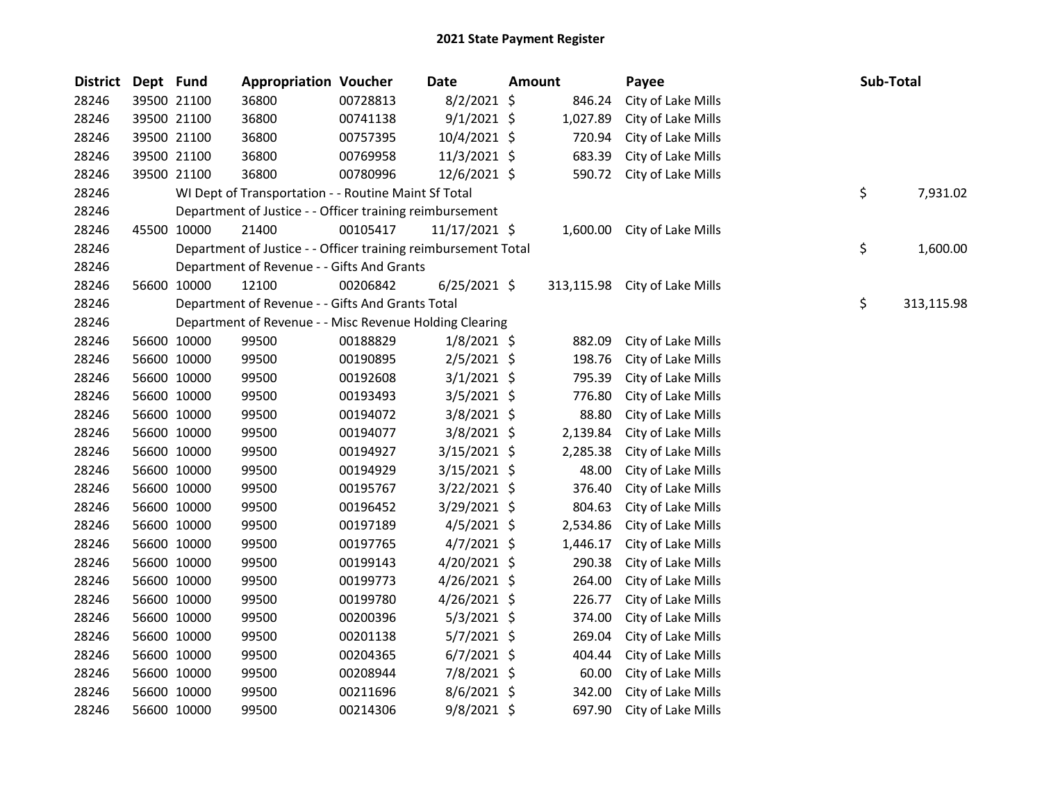# 2021 State Payment Register

| District | Dept | Fund | Appropriation | Voucher | Date | Amount | Payee | Sub-Total |
|---|---|---|---|---|---|---|---|---|
| 28246 | 39500 | 21100 | 36800 | 00728813 | 8/2/2021 | $ 846.24 | City of Lake Mills | |
| 28246 | 39500 | 21100 | 36800 | 00741138 | 9/1/2021 | $ 1,027.89 | City of Lake Mills | |
| 28246 | 39500 | 21100 | 36800 | 00757395 | 10/4/2021 | $ 720.94 | City of Lake Mills | |
| 28246 | 39500 | 21100 | 36800 | 00769958 | 11/3/2021 | $ 683.39 | City of Lake Mills | |
| 28246 | 39500 | 21100 | 36800 | 00780996 | 12/6/2021 | $ 590.72 | City of Lake Mills | |
| 28246 | | | WI Dept of Transportation - - Routine Maint Sf Total | | | | | $ 7,931.02 |
| 28246 | | | Department of Justice - - Officer training reimbursement | | | | | |
| 28246 | 45500 | 10000 | 21400 | 00105417 | 11/17/2021 | $ 1,600.00 | City of Lake Mills | |
| 28246 | | | Department of Justice - - Officer training reimbursement Total | | | | | $ 1,600.00 |
| 28246 | | | Department of Revenue - - Gifts And Grants | | | | | |
| 28246 | 56600 | 10000 | 12100 | 00206842 | 6/25/2021 | $ 313,115.98 | City of Lake Mills | |
| 28246 | | | Department of Revenue - - Gifts And Grants Total | | | | | $ 313,115.98 |
| 28246 | | | Department of Revenue - - Misc Revenue Holding Clearing | | | | | |
| 28246 | 56600 | 10000 | 99500 | 00188829 | 1/8/2021 | $ 882.09 | City of Lake Mills | |
| 28246 | 56600 | 10000 | 99500 | 00190895 | 2/5/2021 | $ 198.76 | City of Lake Mills | |
| 28246 | 56600 | 10000 | 99500 | 00192608 | 3/1/2021 | $ 795.39 | City of Lake Mills | |
| 28246 | 56600 | 10000 | 99500 | 00193493 | 3/5/2021 | $ 776.80 | City of Lake Mills | |
| 28246 | 56600 | 10000 | 99500 | 00194072 | 3/8/2021 | $ 88.80 | City of Lake Mills | |
| 28246 | 56600 | 10000 | 99500 | 00194077 | 3/8/2021 | $ 2,139.84 | City of Lake Mills | |
| 28246 | 56600 | 10000 | 99500 | 00194927 | 3/15/2021 | $ 2,285.38 | City of Lake Mills | |
| 28246 | 56600 | 10000 | 99500 | 00194929 | 3/15/2021 | $ 48.00 | City of Lake Mills | |
| 28246 | 56600 | 10000 | 99500 | 00195767 | 3/22/2021 | $ 376.40 | City of Lake Mills | |
| 28246 | 56600 | 10000 | 99500 | 00196452 | 3/29/2021 | $ 804.63 | City of Lake Mills | |
| 28246 | 56600 | 10000 | 99500 | 00197189 | 4/5/2021 | $ 2,534.86 | City of Lake Mills | |
| 28246 | 56600 | 10000 | 99500 | 00197765 | 4/7/2021 | $ 1,446.17 | City of Lake Mills | |
| 28246 | 56600 | 10000 | 99500 | 00199143 | 4/20/2021 | $ 290.38 | City of Lake Mills | |
| 28246 | 56600 | 10000 | 99500 | 00199773 | 4/26/2021 | $ 264.00 | City of Lake Mills | |
| 28246 | 56600 | 10000 | 99500 | 00199780 | 4/26/2021 | $ 226.77 | City of Lake Mills | |
| 28246 | 56600 | 10000 | 99500 | 00200396 | 5/3/2021 | $ 374.00 | City of Lake Mills | |
| 28246 | 56600 | 10000 | 99500 | 00201138 | 5/7/2021 | $ 269.04 | City of Lake Mills | |
| 28246 | 56600 | 10000 | 99500 | 00204365 | 6/7/2021 | $ 404.44 | City of Lake Mills | |
| 28246 | 56600 | 10000 | 99500 | 00208944 | 7/8/2021 | $ 60.00 | City of Lake Mills | |
| 28246 | 56600 | 10000 | 99500 | 00211696 | 8/6/2021 | $ 342.00 | City of Lake Mills | |
| 28246 | 56600 | 10000 | 99500 | 00214306 | 9/8/2021 | $ 697.90 | City of Lake Mills | |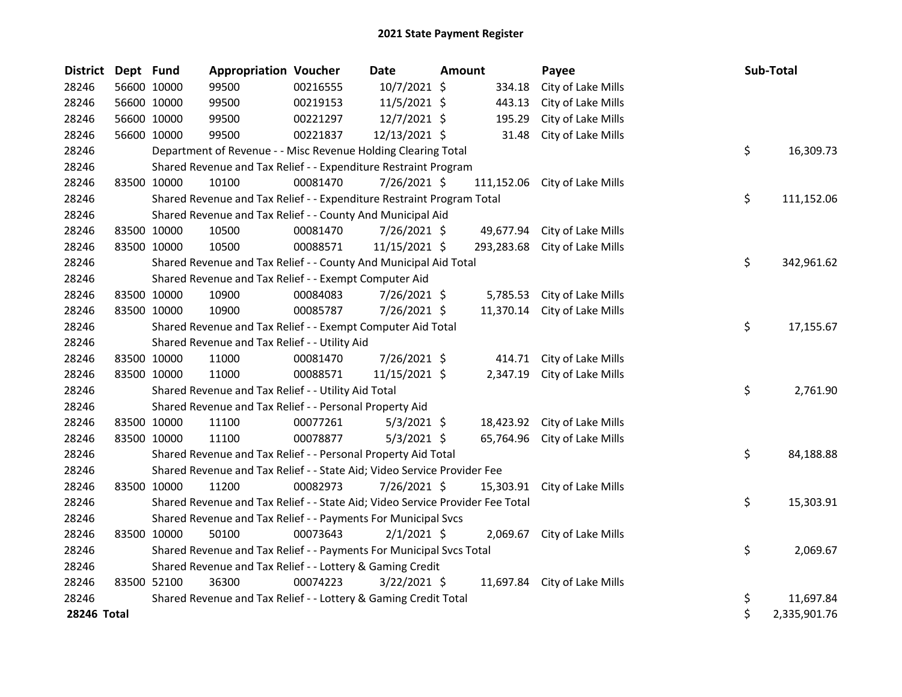# 2021 State Payment Register

| District | Dept | Fund | Appropriation | Voucher | Date | Amount | Payee | Sub-Total |
|---|---|---|---|---|---|---|---|---|
| 28246 | 56600 | 10000 | 99500 | 00216555 | 10/7/2021 | $ 334.18 | City of Lake Mills | |
| 28246 | 56600 | 10000 | 99500 | 00219153 | 11/5/2021 | $ 443.13 | City of Lake Mills | |
| 28246 | 56600 | 10000 | 99500 | 00221297 | 12/7/2021 | $ 195.29 | City of Lake Mills | |
| 28246 | 56600 | 10000 | 99500 | 00221837 | 12/13/2021 | $ 31.48 | City of Lake Mills | |
| 28246 | | | Department of Revenue - - Misc Revenue Holding Clearing Total | | | | | $ 16,309.73 |
| 28246 | | | Shared Revenue and Tax Relief - - Expenditure Restraint Program | | | | | |
| 28246 | 83500 | 10000 | 10100 | 00081470 | 7/26/2021 | $ 111,152.06 | City of Lake Mills | |
| 28246 | | | Shared Revenue and Tax Relief - - Expenditure Restraint Program Total | | | | | $ 111,152.06 |
| 28246 | | | Shared Revenue and Tax Relief - - County And Municipal Aid | | | | | |
| 28246 | 83500 | 10000 | 10500 | 00081470 | 7/26/2021 | $ 49,677.94 | City of Lake Mills | |
| 28246 | 83500 | 10000 | 10500 | 00088571 | 11/15/2021 | $ 293,283.68 | City of Lake Mills | |
| 28246 | | | Shared Revenue and Tax Relief - - County And Municipal Aid Total | | | | | $ 342,961.62 |
| 28246 | | | Shared Revenue and Tax Relief - - Exempt Computer Aid | | | | | |
| 28246 | 83500 | 10000 | 10900 | 00084083 | 7/26/2021 | $ 5,785.53 | City of Lake Mills | |
| 28246 | 83500 | 10000 | 10900 | 00085787 | 7/26/2021 | $ 11,370.14 | City of Lake Mills | |
| 28246 | | | Shared Revenue and Tax Relief - - Exempt Computer Aid Total | | | | | $ 17,155.67 |
| 28246 | | | Shared Revenue and Tax Relief - - Utility Aid | | | | | |
| 28246 | 83500 | 10000 | 11000 | 00081470 | 7/26/2021 | $ 414.71 | City of Lake Mills | |
| 28246 | 83500 | 10000 | 11000 | 00088571 | 11/15/2021 | $ 2,347.19 | City of Lake Mills | |
| 28246 | | | Shared Revenue and Tax Relief - - Utility Aid Total | | | | | $ 2,761.90 |
| 28246 | | | Shared Revenue and Tax Relief - - Personal Property Aid | | | | | |
| 28246 | 83500 | 10000 | 11100 | 00077261 | 5/3/2021 | $ 18,423.92 | City of Lake Mills | |
| 28246 | 83500 | 10000 | 11100 | 00078877 | 5/3/2021 | $ 65,764.96 | City of Lake Mills | |
| 28246 | | | Shared Revenue and Tax Relief - - Personal Property Aid Total | | | | | $ 84,188.88 |
| 28246 | | | Shared Revenue and Tax Relief - - State Aid; Video Service Provider Fee | | | | | |
| 28246 | 83500 | 10000 | 11200 | 00082973 | 7/26/2021 | $ 15,303.91 | City of Lake Mills | |
| 28246 | | | Shared Revenue and Tax Relief - - State Aid; Video Service Provider Fee Total | | | | | $ 15,303.91 |
| 28246 | | | Shared Revenue and Tax Relief - - Payments For Municipal Svcs | | | | | |
| 28246 | 83500 | 10000 | 50100 | 00073643 | 2/1/2021 | $ 2,069.67 | City of Lake Mills | |
| 28246 | | | Shared Revenue and Tax Relief - - Payments For Municipal Svcs Total | | | | | $ 2,069.67 |
| 28246 | | | Shared Revenue and Tax Relief - - Lottery & Gaming Credit | | | | | |
| 28246 | 83500 | 52100 | 36300 | 00074223 | 3/22/2021 | $ 11,697.84 | City of Lake Mills | |
| 28246 | | | Shared Revenue and Tax Relief - - Lottery & Gaming Credit Total | | | | | $ 11,697.84 |
| **28246 Total** | | | | | | | | $ 2,335,901.76 |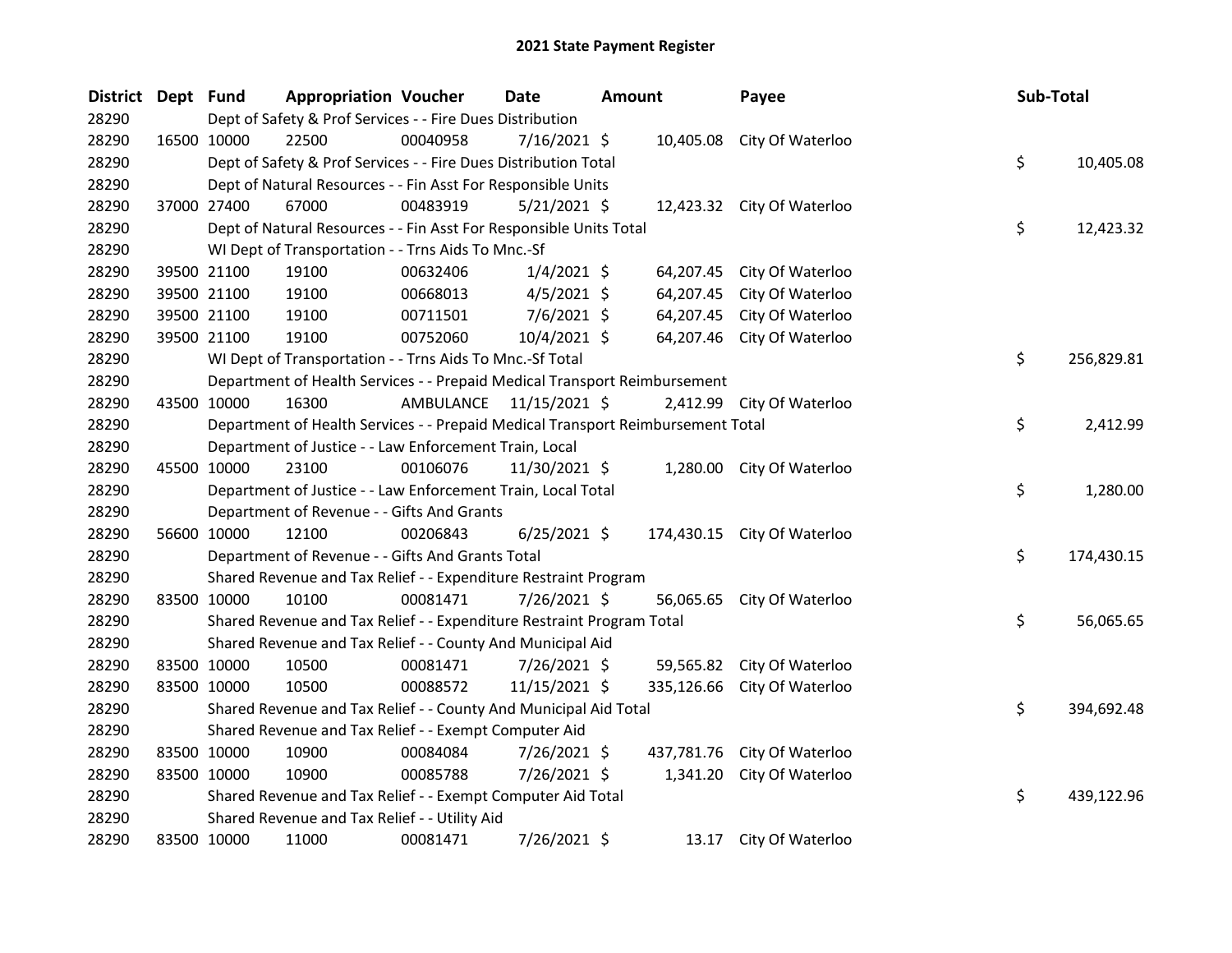# 2021 State Payment Register

| District | Dept | Fund | Appropriation | Voucher | Date | Amount | Payee | Sub-Total |
|---|---|---|---|---|---|---|---|---|
| 28290 | | Dept of Safety & Prof Services - - Fire Dues Distribution | | | | | | |
| 28290 | 16500 | 10000 | 22500 | 00040958 | 7/16/2021 | $ 10,405.08 | City Of Waterloo | |
| 28290 | | Dept of Safety & Prof Services - - Fire Dues Distribution Total | | | | | | $ 10,405.08 |
| 28290 | | Dept of Natural Resources - - Fin Asst For Responsible Units | | | | | | |
| 28290 | 37000 | 27400 | 67000 | 00483919 | 5/21/2021 | $ 12,423.32 | City Of Waterloo | |
| 28290 | | Dept of Natural Resources - - Fin Asst For Responsible Units Total | | | | | | $ 12,423.32 |
| 28290 | | WI Dept of Transportation - - Trns Aids To Mnc.-Sf | | | | | | |
| 28290 | 39500 | 21100 | 19100 | 00632406 | 1/4/2021 | $ 64,207.45 | City Of Waterloo | |
| 28290 | 39500 | 21100 | 19100 | 00668013 | 4/5/2021 | $ 64,207.45 | City Of Waterloo | |
| 28290 | 39500 | 21100 | 19100 | 00711501 | 7/6/2021 | $ 64,207.45 | City Of Waterloo | |
| 28290 | 39500 | 21100 | 19100 | 00752060 | 10/4/2021 | $ 64,207.46 | City Of Waterloo | |
| 28290 | | WI Dept of Transportation - - Trns Aids To Mnc.-Sf Total | | | | | | $ 256,829.81 |
| 28290 | | Department of Health Services - - Prepaid Medical Transport Reimbursement | | | | | | |
| 28290 | 43500 | 10000 | 16300 | AMBULANCE | 11/15/2021 | $ 2,412.99 | City Of Waterloo | |
| 28290 | | Department of Health Services - - Prepaid Medical Transport Reimbursement Total | | | | | | $ 2,412.99 |
| 28290 | | Department of Justice - - Law Enforcement Train, Local | | | | | | |
| 28290 | 45500 | 10000 | 23100 | 00106076 | 11/30/2021 | $ 1,280.00 | City Of Waterloo | |
| 28290 | | Department of Justice - - Law Enforcement Train, Local Total | | | | | | $ 1,280.00 |
| 28290 | | Department of Revenue - - Gifts And Grants | | | | | | |
| 28290 | 56600 | 10000 | 12100 | 00206843 | 6/25/2021 | $ 174,430.15 | City Of Waterloo | |
| 28290 | | Department of Revenue - - Gifts And Grants Total | | | | | | $ 174,430.15 |
| 28290 | | Shared Revenue and Tax Relief - - Expenditure Restraint Program | | | | | | |
| 28290 | 83500 | 10000 | 10100 | 00081471 | 7/26/2021 | $ 56,065.65 | City Of Waterloo | |
| 28290 | | Shared Revenue and Tax Relief - - Expenditure Restraint Program Total | | | | | | $ 56,065.65 |
| 28290 | | Shared Revenue and Tax Relief - - County And Municipal Aid | | | | | | |
| 28290 | 83500 | 10000 | 10500 | 00081471 | 7/26/2021 | $ 59,565.82 | City Of Waterloo | |
| 28290 | 83500 | 10000 | 10500 | 00088572 | 11/15/2021 | $ 335,126.66 | City Of Waterloo | |
| 28290 | | Shared Revenue and Tax Relief - - County And Municipal Aid Total | | | | | | $ 394,692.48 |
| 28290 | | Shared Revenue and Tax Relief - - Exempt Computer Aid | | | | | | |
| 28290 | 83500 | 10000 | 10900 | 00084084 | 7/26/2021 | $ 437,781.76 | City Of Waterloo | |
| 28290 | 83500 | 10000 | 10900 | 00085788 | 7/26/2021 | $ 1,341.20 | City Of Waterloo | |
| 28290 | | Shared Revenue and Tax Relief - - Exempt Computer Aid Total | | | | | | $ 439,122.96 |
| 28290 | | Shared Revenue and Tax Relief - - Utility Aid | | | | | | |
| 28290 | 83500 | 10000 | 11000 | 00081471 | 7/26/2021 | $ 13.17 | City Of Waterloo | |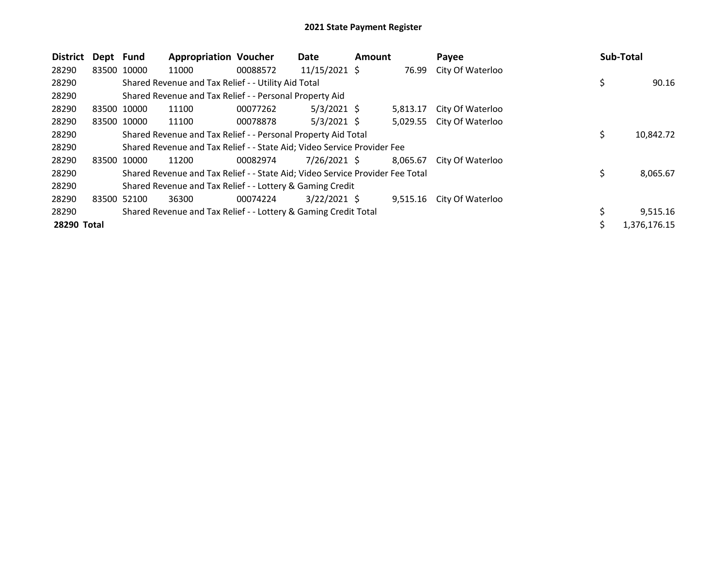## 2021 State Payment Register

| District | Dept | Fund | Appropriation | Voucher | Date | Amount | Payee | Sub-Total |
|---|---|---|---|---|---|---|---|---|
| 28290 | 83500 | 10000 | 11000 | 00088572 | 11/15/2021 | $ 76.99 | City Of Waterloo | |
| 28290 | | Shared Revenue and Tax Relief - - Utility Aid Total | | | | | | $ 90.16 |
| 28290 | | Shared Revenue and Tax Relief - - Personal Property Aid | | | | | | |
| 28290 | 83500 | 10000 | 11100 | 00077262 | 5/3/2021 | $ 5,813.17 | City Of Waterloo | |
| 28290 | 83500 | 10000 | 11100 | 00078878 | 5/3/2021 | $ 5,029.55 | City Of Waterloo | |
| 28290 | | Shared Revenue and Tax Relief - - Personal Property Aid Total | | | | | | $ 10,842.72 |
| 28290 | | Shared Revenue and Tax Relief - - State Aid; Video Service Provider Fee | | | | | | |
| 28290 | 83500 | 10000 | 11200 | 00082974 | 7/26/2021 | $ 8,065.67 | City Of Waterloo | |
| 28290 | | Shared Revenue and Tax Relief - - State Aid; Video Service Provider Fee Total | | | | | | $ 8,065.67 |
| 28290 | | Shared Revenue and Tax Relief - - Lottery & Gaming Credit | | | | | | |
| 28290 | 83500 | 52100 | 36300 | 00074224 | 3/22/2021 | $ 9,515.16 | City Of Waterloo | |
| 28290 | | Shared Revenue and Tax Relief - - Lottery & Gaming Credit Total | | | | | | $ 9,515.16 |
| **28290 Total** | | | | | | | | $ 1,376,176.15 |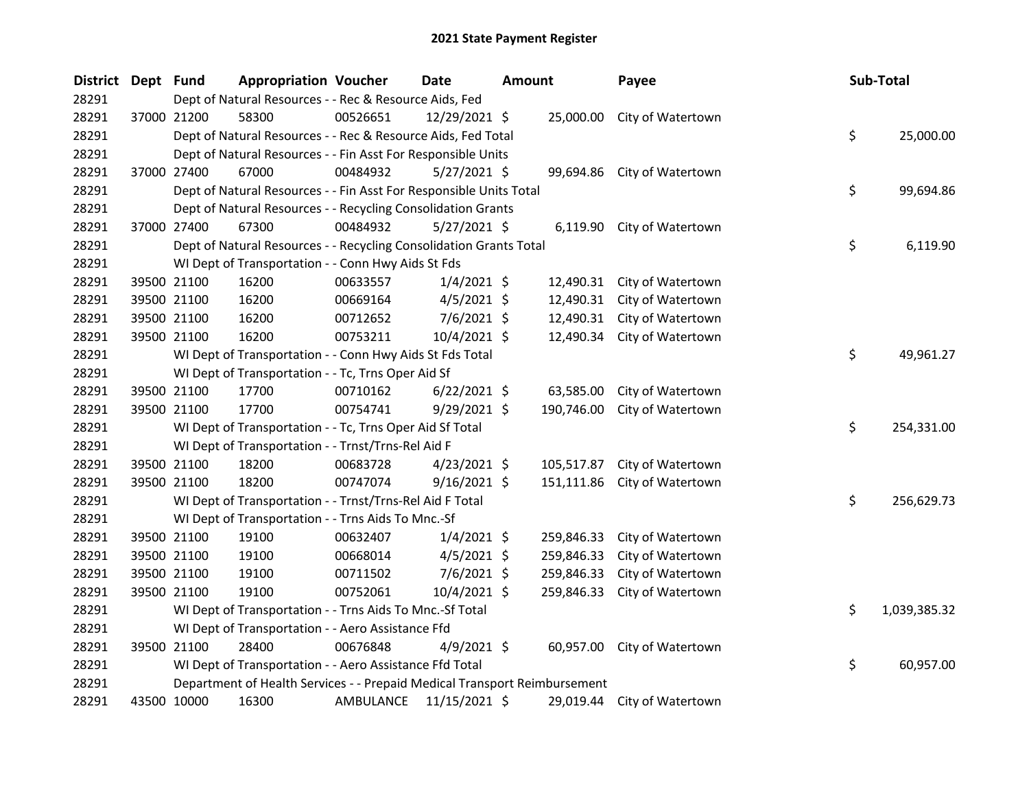# 2021 State Payment Register

| District | Dept | Fund | Appropriation | Voucher | Date | Amount | Payee | Sub-Total |
|---|---|---|---|---|---|---|---|---|
| 28291 | | | Dept of Natural Resources - - Rec & Resource Aids, Fed | | | | | |
| 28291 | 37000 | 21200 | 58300 | 00526651 | 12/29/2021 | $ 25,000.00 | City of Watertown | |
| 28291 | | | Dept of Natural Resources - - Rec & Resource Aids, Fed Total | | | | | $ 25,000.00 |
| 28291 | | | Dept of Natural Resources - - Fin Asst For Responsible Units | | | | | |
| 28291 | 37000 | 27400 | 67000 | 00484932 | 5/27/2021 | $ 99,694.86 | City of Watertown | |
| 28291 | | | Dept of Natural Resources - - Fin Asst For Responsible Units Total | | | | | $ 99,694.86 |
| 28291 | | | Dept of Natural Resources - - Recycling Consolidation Grants | | | | | |
| 28291 | 37000 | 27400 | 67300 | 00484932 | 5/27/2021 | $ 6,119.90 | City of Watertown | |
| 28291 | | | Dept of Natural Resources - - Recycling Consolidation Grants Total | | | | | $ 6,119.90 |
| 28291 | | | WI Dept of Transportation - - Conn Hwy Aids St Fds | | | | | |
| 28291 | 39500 | 21100 | 16200 | 00633557 | 1/4/2021 | $ 12,490.31 | City of Watertown | |
| 28291 | 39500 | 21100 | 16200 | 00669164 | 4/5/2021 | $ 12,490.31 | City of Watertown | |
| 28291 | 39500 | 21100 | 16200 | 00712652 | 7/6/2021 | $ 12,490.31 | City of Watertown | |
| 28291 | 39500 | 21100 | 16200 | 00753211 | 10/4/2021 | $ 12,490.34 | City of Watertown | |
| 28291 | | | WI Dept of Transportation - - Conn Hwy Aids St Fds Total | | | | | $ 49,961.27 |
| 28291 | | | WI Dept of Transportation - - Tc, Trns Oper Aid Sf | | | | | |
| 28291 | 39500 | 21100 | 17700 | 00710162 | 6/22/2021 | $ 63,585.00 | City of Watertown | |
| 28291 | 39500 | 21100 | 17700 | 00754741 | 9/29/2021 | $ 190,746.00 | City of Watertown | |
| 28291 | | | WI Dept of Transportation - - Tc, Trns Oper Aid Sf Total | | | | | $ 254,331.00 |
| 28291 | | | WI Dept of Transportation - - Trnst/Trns-Rel Aid F | | | | | |
| 28291 | 39500 | 21100 | 18200 | 00683728 | 4/23/2021 | $ 105,517.87 | City of Watertown | |
| 28291 | 39500 | 21100 | 18200 | 00747074 | 9/16/2021 | $ 151,111.86 | City of Watertown | |
| 28291 | | | WI Dept of Transportation - - Trnst/Trns-Rel Aid F Total | | | | | $ 256,629.73 |
| 28291 | | | WI Dept of Transportation - - Trns Aids To Mnc.-Sf | | | | | |
| 28291 | 39500 | 21100 | 19100 | 00632407 | 1/4/2021 | $ 259,846.33 | City of Watertown | |
| 28291 | 39500 | 21100 | 19100 | 00668014 | 4/5/2021 | $ 259,846.33 | City of Watertown | |
| 28291 | 39500 | 21100 | 19100 | 00711502 | 7/6/2021 | $ 259,846.33 | City of Watertown | |
| 28291 | 39500 | 21100 | 19100 | 00752061 | 10/4/2021 | $ 259,846.33 | City of Watertown | |
| 28291 | | | WI Dept of Transportation - - Trns Aids To Mnc.-Sf Total | | | | | $ 1,039,385.32 |
| 28291 | | | WI Dept of Transportation - - Aero Assistance Ffd | | | | | |
| 28291 | 39500 | 21100 | 28400 | 00676848 | 4/9/2021 | $ 60,957.00 | City of Watertown | |
| 28291 | | | WI Dept of Transportation - - Aero Assistance Ffd Total | | | | | $ 60,957.00 |
| 28291 | | | Department of Health Services - - Prepaid Medical Transport Reimbursement | | | | | |
| 28291 | 43500 | 10000 | 16300 | AMBULANCE | 11/15/2021 | $ 29,019.44 | City of Watertown | |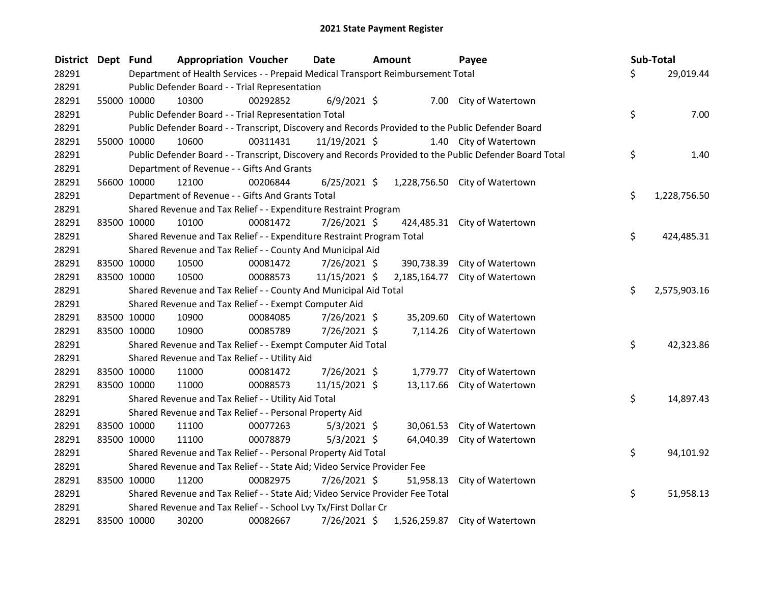# 2021 State Payment Register

| District | Dept | Fund | Appropriation | Voucher | Date | Amount | Payee | Sub-Total |
|---|---|---|---|---|---|---|---|---|
| 28291 | | | Department of Health Services - - Prepaid Medical Transport Reimbursement Total | | | | | $ 29,019.44 |
| 28291 | | | Public Defender Board - - Trial Representation | | | | | |
| 28291 | 55000 | 10000 | 10300 | 00292852 | 6/9/2021 | $ 7.00 | City of Watertown | |
| 28291 | | | Public Defender Board - - Trial Representation Total | | | | | $ 7.00 |
| 28291 | | | Public Defender Board - - Transcript, Discovery and Records Provided to the Public Defender Board | | | | | |
| 28291 | 55000 | 10000 | 10600 | 00311431 | 11/19/2021 | $ 1.40 | City of Watertown | |
| 28291 | | | Public Defender Board - - Transcript, Discovery and Records Provided to the Public Defender Board Total | | | | | $ 1.40 |
| 28291 | | | Department of Revenue - - Gifts And Grants | | | | | |
| 28291 | 56600 | 10000 | 12100 | 00206844 | 6/25/2021 | $ 1,228,756.50 | City of Watertown | |
| 28291 | | | Department of Revenue - - Gifts And Grants Total | | | | | $ 1,228,756.50 |
| 28291 | | | Shared Revenue and Tax Relief - - Expenditure Restraint Program | | | | | |
| 28291 | 83500 | 10000 | 10100 | 00081472 | 7/26/2021 | $ 424,485.31 | City of Watertown | |
| 28291 | | | Shared Revenue and Tax Relief - - Expenditure Restraint Program Total | | | | | $ 424,485.31 |
| 28291 | | | Shared Revenue and Tax Relief - - County And Municipal Aid | | | | | |
| 28291 | 83500 | 10000 | 10500 | 00081472 | 7/26/2021 | $ 390,738.39 | City of Watertown | |
| 28291 | 83500 | 10000 | 10500 | 00088573 | 11/15/2021 | $ 2,185,164.77 | City of Watertown | |
| 28291 | | | Shared Revenue and Tax Relief - - County And Municipal Aid Total | | | | | $ 2,575,903.16 |
| 28291 | | | Shared Revenue and Tax Relief - - Exempt Computer Aid | | | | | |
| 28291 | 83500 | 10000 | 10900 | 00084085 | 7/26/2021 | $ 35,209.60 | City of Watertown | |
| 28291 | 83500 | 10000 | 10900 | 00085789 | 7/26/2021 | $ 7,114.26 | City of Watertown | |
| 28291 | | | Shared Revenue and Tax Relief - - Exempt Computer Aid Total | | | | | $ 42,323.86 |
| 28291 | | | Shared Revenue and Tax Relief - - Utility Aid | | | | | |
| 28291 | 83500 | 10000 | 11000 | 00081472 | 7/26/2021 | $ 1,779.77 | City of Watertown | |
| 28291 | 83500 | 10000 | 11000 | 00088573 | 11/15/2021 | $ 13,117.66 | City of Watertown | |
| 28291 | | | Shared Revenue and Tax Relief - - Utility Aid Total | | | | | $ 14,897.43 |
| 28291 | | | Shared Revenue and Tax Relief - - Personal Property Aid | | | | | |
| 28291 | 83500 | 10000 | 11100 | 00077263 | 5/3/2021 | $ 30,061.53 | City of Watertown | |
| 28291 | 83500 | 10000 | 11100 | 00078879 | 5/3/2021 | $ 64,040.39 | City of Watertown | |
| 28291 | | | Shared Revenue and Tax Relief - - Personal Property Aid Total | | | | | $ 94,101.92 |
| 28291 | | | Shared Revenue and Tax Relief - - State Aid; Video Service Provider Fee | | | | | |
| 28291 | 83500 | 10000 | 11200 | 00082975 | 7/26/2021 | $ 51,958.13 | City of Watertown | |
| 28291 | | | Shared Revenue and Tax Relief - - State Aid; Video Service Provider Fee Total | | | | | $ 51,958.13 |
| 28291 | | | Shared Revenue and Tax Relief - - School Lvy Tx/First Dollar Cr | | | | | |
| 28291 | 83500 | 10000 | 30200 | 00082667 | 7/26/2021 | $ 1,526,259.87 | City of Watertown | |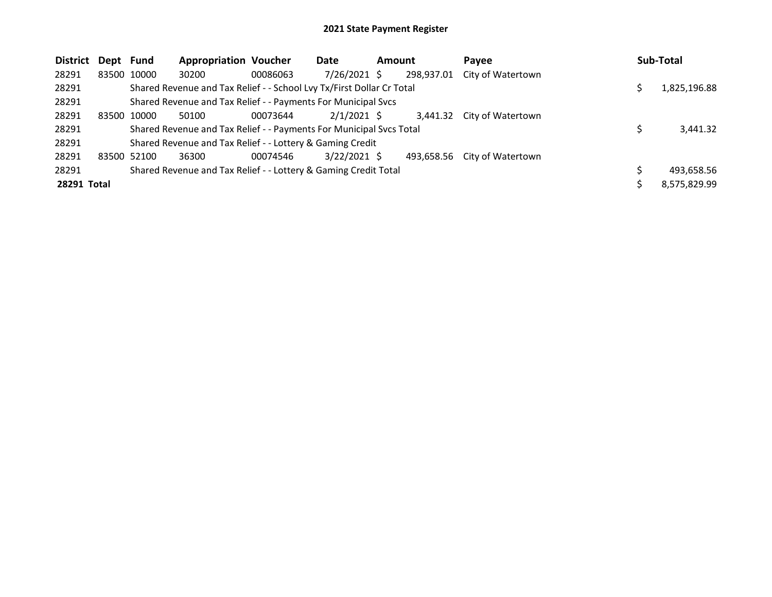# 2021 State Payment Register

| District | Dept | Fund | Appropriation | Voucher | Date | Amount | Payee | Sub-Total |
|---|---|---|---|---|---|---|---|---|
| 28291 | 83500 | 10000 | 30200 | 00086063 | 7/26/2021 | $ 298,937.01 | City of Watertown | |
| 28291 | | Shared Revenue and Tax Relief - - School Lvy Tx/First Dollar Cr Total | | | | | | $ 1,825,196.88 |
| 28291 | | Shared Revenue and Tax Relief - - Payments For Municipal Svcs | | | | | | |
| 28291 | 83500 | 10000 | 50100 | 00073644 | 2/1/2021 | $ 3,441.32 | City of Watertown | |
| 28291 | | Shared Revenue and Tax Relief - - Payments For Municipal Svcs Total | | | | | | $ 3,441.32 |
| 28291 | | Shared Revenue and Tax Relief - - Lottery & Gaming Credit | | | | | | |
| 28291 | 83500 | 52100 | 36300 | 00074546 | 3/22/2021 | $ 493,658.56 | City of Watertown | |
| 28291 | | Shared Revenue and Tax Relief - - Lottery & Gaming Credit Total | | | | | | $ 493,658.56 |
| **28291 Total** | | | | | | | | $ 8,575,829.99 |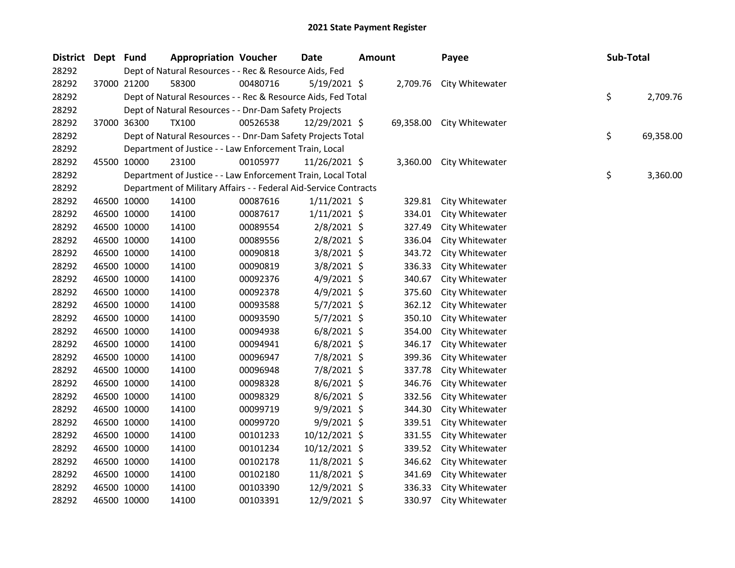# 2021 State Payment Register

| District | Dept | Fund | Appropriation | Voucher | Date | Amount | Payee | Sub-Total |
|---|---|---|---|---|---|---|---|---|
| 28292 | | | Dept of Natural Resources - - Rec & Resource Aids, Fed | | | | | |
| 28292 | 37000 | 21200 | 58300 | 00480716 | 5/19/2021 | $ 2,709.76 | City Whitewater | |
| 28292 | | | Dept of Natural Resources - - Rec & Resource Aids, Fed Total | | | | | $ 2,709.76 |
| 28292 | | | Dept of Natural Resources - - Dnr-Dam Safety Projects | | | | | |
| 28292 | 37000 | 36300 | TX100 | 00526538 | 12/29/2021 | $ 69,358.00 | City Whitewater | |
| 28292 | | | Dept of Natural Resources - - Dnr-Dam Safety Projects Total | | | | | $ 69,358.00 |
| 28292 | | | Department of Justice - - Law Enforcement Train, Local | | | | | |
| 28292 | 45500 | 10000 | 23100 | 00105977 | 11/26/2021 | $ 3,360.00 | City Whitewater | |
| 28292 | | | Department of Justice - - Law Enforcement Train, Local Total | | | | | $ 3,360.00 |
| 28292 | | | Department of Military Affairs - - Federal Aid-Service Contracts | | | | | |
| 28292 | 46500 | 10000 | 14100 | 00087616 | 1/11/2021 | $ 329.81 | City Whitewater | |
| 28292 | 46500 | 10000 | 14100 | 00087617 | 1/11/2021 | $ 334.01 | City Whitewater | |
| 28292 | 46500 | 10000 | 14100 | 00089554 | 2/8/2021 | $ 327.49 | City Whitewater | |
| 28292 | 46500 | 10000 | 14100 | 00089556 | 2/8/2021 | $ 336.04 | City Whitewater | |
| 28292 | 46500 | 10000 | 14100 | 00090818 | 3/8/2021 | $ 343.72 | City Whitewater | |
| 28292 | 46500 | 10000 | 14100 | 00090819 | 3/8/2021 | $ 336.33 | City Whitewater | |
| 28292 | 46500 | 10000 | 14100 | 00092376 | 4/9/2021 | $ 340.67 | City Whitewater | |
| 28292 | 46500 | 10000 | 14100 | 00092378 | 4/9/2021 | $ 375.60 | City Whitewater | |
| 28292 | 46500 | 10000 | 14100 | 00093588 | 5/7/2021 | $ 362.12 | City Whitewater | |
| 28292 | 46500 | 10000 | 14100 | 00093590 | 5/7/2021 | $ 350.10 | City Whitewater | |
| 28292 | 46500 | 10000 | 14100 | 00094938 | 6/8/2021 | $ 354.00 | City Whitewater | |
| 28292 | 46500 | 10000 | 14100 | 00094941 | 6/8/2021 | $ 346.17 | City Whitewater | |
| 28292 | 46500 | 10000 | 14100 | 00096947 | 7/8/2021 | $ 399.36 | City Whitewater | |
| 28292 | 46500 | 10000 | 14100 | 00096948 | 7/8/2021 | $ 337.78 | City Whitewater | |
| 28292 | 46500 | 10000 | 14100 | 00098328 | 8/6/2021 | $ 346.76 | City Whitewater | |
| 28292 | 46500 | 10000 | 14100 | 00098329 | 8/6/2021 | $ 332.56 | City Whitewater | |
| 28292 | 46500 | 10000 | 14100 | 00099719 | 9/9/2021 | $ 344.30 | City Whitewater | |
| 28292 | 46500 | 10000 | 14100 | 00099720 | 9/9/2021 | $ 339.51 | City Whitewater | |
| 28292 | 46500 | 10000 | 14100 | 00101233 | 10/12/2021 | $ 331.55 | City Whitewater | |
| 28292 | 46500 | 10000 | 14100 | 00101234 | 10/12/2021 | $ 339.52 | City Whitewater | |
| 28292 | 46500 | 10000 | 14100 | 00102178 | 11/8/2021 | $ 346.62 | City Whitewater | |
| 28292 | 46500 | 10000 | 14100 | 00102180 | 11/8/2021 | $ 341.69 | City Whitewater | |
| 28292 | 46500 | 10000 | 14100 | 00103390 | 12/9/2021 | $ 336.33 | City Whitewater | |
| 28292 | 46500 | 10000 | 14100 | 00103391 | 12/9/2021 | $ 330.97 | City Whitewater | |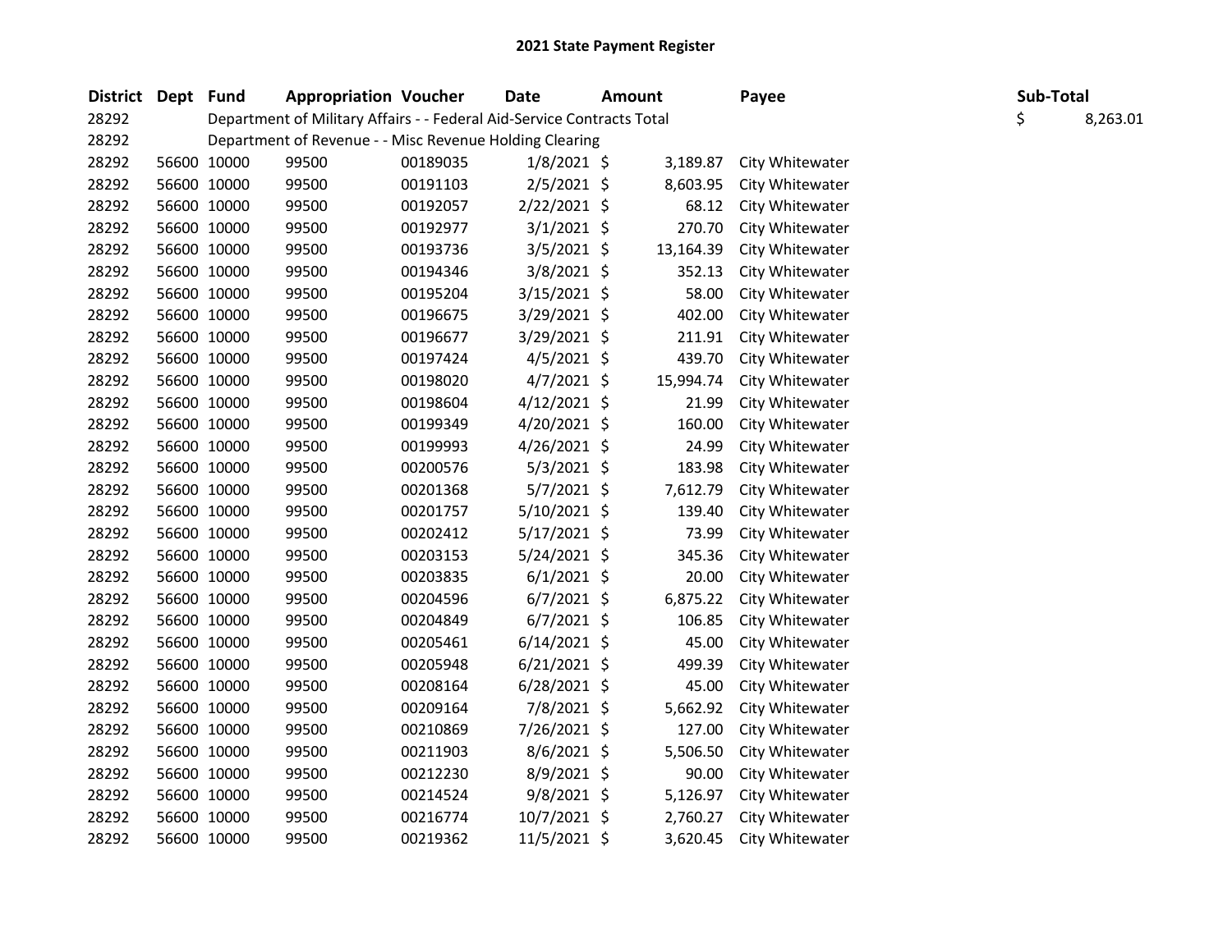# 2021 State Payment Register

| District | Dept | Fund | Appropriation | Voucher | Date | Amount | Payee | Sub-Total |
|---|---|---|---|---|---|---|---|---|
| 28292 | | Department of Military Affairs - - Federal Aid-Service Contracts Total | | | | | | $ 8,263.01 |
| 28292 | | Department of Revenue - - Misc Revenue Holding Clearing | | | | | | |
| 28292 | 56600 | 10000 | 99500 | 00189035 | 1/8/2021 | $ 3,189.87 | City Whitewater | |
| 28292 | 56600 | 10000 | 99500 | 00191103 | 2/5/2021 | $ 8,603.95 | City Whitewater | |
| 28292 | 56600 | 10000 | 99500 | 00192057 | 2/22/2021 | $ 68.12 | City Whitewater | |
| 28292 | 56600 | 10000 | 99500 | 00192977 | 3/1/2021 | $ 270.70 | City Whitewater | |
| 28292 | 56600 | 10000 | 99500 | 00193736 | 3/5/2021 | $ 13,164.39 | City Whitewater | |
| 28292 | 56600 | 10000 | 99500 | 00194346 | 3/8/2021 | $ 352.13 | City Whitewater | |
| 28292 | 56600 | 10000 | 99500 | 00195204 | 3/15/2021 | $ 58.00 | City Whitewater | |
| 28292 | 56600 | 10000 | 99500 | 00196675 | 3/29/2021 | $ 402.00 | City Whitewater | |
| 28292 | 56600 | 10000 | 99500 | 00196677 | 3/29/2021 | $ 211.91 | City Whitewater | |
| 28292 | 56600 | 10000 | 99500 | 00197424 | 4/5/2021 | $ 439.70 | City Whitewater | |
| 28292 | 56600 | 10000 | 99500 | 00198020 | 4/7/2021 | $ 15,994.74 | City Whitewater | |
| 28292 | 56600 | 10000 | 99500 | 00198604 | 4/12/2021 | $ 21.99 | City Whitewater | |
| 28292 | 56600 | 10000 | 99500 | 00199349 | 4/20/2021 | $ 160.00 | City Whitewater | |
| 28292 | 56600 | 10000 | 99500 | 00199993 | 4/26/2021 | $ 24.99 | City Whitewater | |
| 28292 | 56600 | 10000 | 99500 | 00200576 | 5/3/2021 | $ 183.98 | City Whitewater | |
| 28292 | 56600 | 10000 | 99500 | 00201368 | 5/7/2021 | $ 7,612.79 | City Whitewater | |
| 28292 | 56600 | 10000 | 99500 | 00201757 | 5/10/2021 | $ 139.40 | City Whitewater | |
| 28292 | 56600 | 10000 | 99500 | 00202412 | 5/17/2021 | $ 73.99 | City Whitewater | |
| 28292 | 56600 | 10000 | 99500 | 00203153 | 5/24/2021 | $ 345.36 | City Whitewater | |
| 28292 | 56600 | 10000 | 99500 | 00203835 | 6/1/2021 | $ 20.00 | City Whitewater | |
| 28292 | 56600 | 10000 | 99500 | 00204596 | 6/7/2021 | $ 6,875.22 | City Whitewater | |
| 28292 | 56600 | 10000 | 99500 | 00204849 | 6/7/2021 | $ 106.85 | City Whitewater | |
| 28292 | 56600 | 10000 | 99500 | 00205461 | 6/14/2021 | $ 45.00 | City Whitewater | |
| 28292 | 56600 | 10000 | 99500 | 00205948 | 6/21/2021 | $ 499.39 | City Whitewater | |
| 28292 | 56600 | 10000 | 99500 | 00208164 | 6/28/2021 | $ 45.00 | City Whitewater | |
| 28292 | 56600 | 10000 | 99500 | 00209164 | 7/8/2021 | $ 5,662.92 | City Whitewater | |
| 28292 | 56600 | 10000 | 99500 | 00210869 | 7/26/2021 | $ 127.00 | City Whitewater | |
| 28292 | 56600 | 10000 | 99500 | 00211903 | 8/6/2021 | $ 5,506.50 | City Whitewater | |
| 28292 | 56600 | 10000 | 99500 | 00212230 | 8/9/2021 | $ 90.00 | City Whitewater | |
| 28292 | 56600 | 10000 | 99500 | 00214524 | 9/8/2021 | $ 5,126.97 | City Whitewater | |
| 28292 | 56600 | 10000 | 99500 | 00216774 | 10/7/2021 | $ 2,760.27 | City Whitewater | |
| 28292 | 56600 | 10000 | 99500 | 00219362 | 11/5/2021 | $ 3,620.45 | City Whitewater | |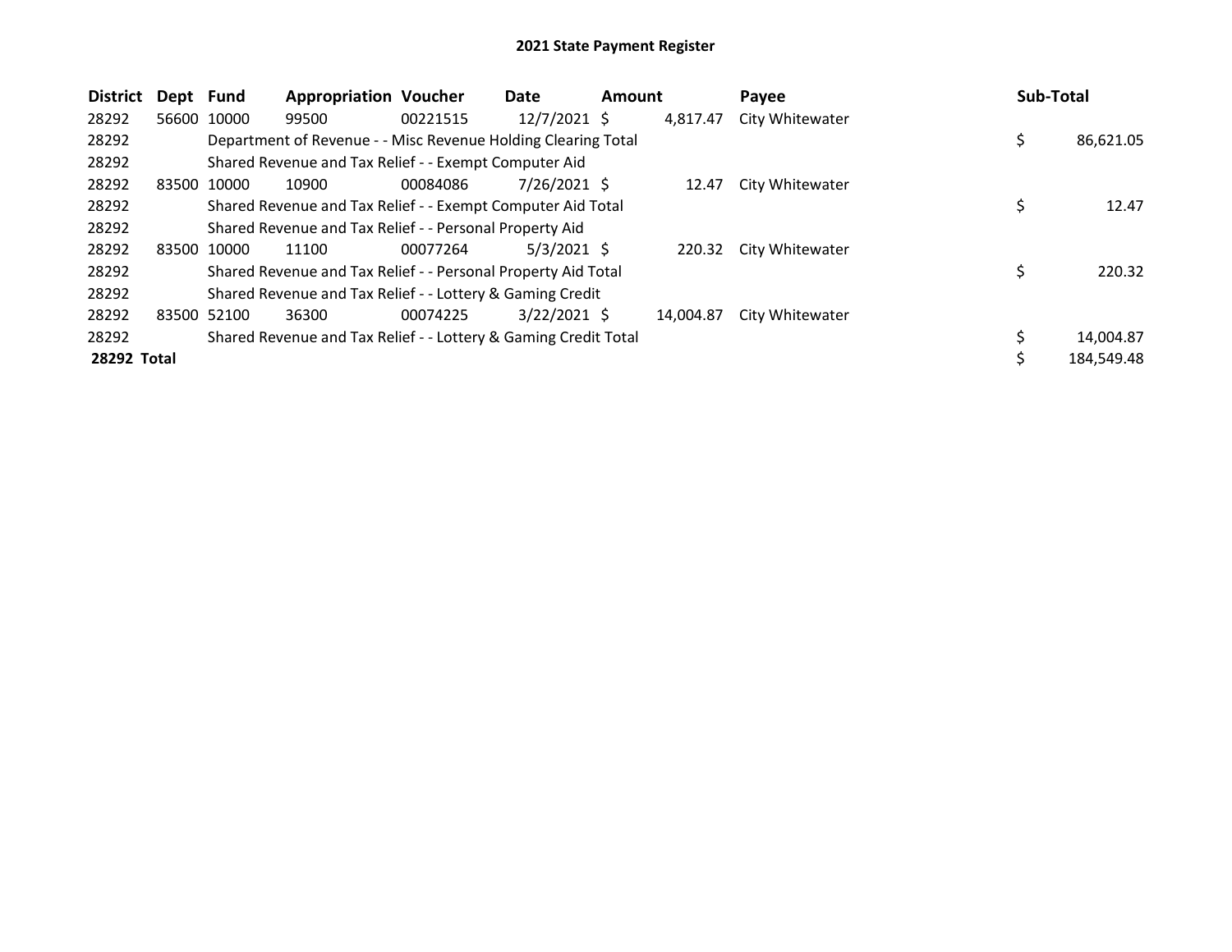# 2021 State Payment Register

| District | Dept | Fund | Appropriation | Voucher | Date | Amount | Payee | Sub-Total |
|---|---|---|---|---|---|---|---|---|
| 28292 | 56600 | 10000 | 99500 | 00221515 | 12/7/2021 | $ 4,817.47 | City Whitewater | |
| 28292 | | Department of Revenue - - Misc Revenue Holding Clearing Total | | | | | | $ 86,621.05 |
| 28292 | | Shared Revenue and Tax Relief - - Exempt Computer Aid | | | | | | |
| 28292 | 83500 | 10000 | 10900 | 00084086 | 7/26/2021 | $ 12.47 | City Whitewater | |
| 28292 | | Shared Revenue and Tax Relief - - Exempt Computer Aid Total | | | | | | $ 12.47 |
| 28292 | | Shared Revenue and Tax Relief - - Personal Property Aid | | | | | | |
| 28292 | 83500 | 10000 | 11100 | 00077264 | 5/3/2021 | $ 220.32 | City Whitewater | |
| 28292 | | Shared Revenue and Tax Relief - - Personal Property Aid Total | | | | | | $ 220.32 |
| 28292 | | Shared Revenue and Tax Relief - - Lottery & Gaming Credit | | | | | | |
| 28292 | 83500 | 52100 | 36300 | 00074225 | 3/22/2021 | $ 14,004.87 | City Whitewater | |
| 28292 | | Shared Revenue and Tax Relief - - Lottery & Gaming Credit Total | | | | | | $ 14,004.87 |
| **28292 Total** | | | | | | | | $ 184,549.48 |